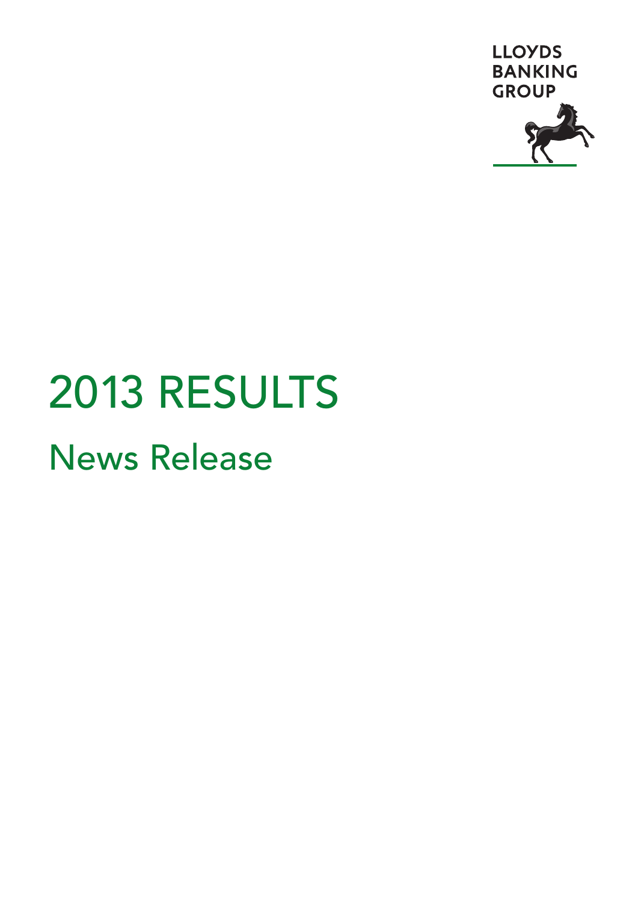LLOYDS BANKING GROUP

# 2013 RESULTS

## News Release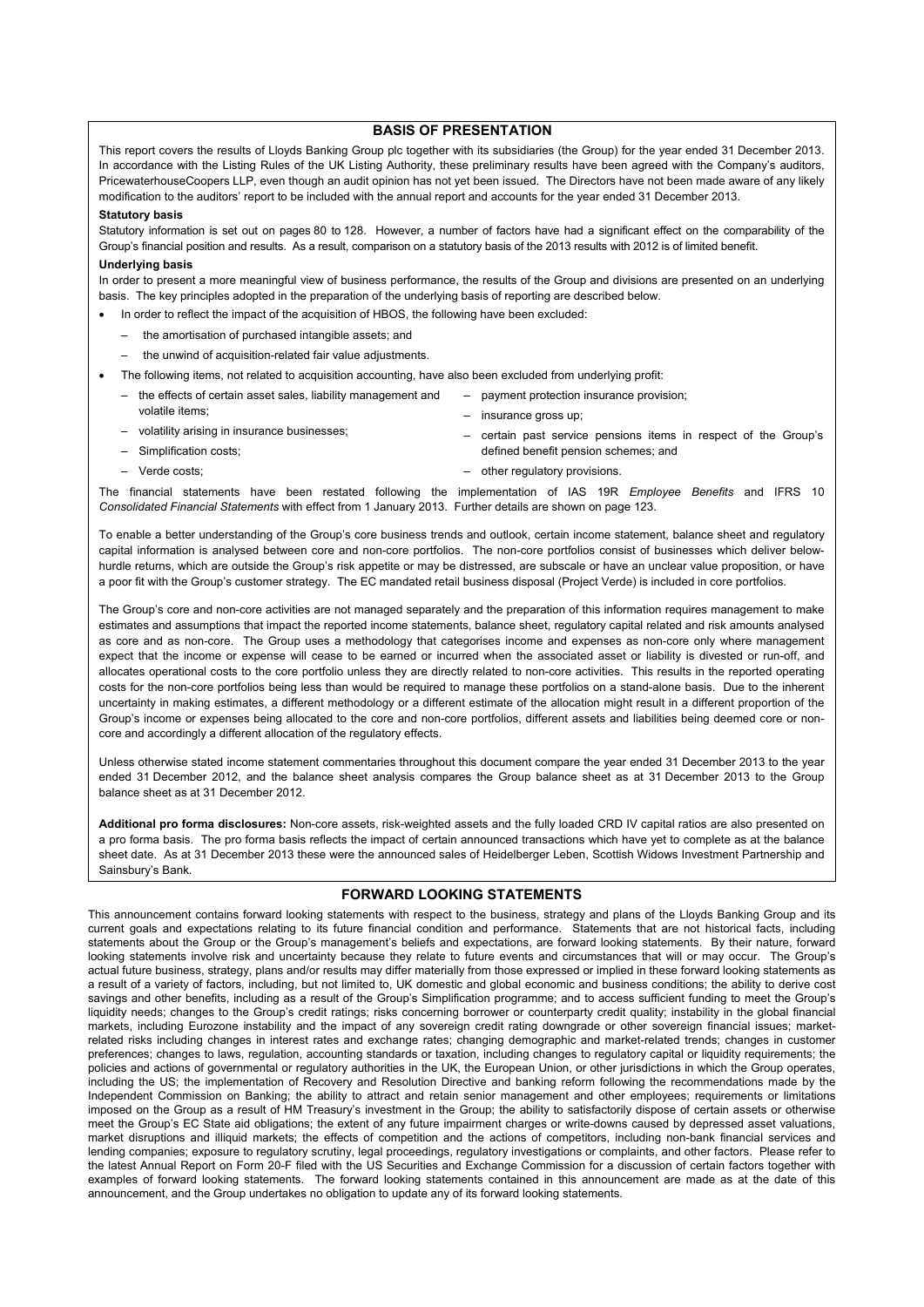## BASIS OF PRESENTATION

This report covers the results of Lloyds Banking Group plc together with its subsidiaries (the Group) for the year ended 31 December 2013. In accordance with the Listing Rules of the UK Listing Authority, these preliminary results have been agreed with the Company's auditors, PricewaterhouseCoopers LLP, even though an audit opinion has not yet been issued. The Directors have not been made aware of any likely modification to the auditors' report to be included with the annual report and accounts for the year ended 31 December 2013.

**Statutory basis**

Statutory information is set out on pages 80 to 128. However, a number of factors have had a significant effect on the comparability of the Group's financial position and results. As a result, comparison on a statutory basis of the 2013 results with 2012 is of limited benefit.

**Underlying basis**

In order to present a more meaningful view of business performance, the results of the Group and divisions are presented on an underlying basis. The key principles adopted in the preparation of the underlying basis of reporting are described below.

- In order to reflect the impact of the acquisition of HBOS, the following have been excluded:
  - the amortisation of purchased intangible assets; and
  - the unwind of acquisition-related fair value adjustments.
- The following items, not related to acquisition accounting, have also been excluded from underlying profit:
  - the effects of certain asset sales, liability management and volatile items;
  - volatility arising in insurance businesses;
  - Simplification costs;
  - Verde costs;
  - payment protection insurance provision;
  - insurance gross up;
  - certain past service pensions items in respect of the Group's defined benefit pension schemes; and
  - other regulatory provisions.

The financial statements have been restated following the implementation of IAS 19R *Employee Benefits* and IFRS 10 *Consolidated Financial Statements* with effect from 1 January 2013. Further details are shown on page 123.

To enable a better understanding of the Group's core business trends and outlook, certain income statement, balance sheet and regulatory capital information is analysed between core and non-core portfolios. The non-core portfolios consist of businesses which deliver below-hurdle returns, which are outside the Group's risk appetite or may be distressed, are subscale or have an unclear value proposition, or have a poor fit with the Group's customer strategy. The EC mandated retail business disposal (Project Verde) is included in core portfolios.

The Group's core and non-core activities are not managed separately and the preparation of this information requires management to make estimates and assumptions that impact the reported income statements, balance sheet, regulatory capital related and risk amounts analysed as core and as non-core. The Group uses a methodology that categorises income and expenses as non-core only where management expect that the income or expense will cease to be earned or incurred when the associated asset or liability is divested or run-off, and allocates operational costs to the core portfolio unless they are directly related to non-core activities. This results in the reported operating costs for the non-core portfolios being less than would be required to manage these portfolios on a stand-alone basis. Due to the inherent uncertainty in making estimates, a different methodology or a different estimate of the allocation might result in a different proportion of the Group's income or expenses being allocated to the core and non-core portfolios, different assets and liabilities being deemed core or non-core and accordingly a different allocation of the regulatory effects.

Unless otherwise stated income statement commentaries throughout this document compare the year ended 31 December 2013 to the year ended 31 December 2012, and the balance sheet analysis compares the Group balance sheet as at 31 December 2013 to the Group balance sheet as at 31 December 2012.

**Additional pro forma disclosures:** Non-core assets, risk-weighted assets and the fully loaded CRD IV capital ratios are also presented on a pro forma basis. The pro forma basis reflects the impact of certain announced transactions which have yet to complete as at the balance sheet date. As at 31 December 2013 these were the announced sales of Heidelberger Leben, Scottish Widows Investment Partnership and Sainsbury's Bank.

## FORWARD LOOKING STATEMENTS

This announcement contains forward looking statements with respect to the business, strategy and plans of the Lloyds Banking Group and its current goals and expectations relating to its future financial condition and performance. Statements that are not historical facts, including statements about the Group or the Group's management's beliefs and expectations, are forward looking statements. By their nature, forward looking statements involve risk and uncertainty because they relate to future events and circumstances that will or may occur. The Group's actual future business, strategy, plans and/or results may differ materially from those expressed or implied in these forward looking statements as a result of a variety of factors, including, but not limited to, UK domestic and global economic and business conditions; the ability to derive cost savings and other benefits, including as a result of the Group's Simplification programme; and to access sufficient funding to meet the Group's liquidity needs; changes to the Group's credit ratings; risks concerning borrower or counterparty credit quality; instability in the global financial markets, including Eurozone instability and the impact of any sovereign credit rating downgrade or other sovereign financial issues; market-related risks including changes in interest rates and exchange rates; changing demographic and market-related trends; changes in customer preferences; changes to laws, regulation, accounting standards or taxation, including changes to regulatory capital or liquidity requirements; the policies and actions of governmental or regulatory authorities in the UK, the European Union, or other jurisdictions in which the Group operates, including the US; the implementation of Recovery and Resolution Directive and banking reform following the recommendations made by the Independent Commission on Banking; the ability to attract and retain senior management and other employees; requirements or limitations imposed on the Group as a result of HM Treasury's investment in the Group; the ability to satisfactorily dispose of certain assets or otherwise meet the Group's EC State aid obligations; the extent of any future impairment charges or write-downs caused by depressed asset valuations, market disruptions and illiquid markets; the effects of competition and the actions of competitors, including non-bank financial services and lending companies; exposure to regulatory scrutiny, legal proceedings, regulatory investigations or complaints, and other factors. Please refer to the latest Annual Report on Form 20-F filed with the US Securities and Exchange Commission for a discussion of certain factors together with examples of forward looking statements. The forward looking statements contained in this announcement are made as at the date of this announcement, and the Group undertakes no obligation to update any of its forward looking statements.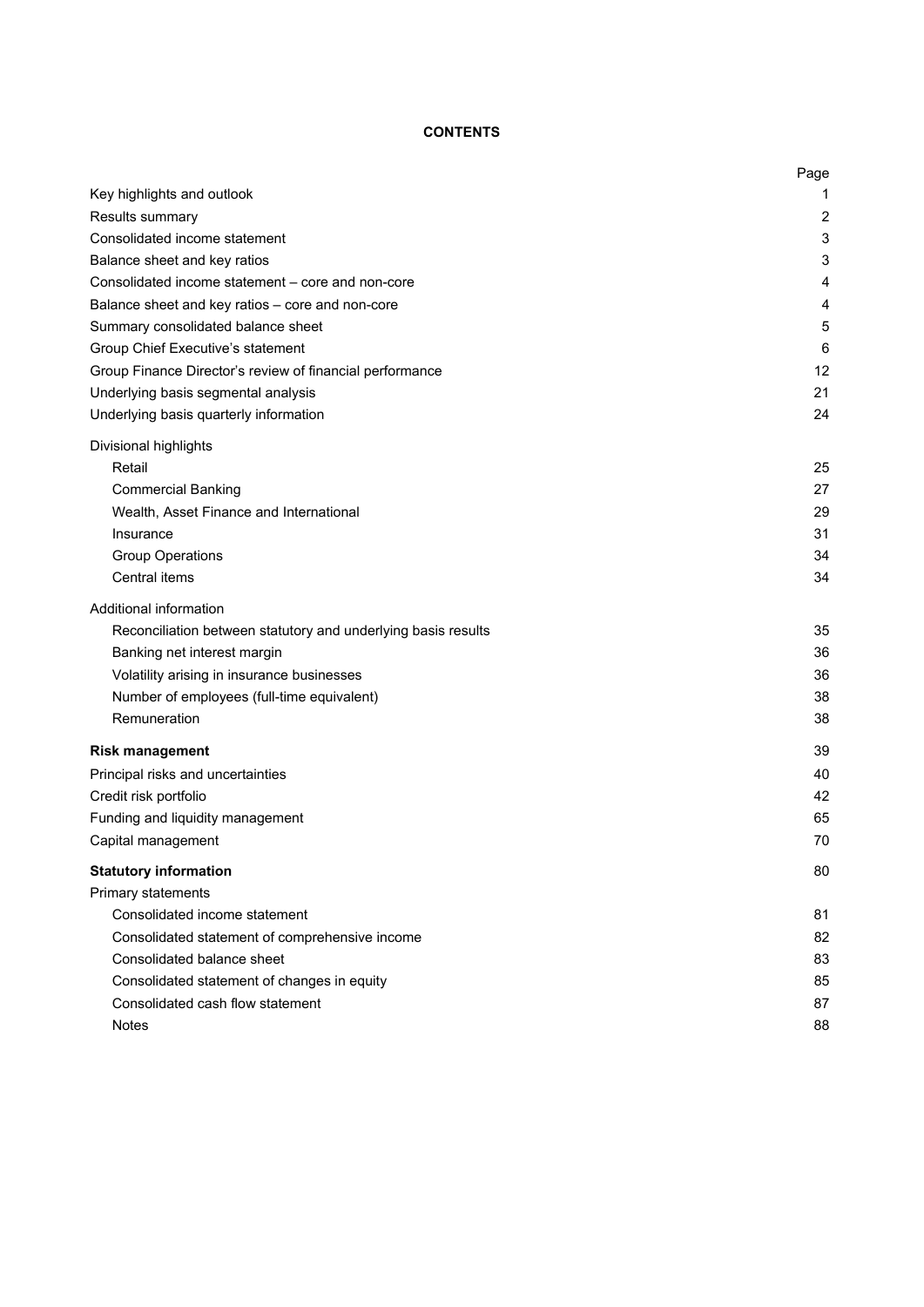**CONTENTS**

| | Page |
|---|---|
| Key highlights and outlook | 1 |
| Results summary | 2 |
| Consolidated income statement | 3 |
| Balance sheet and key ratios | 3 |
| Consolidated income statement – core and non-core | 4 |
| Balance sheet and key ratios – core and non-core | 4 |
| Summary consolidated balance sheet | 5 |
| Group Chief Executive's statement | 6 |
| Group Finance Director's review of financial performance | 12 |
| Underlying basis segmental analysis | 21 |
| Underlying basis quarterly information | 24 |
| Divisional highlights | |
| Retail | 25 |
| Commercial Banking | 27 |
| Wealth, Asset Finance and International | 29 |
| Insurance | 31 |
| Group Operations | 34 |
| Central items | 34 |
| Additional information | |
| Reconciliation between statutory and underlying basis results | 35 |
| Banking net interest margin | 36 |
| Volatility arising in insurance businesses | 36 |
| Number of employees (full-time equivalent) | 38 |
| Remuneration | 38 |
| **Risk management** | 39 |
| Principal risks and uncertainties | 40 |
| Credit risk portfolio | 42 |
| Funding and liquidity management | 65 |
| Capital management | 70 |
| **Statutory information** | 80 |
| Primary statements | |
| Consolidated income statement | 81 |
| Consolidated statement of comprehensive income | 82 |
| Consolidated balance sheet | 83 |
| Consolidated statement of changes in equity | 85 |
| Consolidated cash flow statement | 87 |
| Notes | 88 |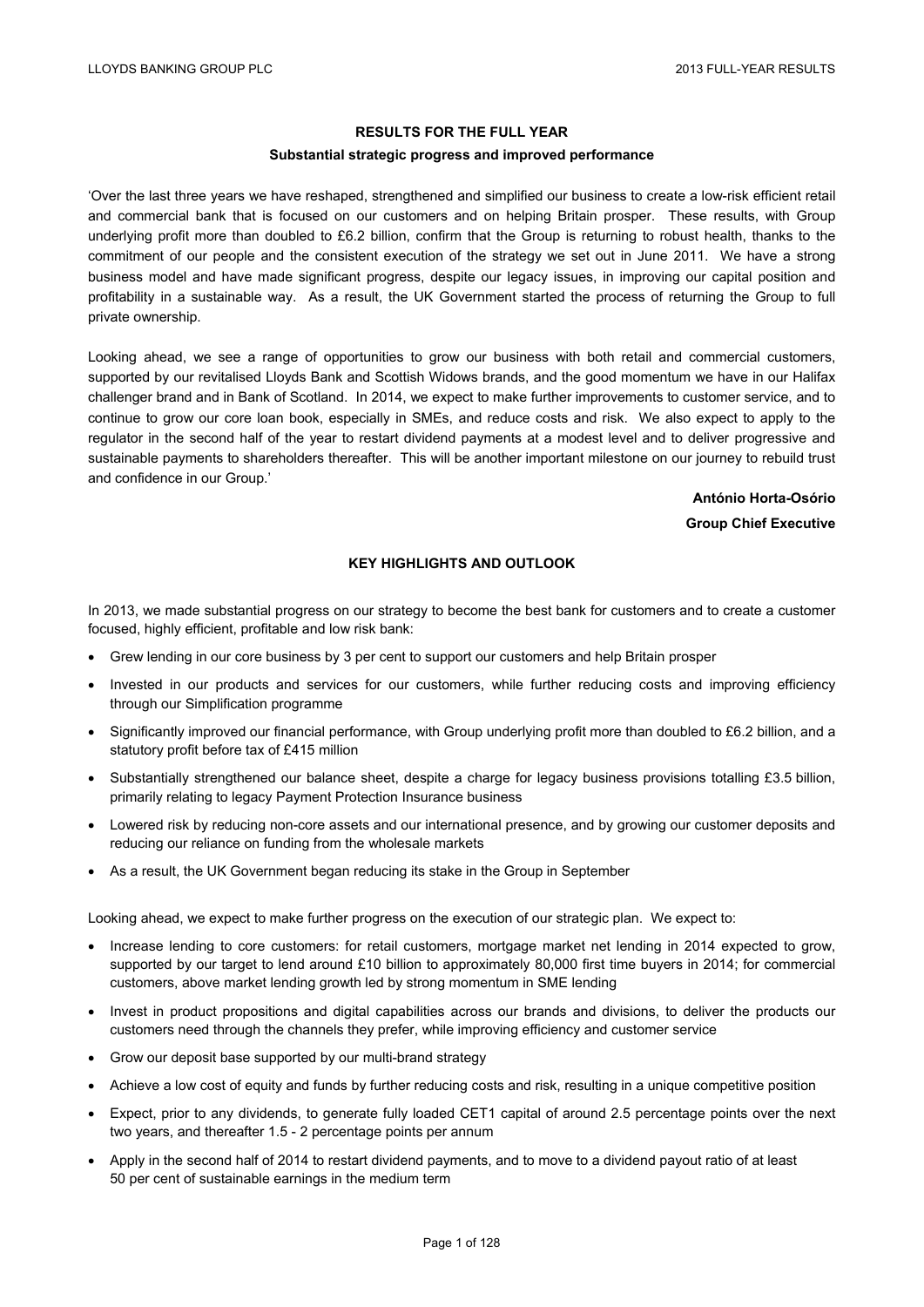## RESULTS FOR THE FULL YEAR

### Substantial strategic progress and improved performance

'Over the last three years we have reshaped, strengthened and simplified our business to create a low-risk efficient retail and commercial bank that is focused on our customers and on helping Britain prosper. These results, with Group underlying profit more than doubled to £6.2 billion, confirm that the Group is returning to robust health, thanks to the commitment of our people and the consistent execution of the strategy we set out in June 2011. We have a strong business model and have made significant progress, despite our legacy issues, in improving our capital position and profitability in a sustainable way. As a result, the UK Government started the process of returning the Group to full private ownership.

Looking ahead, we see a range of opportunities to grow our business with both retail and commercial customers, supported by our revitalised Lloyds Bank and Scottish Widows brands, and the good momentum we have in our Halifax challenger brand and in Bank of Scotland. In 2014, we expect to make further improvements to customer service, and to continue to grow our core loan book, especially in SMEs, and reduce costs and risk. We also expect to apply to the regulator in the second half of the year to restart dividend payments at a modest level and to deliver progressive and sustainable payments to shareholders thereafter. This will be another important milestone on our journey to rebuild trust and confidence in our Group.'

**António Horta-Osório**
**Group Chief Executive**

### KEY HIGHLIGHTS AND OUTLOOK

In 2013, we made substantial progress on our strategy to become the best bank for customers and to create a customer focused, highly efficient, profitable and low risk bank:

- Grew lending in our core business by 3 per cent to support our customers and help Britain prosper
- Invested in our products and services for our customers, while further reducing costs and improving efficiency through our Simplification programme
- Significantly improved our financial performance, with Group underlying profit more than doubled to £6.2 billion, and a statutory profit before tax of £415 million
- Substantially strengthened our balance sheet, despite a charge for legacy business provisions totalling £3.5 billion, primarily relating to legacy Payment Protection Insurance business
- Lowered risk by reducing non-core assets and our international presence, and by growing our customer deposits and reducing our reliance on funding from the wholesale markets
- As a result, the UK Government began reducing its stake in the Group in September

Looking ahead, we expect to make further progress on the execution of our strategic plan. We expect to:

- Increase lending to core customers: for retail customers, mortgage market net lending in 2014 expected to grow, supported by our target to lend around £10 billion to approximately 80,000 first time buyers in 2014; for commercial customers, above market lending growth led by strong momentum in SME lending
- Invest in product propositions and digital capabilities across our brands and divisions, to deliver the products our customers need through the channels they prefer, while improving efficiency and customer service
- Grow our deposit base supported by our multi-brand strategy
- Achieve a low cost of equity and funds by further reducing costs and risk, resulting in a unique competitive position
- Expect, prior to any dividends, to generate fully loaded CET1 capital of around 2.5 percentage points over the next two years, and thereafter 1.5 - 2 percentage points per annum
- Apply in the second half of 2014 to restart dividend payments, and to move to a dividend payout ratio of at least 50 per cent of sustainable earnings in the medium term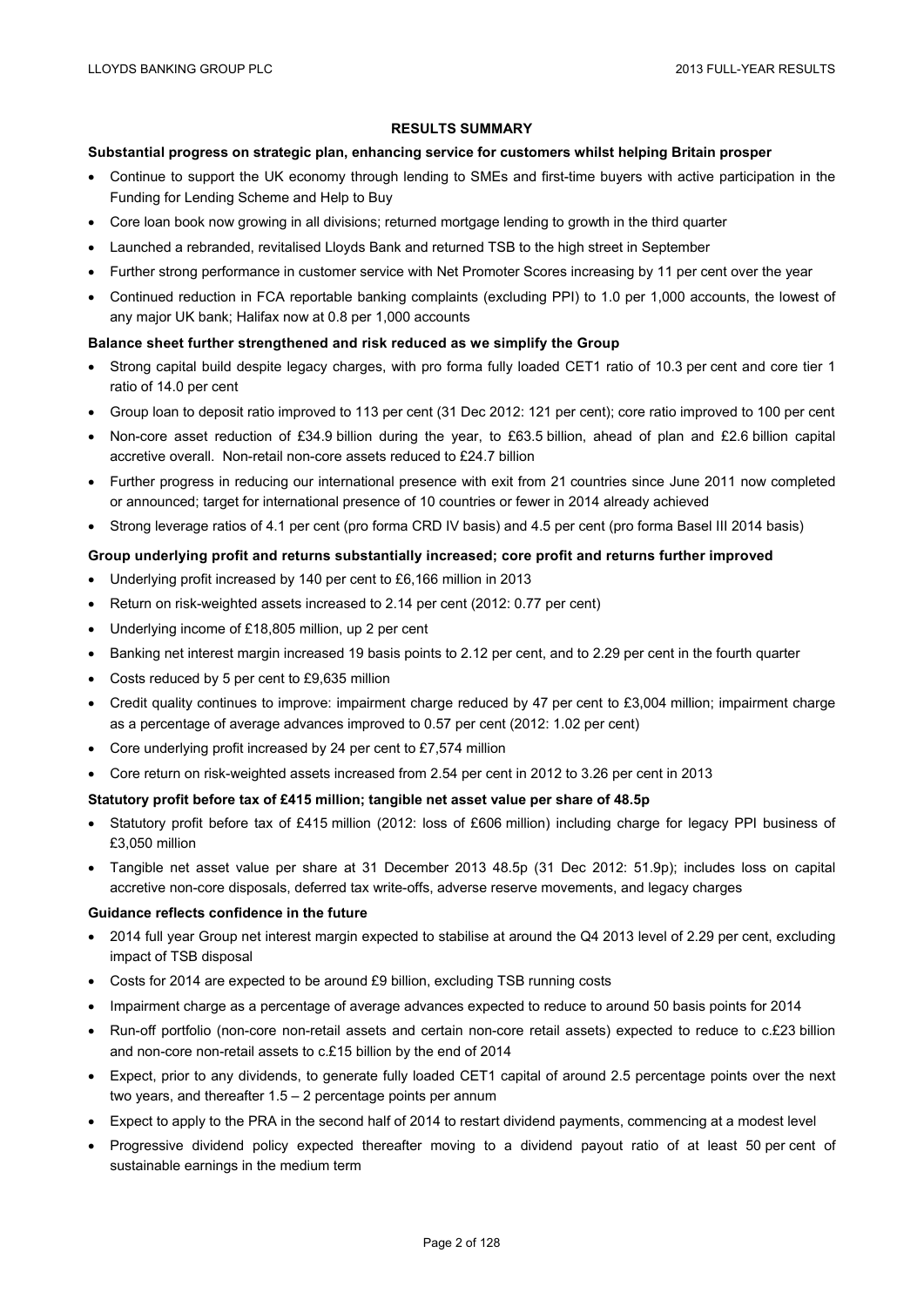## RESULTS SUMMARY

**Substantial progress on strategic plan, enhancing service for customers whilst helping Britain prosper**

- Continue to support the UK economy through lending to SMEs and first-time buyers with active participation in the Funding for Lending Scheme and Help to Buy
- Core loan book now growing in all divisions; returned mortgage lending to growth in the third quarter
- Launched a rebranded, revitalised Lloyds Bank and returned TSB to the high street in September
- Further strong performance in customer service with Net Promoter Scores increasing by 11 per cent over the year
- Continued reduction in FCA reportable banking complaints (excluding PPI) to 1.0 per 1,000 accounts, the lowest of any major UK bank; Halifax now at 0.8 per 1,000 accounts

**Balance sheet further strengthened and risk reduced as we simplify the Group**

- Strong capital build despite legacy charges, with pro forma fully loaded CET1 ratio of 10.3 per cent and core tier 1 ratio of 14.0 per cent
- Group loan to deposit ratio improved to 113 per cent (31 Dec 2012: 121 per cent); core ratio improved to 100 per cent
- Non-core asset reduction of £34.9 billion during the year, to £63.5 billion, ahead of plan and £2.6 billion capital accretive overall. Non-retail non-core assets reduced to £24.7 billion
- Further progress in reducing our international presence with exit from 21 countries since June 2011 now completed or announced; target for international presence of 10 countries or fewer in 2014 already achieved
- Strong leverage ratios of 4.1 per cent (pro forma CRD IV basis) and 4.5 per cent (pro forma Basel III 2014 basis)

**Group underlying profit and returns substantially increased; core profit and returns further improved**

- Underlying profit increased by 140 per cent to £6,166 million in 2013
- Return on risk-weighted assets increased to 2.14 per cent (2012: 0.77 per cent)
- Underlying income of £18,805 million, up 2 per cent
- Banking net interest margin increased 19 basis points to 2.12 per cent, and to 2.29 per cent in the fourth quarter
- Costs reduced by 5 per cent to £9,635 million
- Credit quality continues to improve: impairment charge reduced by 47 per cent to £3,004 million; impairment charge as a percentage of average advances improved to 0.57 per cent (2012: 1.02 per cent)
- Core underlying profit increased by 24 per cent to £7,574 million
- Core return on risk-weighted assets increased from 2.54 per cent in 2012 to 3.26 per cent in 2013

**Statutory profit before tax of £415 million; tangible net asset value per share of 48.5p**

- Statutory profit before tax of £415 million (2012: loss of £606 million) including charge for legacy PPI business of £3,050 million
- Tangible net asset value per share at 31 December 2013 48.5p (31 Dec 2012: 51.9p); includes loss on capital accretive non-core disposals, deferred tax write-offs, adverse reserve movements, and legacy charges

**Guidance reflects confidence in the future**

- 2014 full year Group net interest margin expected to stabilise at around the Q4 2013 level of 2.29 per cent, excluding impact of TSB disposal
- Costs for 2014 are expected to be around £9 billion, excluding TSB running costs
- Impairment charge as a percentage of average advances expected to reduce to around 50 basis points for 2014
- Run-off portfolio (non-core non-retail assets and certain non-core retail assets) expected to reduce to c.£23 billion and non-core non-retail assets to c.£15 billion by the end of 2014
- Expect, prior to any dividends, to generate fully loaded CET1 capital of around 2.5 percentage points over the next two years, and thereafter 1.5 – 2 percentage points per annum
- Expect to apply to the PRA in the second half of 2014 to restart dividend payments, commencing at a modest level
- Progressive dividend policy expected thereafter moving to a dividend payout ratio of at least 50 per cent of sustainable earnings in the medium term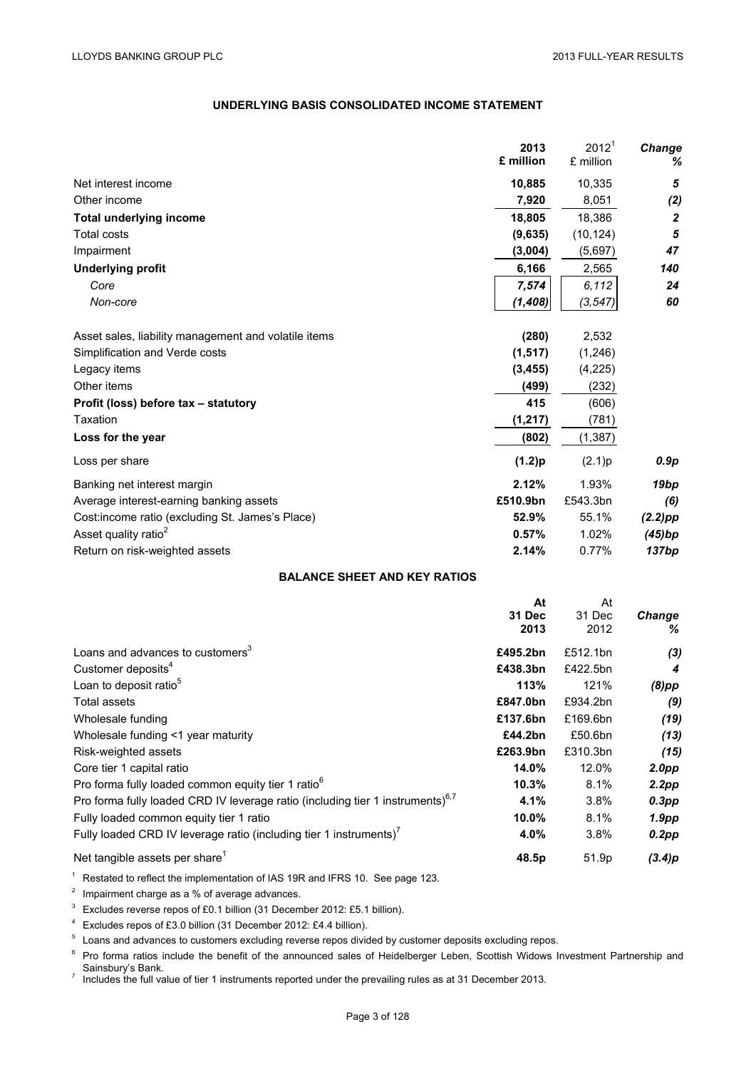## UNDERLYING BASIS CONSOLIDATED INCOME STATEMENT

| | 2013 £ million | 2012[1] £ million | Change % |
|---|---|---|---|
| Net interest income | **10,885** | 10,335 | *5* |
| Other income | **7,920** | 8,051 | *(2)* |
| **Total underlying income** | **18,805** | 18,386 | *2* |
| Total costs | **(9,635)** | (10,124) | *5* |
| Impairment | **(3,004)** | (5,697) | *47* |
| **Underlying profit** | **6,166** | 2,565 | *140* |
| *Core* | ***7,574*** | *6,112* | *24* |
| *Non-core* | ***(1,408)*** | *(3,547)* | *60* |
| | | | |
| Asset sales, liability management and volatile items | **(280)** | 2,532 | |
| Simplification and Verde costs | **(1,517)** | (1,246) | |
| Legacy items | **(3,455)** | (4,225) | |
| Other items | **(499)** | (232) | |
| **Profit (loss) before tax – statutory** | **415** | (606) | |
| Taxation | **(1,217)** | (781) | |
| **Loss for the year** | **(802)** | (1,387) | |
| Loss per share | **(1.2)p** | (2.1)p | *0.9p* |
| Banking net interest margin | **2.12%** | 1.93% | *19bp* |
| Average interest-earning banking assets | **£510.9bn** | £543.3bn | *(6)* |
| Cost:income ratio (excluding St. James's Place) | **52.9%** | 55.1% | *(2.2)pp* |
| Asset quality ratio[2] | **0.57%** | 1.02% | *(45)bp* |
| Return on risk-weighted assets | **2.14%** | 0.77% | *137bp* |

## BALANCE SHEET AND KEY RATIOS

| | At 31 Dec 2013 | At 31 Dec 2012 | Change % |
|---|---|---|---|
| Loans and advances to customers[3] | **£495.2bn** | £512.1bn | *(3)* |
| Customer deposits[4] | **£438.3bn** | £422.5bn | *4* |
| Loan to deposit ratio[5] | **113%** | 121% | *(8)pp* |
| Total assets | **£847.0bn** | £934.2bn | *(9)* |
| Wholesale funding | **£137.6bn** | £169.6bn | *(19)* |
| Wholesale funding <1 year maturity | **£44.2bn** | £50.6bn | *(13)* |
| Risk-weighted assets | **£263.9bn** | £310.3bn | *(15)* |
| Core tier 1 capital ratio | **14.0%** | 12.0% | *2.0pp* |
| Pro forma fully loaded common equity tier 1 ratio[6] | **10.3%** | 8.1% | *2.2pp* |
| Pro forma fully loaded CRD IV leverage ratio (including tier 1 instruments)[6,7] | **4.1%** | 3.8% | *0.3pp* |
| Fully loaded common equity tier 1 ratio | **10.0%** | 8.1% | *1.9pp* |
| Fully loaded CRD IV leverage ratio (including tier 1 instruments)[7] | **4.0%** | 3.8% | *0.2pp* |
| Net tangible assets per share[1] | **48.5p** | 51.9p | *(3.4)p* |

[1] Restated to reflect the implementation of IAS 19R and IFRS 10. See page 123.

[2] Impairment charge as a % of average advances.

[3] Excludes reverse repos of £0.1 billion (31 December 2012: £5.1 billion).

[4] Excludes repos of £3.0 billion (31 December 2012: £4.4 billion).

[5] Loans and advances to customers excluding reverse repos divided by customer deposits excluding repos.

[6] Pro forma ratios include the benefit of the announced sales of Heidelberger Leben, Scottish Widows Investment Partnership and Sainsbury's Bank.

[7] Includes the full value of tier 1 instruments reported under the prevailing rules as at 31 December 2013.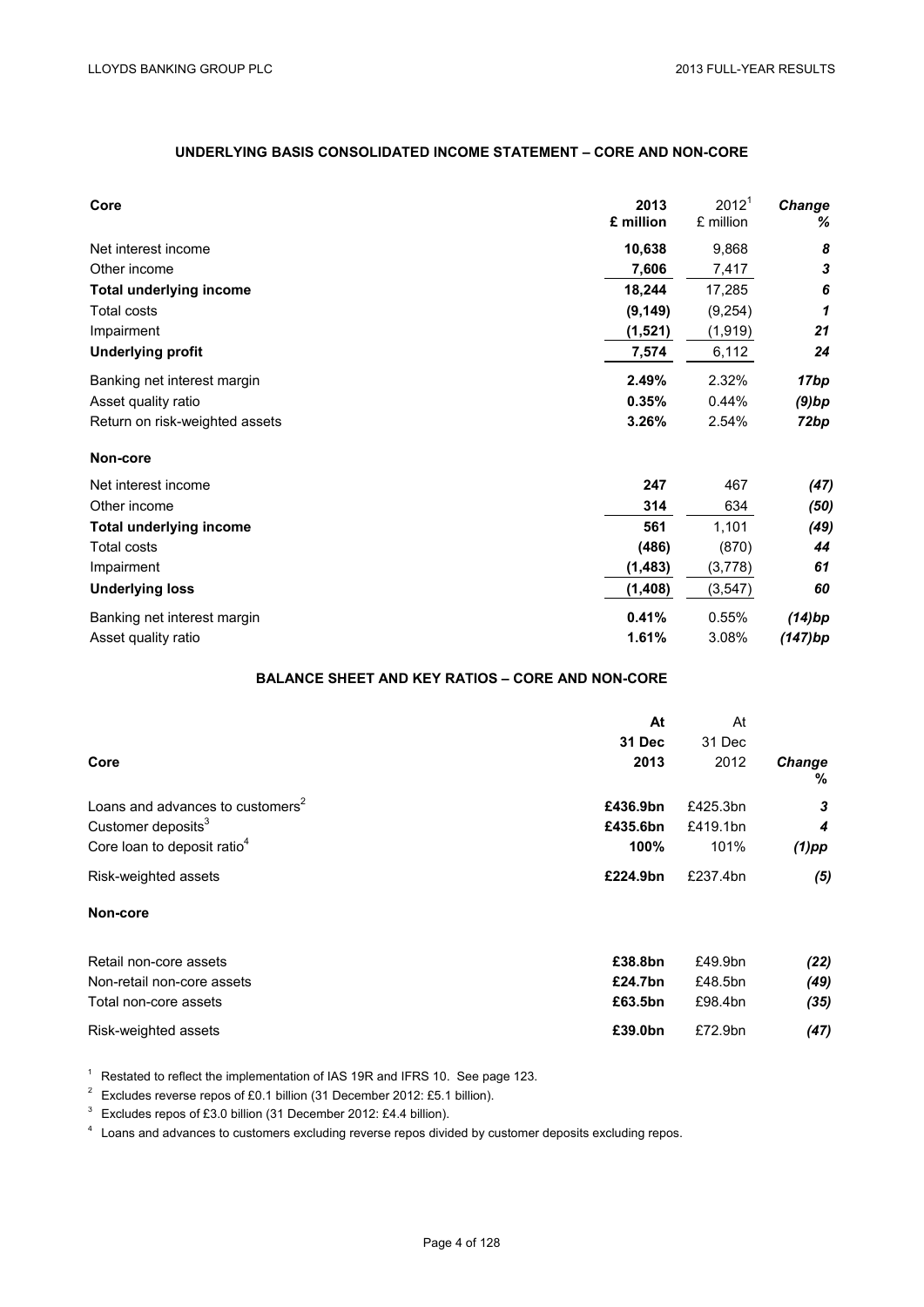## UNDERLYING BASIS CONSOLIDATED INCOME STATEMENT – CORE AND NON-CORE

| Core | 2013 £ million | 2012[1] £ million | *Change %* |
|---|---|---|---|
| Net interest income | **10,638** | 9,868 | *8* |
| Other income | **7,606** | 7,417 | *3* |
| **Total underlying income** | **18,244** | 17,285 | *6* |
| Total costs | **(9,149)** | (9,254) | *1* |
| Impairment | **(1,521)** | (1,919) | *21* |
| **Underlying profit** | **7,574** | 6,112 | *24* |
| Banking net interest margin | **2.49%** | 2.32% | *17bp* |
| Asset quality ratio | **0.35%** | 0.44% | *(9)bp* |
| Return on risk-weighted assets | **3.26%** | 2.54% | *72bp* |
| **Non-core** | | | |
| Net interest income | **247** | 467 | *(47)* |
| Other income | **314** | 634 | *(50)* |
| **Total underlying income** | **561** | 1,101 | *(49)* |
| Total costs | **(486)** | (870) | *44* |
| Impairment | **(1,483)** | (3,778) | *61* |
| **Underlying loss** | **(1,408)** | (3,547) | *60* |
| Banking net interest margin | **0.41%** | 0.55% | *(14)bp* |
| Asset quality ratio | **1.61%** | 3.08% | *(147)bp* |

## BALANCE SHEET AND KEY RATIOS – CORE AND NON-CORE

| Core | At 31 Dec 2013 | At 31 Dec 2012 | *Change %* |
|---|---|---|---|
| Loans and advances to customers[2] | **£436.9bn** | £425.3bn | *3* |
| Customer deposits[3] | **£435.6bn** | £419.1bn | *4* |
| Core loan to deposit ratio[4] | **100%** | 101% | *(1)pp* |
| Risk-weighted assets | **£224.9bn** | £237.4bn | *(5)* |
| **Non-core** | | | |
| Retail non-core assets | **£38.8bn** | £49.9bn | *(22)* |
| Non-retail non-core assets | **£24.7bn** | £48.5bn | *(49)* |
| Total non-core assets | **£63.5bn** | £98.4bn | *(35)* |
| Risk-weighted assets | **£39.0bn** | £72.9bn | *(47)* |

[1] Restated to reflect the implementation of IAS 19R and IFRS 10. See page 123.

[2] Excludes reverse repos of £0.1 billion (31 December 2012: £5.1 billion).

[3] Excludes repos of £3.0 billion (31 December 2012: £4.4 billion).

[4] Loans and advances to customers excluding reverse repos divided by customer deposits excluding repos.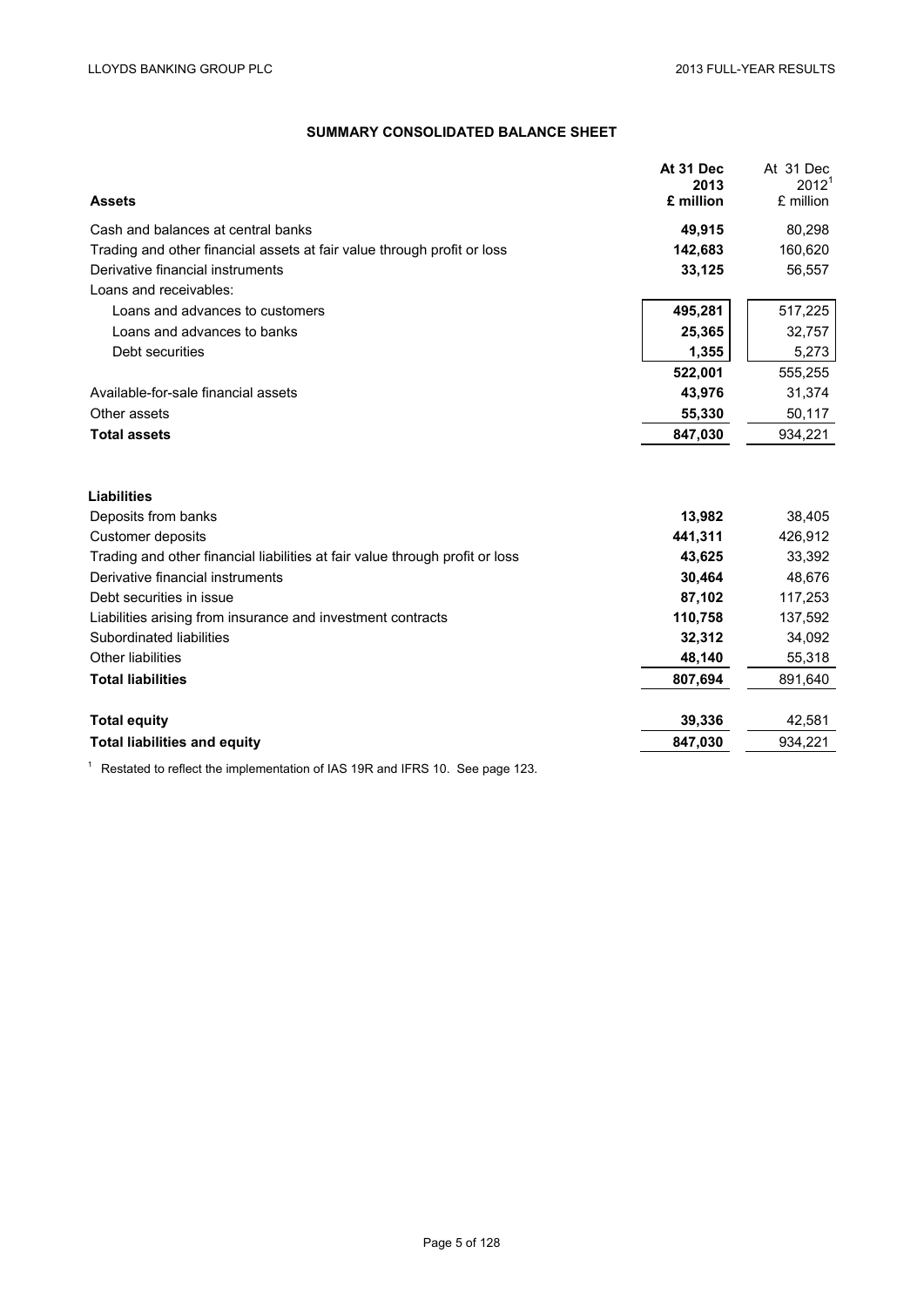## SUMMARY CONSOLIDATED BALANCE SHEET

| Assets | At 31 Dec 2013 £ million | At 31 Dec 2012[1] £ million |
|---|---|---|
| Cash and balances at central banks | **49,915** | 80,298 |
| Trading and other financial assets at fair value through profit or loss | **142,683** | 160,620 |
| Derivative financial instruments | **33,125** | 56,557 |
| Loans and receivables: | | |
| Loans and advances to customers | **495,281** | 517,225 |
| Loans and advances to banks | **25,365** | 32,757 |
| Debt securities | **1,355** | 5,273 |
| | **522,001** | 555,255 |
| Available-for-sale financial assets | **43,976** | 31,374 |
| Other assets | **55,330** | 50,117 |
| **Total assets** | **847,030** | 934,221 |

| Liabilities | At 31 Dec 2013 £ million | At 31 Dec 2012[1] £ million |
|---|---|---|
| Deposits from banks | **13,982** | 38,405 |
| Customer deposits | **441,311** | 426,912 |
| Trading and other financial liabilities at fair value through profit or loss | **43,625** | 33,392 |
| Derivative financial instruments | **30,464** | 48,676 |
| Debt securities in issue | **87,102** | 117,253 |
| Liabilities arising from insurance and investment contracts | **110,758** | 137,592 |
| Subordinated liabilities | **32,312** | 34,092 |
| Other liabilities | **48,140** | 55,318 |
| **Total liabilities** | **807,694** | 891,640 |
| | | |
| **Total equity** | **39,336** | 42,581 |
| **Total liabilities and equity** | **847,030** | 934,221 |

[1] Restated to reflect the implementation of IAS 19R and IFRS 10. See page 123.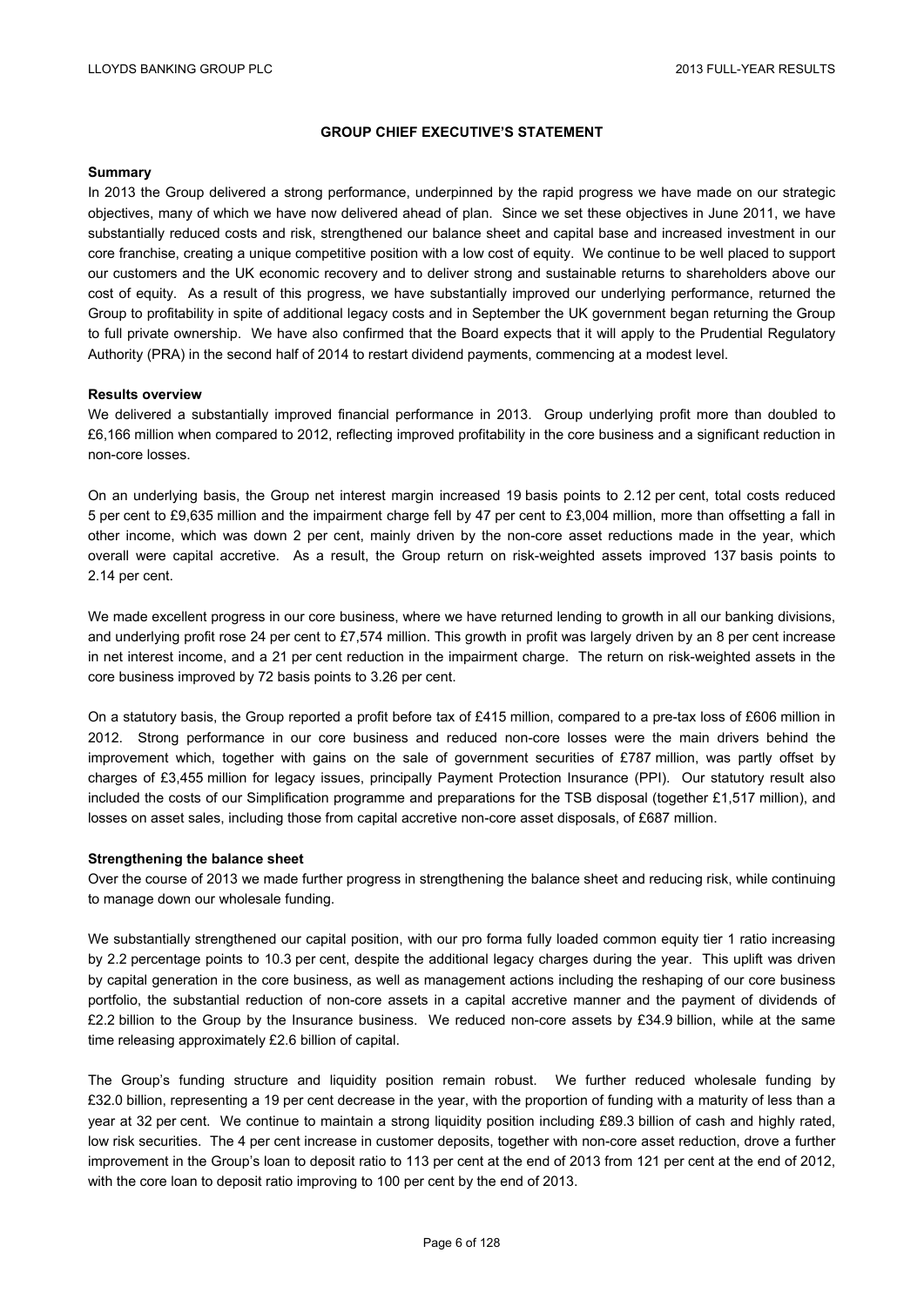# GROUP CHIEF EXECUTIVE'S STATEMENT

**Summary**

In 2013 the Group delivered a strong performance, underpinned by the rapid progress we have made on our strategic objectives, many of which we have now delivered ahead of plan. Since we set these objectives in June 2011, we have substantially reduced costs and risk, strengthened our balance sheet and capital base and increased investment in our core franchise, creating a unique competitive position with a low cost of equity. We continue to be well placed to support our customers and the UK economic recovery and to deliver strong and sustainable returns to shareholders above our cost of equity. As a result of this progress, we have substantially improved our underlying performance, returned the Group to profitability in spite of additional legacy costs and in September the UK government began returning the Group to full private ownership. We have also confirmed that the Board expects that it will apply to the Prudential Regulatory Authority (PRA) in the second half of 2014 to restart dividend payments, commencing at a modest level.

**Results overview**

We delivered a substantially improved financial performance in 2013. Group underlying profit more than doubled to £6,166 million when compared to 2012, reflecting improved profitability in the core business and a significant reduction in non-core losses.

On an underlying basis, the Group net interest margin increased 19 basis points to 2.12 per cent, total costs reduced 5 per cent to £9,635 million and the impairment charge fell by 47 per cent to £3,004 million, more than offsetting a fall in other income, which was down 2 per cent, mainly driven by the non-core asset reductions made in the year, which overall were capital accretive. As a result, the Group return on risk-weighted assets improved 137 basis points to 2.14 per cent.

We made excellent progress in our core business, where we have returned lending to growth in all our banking divisions, and underlying profit rose 24 per cent to £7,574 million. This growth in profit was largely driven by an 8 per cent increase in net interest income, and a 21 per cent reduction in the impairment charge. The return on risk-weighted assets in the core business improved by 72 basis points to 3.26 per cent.

On a statutory basis, the Group reported a profit before tax of £415 million, compared to a pre-tax loss of £606 million in 2012. Strong performance in our core business and reduced non-core losses were the main drivers behind the improvement which, together with gains on the sale of government securities of £787 million, was partly offset by charges of £3,455 million for legacy issues, principally Payment Protection Insurance (PPI). Our statutory result also included the costs of our Simplification programme and preparations for the TSB disposal (together £1,517 million), and losses on asset sales, including those from capital accretive non-core asset disposals, of £687 million.

**Strengthening the balance sheet**

Over the course of 2013 we made further progress in strengthening the balance sheet and reducing risk, while continuing to manage down our wholesale funding.

We substantially strengthened our capital position, with our pro forma fully loaded common equity tier 1 ratio increasing by 2.2 percentage points to 10.3 per cent, despite the additional legacy charges during the year. This uplift was driven by capital generation in the core business, as well as management actions including the reshaping of our core business portfolio, the substantial reduction of non-core assets in a capital accretive manner and the payment of dividends of £2.2 billion to the Group by the Insurance business. We reduced non-core assets by £34.9 billion, while at the same time releasing approximately £2.6 billion of capital.

The Group's funding structure and liquidity position remain robust. We further reduced wholesale funding by £32.0 billion, representing a 19 per cent decrease in the year, with the proportion of funding with a maturity of less than a year at 32 per cent. We continue to maintain a strong liquidity position including £89.3 billion of cash and highly rated, low risk securities. The 4 per cent increase in customer deposits, together with non-core asset reduction, drove a further improvement in the Group's loan to deposit ratio to 113 per cent at the end of 2013 from 121 per cent at the end of 2012, with the core loan to deposit ratio improving to 100 per cent by the end of 2013.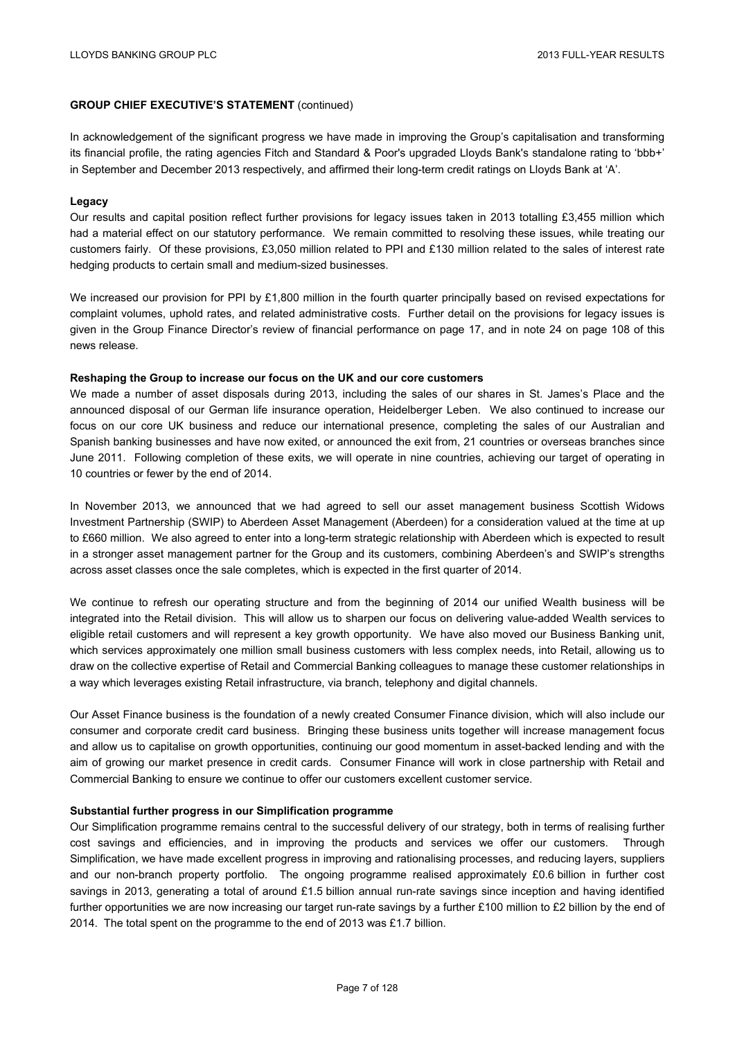**GROUP CHIEF EXECUTIVE'S STATEMENT** (continued)

In acknowledgement of the significant progress we have made in improving the Group's capitalisation and transforming its financial profile, the rating agencies Fitch and Standard & Poor's upgraded Lloyds Bank's standalone rating to 'bbb+' in September and December 2013 respectively, and affirmed their long-term credit ratings on Lloyds Bank at 'A'.

**Legacy**

Our results and capital position reflect further provisions for legacy issues taken in 2013 totalling £3,455 million which had a material effect on our statutory performance. We remain committed to resolving these issues, while treating our customers fairly. Of these provisions, £3,050 million related to PPI and £130 million related to the sales of interest rate hedging products to certain small and medium-sized businesses.

We increased our provision for PPI by £1,800 million in the fourth quarter principally based on revised expectations for complaint volumes, uphold rates, and related administrative costs. Further detail on the provisions for legacy issues is given in the Group Finance Director's review of financial performance on page 17, and in note 24 on page 108 of this news release.

**Reshaping the Group to increase our focus on the UK and our core customers**

We made a number of asset disposals during 2013, including the sales of our shares in St. James's Place and the announced disposal of our German life insurance operation, Heidelberger Leben. We also continued to increase our focus on our core UK business and reduce our international presence, completing the sales of our Australian and Spanish banking businesses and have now exited, or announced the exit from, 21 countries or overseas branches since June 2011. Following completion of these exits, we will operate in nine countries, achieving our target of operating in 10 countries or fewer by the end of 2014.

In November 2013, we announced that we had agreed to sell our asset management business Scottish Widows Investment Partnership (SWIP) to Aberdeen Asset Management (Aberdeen) for a consideration valued at the time at up to £660 million. We also agreed to enter into a long-term strategic relationship with Aberdeen which is expected to result in a stronger asset management partner for the Group and its customers, combining Aberdeen's and SWIP's strengths across asset classes once the sale completes, which is expected in the first quarter of 2014.

We continue to refresh our operating structure and from the beginning of 2014 our unified Wealth business will be integrated into the Retail division. This will allow us to sharpen our focus on delivering value-added Wealth services to eligible retail customers and will represent a key growth opportunity. We have also moved our Business Banking unit, which services approximately one million small business customers with less complex needs, into Retail, allowing us to draw on the collective expertise of Retail and Commercial Banking colleagues to manage these customer relationships in a way which leverages existing Retail infrastructure, via branch, telephony and digital channels.

Our Asset Finance business is the foundation of a newly created Consumer Finance division, which will also include our consumer and corporate credit card business. Bringing these business units together will increase management focus and allow us to capitalise on growth opportunities, continuing our good momentum in asset-backed lending and with the aim of growing our market presence in credit cards. Consumer Finance will work in close partnership with Retail and Commercial Banking to ensure we continue to offer our customers excellent customer service.

**Substantial further progress in our Simplification programme**

Our Simplification programme remains central to the successful delivery of our strategy, both in terms of realising further cost savings and efficiencies, and in improving the products and services we offer our customers. Through Simplification, we have made excellent progress in improving and rationalising processes, and reducing layers, suppliers and our non-branch property portfolio. The ongoing programme realised approximately £0.6 billion in further cost savings in 2013, generating a total of around £1.5 billion annual run-rate savings since inception and having identified further opportunities we are now increasing our target run-rate savings by a further £100 million to £2 billion by the end of 2014. The total spent on the programme to the end of 2013 was £1.7 billion.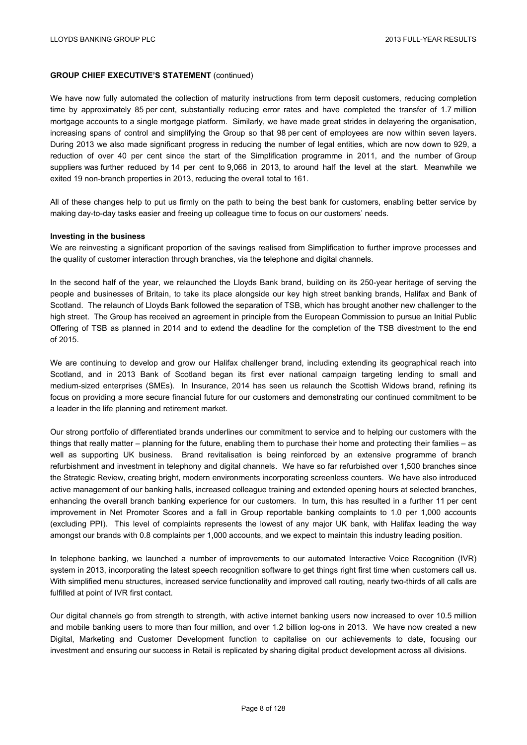## GROUP CHIEF EXECUTIVE'S STATEMENT (continued)

We have now fully automated the collection of maturity instructions from term deposit customers, reducing completion time by approximately 85 per cent, substantially reducing error rates and have completed the transfer of 1.7 million mortgage accounts to a single mortgage platform. Similarly, we have made great strides in delayering the organisation, increasing spans of control and simplifying the Group so that 98 per cent of employees are now within seven layers. During 2013 we also made significant progress in reducing the number of legal entities, which are now down to 929, a reduction of over 40 per cent since the start of the Simplification programme in 2011, and the number of Group suppliers was further reduced by 14 per cent to 9,066 in 2013, to around half the level at the start. Meanwhile we exited 19 non-branch properties in 2013, reducing the overall total to 161.

All of these changes help to put us firmly on the path to being the best bank for customers, enabling better service by making day-to-day tasks easier and freeing up colleague time to focus on our customers' needs.

**Investing in the business**

We are reinvesting a significant proportion of the savings realised from Simplification to further improve processes and the quality of customer interaction through branches, via the telephone and digital channels.

In the second half of the year, we relaunched the Lloyds Bank brand, building on its 250-year heritage of serving the people and businesses of Britain, to take its place alongside our key high street banking brands, Halifax and Bank of Scotland. The relaunch of Lloyds Bank followed the separation of TSB, which has brought another new challenger to the high street. The Group has received an agreement in principle from the European Commission to pursue an Initial Public Offering of TSB as planned in 2014 and to extend the deadline for the completion of the TSB divestment to the end of 2015.

We are continuing to develop and grow our Halifax challenger brand, including extending its geographical reach into Scotland, and in 2013 Bank of Scotland began its first ever national campaign targeting lending to small and medium-sized enterprises (SMEs). In Insurance, 2014 has seen us relaunch the Scottish Widows brand, refining its focus on providing a more secure financial future for our customers and demonstrating our continued commitment to be a leader in the life planning and retirement market.

Our strong portfolio of differentiated brands underlines our commitment to service and to helping our customers with the things that really matter – planning for the future, enabling them to purchase their home and protecting their families – as well as supporting UK business. Brand revitalisation is being reinforced by an extensive programme of branch refurbishment and investment in telephony and digital channels. We have so far refurbished over 1,500 branches since the Strategic Review, creating bright, modern environments incorporating screenless counters. We have also introduced active management of our banking halls, increased colleague training and extended opening hours at selected branches, enhancing the overall branch banking experience for our customers. In turn, this has resulted in a further 11 per cent improvement in Net Promoter Scores and a fall in Group reportable banking complaints to 1.0 per 1,000 accounts (excluding PPI). This level of complaints represents the lowest of any major UK bank, with Halifax leading the way amongst our brands with 0.8 complaints per 1,000 accounts, and we expect to maintain this industry leading position.

In telephone banking, we launched a number of improvements to our automated Interactive Voice Recognition (IVR) system in 2013, incorporating the latest speech recognition software to get things right first time when customers call us. With simplified menu structures, increased service functionality and improved call routing, nearly two-thirds of all calls are fulfilled at point of IVR first contact.

Our digital channels go from strength to strength, with active internet banking users now increased to over 10.5 million and mobile banking users to more than four million, and over 1.2 billion log-ons in 2013. We have now created a new Digital, Marketing and Customer Development function to capitalise on our achievements to date, focusing our investment and ensuring our success in Retail is replicated by sharing digital product development across all divisions.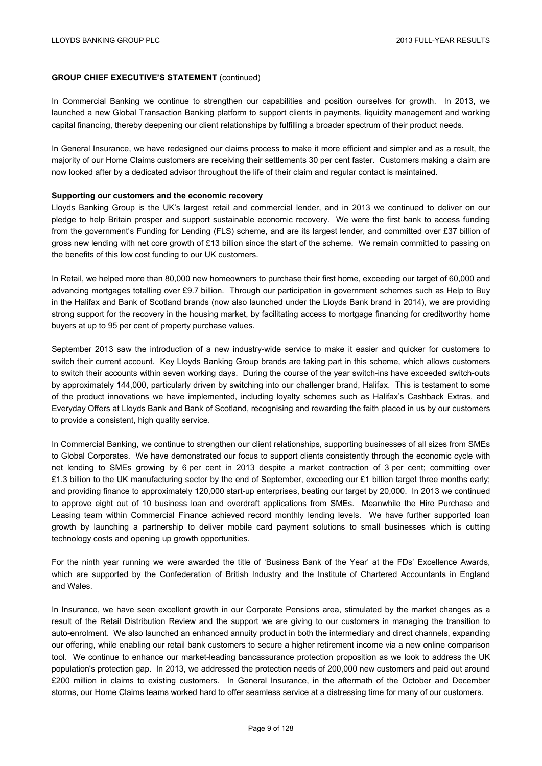**GROUP CHIEF EXECUTIVE'S STATEMENT** (continued)

In Commercial Banking we continue to strengthen our capabilities and position ourselves for growth. In 2013, we launched a new Global Transaction Banking platform to support clients in payments, liquidity management and working capital financing, thereby deepening our client relationships by fulfilling a broader spectrum of their product needs.

In General Insurance, we have redesigned our claims process to make it more efficient and simpler and as a result, the majority of our Home Claims customers are receiving their settlements 30 per cent faster. Customers making a claim are now looked after by a dedicated advisor throughout the life of their claim and regular contact is maintained.

**Supporting our customers and the economic recovery**

Lloyds Banking Group is the UK's largest retail and commercial lender, and in 2013 we continued to deliver on our pledge to help Britain prosper and support sustainable economic recovery. We were the first bank to access funding from the government's Funding for Lending (FLS) scheme, and are its largest lender, and committed over £37 billion of gross new lending with net core growth of £13 billion since the start of the scheme. We remain committed to passing on the benefits of this low cost funding to our UK customers.

In Retail, we helped more than 80,000 new homeowners to purchase their first home, exceeding our target of 60,000 and advancing mortgages totalling over £9.7 billion. Through our participation in government schemes such as Help to Buy in the Halifax and Bank of Scotland brands (now also launched under the Lloyds Bank brand in 2014), we are providing strong support for the recovery in the housing market, by facilitating access to mortgage financing for creditworthy home buyers at up to 95 per cent of property purchase values.

September 2013 saw the introduction of a new industry-wide service to make it easier and quicker for customers to switch their current account. Key Lloyds Banking Group brands are taking part in this scheme, which allows customers to switch their accounts within seven working days. During the course of the year switch-ins have exceeded switch-outs by approximately 144,000, particularly driven by switching into our challenger brand, Halifax. This is testament to some of the product innovations we have implemented, including loyalty schemes such as Halifax's Cashback Extras, and Everyday Offers at Lloyds Bank and Bank of Scotland, recognising and rewarding the faith placed in us by our customers to provide a consistent, high quality service.

In Commercial Banking, we continue to strengthen our client relationships, supporting businesses of all sizes from SMEs to Global Corporates. We have demonstrated our focus to support clients consistently through the economic cycle with net lending to SMEs growing by 6 per cent in 2013 despite a market contraction of 3 per cent; committing over £1.3 billion to the UK manufacturing sector by the end of September, exceeding our £1 billion target three months early; and providing finance to approximately 120,000 start-up enterprises, beating our target by 20,000. In 2013 we continued to approve eight out of 10 business loan and overdraft applications from SMEs. Meanwhile the Hire Purchase and Leasing team within Commercial Finance achieved record monthly lending levels. We have further supported loan growth by launching a partnership to deliver mobile card payment solutions to small businesses which is cutting technology costs and opening up growth opportunities.

For the ninth year running we were awarded the title of 'Business Bank of the Year' at the FDs' Excellence Awards, which are supported by the Confederation of British Industry and the Institute of Chartered Accountants in England and Wales.

In Insurance, we have seen excellent growth in our Corporate Pensions area, stimulated by the market changes as a result of the Retail Distribution Review and the support we are giving to our customers in managing the transition to auto-enrolment. We also launched an enhanced annuity product in both the intermediary and direct channels, expanding our offering, while enabling our retail bank customers to secure a higher retirement income via a new online comparison tool. We continue to enhance our market-leading bancassurance protection proposition as we look to address the UK population's protection gap. In 2013, we addressed the protection needs of 200,000 new customers and paid out around £200 million in claims to existing customers. In General Insurance, in the aftermath of the October and December storms, our Home Claims teams worked hard to offer seamless service at a distressing time for many of our customers.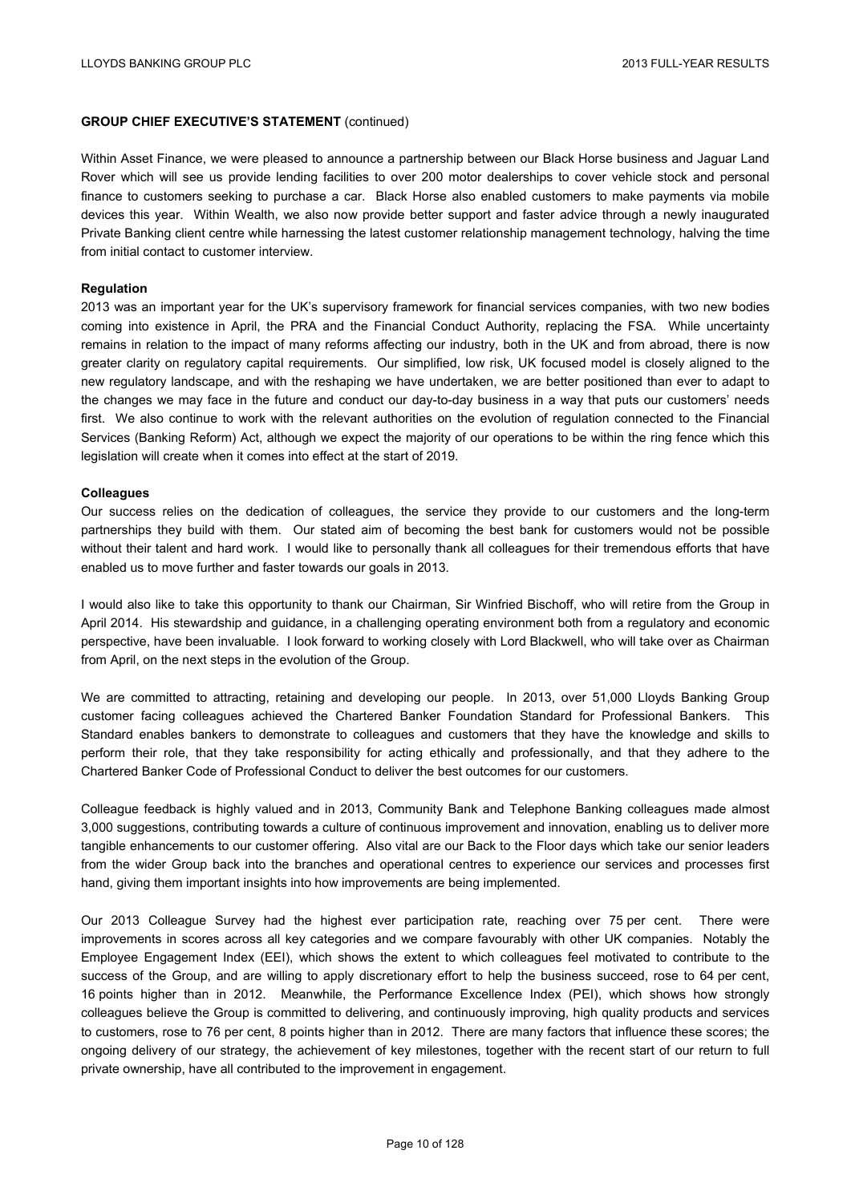**GROUP CHIEF EXECUTIVE'S STATEMENT** (continued)

Within Asset Finance, we were pleased to announce a partnership between our Black Horse business and Jaguar Land Rover which will see us provide lending facilities to over 200 motor dealerships to cover vehicle stock and personal finance to customers seeking to purchase a car. Black Horse also enabled customers to make payments via mobile devices this year. Within Wealth, we also now provide better support and faster advice through a newly inaugurated Private Banking client centre while harnessing the latest customer relationship management technology, halving the time from initial contact to customer interview.

**Regulation**

2013 was an important year for the UK's supervisory framework for financial services companies, with two new bodies coming into existence in April, the PRA and the Financial Conduct Authority, replacing the FSA. While uncertainty remains in relation to the impact of many reforms affecting our industry, both in the UK and from abroad, there is now greater clarity on regulatory capital requirements. Our simplified, low risk, UK focused model is closely aligned to the new regulatory landscape, and with the reshaping we have undertaken, we are better positioned than ever to adapt to the changes we may face in the future and conduct our day-to-day business in a way that puts our customers' needs first. We also continue to work with the relevant authorities on the evolution of regulation connected to the Financial Services (Banking Reform) Act, although we expect the majority of our operations to be within the ring fence which this legislation will create when it comes into effect at the start of 2019.

**Colleagues**

Our success relies on the dedication of colleagues, the service they provide to our customers and the long-term partnerships they build with them. Our stated aim of becoming the best bank for customers would not be possible without their talent and hard work. I would like to personally thank all colleagues for their tremendous efforts that have enabled us to move further and faster towards our goals in 2013.

I would also like to take this opportunity to thank our Chairman, Sir Winfried Bischoff, who will retire from the Group in April 2014. His stewardship and guidance, in a challenging operating environment both from a regulatory and economic perspective, have been invaluable. I look forward to working closely with Lord Blackwell, who will take over as Chairman from April, on the next steps in the evolution of the Group.

We are committed to attracting, retaining and developing our people. In 2013, over 51,000 Lloyds Banking Group customer facing colleagues achieved the Chartered Banker Foundation Standard for Professional Bankers. This Standard enables bankers to demonstrate to colleagues and customers that they have the knowledge and skills to perform their role, that they take responsibility for acting ethically and professionally, and that they adhere to the Chartered Banker Code of Professional Conduct to deliver the best outcomes for our customers.

Colleague feedback is highly valued and in 2013, Community Bank and Telephone Banking colleagues made almost 3,000 suggestions, contributing towards a culture of continuous improvement and innovation, enabling us to deliver more tangible enhancements to our customer offering. Also vital are our Back to the Floor days which take our senior leaders from the wider Group back into the branches and operational centres to experience our services and processes first hand, giving them important insights into how improvements are being implemented.

Our 2013 Colleague Survey had the highest ever participation rate, reaching over 75 per cent. There were improvements in scores across all key categories and we compare favourably with other UK companies. Notably the Employee Engagement Index (EEI), which shows the extent to which colleagues feel motivated to contribute to the success of the Group, and are willing to apply discretionary effort to help the business succeed, rose to 64 per cent, 16 points higher than in 2012. Meanwhile, the Performance Excellence Index (PEI), which shows how strongly colleagues believe the Group is committed to delivering, and continuously improving, high quality products and services to customers, rose to 76 per cent, 8 points higher than in 2012. There are many factors that influence these scores; the ongoing delivery of our strategy, the achievement of key milestones, together with the recent start of our return to full private ownership, have all contributed to the improvement in engagement.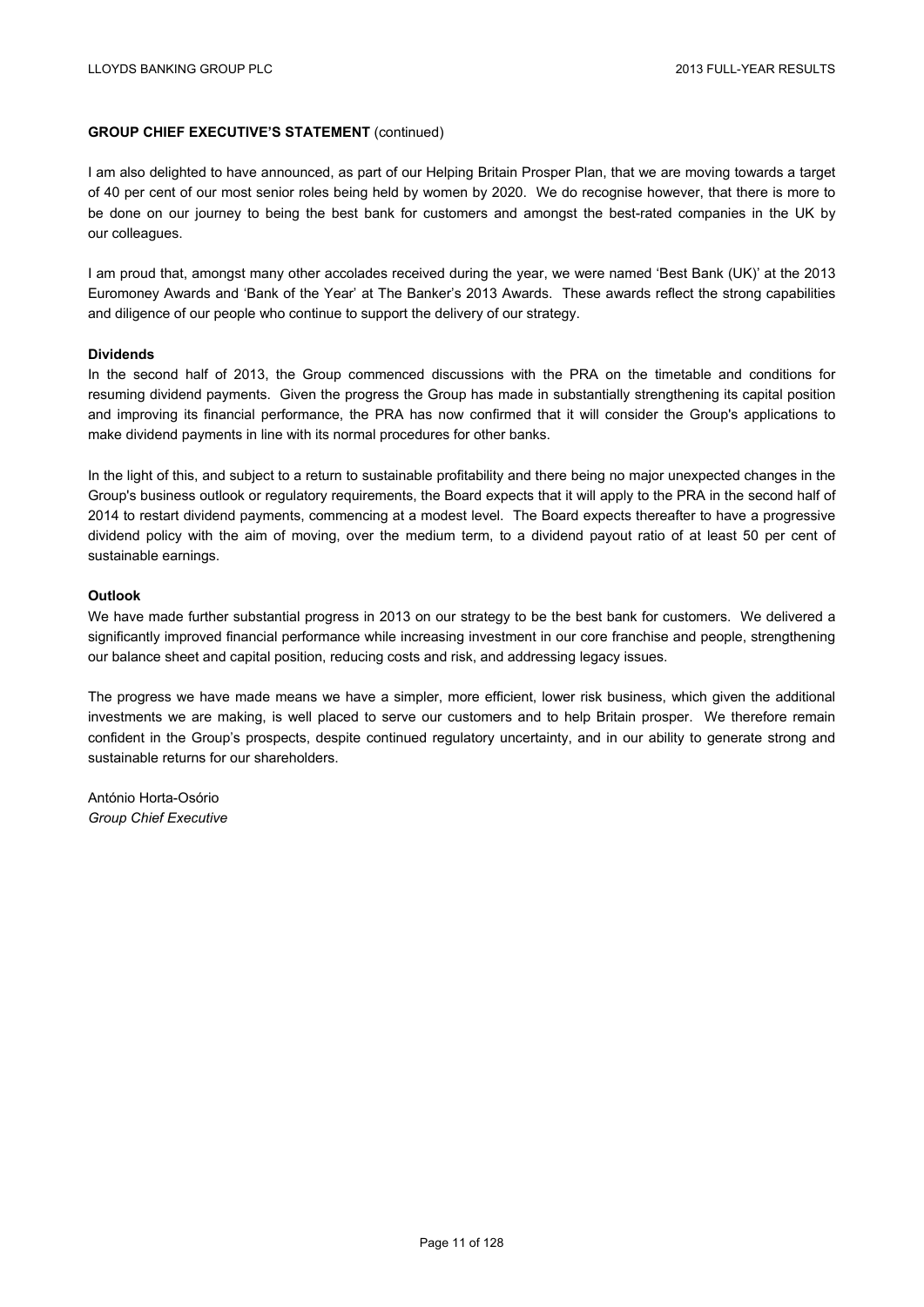**GROUP CHIEF EXECUTIVE'S STATEMENT** (continued)

I am also delighted to have announced, as part of our Helping Britain Prosper Plan, that we are moving towards a target of 40 per cent of our most senior roles being held by women by 2020. We do recognise however, that there is more to be done on our journey to being the best bank for customers and amongst the best-rated companies in the UK by our colleagues.

I am proud that, amongst many other accolades received during the year, we were named 'Best Bank (UK)' at the 2013 Euromoney Awards and 'Bank of the Year' at The Banker's 2013 Awards. These awards reflect the strong capabilities and diligence of our people who continue to support the delivery of our strategy.

**Dividends**

In the second half of 2013, the Group commenced discussions with the PRA on the timetable and conditions for resuming dividend payments. Given the progress the Group has made in substantially strengthening its capital position and improving its financial performance, the PRA has now confirmed that it will consider the Group's applications to make dividend payments in line with its normal procedures for other banks.

In the light of this, and subject to a return to sustainable profitability and there being no major unexpected changes in the Group's business outlook or regulatory requirements, the Board expects that it will apply to the PRA in the second half of 2014 to restart dividend payments, commencing at a modest level. The Board expects thereafter to have a progressive dividend policy with the aim of moving, over the medium term, to a dividend payout ratio of at least 50 per cent of sustainable earnings.

**Outlook**

We have made further substantial progress in 2013 on our strategy to be the best bank for customers. We delivered a significantly improved financial performance while increasing investment in our core franchise and people, strengthening our balance sheet and capital position, reducing costs and risk, and addressing legacy issues.

The progress we have made means we have a simpler, more efficient, lower risk business, which given the additional investments we are making, is well placed to serve our customers and to help Britain prosper. We therefore remain confident in the Group's prospects, despite continued regulatory uncertainty, and in our ability to generate strong and sustainable returns for our shareholders.

António Horta-Osório
*Group Chief Executive*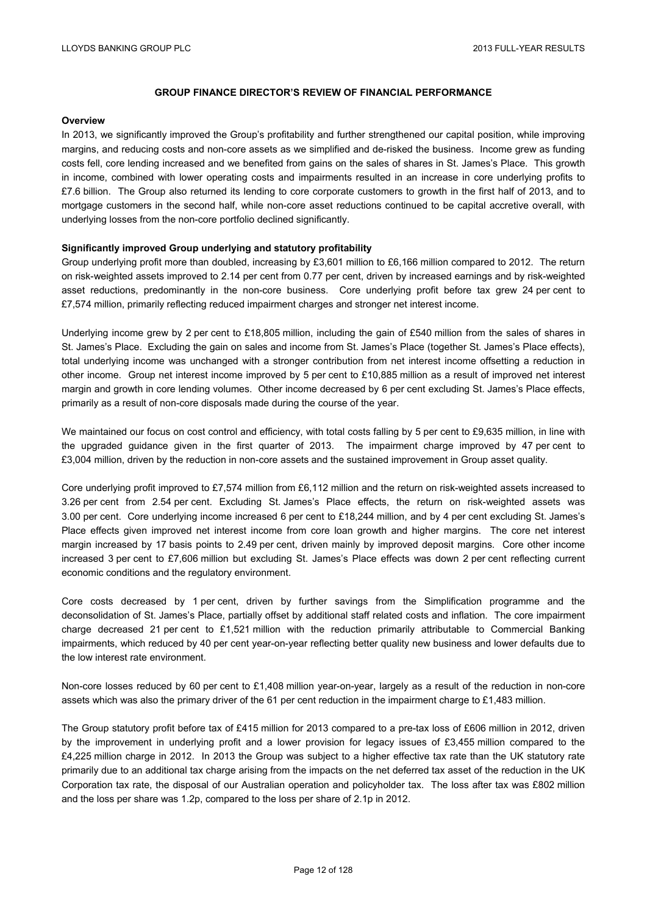## GROUP FINANCE DIRECTOR'S REVIEW OF FINANCIAL PERFORMANCE

**Overview**

In 2013, we significantly improved the Group's profitability and further strengthened our capital position, while improving margins, and reducing costs and non-core assets as we simplified and de-risked the business. Income grew as funding costs fell, core lending increased and we benefited from gains on the sales of shares in St. James's Place. This growth in income, combined with lower operating costs and impairments resulted in an increase in core underlying profits to £7.6 billion. The Group also returned its lending to core corporate customers to growth in the first half of 2013, and to mortgage customers in the second half, while non-core asset reductions continued to be capital accretive overall, with underlying losses from the non-core portfolio declined significantly.

**Significantly improved Group underlying and statutory profitability**

Group underlying profit more than doubled, increasing by £3,601 million to £6,166 million compared to 2012. The return on risk-weighted assets improved to 2.14 per cent from 0.77 per cent, driven by increased earnings and by risk-weighted asset reductions, predominantly in the non-core business. Core underlying profit before tax grew 24 per cent to £7,574 million, primarily reflecting reduced impairment charges and stronger net interest income.

Underlying income grew by 2 per cent to £18,805 million, including the gain of £540 million from the sales of shares in St. James's Place. Excluding the gain on sales and income from St. James's Place (together St. James's Place effects), total underlying income was unchanged with a stronger contribution from net interest income offsetting a reduction in other income. Group net interest income improved by 5 per cent to £10,885 million as a result of improved net interest margin and growth in core lending volumes. Other income decreased by 6 per cent excluding St. James's Place effects, primarily as a result of non-core disposals made during the course of the year.

We maintained our focus on cost control and efficiency, with total costs falling by 5 per cent to £9,635 million, in line with the upgraded guidance given in the first quarter of 2013. The impairment charge improved by 47 per cent to £3,004 million, driven by the reduction in non-core assets and the sustained improvement in Group asset quality.

Core underlying profit improved to £7,574 million from £6,112 million and the return on risk-weighted assets increased to 3.26 per cent from 2.54 per cent. Excluding St. James's Place effects, the return on risk-weighted assets was 3.00 per cent. Core underlying income increased 6 per cent to £18,244 million, and by 4 per cent excluding St. James's Place effects given improved net interest income from core loan growth and higher margins. The core net interest margin increased by 17 basis points to 2.49 per cent, driven mainly by improved deposit margins. Core other income increased 3 per cent to £7,606 million but excluding St. James's Place effects was down 2 per cent reflecting current economic conditions and the regulatory environment.

Core costs decreased by 1 per cent, driven by further savings from the Simplification programme and the deconsolidation of St. James's Place, partially offset by additional staff related costs and inflation. The core impairment charge decreased 21 per cent to £1,521 million with the reduction primarily attributable to Commercial Banking impairments, which reduced by 40 per cent year-on-year reflecting better quality new business and lower defaults due to the low interest rate environment.

Non-core losses reduced by 60 per cent to £1,408 million year-on-year, largely as a result of the reduction in non-core assets which was also the primary driver of the 61 per cent reduction in the impairment charge to £1,483 million.

The Group statutory profit before tax of £415 million for 2013 compared to a pre-tax loss of £606 million in 2012, driven by the improvement in underlying profit and a lower provision for legacy issues of £3,455 million compared to the £4,225 million charge in 2012. In 2013 the Group was subject to a higher effective tax rate than the UK statutory rate primarily due to an additional tax charge arising from the impacts on the net deferred tax asset of the reduction in the UK Corporation tax rate, the disposal of our Australian operation and policyholder tax. The loss after tax was £802 million and the loss per share was 1.2p, compared to the loss per share of 2.1p in 2012.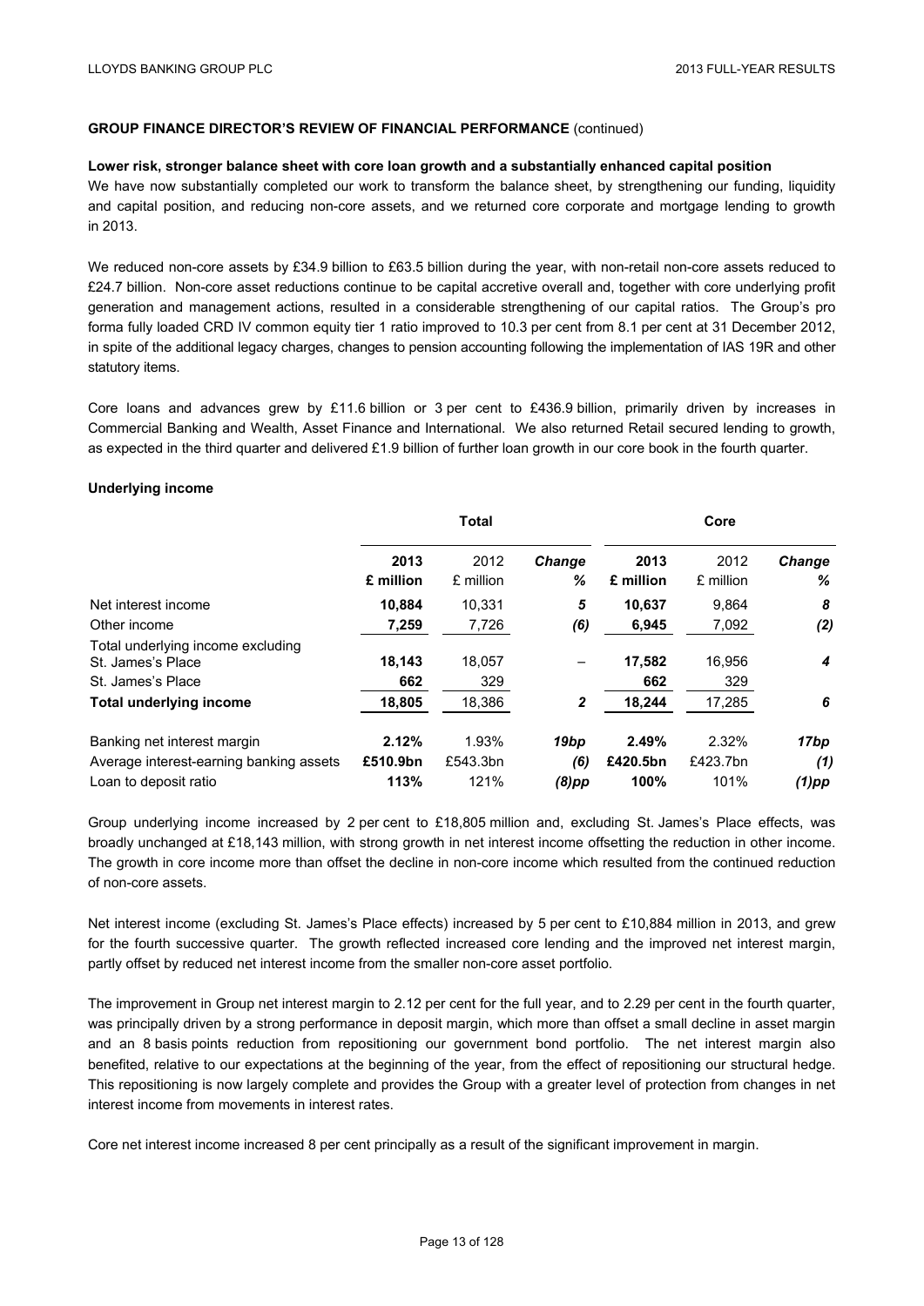**GROUP FINANCE DIRECTOR'S REVIEW OF FINANCIAL PERFORMANCE** (continued)

**Lower risk, stronger balance sheet with core loan growth and a substantially enhanced capital position**

We have now substantially completed our work to transform the balance sheet, by strengthening our funding, liquidity and capital position, and reducing non-core assets, and we returned core corporate and mortgage lending to growth in 2013.

We reduced non-core assets by £34.9 billion to £63.5 billion during the year, with non-retail non-core assets reduced to £24.7 billion. Non-core asset reductions continue to be capital accretive overall and, together with core underlying profit generation and management actions, resulted in a considerable strengthening of our capital ratios. The Group's pro forma fully loaded CRD IV common equity tier 1 ratio improved to 10.3 per cent from 8.1 per cent at 31 December 2012, in spite of the additional legacy charges, changes to pension accounting following the implementation of IAS 19R and other statutory items.

Core loans and advances grew by £11.6 billion or 3 per cent to £436.9 billion, primarily driven by increases in Commercial Banking and Wealth, Asset Finance and International. We also returned Retail secured lending to growth, as expected in the third quarter and delivered £1.9 billion of further loan growth in our core book in the fourth quarter.

**Underlying income**

| | Total | | | Core | | |
|---|---|---|---|---|---|---|
| | **2013 £ million** | 2012 £ million | ***Change %*** | **2013 £ million** | 2012 £ million | ***Change %*** |
| Net interest income | **10,884** | 10,331 | ***5*** | **10,637** | 9,864 | ***8*** |
| Other income | **7,259** | 7,726 | ***(6)*** | **6,945** | 7,092 | ***(2)*** |
| Total underlying income excluding St. James's Place | **18,143** | 18,057 | – | **17,582** | 16,956 | ***4*** |
| St. James's Place | **662** | 329 | | **662** | 329 | |
| **Total underlying income** | **18,805** | 18,386 | ***2*** | **18,244** | 17,285 | ***6*** |
| Banking net interest margin | **2.12%** | 1.93% | ***19bp*** | **2.49%** | 2.32% | ***17bp*** |
| Average interest-earning banking assets | **£510.9bn** | £543.3bn | ***(6)*** | **£420.5bn** | £423.7bn | ***(1)*** |
| Loan to deposit ratio | **113%** | 121% | ***(8)pp*** | **100%** | 101% | ***(1)pp*** |

Group underlying income increased by 2 per cent to £18,805 million and, excluding St. James's Place effects, was broadly unchanged at £18,143 million, with strong growth in net interest income offsetting the reduction in other income. The growth in core income more than offset the decline in non-core income which resulted from the continued reduction of non-core assets.

Net interest income (excluding St. James's Place effects) increased by 5 per cent to £10,884 million in 2013, and grew for the fourth successive quarter. The growth reflected increased core lending and the improved net interest margin, partly offset by reduced net interest income from the smaller non-core asset portfolio.

The improvement in Group net interest margin to 2.12 per cent for the full year, and to 2.29 per cent in the fourth quarter, was principally driven by a strong performance in deposit margin, which more than offset a small decline in asset margin and an 8 basis points reduction from repositioning our government bond portfolio. The net interest margin also benefited, relative to our expectations at the beginning of the year, from the effect of repositioning our structural hedge. This repositioning is now largely complete and provides the Group with a greater level of protection from changes in net interest income from movements in interest rates.

Core net interest income increased 8 per cent principally as a result of the significant improvement in margin.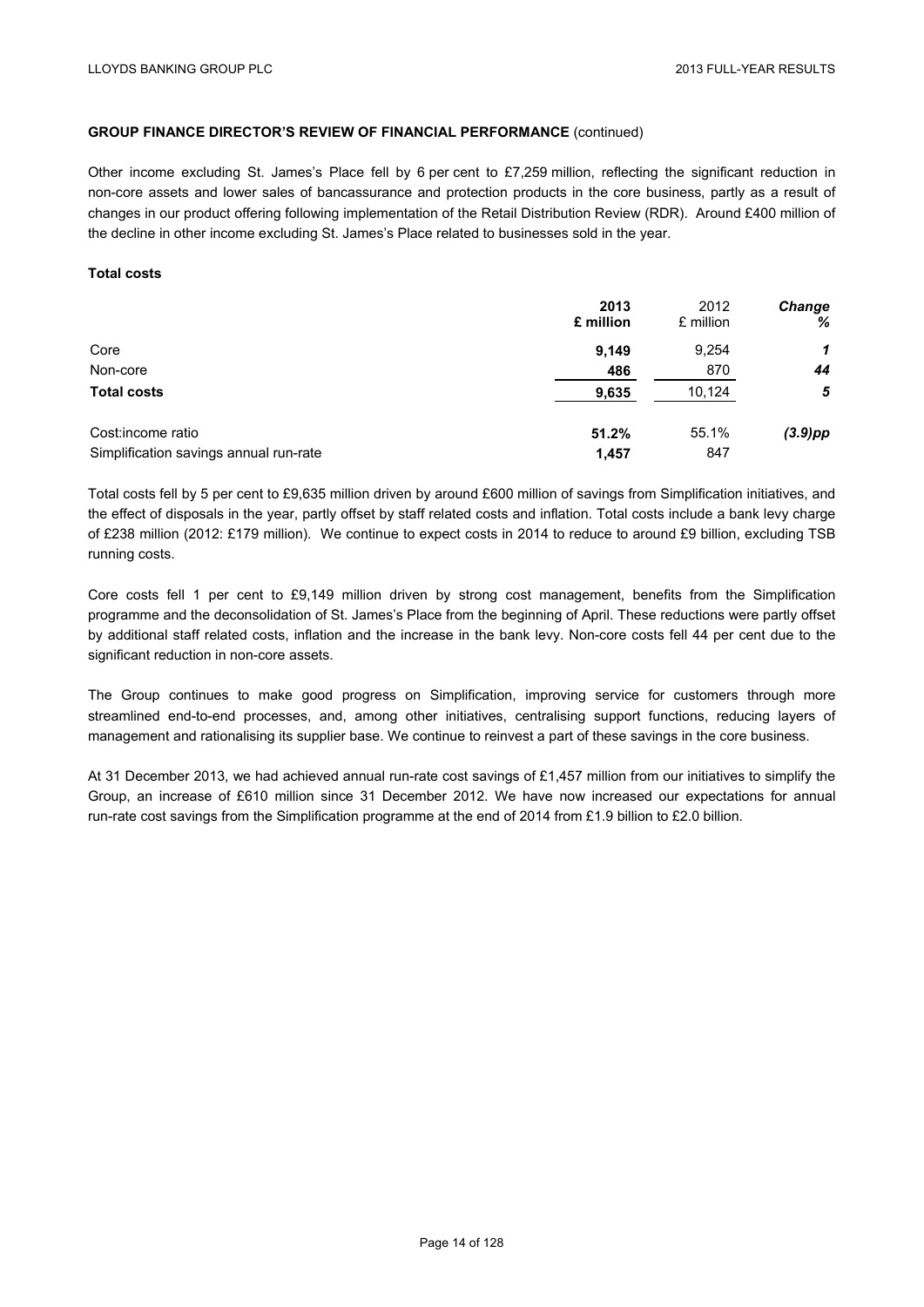**GROUP FINANCE DIRECTOR'S REVIEW OF FINANCIAL PERFORMANCE** (continued)

Other income excluding St. James's Place fell by 6 per cent to £7,259 million, reflecting the significant reduction in non-core assets and lower sales of bancassurance and protection products in the core business, partly as a result of changes in our product offering following implementation of the Retail Distribution Review (RDR). Around £400 million of the decline in other income excluding St. James's Place related to businesses sold in the year.

**Total costs**

| | **2013 £ million** | 2012 £ million | ***Change %*** |
|---|---|---|---|
| Core | **9,149** | 9,254 | ***1*** |
| Non-core | **486** | 870 | ***44*** |
| **Total costs** | **9,635** | 10,124 | ***5*** |
| Cost:income ratio | **51.2%** | 55.1% | ***(3.9)pp*** |
| Simplification savings annual run-rate | **1,457** | 847 | |

Total costs fell by 5 per cent to £9,635 million driven by around £600 million of savings from Simplification initiatives, and the effect of disposals in the year, partly offset by staff related costs and inflation. Total costs include a bank levy charge of £238 million (2012: £179 million). We continue to expect costs in 2014 to reduce to around £9 billion, excluding TSB running costs.

Core costs fell 1 per cent to £9,149 million driven by strong cost management, benefits from the Simplification programme and the deconsolidation of St. James's Place from the beginning of April. These reductions were partly offset by additional staff related costs, inflation and the increase in the bank levy. Non-core costs fell 44 per cent due to the significant reduction in non-core assets.

The Group continues to make good progress on Simplification, improving service for customers through more streamlined end-to-end processes, and, among other initiatives, centralising support functions, reducing layers of management and rationalising its supplier base. We continue to reinvest a part of these savings in the core business.

At 31 December 2013, we had achieved annual run-rate cost savings of £1,457 million from our initiatives to simplify the Group, an increase of £610 million since 31 December 2012. We have now increased our expectations for annual run-rate cost savings from the Simplification programme at the end of 2014 from £1.9 billion to £2.0 billion.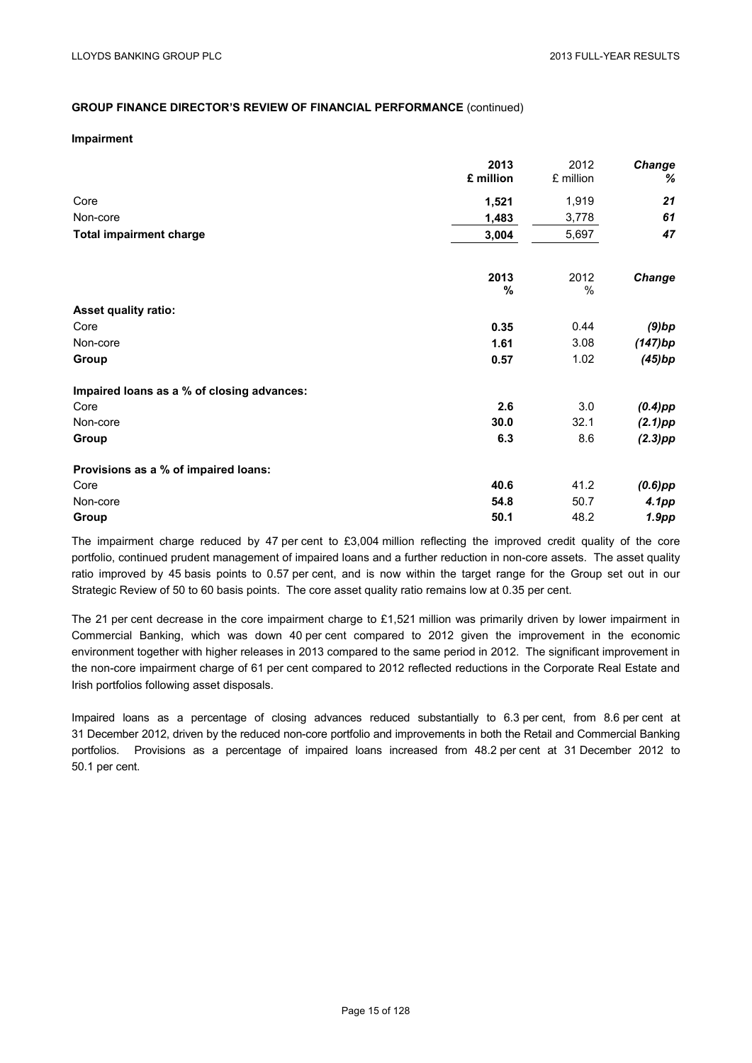**GROUP FINANCE DIRECTOR'S REVIEW OF FINANCIAL PERFORMANCE** (continued)

**Impairment**

| | **2013 £ million** | 2012 £ million | ***Change %*** |
|---|---|---|---|
| Core | **1,521** | 1,919 | ***21*** |
| Non-core | **1,483** | 3,778 | ***61*** |
| **Total impairment charge** | **3,004** | 5,697 | ***47*** |

| | **2013 %** | 2012 % | ***Change*** |
|---|---|---|---|
| **Asset quality ratio:** | | | |
| Core | **0.35** | 0.44 | ***(9)bp*** |
| Non-core | **1.61** | 3.08 | ***(147)bp*** |
| **Group** | **0.57** | 1.02 | ***(45)bp*** |
| **Impaired loans as a % of closing advances:** | | | |
| Core | **2.6** | 3.0 | ***(0.4)pp*** |
| Non-core | **30.0** | 32.1 | ***(2.1)pp*** |
| **Group** | **6.3** | 8.6 | ***(2.3)pp*** |
| **Provisions as a % of impaired loans:** | | | |
| Core | **40.6** | 41.2 | ***(0.6)pp*** |
| Non-core | **54.8** | 50.7 | ***4.1pp*** |
| **Group** | **50.1** | 48.2 | ***1.9pp*** |

The impairment charge reduced by 47 per cent to £3,004 million reflecting the improved credit quality of the core portfolio, continued prudent management of impaired loans and a further reduction in non-core assets. The asset quality ratio improved by 45 basis points to 0.57 per cent, and is now within the target range for the Group set out in our Strategic Review of 50 to 60 basis points. The core asset quality ratio remains low at 0.35 per cent.

The 21 per cent decrease in the core impairment charge to £1,521 million was primarily driven by lower impairment in Commercial Banking, which was down 40 per cent compared to 2012 given the improvement in the economic environment together with higher releases in 2013 compared to the same period in 2012. The significant improvement in the non-core impairment charge of 61 per cent compared to 2012 reflected reductions in the Corporate Real Estate and Irish portfolios following asset disposals.

Impaired loans as a percentage of closing advances reduced substantially to 6.3 per cent, from 8.6 per cent at 31 December 2012, driven by the reduced non-core portfolio and improvements in both the Retail and Commercial Banking portfolios. Provisions as a percentage of impaired loans increased from 48.2 per cent at 31 December 2012 to 50.1 per cent.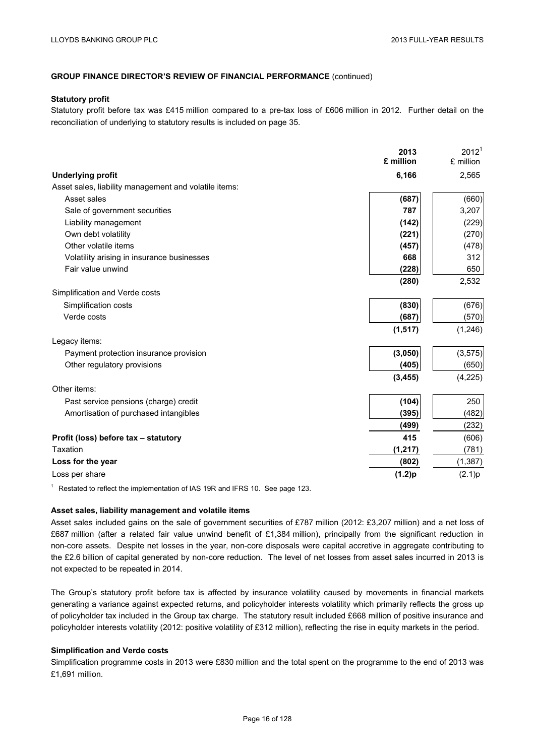## GROUP FINANCE DIRECTOR'S REVIEW OF FINANCIAL PERFORMANCE (continued)

### Statutory profit

Statutory profit before tax was £415 million compared to a pre-tax loss of £606 million in 2012. Further detail on the reconciliation of underlying to statutory results is included on page 35.

| | 2013 £ million | 2012[1] £ million |
|---|---|---|
| **Underlying profit** | **6,166** | 2,565 |
| Asset sales, liability management and volatile items: | | |
| Asset sales | **(687)** | (660) |
| Sale of government securities | **787** | 3,207 |
| Liability management | **(142)** | (229) |
| Own debt volatility | **(221)** | (270) |
| Other volatile items | **(457)** | (478) |
| Volatility arising in insurance businesses | **668** | 312 |
| Fair value unwind | **(228)** | 650 |
| | **(280)** | 2,532 |
| Simplification and Verde costs | | |
| Simplification costs | **(830)** | (676) |
| Verde costs | **(687)** | (570) |
| | **(1,517)** | (1,246) |
| Legacy items: | | |
| Payment protection insurance provision | **(3,050)** | (3,575) |
| Other regulatory provisions | **(405)** | (650) |
| | **(3,455)** | (4,225) |
| Other items: | | |
| Past service pensions (charge) credit | **(104)** | 250 |
| Amortisation of purchased intangibles | **(395)** | (482) |
| | **(499)** | (232) |
| **Profit (loss) before tax – statutory** | **415** | (606) |
| Taxation | **(1,217)** | (781) |
| **Loss for the year** | **(802)** | (1,387) |
| Loss per share | **(1.2)p** | (2.1)p |

[1] Restated to reflect the implementation of IAS 19R and IFRS 10. See page 123.

### Asset sales, liability management and volatile items

Asset sales included gains on the sale of government securities of £787 million (2012: £3,207 million) and a net loss of £687 million (after a related fair value unwind benefit of £1,384 million), principally from the significant reduction in non-core assets. Despite net losses in the year, non-core disposals were capital accretive in aggregate contributing to the £2.6 billion of capital generated by non-core reduction. The level of net losses from asset sales incurred in 2013 is not expected to be repeated in 2014.

The Group's statutory profit before tax is affected by insurance volatility caused by movements in financial markets generating a variance against expected returns, and policyholder interests volatility which primarily reflects the gross up of policyholder tax included in the Group tax charge. The statutory result included £668 million of positive insurance and policyholder interests volatility (2012: positive volatility of £312 million), reflecting the rise in equity markets in the period.

### Simplification and Verde costs

Simplification programme costs in 2013 were £830 million and the total spent on the programme to the end of 2013 was £1,691 million.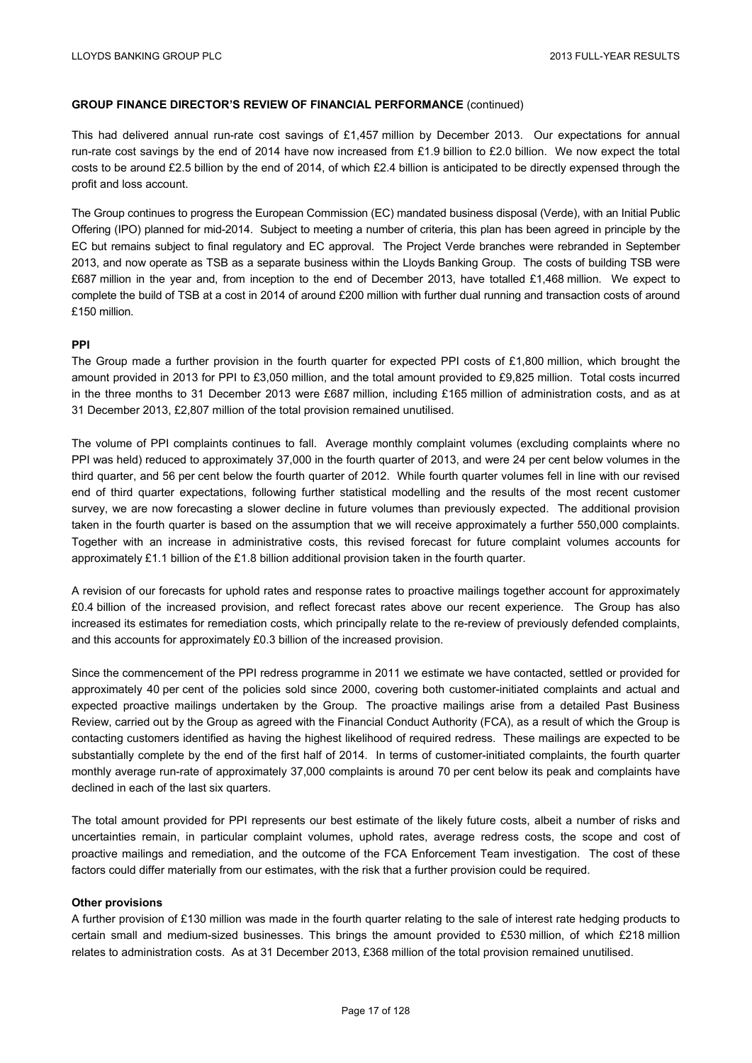**GROUP FINANCE DIRECTOR'S REVIEW OF FINANCIAL PERFORMANCE** (continued)

This had delivered annual run-rate cost savings of £1,457 million by December 2013. Our expectations for annual run-rate cost savings by the end of 2014 have now increased from £1.9 billion to £2.0 billion. We now expect the total costs to be around £2.5 billion by the end of 2014, of which £2.4 billion is anticipated to be directly expensed through the profit and loss account.

The Group continues to progress the European Commission (EC) mandated business disposal (Verde), with an Initial Public Offering (IPO) planned for mid-2014. Subject to meeting a number of criteria, this plan has been agreed in principle by the EC but remains subject to final regulatory and EC approval. The Project Verde branches were rebranded in September 2013, and now operate as TSB as a separate business within the Lloyds Banking Group. The costs of building TSB were £687 million in the year and, from inception to the end of December 2013, have totalled £1,468 million. We expect to complete the build of TSB at a cost in 2014 of around £200 million with further dual running and transaction costs of around £150 million.

**PPI**

The Group made a further provision in the fourth quarter for expected PPI costs of £1,800 million, which brought the amount provided in 2013 for PPI to £3,050 million, and the total amount provided to £9,825 million. Total costs incurred in the three months to 31 December 2013 were £687 million, including £165 million of administration costs, and as at 31 December 2013, £2,807 million of the total provision remained unutilised.

The volume of PPI complaints continues to fall. Average monthly complaint volumes (excluding complaints where no PPI was held) reduced to approximately 37,000 in the fourth quarter of 2013, and were 24 per cent below volumes in the third quarter, and 56 per cent below the fourth quarter of 2012. While fourth quarter volumes fell in line with our revised end of third quarter expectations, following further statistical modelling and the results of the most recent customer survey, we are now forecasting a slower decline in future volumes than previously expected. The additional provision taken in the fourth quarter is based on the assumption that we will receive approximately a further 550,000 complaints. Together with an increase in administrative costs, this revised forecast for future complaint volumes accounts for approximately £1.1 billion of the £1.8 billion additional provision taken in the fourth quarter.

A revision of our forecasts for uphold rates and response rates to proactive mailings together account for approximately £0.4 billion of the increased provision, and reflect forecast rates above our recent experience. The Group has also increased its estimates for remediation costs, which principally relate to the re-review of previously defended complaints, and this accounts for approximately £0.3 billion of the increased provision.

Since the commencement of the PPI redress programme in 2011 we estimate we have contacted, settled or provided for approximately 40 per cent of the policies sold since 2000, covering both customer-initiated complaints and actual and expected proactive mailings undertaken by the Group. The proactive mailings arise from a detailed Past Business Review, carried out by the Group as agreed with the Financial Conduct Authority (FCA), as a result of which the Group is contacting customers identified as having the highest likelihood of required redress. These mailings are expected to be substantially complete by the end of the first half of 2014. In terms of customer-initiated complaints, the fourth quarter monthly average run-rate of approximately 37,000 complaints is around 70 per cent below its peak and complaints have declined in each of the last six quarters.

The total amount provided for PPI represents our best estimate of the likely future costs, albeit a number of risks and uncertainties remain, in particular complaint volumes, uphold rates, average redress costs, the scope and cost of proactive mailings and remediation, and the outcome of the FCA Enforcement Team investigation. The cost of these factors could differ materially from our estimates, with the risk that a further provision could be required.

**Other provisions**

A further provision of £130 million was made in the fourth quarter relating to the sale of interest rate hedging products to certain small and medium-sized businesses. This brings the amount provided to £530 million, of which £218 million relates to administration costs. As at 31 December 2013, £368 million of the total provision remained unutilised.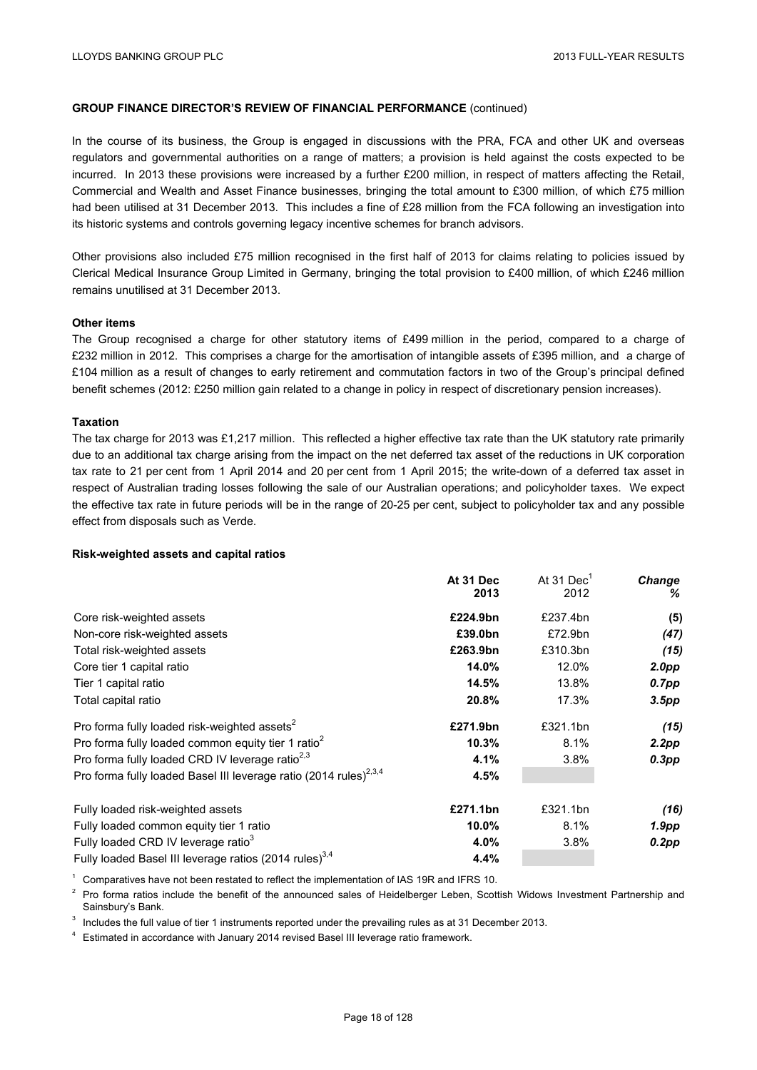**GROUP FINANCE DIRECTOR'S REVIEW OF FINANCIAL PERFORMANCE** (continued)

In the course of its business, the Group is engaged in discussions with the PRA, FCA and other UK and overseas regulators and governmental authorities on a range of matters; a provision is held against the costs expected to be incurred. In 2013 these provisions were increased by a further £200 million, in respect of matters affecting the Retail, Commercial and Wealth and Asset Finance businesses, bringing the total amount to £300 million, of which £75 million had been utilised at 31 December 2013. This includes a fine of £28 million from the FCA following an investigation into its historic systems and controls governing legacy incentive schemes for branch advisors.

Other provisions also included £75 million recognised in the first half of 2013 for claims relating to policies issued by Clerical Medical Insurance Group Limited in Germany, bringing the total provision to £400 million, of which £246 million remains unutilised at 31 December 2013.

**Other items**

The Group recognised a charge for other statutory items of £499 million in the period, compared to a charge of £232 million in 2012. This comprises a charge for the amortisation of intangible assets of £395 million, and a charge of £104 million as a result of changes to early retirement and commutation factors in two of the Group's principal defined benefit schemes (2012: £250 million gain related to a change in policy in respect of discretionary pension increases).

**Taxation**

The tax charge for 2013 was £1,217 million. This reflected a higher effective tax rate than the UK statutory rate primarily due to an additional tax charge arising from the impact on the net deferred tax asset of the reductions in UK corporation tax rate to 21 per cent from 1 April 2014 and 20 per cent from 1 April 2015; the write-down of a deferred tax asset in respect of Australian trading losses following the sale of our Australian operations; and policyholder taxes. We expect the effective tax rate in future periods will be in the range of 20-25 per cent, subject to policyholder tax and any possible effect from disposals such as Verde.

**Risk-weighted assets and capital ratios**

| | **At 31 Dec 2013** | At 31 Dec[1] 2012 | ***Change %*** |
|---|---|---|---|
| Core risk-weighted assets | **£224.9bn** | £237.4bn | **(5)** |
| Non-core risk-weighted assets | **£39.0bn** | £72.9bn | ***(47)*** |
| Total risk-weighted assets | **£263.9bn** | £310.3bn | ***(15)*** |
| Core tier 1 capital ratio | **14.0%** | 12.0% | ***2.0pp*** |
| Tier 1 capital ratio | **14.5%** | 13.8% | ***0.7pp*** |
| Total capital ratio | **20.8%** | 17.3% | ***3.5pp*** |
| Pro forma fully loaded risk-weighted assets[2] | **£271.9bn** | £321.1bn | ***(15)*** |
| Pro forma fully loaded common equity tier 1 ratio[2] | **10.3%** | 8.1% | ***2.2pp*** |
| Pro forma fully loaded CRD IV leverage ratio[2,3] | **4.1%** | 3.8% | ***0.3pp*** |
| Pro forma fully loaded Basel III leverage ratio (2014 rules)[2,3,4] | **4.5%** | | |
| Fully loaded risk-weighted assets | **£271.1bn** | £321.1bn | ***(16)*** |
| Fully loaded common equity tier 1 ratio | **10.0%** | 8.1% | ***1.9pp*** |
| Fully loaded CRD IV leverage ratio[3] | **4.0%** | 3.8% | ***0.2pp*** |
| Fully loaded Basel III leverage ratios (2014 rules)[3,4] | **4.4%** | | |

[1] Comparatives have not been restated to reflect the implementation of IAS 19R and IFRS 10.

[2] Pro forma ratios include the benefit of the announced sales of Heidelberger Leben, Scottish Widows Investment Partnership and Sainsbury's Bank.

[3] Includes the full value of tier 1 instruments reported under the prevailing rules as at 31 December 2013.

[4] Estimated in accordance with January 2014 revised Basel III leverage ratio framework.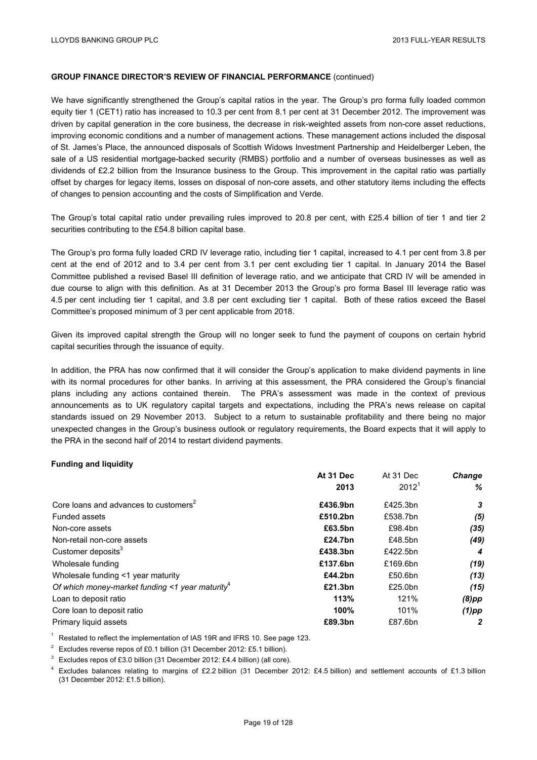**GROUP FINANCE DIRECTOR'S REVIEW OF FINANCIAL PERFORMANCE** (continued)

We have significantly strengthened the Group's capital ratios in the year. The Group's pro forma fully loaded common equity tier 1 (CET1) ratio has increased to 10.3 per cent from 8.1 per cent at 31 December 2012. The improvement was driven by capital generation in the core business, the decrease in risk-weighted assets from non-core asset reductions, improving economic conditions and a number of management actions. These management actions included the disposal of St. James's Place, the announced disposals of Scottish Widows Investment Partnership and Heidelberger Leben, the sale of a US residential mortgage-backed security (RMBS) portfolio and a number of overseas businesses as well as dividends of £2.2 billion from the Insurance business to the Group. This improvement in the capital ratio was partially offset by charges for legacy items, losses on disposal of non-core assets, and other statutory items including the effects of changes to pension accounting and the costs of Simplification and Verde.

The Group's total capital ratio under prevailing rules improved to 20.8 per cent, with £25.4 billion of tier 1 and tier 2 securities contributing to the £54.8 billion capital base.

The Group's pro forma fully loaded CRD IV leverage ratio, including tier 1 capital, increased to 4.1 per cent from 3.8 per cent at the end of 2012 and to 3.4 per cent from 3.1 per cent excluding tier 1 capital. In January 2014 the Basel Committee published a revised Basel III definition of leverage ratio, and we anticipate that CRD IV will be amended in due course to align with this definition. As at 31 December 2013 the Group's pro forma Basel III leverage ratio was 4.5 per cent including tier 1 capital, and 3.8 per cent excluding tier 1 capital. Both of these ratios exceed the Basel Committee's proposed minimum of 3 per cent applicable from 2018.

Given its improved capital strength the Group will no longer seek to fund the payment of coupons on certain hybrid capital securities through the issuance of equity.

In addition, the PRA has now confirmed that it will consider the Group's application to make dividend payments in line with its normal procedures for other banks. In arriving at this assessment, the PRA considered the Group's financial plans including any actions contained therein. The PRA's assessment was made in the context of previous announcements as to UK regulatory capital targets and expectations, including the PRA's news release on capital standards issued on 29 November 2013. Subject to a return to sustainable profitability and there being no major unexpected changes in the Group's business outlook or regulatory requirements, the Board expects that it will apply to the PRA in the second half of 2014 to restart dividend payments.

**Funding and liquidity**

| | **At 31 Dec 2013** | At 31 Dec 2012[1] | ***Change %*** |
|---|---|---|---|
| Core loans and advances to customers[2] | **£436.9bn** | £425.3bn | ***3*** |
| Funded assets | **£510.2bn** | £538.7bn | ***(5)*** |
| Non-core assets | **£63.5bn** | £98.4bn | ***(35)*** |
| Non-retail non-core assets | **£24.7bn** | £48.5bn | ***(49)*** |
| Customer deposits[3] | **£438.3bn** | £422.5bn | ***4*** |
| Wholesale funding | **£137.6bn** | £169.6bn | ***(19)*** |
| Wholesale funding <1 year maturity | **£44.2bn** | £50.6bn | ***(13)*** |
| *Of which money-market funding <1 year maturity*[4] | **£21.3bn** | £25.0bn | ***(15)*** |
| Loan to deposit ratio | **113%** | 121% | ***(8)pp*** |
| Core loan to deposit ratio | **100%** | 101% | ***(1)pp*** |
| Primary liquid assets | **£89.3bn** | £87.6bn | ***2*** |

[1] Restated to reflect the implementation of IAS 19R and IFRS 10. See page 123.

[2] Excludes reverse repos of £0.1 billion (31 December 2012: £5.1 billion).

[3] Excludes repos of £3.0 billion (31 December 2012: £4.4 billion) (all core).

[4] Excludes balances relating to margins of £2.2 billion (31 December 2012: £4.5 billion) and settlement accounts of £1.3 billion (31 December 2012: £1.5 billion).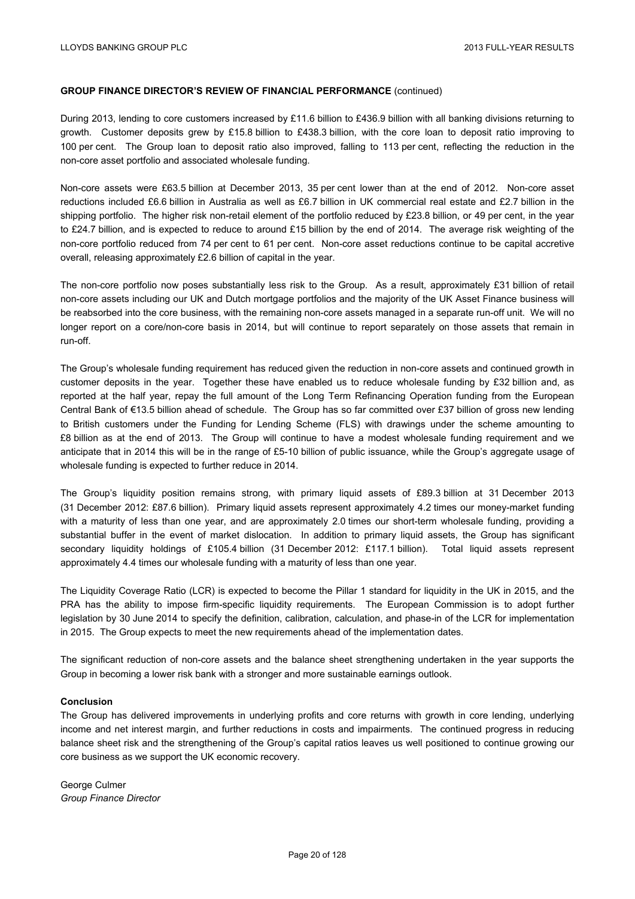**GROUP FINANCE DIRECTOR'S REVIEW OF FINANCIAL PERFORMANCE** (continued)

During 2013, lending to core customers increased by £11.6 billion to £436.9 billion with all banking divisions returning to growth. Customer deposits grew by £15.8 billion to £438.3 billion, with the core loan to deposit ratio improving to 100 per cent. The Group loan to deposit ratio also improved, falling to 113 per cent, reflecting the reduction in the non-core asset portfolio and associated wholesale funding.

Non-core assets were £63.5 billion at December 2013, 35 per cent lower than at the end of 2012. Non-core asset reductions included £6.6 billion in Australia as well as £6.7 billion in UK commercial real estate and £2.7 billion in the shipping portfolio. The higher risk non-retail element of the portfolio reduced by £23.8 billion, or 49 per cent, in the year to £24.7 billion, and is expected to reduce to around £15 billion by the end of 2014. The average risk weighting of the non-core portfolio reduced from 74 per cent to 61 per cent. Non-core asset reductions continue to be capital accretive overall, releasing approximately £2.6 billion of capital in the year.

The non-core portfolio now poses substantially less risk to the Group. As a result, approximately £31 billion of retail non-core assets including our UK and Dutch mortgage portfolios and the majority of the UK Asset Finance business will be reabsorbed into the core business, with the remaining non-core assets managed in a separate run-off unit. We will no longer report on a core/non-core basis in 2014, but will continue to report separately on those assets that remain in run-off.

The Group's wholesale funding requirement has reduced given the reduction in non-core assets and continued growth in customer deposits in the year. Together these have enabled us to reduce wholesale funding by £32 billion and, as reported at the half year, repay the full amount of the Long Term Refinancing Operation funding from the European Central Bank of €13.5 billion ahead of schedule. The Group has so far committed over £37 billion of gross new lending to British customers under the Funding for Lending Scheme (FLS) with drawings under the scheme amounting to £8 billion as at the end of 2013. The Group will continue to have a modest wholesale funding requirement and we anticipate that in 2014 this will be in the range of £5-10 billion of public issuance, while the Group's aggregate usage of wholesale funding is expected to further reduce in 2014.

The Group's liquidity position remains strong, with primary liquid assets of £89.3 billion at 31 December 2013 (31 December 2012: £87.6 billion). Primary liquid assets represent approximately 4.2 times our money-market funding with a maturity of less than one year, and are approximately 2.0 times our short-term wholesale funding, providing a substantial buffer in the event of market dislocation. In addition to primary liquid assets, the Group has significant secondary liquidity holdings of £105.4 billion (31 December 2012: £117.1 billion). Total liquid assets represent approximately 4.4 times our wholesale funding with a maturity of less than one year.

The Liquidity Coverage Ratio (LCR) is expected to become the Pillar 1 standard for liquidity in the UK in 2015, and the PRA has the ability to impose firm-specific liquidity requirements. The European Commission is to adopt further legislation by 30 June 2014 to specify the definition, calibration, calculation, and phase-in of the LCR for implementation in 2015. The Group expects to meet the new requirements ahead of the implementation dates.

The significant reduction of non-core assets and the balance sheet strengthening undertaken in the year supports the Group in becoming a lower risk bank with a stronger and more sustainable earnings outlook.

**Conclusion**

The Group has delivered improvements in underlying profits and core returns with growth in core lending, underlying income and net interest margin, and further reductions in costs and impairments. The continued progress in reducing balance sheet risk and the strengthening of the Group's capital ratios leaves us well positioned to continue growing our core business as we support the UK economic recovery.

George Culmer
*Group Finance Director*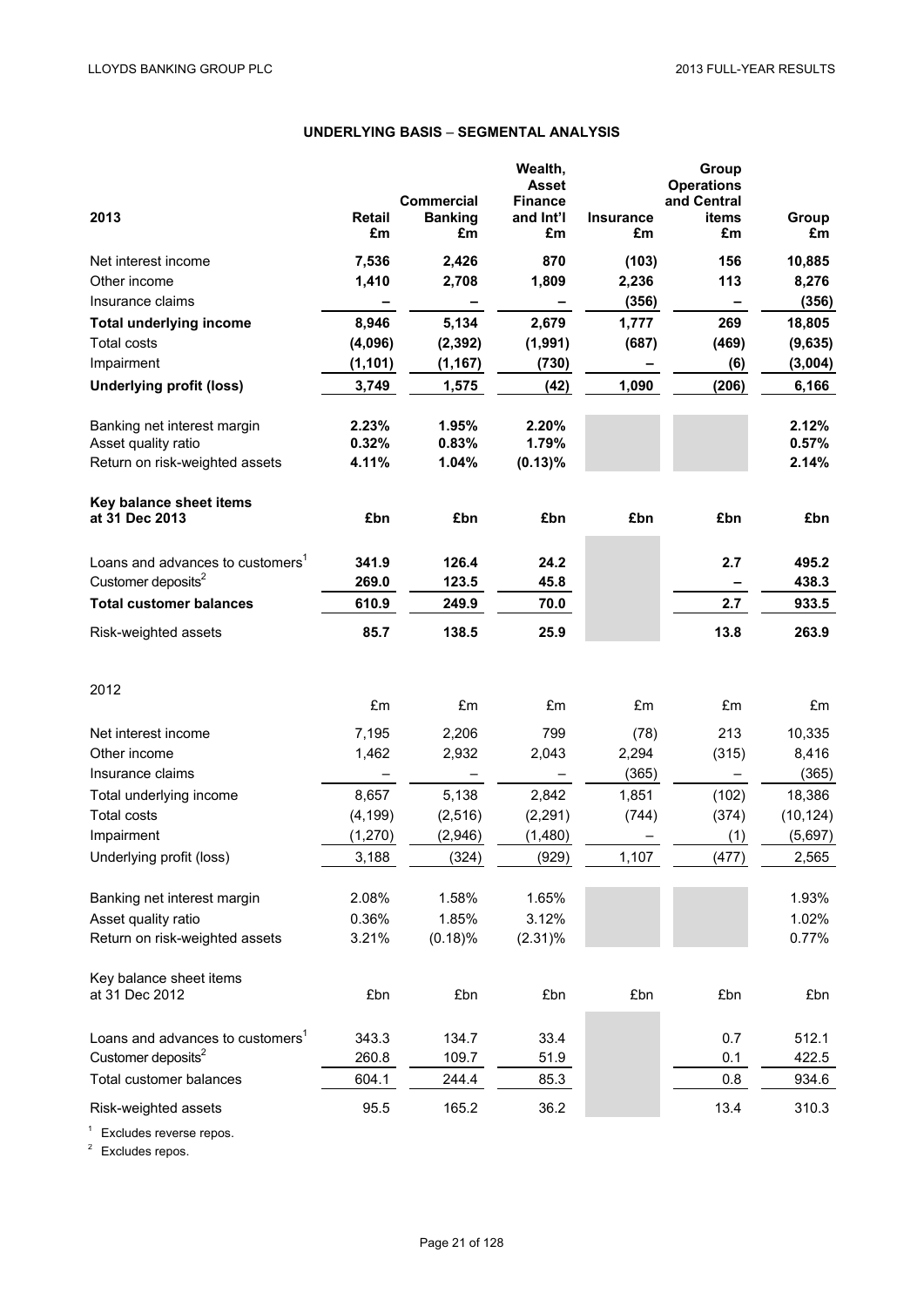## UNDERLYING BASIS – SEGMENTAL ANALYSIS

| 2013 | Retail £m | Commercial Banking £m | Wealth, Asset Finance and Int'l £m | Insurance £m | Group Operations and Central items £m | Group £m |
|---|---|---|---|---|---|---|
| Net interest income | **7,536** | **2,426** | **870** | **(103)** | **156** | **10,885** |
| Other income | **1,410** | **2,708** | **1,809** | **2,236** | **113** | **8,276** |
| Insurance claims | **–** | **–** | **–** | **(356)** | **–** | **(356)** |
| **Total underlying income** | **8,946** | **5,134** | **2,679** | **1,777** | **269** | **18,805** |
| Total costs | **(4,096)** | **(2,392)** | **(1,991)** | **(687)** | **(469)** | **(9,635)** |
| Impairment | **(1,101)** | **(1,167)** | **(730)** | **–** | **(6)** | **(3,004)** |
| **Underlying profit (loss)** | **3,749** | **1,575** | **(42)** | **1,090** | **(206)** | **6,166** |
| | | | | | | |
| Banking net interest margin | **2.23%** | **1.95%** | **2.20%** | | | **2.12%** |
| Asset quality ratio | **0.32%** | **0.83%** | **1.79%** | | | **0.57%** |
| Return on risk-weighted assets | **4.11%** | **1.04%** | **(0.13)%** | | | **2.14%** |
| | | | | | | |
| **Key balance sheet items at 31 Dec 2013** | **£bn** | **£bn** | **£bn** | **£bn** | **£bn** | **£bn** |
| Loans and advances to customers[1] | **341.9** | **126.4** | **24.2** | | **2.7** | **495.2** |
| Customer deposits[2] | **269.0** | **123.5** | **45.8** | | **–** | **438.3** |
| **Total customer balances** | **610.9** | **249.9** | **70.0** | | **2.7** | **933.5** |
| Risk-weighted assets | **85.7** | **138.5** | **25.9** | | **13.8** | **263.9** |

| 2012 | £m | £m | £m | £m | £m | £m |
|---|---|---|---|---|---|---|
| Net interest income | 7,195 | 2,206 | 799 | (78) | 213 | 10,335 |
| Other income | 1,462 | 2,932 | 2,043 | 2,294 | (315) | 8,416 |
| Insurance claims | – | – | – | (365) | – | (365) |
| Total underlying income | 8,657 | 5,138 | 2,842 | 1,851 | (102) | 18,386 |
| Total costs | (4,199) | (2,516) | (2,291) | (744) | (374) | (10,124) |
| Impairment | (1,270) | (2,946) | (1,480) | – | (1) | (5,697) |
| Underlying profit (loss) | 3,188 | (324) | (929) | 1,107 | (477) | 2,565 |
| | | | | | | |
| Banking net interest margin | 2.08% | 1.58% | 1.65% | | | 1.93% |
| Asset quality ratio | 0.36% | 1.85% | 3.12% | | | 1.02% |
| Return on risk-weighted assets | 3.21% | (0.18)% | (2.31)% | | | 0.77% |
| | | | | | | |
| Key balance sheet items at 31 Dec 2012 | £bn | £bn | £bn | £bn | £bn | £bn |
| Loans and advances to customers[1] | 343.3 | 134.7 | 33.4 | | 0.7 | 512.1 |
| Customer deposits[2] | 260.8 | 109.7 | 51.9 | | 0.1 | 422.5 |
| Total customer balances | 604.1 | 244.4 | 85.3 | | 0.8 | 934.6 |
| Risk-weighted assets | 95.5 | 165.2 | 36.2 | | 13.4 | 310.3 |

[1] Excludes reverse repos.

[2] Excludes repos.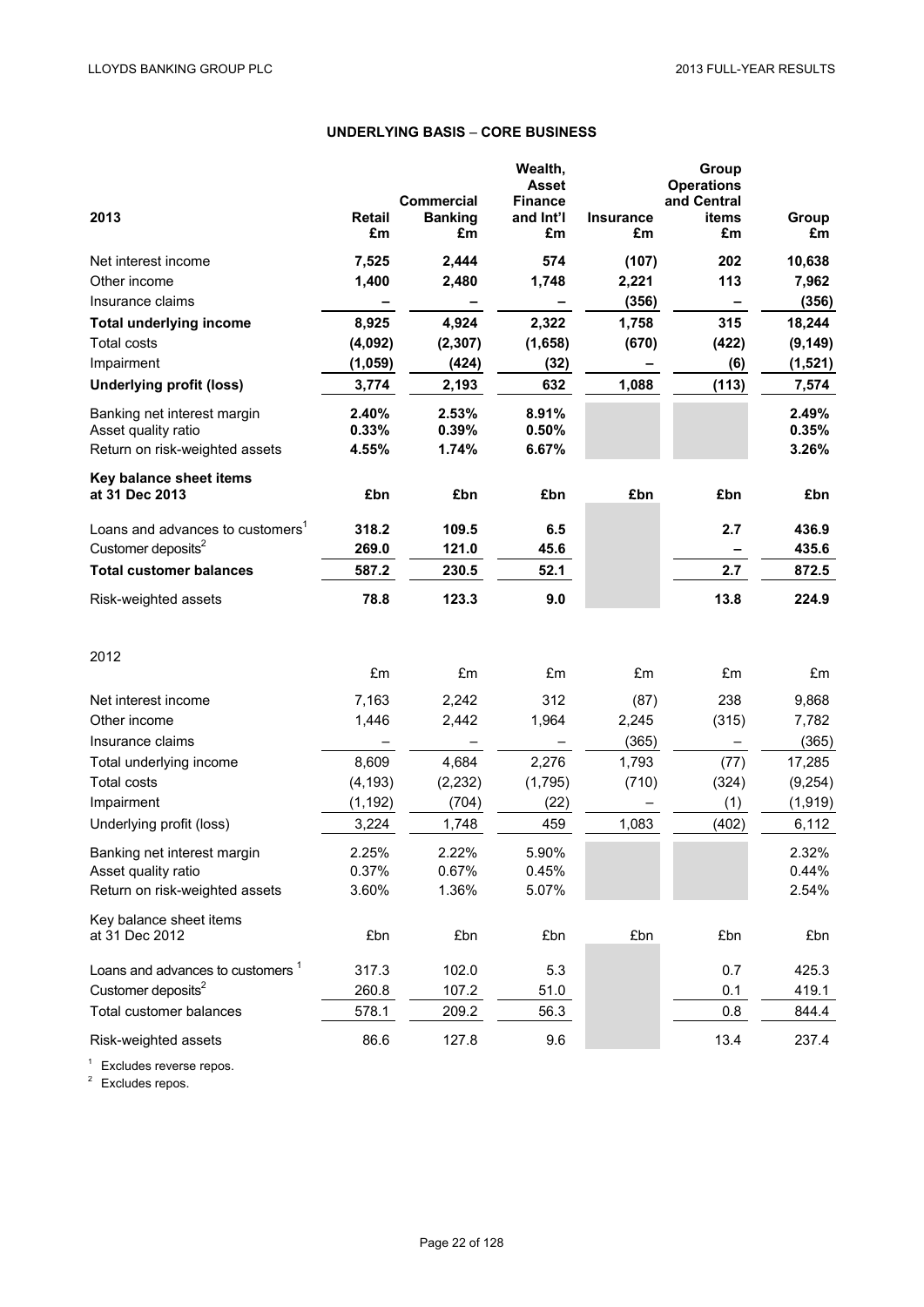## UNDERLYING BASIS – CORE BUSINESS

| 2013 | Retail £m | Commercial Banking £m | Wealth, Asset Finance and Int'l £m | Insurance £m | Group Operations and Central items £m | Group £m |
|---|---|---|---|---|---|---|
| Net interest income | **7,525** | **2,444** | **574** | **(107)** | **202** | **10,638** |
| Other income | **1,400** | **2,480** | **1,748** | **2,221** | **113** | **7,962** |
| Insurance claims | **–** | **–** | **–** | **(356)** | **–** | **(356)** |
| **Total underlying income** | **8,925** | **4,924** | **2,322** | **1,758** | **315** | **18,244** |
| Total costs | **(4,092)** | **(2,307)** | **(1,658)** | **(670)** | **(422)** | **(9,149)** |
| Impairment | **(1,059)** | **(424)** | **(32)** | **–** | **(6)** | **(1,521)** |
| **Underlying profit (loss)** | **3,774** | **2,193** | **632** | **1,088** | **(113)** | **7,574** |
| Banking net interest margin | **2.40%** | **2.53%** | **8.91%** | | | **2.49%** |
| Asset quality ratio | **0.33%** | **0.39%** | **0.50%** | | | **0.35%** |
| Return on risk-weighted assets | **4.55%** | **1.74%** | **6.67%** | | | **3.26%** |
| **Key balance sheet items at 31 Dec 2013** | **£bn** | **£bn** | **£bn** | **£bn** | **£bn** | **£bn** |
| Loans and advances to customers[1] | **318.2** | **109.5** | **6.5** | | **2.7** | **436.9** |
| Customer deposits[2] | **269.0** | **121.0** | **45.6** | | **–** | **435.6** |
| **Total customer balances** | **587.2** | **230.5** | **52.1** | | **2.7** | **872.5** |
| Risk-weighted assets | **78.8** | **123.3** | **9.0** | | **13.8** | **224.9** |

| 2012 | £m | £m | £m | £m | £m | £m |
|---|---|---|---|---|---|---|
| Net interest income | 7,163 | 2,242 | 312 | (87) | 238 | 9,868 |
| Other income | 1,446 | 2,442 | 1,964 | 2,245 | (315) | 7,782 |
| Insurance claims | – | – | – | (365) | – | (365) |
| Total underlying income | 8,609 | 4,684 | 2,276 | 1,793 | (77) | 17,285 |
| Total costs | (4,193) | (2,232) | (1,795) | (710) | (324) | (9,254) |
| Impairment | (1,192) | (704) | (22) | – | (1) | (1,919) |
| Underlying profit (loss) | 3,224 | 1,748 | 459 | 1,083 | (402) | 6,112 |
| Banking net interest margin | 2.25% | 2.22% | 5.90% | | | 2.32% |
| Asset quality ratio | 0.37% | 0.67% | 0.45% | | | 0.44% |
| Return on risk-weighted assets | 3.60% | 1.36% | 5.07% | | | 2.54% |
| Key balance sheet items at 31 Dec 2012 | £bn | £bn | £bn | £bn | £bn | £bn |
| Loans and advances to customers[1] | 317.3 | 102.0 | 5.3 | | 0.7 | 425.3 |
| Customer deposits[2] | 260.8 | 107.2 | 51.0 | | 0.1 | 419.1 |
| Total customer balances | 578.1 | 209.2 | 56.3 | | 0.8 | 844.4 |
| Risk-weighted assets | 86.6 | 127.8 | 9.6 | | 13.4 | 237.4 |

[1] Excludes reverse repos.
[2] Excludes repos.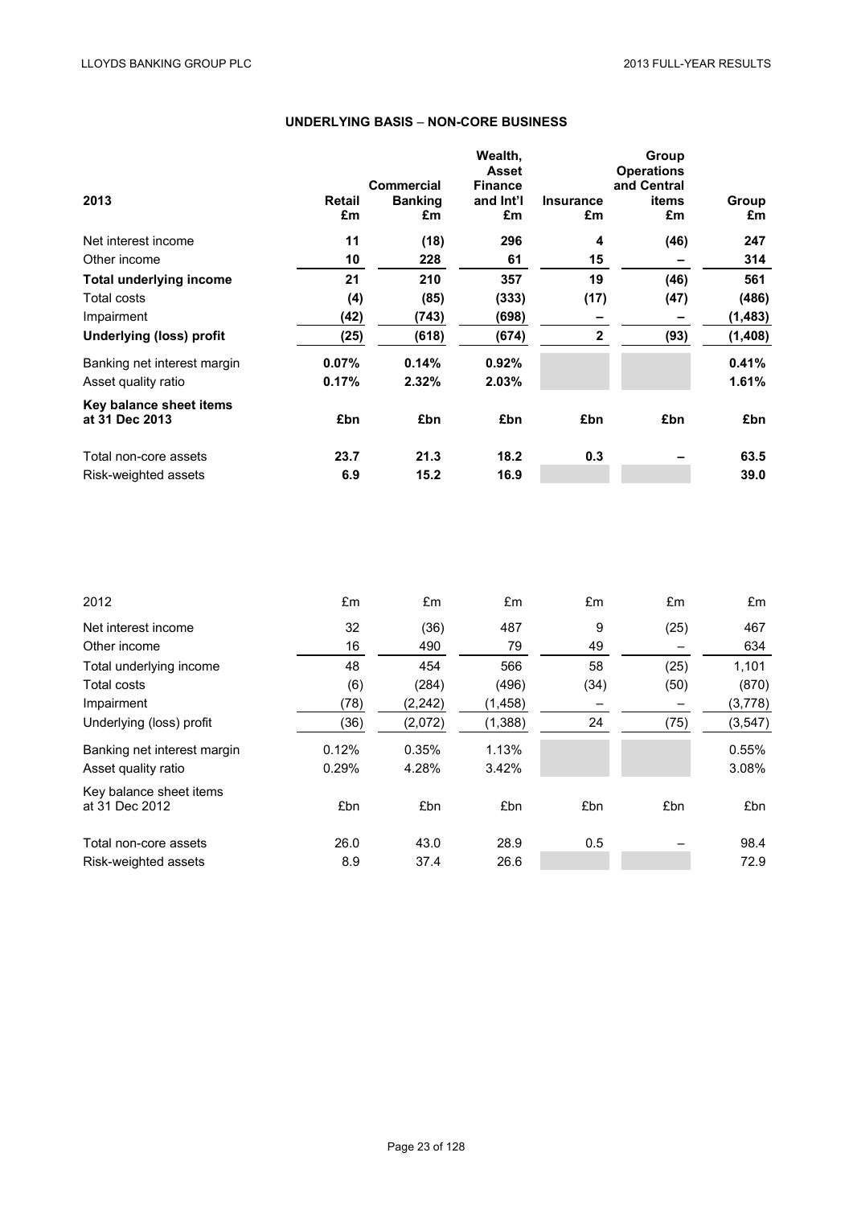## UNDERLYING BASIS – NON-CORE BUSINESS

| 2013 | Retail £m | Commercial Banking £m | Wealth, Asset Finance and Int'l £m | Insurance £m | Group Operations and Central items £m | Group £m |
|---|---|---|---|---|---|---|
| Net interest income | **11** | **(18)** | **296** | **4** | **(46)** | **247** |
| Other income | **10** | **228** | **61** | **15** | **–** | **314** |
| **Total underlying income** | **21** | **210** | **357** | **19** | **(46)** | **561** |
| Total costs | **(4)** | **(85)** | **(333)** | **(17)** | **(47)** | **(486)** |
| Impairment | **(42)** | **(743)** | **(698)** | **–** | **–** | **(1,483)** |
| **Underlying (loss) profit** | **(25)** | **(618)** | **(674)** | **2** | **(93)** | **(1,408)** |
| Banking net interest margin | **0.07%** | **0.14%** | **0.92%** | | | **0.41%** |
| Asset quality ratio | **0.17%** | **2.32%** | **2.03%** | | | **1.61%** |
| **Key balance sheet items at 31 Dec 2013** | **£bn** | **£bn** | **£bn** | **£bn** | **£bn** | **£bn** |
| Total non-core assets | **23.7** | **21.3** | **18.2** | **0.3** | **–** | **63.5** |
| Risk-weighted assets | **6.9** | **15.2** | **16.9** | | | **39.0** |

| 2012 | £m | £m | £m | £m | £m | £m |
|---|---|---|---|---|---|---|
| Net interest income | 32 | (36) | 487 | 9 | (25) | 467 |
| Other income | 16 | 490 | 79 | 49 | – | 634 |
| Total underlying income | 48 | 454 | 566 | 58 | (25) | 1,101 |
| Total costs | (6) | (284) | (496) | (34) | (50) | (870) |
| Impairment | (78) | (2,242) | (1,458) | – | – | (3,778) |
| Underlying (loss) profit | (36) | (2,072) | (1,388) | 24 | (75) | (3,547) |
| Banking net interest margin | 0.12% | 0.35% | 1.13% | | | 0.55% |
| Asset quality ratio | 0.29% | 4.28% | 3.42% | | | 3.08% |
| Key balance sheet items at 31 Dec 2012 | £bn | £bn | £bn | £bn | £bn | £bn |
| Total non-core assets | 26.0 | 43.0 | 28.9 | 0.5 | – | 98.4 |
| Risk-weighted assets | 8.9 | 37.4 | 26.6 | | | 72.9 |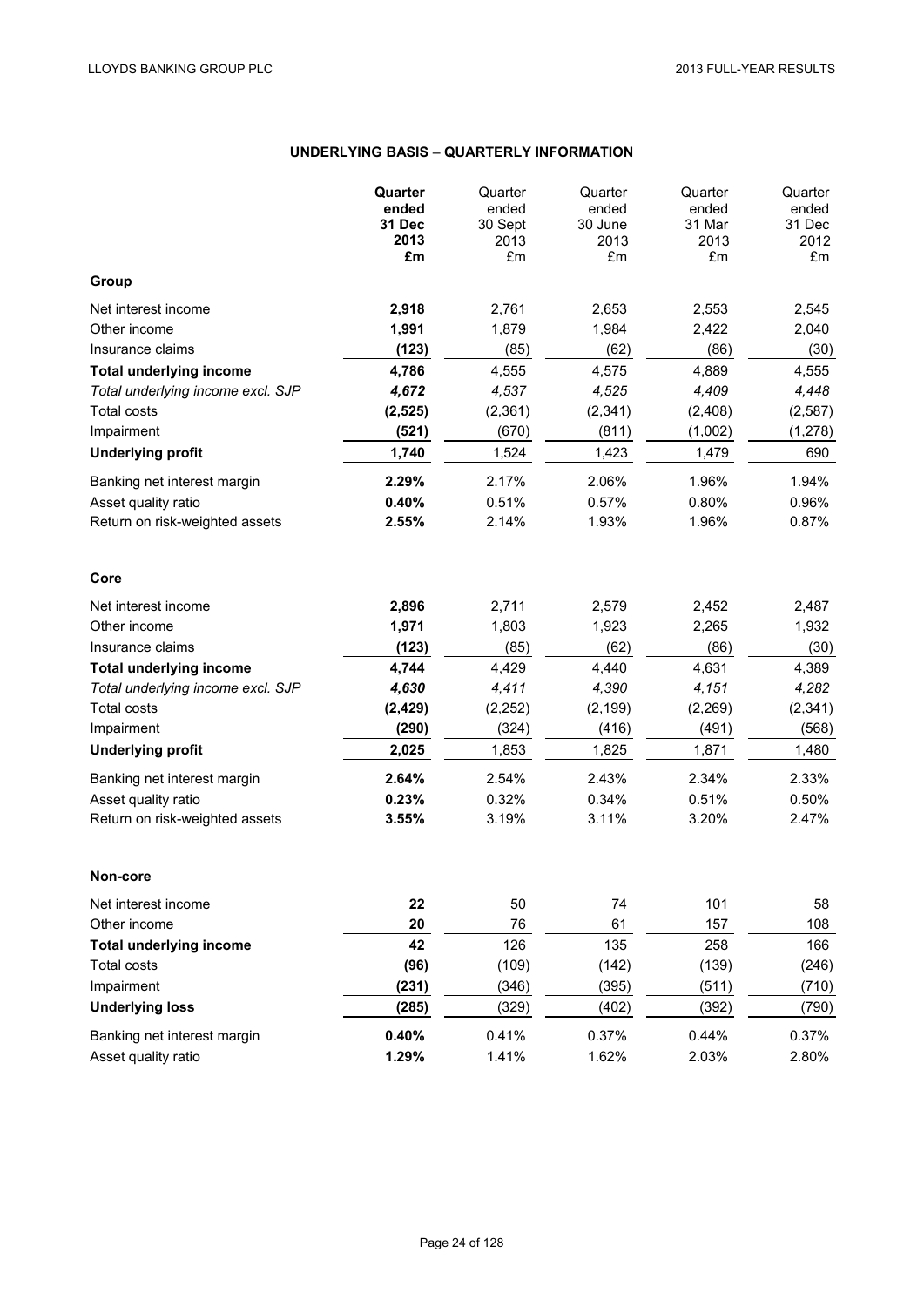## UNDERLYING BASIS – QUARTERLY INFORMATION

| | **Quarter ended 31 Dec 2013 £m** | Quarter ended 30 Sept 2013 £m | Quarter ended 30 June 2013 £m | Quarter ended 31 Mar 2013 £m | Quarter ended 31 Dec 2012 £m |
|---|---|---|---|---|---|
| **Group** | | | | | |
| Net interest income | **2,918** | 2,761 | 2,653 | 2,553 | 2,545 |
| Other income | **1,991** | 1,879 | 1,984 | 2,422 | 2,040 |
| Insurance claims | **(123)** | (85) | (62) | (86) | (30) |
| **Total underlying income** | **4,786** | 4,555 | 4,575 | 4,889 | 4,555 |
| *Total underlying income excl. SJP* | ***4,672*** | *4,537* | *4,525* | *4,409* | *4,448* |
| Total costs | **(2,525)** | (2,361) | (2,341) | (2,408) | (2,587) |
| Impairment | **(521)** | (670) | (811) | (1,002) | (1,278) |
| **Underlying profit** | **1,740** | 1,524 | 1,423 | 1,479 | 690 |
| Banking net interest margin | **2.29%** | 2.17% | 2.06% | 1.96% | 1.94% |
| Asset quality ratio | **0.40%** | 0.51% | 0.57% | 0.80% | 0.96% |
| Return on risk-weighted assets | **2.55%** | 2.14% | 1.93% | 1.96% | 0.87% |
| **Core** | | | | | |
| Net interest income | **2,896** | 2,711 | 2,579 | 2,452 | 2,487 |
| Other income | **1,971** | 1,803 | 1,923 | 2,265 | 1,932 |
| Insurance claims | **(123)** | (85) | (62) | (86) | (30) |
| **Total underlying income** | **4,744** | 4,429 | 4,440 | 4,631 | 4,389 |
| *Total underlying income excl. SJP* | ***4,630*** | *4,411* | *4,390* | *4,151* | *4,282* |
| Total costs | **(2,429)** | (2,252) | (2,199) | (2,269) | (2,341) |
| Impairment | **(290)** | (324) | (416) | (491) | (568) |
| **Underlying profit** | **2,025** | 1,853 | 1,825 | 1,871 | 1,480 |
| Banking net interest margin | **2.64%** | 2.54% | 2.43% | 2.34% | 2.33% |
| Asset quality ratio | **0.23%** | 0.32% | 0.34% | 0.51% | 0.50% |
| Return on risk-weighted assets | **3.55%** | 3.19% | 3.11% | 3.20% | 2.47% |
| **Non-core** | | | | | |
| Net interest income | **22** | 50 | 74 | 101 | 58 |
| Other income | **20** | 76 | 61 | 157 | 108 |
| **Total underlying income** | **42** | 126 | 135 | 258 | 166 |
| Total costs | **(96)** | (109) | (142) | (139) | (246) |
| Impairment | **(231)** | (346) | (395) | (511) | (710) |
| **Underlying loss** | **(285)** | (329) | (402) | (392) | (790) |
| Banking net interest margin | **0.40%** | 0.41% | 0.37% | 0.44% | 0.37% |
| Asset quality ratio | **1.29%** | 1.41% | 1.62% | 2.03% | 2.80% |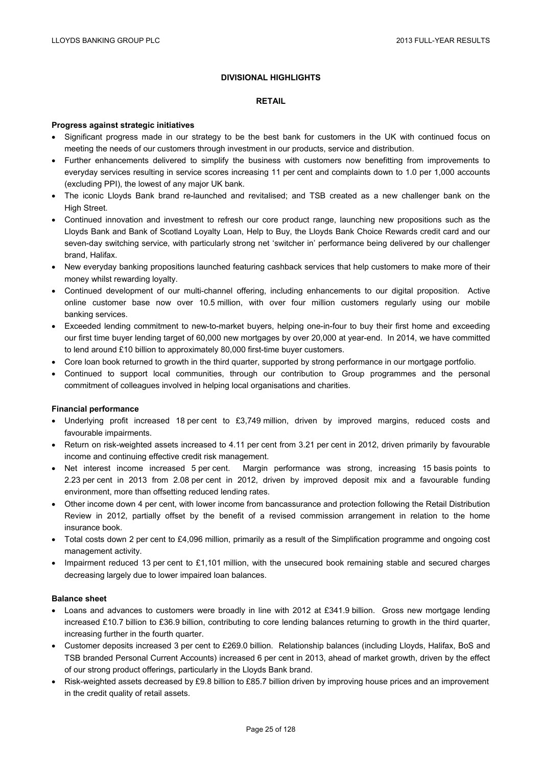## DIVISIONAL HIGHLIGHTS

### RETAIL

**Progress against strategic initiatives**

- Significant progress made in our strategy to be the best bank for customers in the UK with continued focus on meeting the needs of our customers through investment in our products, service and distribution.
- Further enhancements delivered to simplify the business with customers now benefitting from improvements to everyday services resulting in service scores increasing 11 per cent and complaints down to 1.0 per 1,000 accounts (excluding PPI), the lowest of any major UK bank.
- The iconic Lloyds Bank brand re-launched and revitalised; and TSB created as a new challenger bank on the High Street.
- Continued innovation and investment to refresh our core product range, launching new propositions such as the Lloyds Bank and Bank of Scotland Loyalty Loan, Help to Buy, the Lloyds Bank Choice Rewards credit card and our seven-day switching service, with particularly strong net 'switcher in' performance being delivered by our challenger brand, Halifax.
- New everyday banking propositions launched featuring cashback services that help customers to make more of their money whilst rewarding loyalty.
- Continued development of our multi-channel offering, including enhancements to our digital proposition. Active online customer base now over 10.5 million, with over four million customers regularly using our mobile banking services.
- Exceeded lending commitment to new-to-market buyers, helping one-in-four to buy their first home and exceeding our first time buyer lending target of 60,000 new mortgages by over 20,000 at year-end. In 2014, we have committed to lend around £10 billion to approximately 80,000 first-time buyer customers.
- Core loan book returned to growth in the third quarter, supported by strong performance in our mortgage portfolio.
- Continued to support local communities, through our contribution to Group programmes and the personal commitment of colleagues involved in helping local organisations and charities.

**Financial performance**

- Underlying profit increased 18 per cent to £3,749 million, driven by improved margins, reduced costs and favourable impairments.
- Return on risk-weighted assets increased to 4.11 per cent from 3.21 per cent in 2012, driven primarily by favourable income and continuing effective credit risk management.
- Net interest income increased 5 per cent. Margin performance was strong, increasing 15 basis points to 2.23 per cent in 2013 from 2.08 per cent in 2012, driven by improved deposit mix and a favourable funding environment, more than offsetting reduced lending rates.
- Other income down 4 per cent, with lower income from bancassurance and protection following the Retail Distribution Review in 2012, partially offset by the benefit of a revised commission arrangement in relation to the home insurance book.
- Total costs down 2 per cent to £4,096 million, primarily as a result of the Simplification programme and ongoing cost management activity.
- Impairment reduced 13 per cent to £1,101 million, with the unsecured book remaining stable and secured charges decreasing largely due to lower impaired loan balances.

**Balance sheet**

- Loans and advances to customers were broadly in line with 2012 at £341.9 billion. Gross new mortgage lending increased £10.7 billion to £36.9 billion, contributing to core lending balances returning to growth in the third quarter, increasing further in the fourth quarter.
- Customer deposits increased 3 per cent to £269.0 billion. Relationship balances (including Lloyds, Halifax, BoS and TSB branded Personal Current Accounts) increased 6 per cent in 2013, ahead of market growth, driven by the effect of our strong product offerings, particularly in the Lloyds Bank brand.
- Risk-weighted assets decreased by £9.8 billion to £85.7 billion driven by improving house prices and an improvement in the credit quality of retail assets.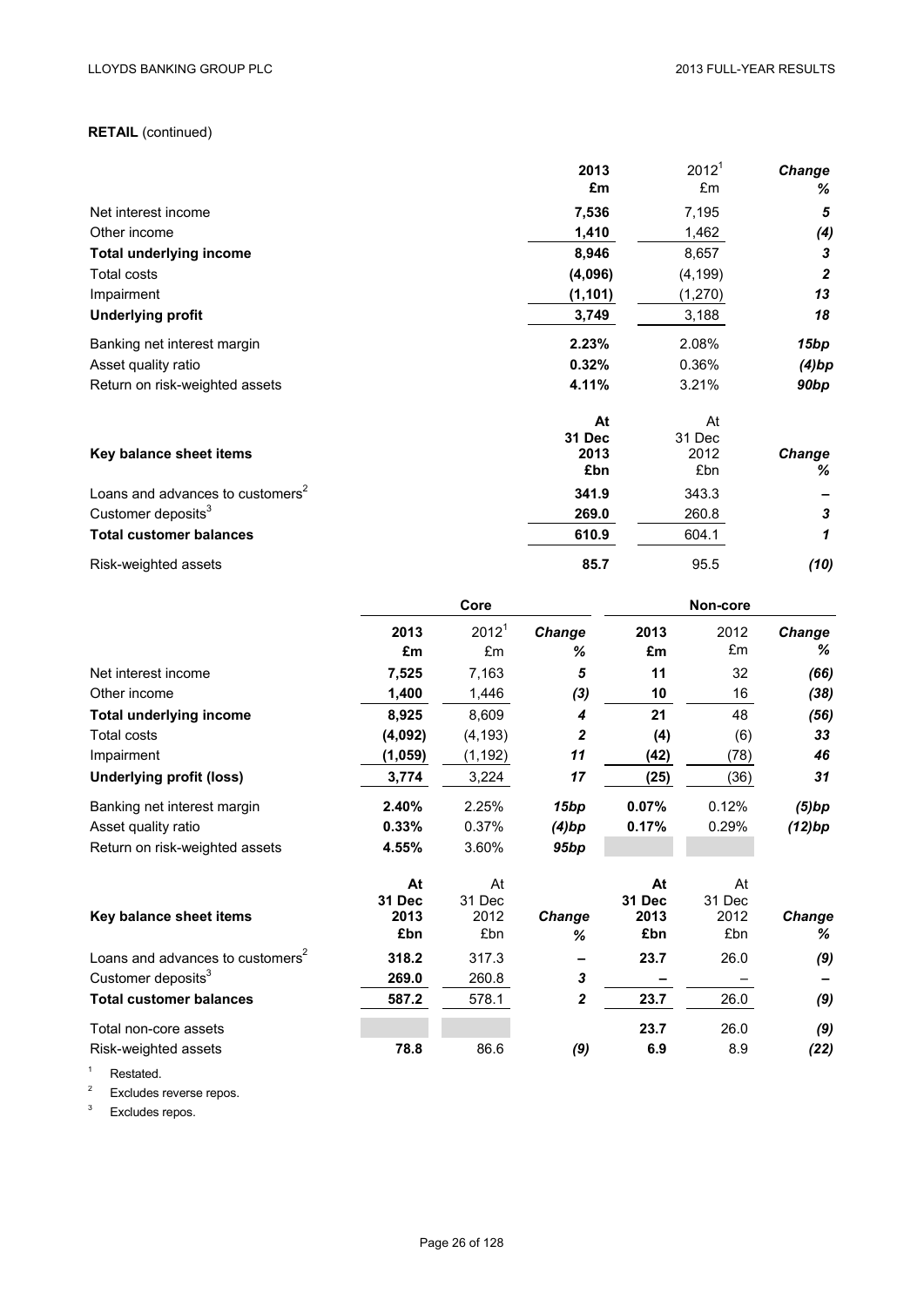**RETAIL** (continued)

| | 2013 £m | 2012[1] £m | *Change %* |
|---|---|---|---|
| Net interest income | **7,536** | 7,195 | ***5*** |
| Other income | **1,410** | 1,462 | ***(4)*** |
| **Total underlying income** | **8,946** | 8,657 | ***3*** |
| Total costs | **(4,096)** | (4,199) | ***2*** |
| Impairment | **(1,101)** | (1,270) | ***13*** |
| **Underlying profit** | **3,749** | 3,188 | ***18*** |
| Banking net interest margin | **2.23%** | 2.08% | ***15bp*** |
| Asset quality ratio | **0.32%** | 0.36% | ***(4)bp*** |
| Return on risk-weighted assets | **4.11%** | 3.21% | ***90bp*** |

| **Key balance sheet items** | At 31 Dec 2013 £bn | At 31 Dec 2012 £bn | *Change %* |
|---|---|---|---|
| Loans and advances to customers[2] | **341.9** | 343.3 | **–** |
| Customer deposits[3] | **269.0** | 260.8 | ***3*** |
| **Total customer balances** | **610.9** | 604.1 | ***1*** |
| Risk-weighted assets | **85.7** | 95.5 | ***(10)*** |

| | Core | | | Non-core | | |
|---|---|---|---|---|---|---|
| | 2013 £m | 2012[1] £m | *Change %* | 2013 £m | 2012 £m | *Change %* |
| Net interest income | **7,525** | 7,163 | ***5*** | **11** | 32 | ***(66)*** |
| Other income | **1,400** | 1,446 | ***(3)*** | **10** | 16 | ***(38)*** |
| **Total underlying income** | **8,925** | 8,609 | ***4*** | **21** | 48 | ***(56)*** |
| Total costs | **(4,092)** | (4,193) | ***2*** | **(4)** | (6) | ***33*** |
| Impairment | **(1,059)** | (1,192) | ***11*** | **(42)** | (78) | ***46*** |
| **Underlying profit (loss)** | **3,774** | 3,224 | ***17*** | **(25)** | (36) | ***31*** |
| Banking net interest margin | **2.40%** | 2.25% | ***15bp*** | **0.07%** | 0.12% | ***(5)bp*** |
| Asset quality ratio | **0.33%** | 0.37% | ***(4)bp*** | **0.17%** | 0.29% | ***(12)bp*** |
| Return on risk-weighted assets | **4.55%** | 3.60% | ***95bp*** | | | |

| **Key balance sheet items** | At 31 Dec 2013 £bn | At 31 Dec 2012 £bn | *Change %* | At 31 Dec 2013 £bn | At 31 Dec 2012 £bn | *Change %* |
|---|---|---|---|---|---|---|
| Loans and advances to customers[2] | **318.2** | 317.3 | **–** | **23.7** | 26.0 | ***(9)*** |
| Customer deposits[3] | **269.0** | 260.8 | ***3*** | **–** | – | **–** |
| **Total customer balances** | **587.2** | 578.1 | ***2*** | **23.7** | 26.0 | ***(9)*** |
| Total non-core assets | | | | **23.7** | 26.0 | ***(9)*** |
| Risk-weighted assets | **78.8** | 86.6 | ***(9)*** | **6.9** | 8.9 | ***(22)*** |

[1] Restated.

[2] Excludes reverse repos.

[3] Excludes repos.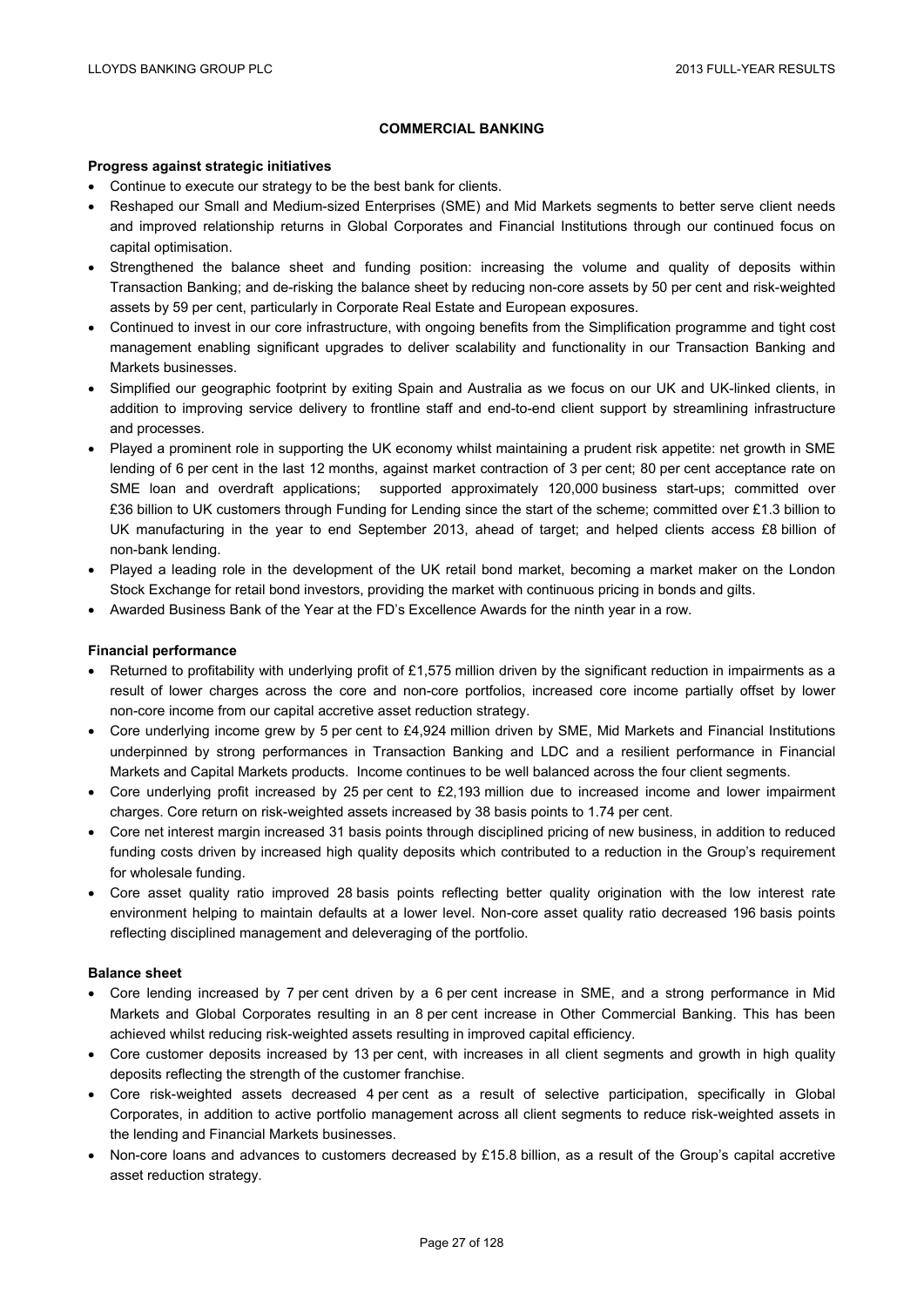## COMMERCIAL BANKING

**Progress against strategic initiatives**

- Continue to execute our strategy to be the best bank for clients.
- Reshaped our Small and Medium-sized Enterprises (SME) and Mid Markets segments to better serve client needs and improved relationship returns in Global Corporates and Financial Institutions through our continued focus on capital optimisation.
- Strengthened the balance sheet and funding position: increasing the volume and quality of deposits within Transaction Banking; and de-risking the balance sheet by reducing non-core assets by 50 per cent and risk-weighted assets by 59 per cent, particularly in Corporate Real Estate and European exposures.
- Continued to invest in our core infrastructure, with ongoing benefits from the Simplification programme and tight cost management enabling significant upgrades to deliver scalability and functionality in our Transaction Banking and Markets businesses.
- Simplified our geographic footprint by exiting Spain and Australia as we focus on our UK and UK-linked clients, in addition to improving service delivery to frontline staff and end-to-end client support by streamlining infrastructure and processes.
- Played a prominent role in supporting the UK economy whilst maintaining a prudent risk appetite: net growth in SME lending of 6 per cent in the last 12 months, against market contraction of 3 per cent; 80 per cent acceptance rate on SME loan and overdraft applications; supported approximately 120,000 business start-ups; committed over £36 billion to UK customers through Funding for Lending since the start of the scheme; committed over £1.3 billion to UK manufacturing in the year to end September 2013, ahead of target; and helped clients access £8 billion of non-bank lending.
- Played a leading role in the development of the UK retail bond market, becoming a market maker on the London Stock Exchange for retail bond investors, providing the market with continuous pricing in bonds and gilts.
- Awarded Business Bank of the Year at the FD's Excellence Awards for the ninth year in a row.

**Financial performance**

- Returned to profitability with underlying profit of £1,575 million driven by the significant reduction in impairments as a result of lower charges across the core and non-core portfolios, increased core income partially offset by lower non-core income from our capital accretive asset reduction strategy.
- Core underlying income grew by 5 per cent to £4,924 million driven by SME, Mid Markets and Financial Institutions underpinned by strong performances in Transaction Banking and LDC and a resilient performance in Financial Markets and Capital Markets products. Income continues to be well balanced across the four client segments.
- Core underlying profit increased by 25 per cent to £2,193 million due to increased income and lower impairment charges. Core return on risk-weighted assets increased by 38 basis points to 1.74 per cent.
- Core net interest margin increased 31 basis points through disciplined pricing of new business, in addition to reduced funding costs driven by increased high quality deposits which contributed to a reduction in the Group's requirement for wholesale funding.
- Core asset quality ratio improved 28 basis points reflecting better quality origination with the low interest rate environment helping to maintain defaults at a lower level. Non-core asset quality ratio decreased 196 basis points reflecting disciplined management and deleveraging of the portfolio.

**Balance sheet**

- Core lending increased by 7 per cent driven by a 6 per cent increase in SME, and a strong performance in Mid Markets and Global Corporates resulting in an 8 per cent increase in Other Commercial Banking. This has been achieved whilst reducing risk-weighted assets resulting in improved capital efficiency.
- Core customer deposits increased by 13 per cent, with increases in all client segments and growth in high quality deposits reflecting the strength of the customer franchise.
- Core risk-weighted assets decreased 4 per cent as a result of selective participation, specifically in Global Corporates, in addition to active portfolio management across all client segments to reduce risk-weighted assets in the lending and Financial Markets businesses.
- Non-core loans and advances to customers decreased by £15.8 billion, as a result of the Group's capital accretive asset reduction strategy.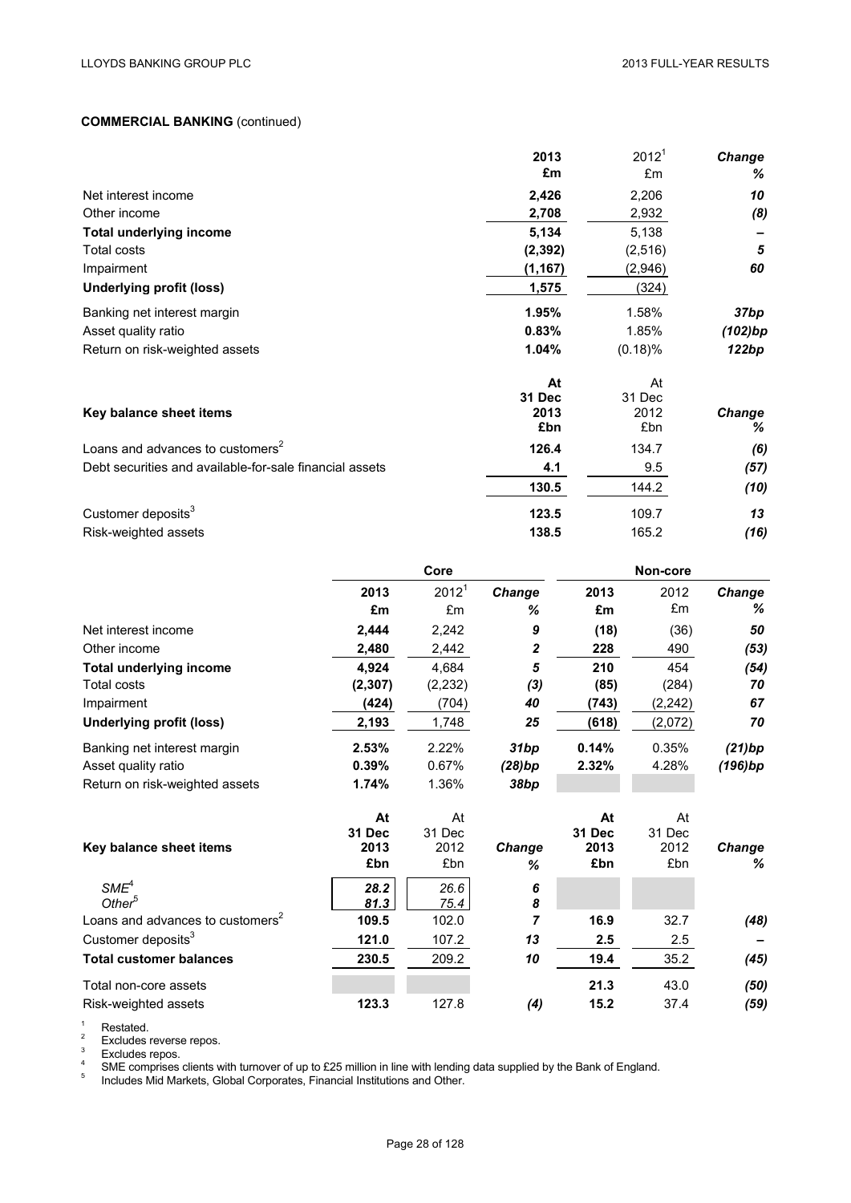**COMMERCIAL BANKING** (continued)

| | 2013 £m | 2012[1] £m | Change % |
|---|---|---|---|
| Net interest income | **2,426** | 2,206 | *10* |
| Other income | **2,708** | 2,932 | *(8)* |
| **Total underlying income** | **5,134** | 5,138 | *–* |
| Total costs | **(2,392)** | (2,516) | *5* |
| Impairment | **(1,167)** | (2,946) | *60* |
| **Underlying profit (loss)** | **1,575** | (324) | |
| Banking net interest margin | **1.95%** | 1.58% | *37bp* |
| Asset quality ratio | **0.83%** | 1.85% | *(102)bp* |
| Return on risk-weighted assets | **1.04%** | (0.18)% | *122bp* |

| **Key balance sheet items** | At 31 Dec 2013 £bn | At 31 Dec 2012 £bn | Change % |
|---|---|---|---|
| Loans and advances to customers[2] | **126.4** | 134.7 | *(6)* |
| Debt securities and available-for-sale financial assets | **4.1** | 9.5 | *(57)* |
| | **130.5** | 144.2 | *(10)* |
| Customer deposits[3] | **123.5** | 109.7 | *13* |
| Risk-weighted assets | **138.5** | 165.2 | *(16)* |

| | Core | | | Non-core | | |
|---|---|---|---|---|---|---|
| | 2013 £m | 2012[1] £m | Change % | 2013 £m | 2012 £m | Change % |
| Net interest income | **2,444** | 2,242 | *9* | **(18)** | (36) | *50* |
| Other income | **2,480** | 2,442 | *2* | **228** | 490 | *(53)* |
| **Total underlying income** | **4,924** | 4,684 | *5* | **210** | 454 | *(54)* |
| Total costs | **(2,307)** | (2,232) | *(3)* | **(85)** | (284) | *70* |
| Impairment | **(424)** | (704) | *40* | **(743)** | (2,242) | *67* |
| **Underlying profit (loss)** | **2,193** | 1,748 | *25* | **(618)** | (2,072) | *70* |
| Banking net interest margin | **2.53%** | 2.22% | *31bp* | **0.14%** | 0.35% | *(21)bp* |
| Asset quality ratio | **0.39%** | 0.67% | *(28)bp* | **2.32%** | 4.28% | *(196)bp* |
| Return on risk-weighted assets | **1.74%** | 1.36% | *38bp* | | | |

| **Key balance sheet items** | At 31 Dec 2013 £bn | At 31 Dec 2012 £bn | Change % | At 31 Dec 2013 £bn | At 31 Dec 2012 £bn | Change % |
|---|---|---|---|---|---|---|
| *SME*[4] | ***28.2*** | *26.6* | *6* | | | |
| *Other*[5] | ***81.3*** | *75.4* | *8* | | | |
| Loans and advances to customers[2] | **109.5** | 102.0 | *7* | **16.9** | 32.7 | *(48)* |
| Customer deposits[3] | **121.0** | 107.2 | *13* | **2.5** | 2.5 | *–* |
| **Total customer balances** | **230.5** | 209.2 | *10* | **19.4** | 35.2 | *(45)* |
| Total non-core assets | | | | **21.3** | 43.0 | *(50)* |
| Risk-weighted assets | **123.3** | 127.8 | *(4)* | **15.2** | 37.4 | *(59)* |

[1] Restated.
[2] Excludes reverse repos.
[3] Excludes repos.
[4] SME comprises clients with turnover of up to £25 million in line with lending data supplied by the Bank of England.
[5] Includes Mid Markets, Global Corporates, Financial Institutions and Other.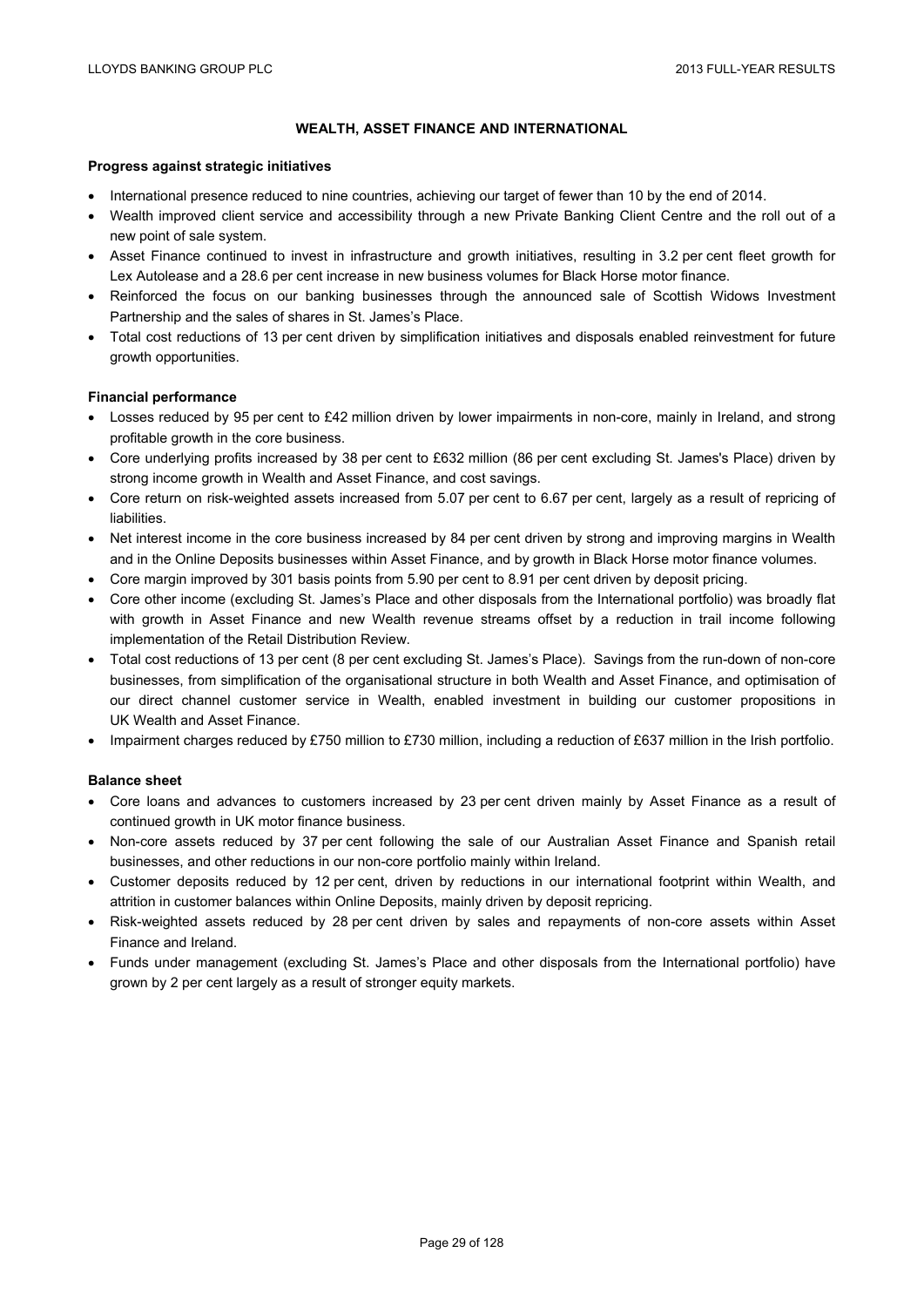## WEALTH, ASSET FINANCE AND INTERNATIONAL

**Progress against strategic initiatives**

- International presence reduced to nine countries, achieving our target of fewer than 10 by the end of 2014.
- Wealth improved client service and accessibility through a new Private Banking Client Centre and the roll out of a new point of sale system.
- Asset Finance continued to invest in infrastructure and growth initiatives, resulting in 3.2 per cent fleet growth for Lex Autolease and a 28.6 per cent increase in new business volumes for Black Horse motor finance.
- Reinforced the focus on our banking businesses through the announced sale of Scottish Widows Investment Partnership and the sales of shares in St. James's Place.
- Total cost reductions of 13 per cent driven by simplification initiatives and disposals enabled reinvestment for future growth opportunities.

**Financial performance**

- Losses reduced by 95 per cent to £42 million driven by lower impairments in non-core, mainly in Ireland, and strong profitable growth in the core business.
- Core underlying profits increased by 38 per cent to £632 million (86 per cent excluding St. James's Place) driven by strong income growth in Wealth and Asset Finance, and cost savings.
- Core return on risk-weighted assets increased from 5.07 per cent to 6.67 per cent, largely as a result of repricing of liabilities.
- Net interest income in the core business increased by 84 per cent driven by strong and improving margins in Wealth and in the Online Deposits businesses within Asset Finance, and by growth in Black Horse motor finance volumes.
- Core margin improved by 301 basis points from 5.90 per cent to 8.91 per cent driven by deposit pricing.
- Core other income (excluding St. James's Place and other disposals from the International portfolio) was broadly flat with growth in Asset Finance and new Wealth revenue streams offset by a reduction in trail income following implementation of the Retail Distribution Review.
- Total cost reductions of 13 per cent (8 per cent excluding St. James's Place). Savings from the run-down of non-core businesses, from simplification of the organisational structure in both Wealth and Asset Finance, and optimisation of our direct channel customer service in Wealth, enabled investment in building our customer propositions in UK Wealth and Asset Finance.
- Impairment charges reduced by £750 million to £730 million, including a reduction of £637 million in the Irish portfolio.

**Balance sheet**

- Core loans and advances to customers increased by 23 per cent driven mainly by Asset Finance as a result of continued growth in UK motor finance business.
- Non-core assets reduced by 37 per cent following the sale of our Australian Asset Finance and Spanish retail businesses, and other reductions in our non-core portfolio mainly within Ireland.
- Customer deposits reduced by 12 per cent, driven by reductions in our international footprint within Wealth, and attrition in customer balances within Online Deposits, mainly driven by deposit repricing.
- Risk-weighted assets reduced by 28 per cent driven by sales and repayments of non-core assets within Asset Finance and Ireland.
- Funds under management (excluding St. James's Place and other disposals from the International portfolio) have grown by 2 per cent largely as a result of stronger equity markets.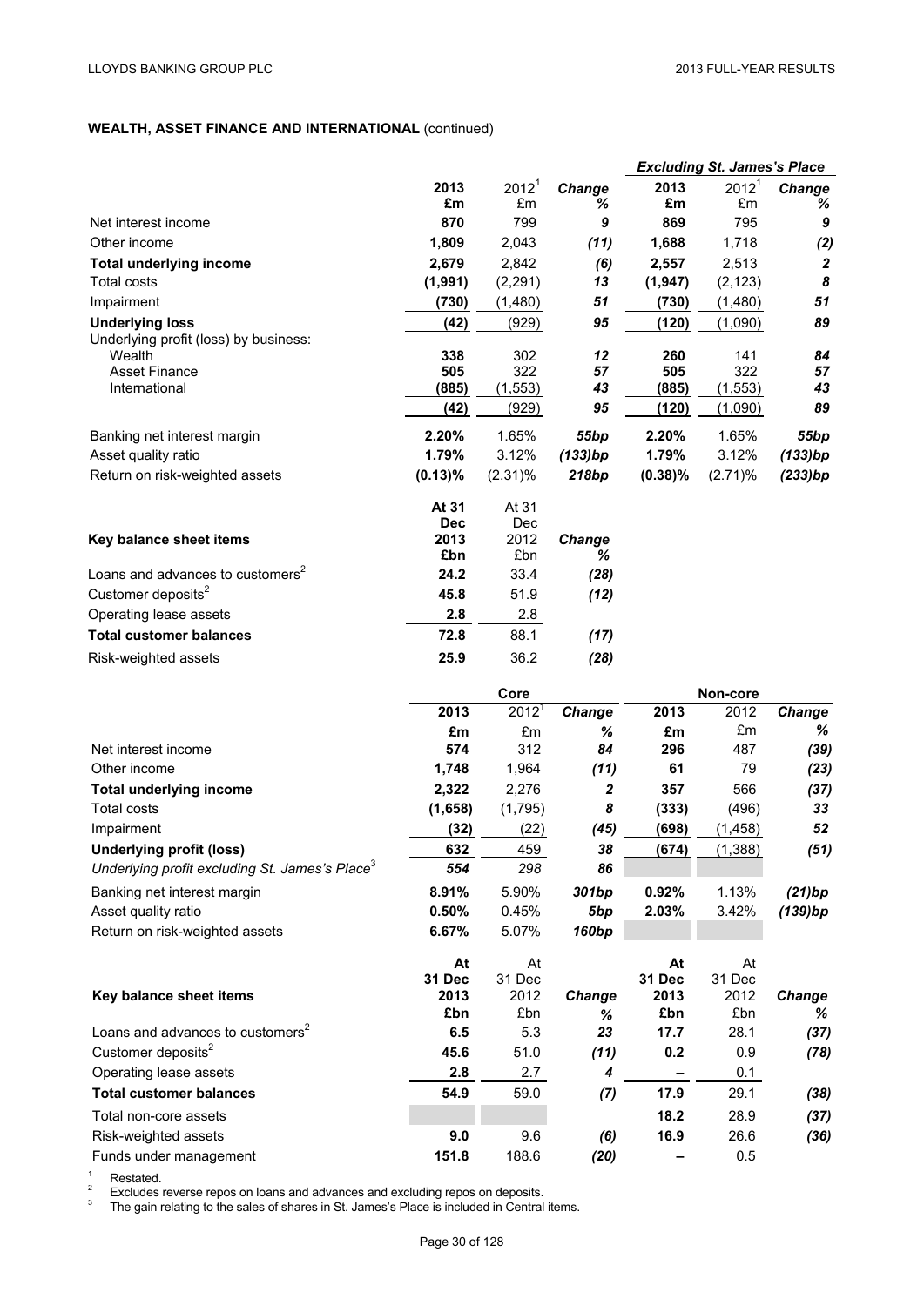## WEALTH, ASSET FINANCE AND INTERNATIONAL (continued)

| | 2013 £m | 2012[1] £m | Change % | Excluding St. James's Place 2013 £m | Excluding St. James's Place 2012[1] £m | Excluding St. James's Place Change % |
|---|---|---|---|---|---|---|
| Net interest income | **870** | 799 | *9* | **869** | 795 | *9* |
| Other income | **1,809** | 2,043 | *(11)* | **1,688** | 1,718 | *(2)* |
| **Total underlying income** | **2,679** | 2,842 | *(6)* | **2,557** | 2,513 | *2* |
| Total costs | **(1,991)** | (2,291) | *13* | **(1,947)** | (2,123) | *8* |
| Impairment | **(730)** | (1,480) | *51* | **(730)** | (1,480) | *51* |
| **Underlying loss** | **(42)** | (929) | *95* | **(120)** | (1,090) | *89* |
| Underlying profit (loss) by business: | | | | | | |
| Wealth | **338** | 302 | *12* | **260** | 141 | *84* |
| Asset Finance | **505** | 322 | *57* | **505** | 322 | *57* |
| International | **(885)** | (1,553) | *43* | **(885)** | (1,553) | *43* |
| | **(42)** | (929) | *95* | **(120)** | (1,090) | *89* |
| Banking net interest margin | **2.20%** | 1.65% | *55bp* | **2.20%** | 1.65% | *55bp* |
| Asset quality ratio | **1.79%** | 3.12% | *(133)bp* | **1.79%** | 3.12% | *(133)bp* |
| Return on risk-weighted assets | **(0.13)%** | (2.31)% | *218bp* | **(0.38)%** | (2.71)% | *(233)bp* |

| Key balance sheet items | At 31 Dec 2013 £bn | At 31 Dec 2012 £bn | Change % |
|---|---|---|---|
| Loans and advances to customers[2] | **24.2** | 33.4 | *(28)* |
| Customer deposits[2] | **45.8** | 51.9 | *(12)* |
| Operating lease assets | **2.8** | 2.8 | |
| **Total customer balances** | **72.8** | 88.1 | *(17)* |
| Risk-weighted assets | **25.9** | 36.2 | *(28)* |

| | Core 2013 £m | Core 2012[1] £m | Core Change % | Non-core 2013 £m | Non-core 2012 £m | Non-core Change % |
|---|---|---|---|---|---|---|
| Net interest income | **574** | 312 | *84* | **296** | 487 | *(39)* |
| Other income | **1,748** | 1,964 | *(11)* | **61** | 79 | *(23)* |
| **Total underlying income** | **2,322** | 2,276 | *2* | **357** | 566 | *(37)* |
| Total costs | **(1,658)** | (1,795) | *8* | **(333)** | (496) | *33* |
| Impairment | **(32)** | (22) | *(45)* | **(698)** | (1,458) | *52* |
| **Underlying profit (loss)** | **632** | 459 | *38* | **(674)** | (1,388) | *(51)* |
| *Underlying profit excluding St. James's Place[3]* | ***554*** | *298* | *86* | | | |
| Banking net interest margin | **8.91%** | 5.90% | *301bp* | **0.92%** | 1.13% | *(21)bp* |
| Asset quality ratio | **0.50%** | 0.45% | *5bp* | **2.03%** | 3.42% | *(139)bp* |
| Return on risk-weighted assets | **6.67%** | 5.07% | *160bp* | | | |

| Key balance sheet items | Core At 31 Dec 2013 £bn | Core At 31 Dec 2012 £bn | Change % | Non-core At 31 Dec 2013 £bn | Non-core At 31 Dec 2012 £bn | Change % |
|---|---|---|---|---|---|---|
| Loans and advances to customers[2] | **6.5** | 5.3 | *23* | **17.7** | 28.1 | *(37)* |
| Customer deposits[2] | **45.6** | 51.0 | *(11)* | **0.2** | 0.9 | *(78)* |
| Operating lease assets | **2.8** | 2.7 | *4* | **–** | 0.1 | |
| **Total customer balances** | **54.9** | 59.0 | *(7)* | **17.9** | 29.1 | *(38)* |
| Total non-core assets | | | | **18.2** | 28.9 | *(37)* |
| Risk-weighted assets | **9.0** | 9.6 | *(6)* | **16.9** | 26.6 | *(36)* |
| Funds under management | **151.8** | 188.6 | *(20)* | **–** | 0.5 | |

[1] Restated.
[2] Excludes reverse repos on loans and advances and excluding repos on deposits.
[3] The gain relating to the sales of shares in St. James's Place is included in Central items.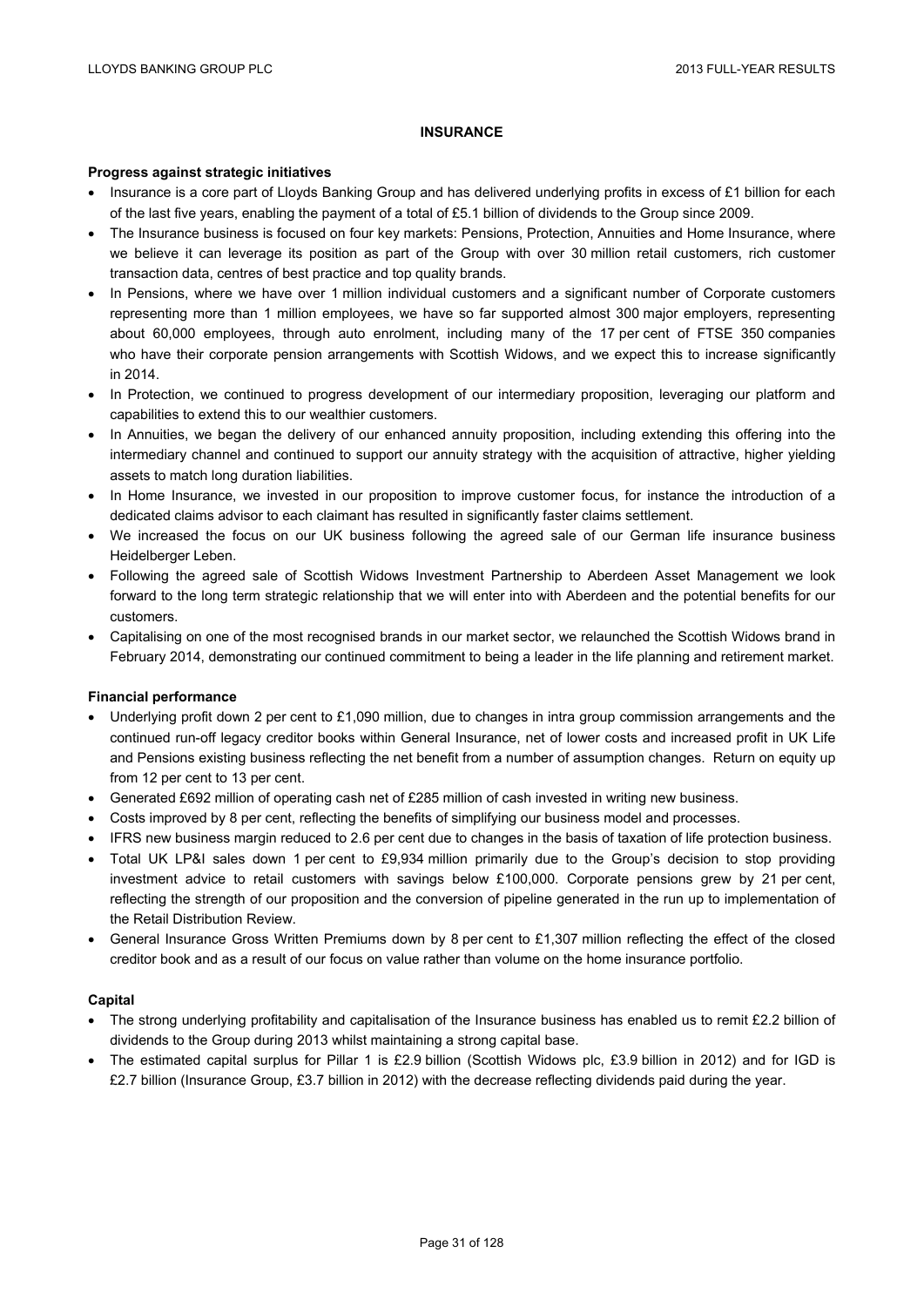# INSURANCE

### Progress against strategic initiatives

- Insurance is a core part of Lloyds Banking Group and has delivered underlying profits in excess of £1 billion for each of the last five years, enabling the payment of a total of £5.1 billion of dividends to the Group since 2009.
- The Insurance business is focused on four key markets: Pensions, Protection, Annuities and Home Insurance, where we believe it can leverage its position as part of the Group with over 30 million retail customers, rich customer transaction data, centres of best practice and top quality brands.
- In Pensions, where we have over 1 million individual customers and a significant number of Corporate customers representing more than 1 million employees, we have so far supported almost 300 major employers, representing about 60,000 employees, through auto enrolment, including many of the 17 per cent of FTSE 350 companies who have their corporate pension arrangements with Scottish Widows, and we expect this to increase significantly in 2014.
- In Protection, we continued to progress development of our intermediary proposition, leveraging our platform and capabilities to extend this to our wealthier customers.
- In Annuities, we began the delivery of our enhanced annuity proposition, including extending this offering into the intermediary channel and continued to support our annuity strategy with the acquisition of attractive, higher yielding assets to match long duration liabilities.
- In Home Insurance, we invested in our proposition to improve customer focus, for instance the introduction of a dedicated claims advisor to each claimant has resulted in significantly faster claims settlement.
- We increased the focus on our UK business following the agreed sale of our German life insurance business Heidelberger Leben.
- Following the agreed sale of Scottish Widows Investment Partnership to Aberdeen Asset Management we look forward to the long term strategic relationship that we will enter into with Aberdeen and the potential benefits for our customers.
- Capitalising on one of the most recognised brands in our market sector, we relaunched the Scottish Widows brand in February 2014, demonstrating our continued commitment to being a leader in the life planning and retirement market.

### Financial performance

- Underlying profit down 2 per cent to £1,090 million, due to changes in intra group commission arrangements and the continued run-off legacy creditor books within General Insurance, net of lower costs and increased profit in UK Life and Pensions existing business reflecting the net benefit from a number of assumption changes. Return on equity up from 12 per cent to 13 per cent.
- Generated £692 million of operating cash net of £285 million of cash invested in writing new business.
- Costs improved by 8 per cent, reflecting the benefits of simplifying our business model and processes.
- IFRS new business margin reduced to 2.6 per cent due to changes in the basis of taxation of life protection business.
- Total UK LP&I sales down 1 per cent to £9,934 million primarily due to the Group's decision to stop providing investment advice to retail customers with savings below £100,000. Corporate pensions grew by 21 per cent, reflecting the strength of our proposition and the conversion of pipeline generated in the run up to implementation of the Retail Distribution Review.
- General Insurance Gross Written Premiums down by 8 per cent to £1,307 million reflecting the effect of the closed creditor book and as a result of our focus on value rather than volume on the home insurance portfolio.

### Capital

- The strong underlying profitability and capitalisation of the Insurance business has enabled us to remit £2.2 billion of dividends to the Group during 2013 whilst maintaining a strong capital base.
- The estimated capital surplus for Pillar 1 is £2.9 billion (Scottish Widows plc, £3.9 billion in 2012) and for IGD is £2.7 billion (Insurance Group, £3.7 billion in 2012) with the decrease reflecting dividends paid during the year.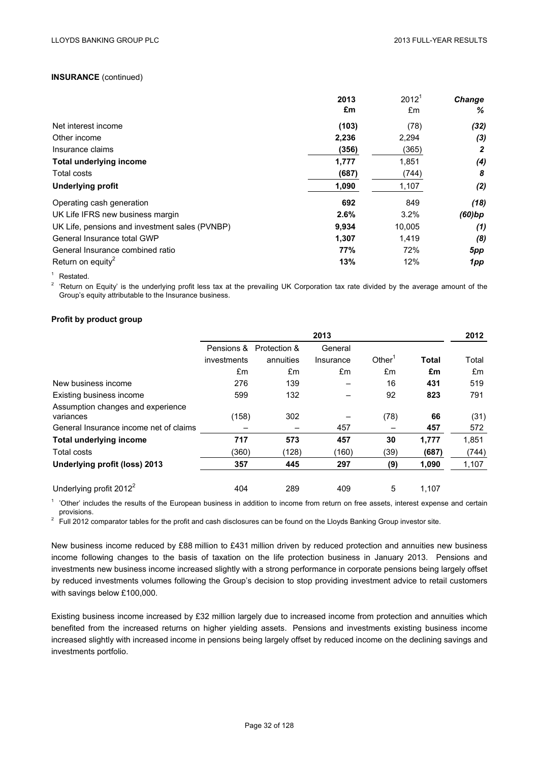**INSURANCE** (continued)

| | 2013 £m | 2012[1] £m | Change % |
|---|---|---|---|
| Net interest income | **(103)** | (78) | *(32)* |
| Other income | **2,236** | 2,294 | *(3)* |
| Insurance claims | **(356)** | (365) | *2* |
| **Total underlying income** | **1,777** | 1,851 | *(4)* |
| Total costs | **(687)** | (744) | *8* |
| **Underlying profit** | **1,090** | 1,107 | *(2)* |
| Operating cash generation | **692** | 849 | *(18)* |
| UK Life IFRS new business margin | **2.6%** | 3.2% | *(60)bp* |
| UK Life, pensions and investment sales (PVNBP) | **9,934** | 10,005 | *(1)* |
| General Insurance total GWP | **1,307** | 1,419 | *(8)* |
| General Insurance combined ratio | **77%** | 72% | *5pp* |
| Return on equity[2] | **13%** | 12% | *1pp* |

[1] Restated.

[2] 'Return on Equity' is the underlying profit less tax at the prevailing UK Corporation tax rate divided by the average amount of the Group's equity attributable to the Insurance business.

**Profit by product group**

| | 2013 | | | | | 2012 |
|---|---|---|---|---|---|---|
| | Pensions & investments £m | Protection & annuities £m | General Insurance £m | Other[1] £m | **Total £m** | Total £m |
| New business income | 276 | 139 | – | 16 | **431** | 519 |
| Existing business income | 599 | 132 | – | 92 | **823** | 791 |
| Assumption changes and experience variances | (158) | 302 | – | (78) | **66** | (31) |
| General Insurance income net of claims | – | – | 457 | – | **457** | 572 |
| **Total underlying income** | **717** | **573** | **457** | **30** | **1,777** | 1,851 |
| Total costs | (360) | (128) | (160) | (39) | **(687)** | (744) |
| **Underlying profit (loss) 2013** | **357** | **445** | **297** | **(9)** | **1,090** | 1,107 |
| Underlying profit 2012[2] | 404 | 289 | 409 | 5 | 1,107 | |

[1] 'Other' includes the results of the European business in addition to income from return on free assets, interest expense and certain provisions.

[2] Full 2012 comparator tables for the profit and cash disclosures can be found on the Lloyds Banking Group investor site.

New business income reduced by £88 million to £431 million driven by reduced protection and annuities new business income following changes to the basis of taxation on the life protection business in January 2013. Pensions and investments new business income increased slightly with a strong performance in corporate pensions being largely offset by reduced investments volumes following the Group's decision to stop providing investment advice to retail customers with savings below £100,000.

Existing business income increased by £32 million largely due to increased income from protection and annuities which benefited from the increased returns on higher yielding assets. Pensions and investments existing business income increased slightly with increased income in pensions being largely offset by reduced income on the declining savings and investments portfolio.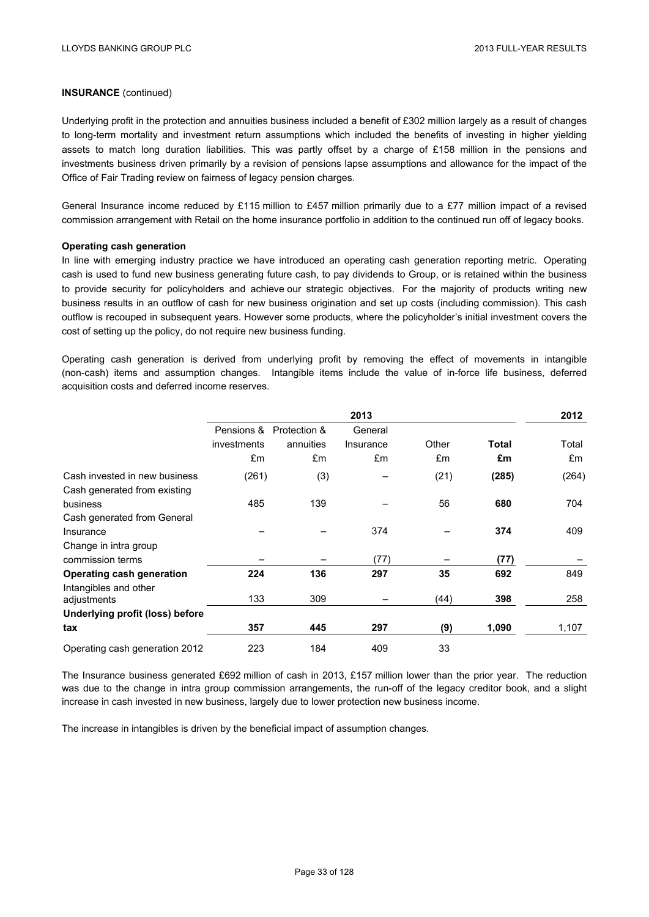**INSURANCE** (continued)

Underlying profit in the protection and annuities business included a benefit of £302 million largely as a result of changes to long-term mortality and investment return assumptions which included the benefits of investing in higher yielding assets to match long duration liabilities. This was partly offset by a charge of £158 million in the pensions and investments business driven primarily by a revision of pensions lapse assumptions and allowance for the impact of the Office of Fair Trading review on fairness of legacy pension charges.

General Insurance income reduced by £115 million to £457 million primarily due to a £77 million impact of a revised commission arrangement with Retail on the home insurance portfolio in addition to the continued run off of legacy books.

**Operating cash generation**

In line with emerging industry practice we have introduced an operating cash generation reporting metric. Operating cash is used to fund new business generating future cash, to pay dividends to Group, or is retained within the business to provide security for policyholders and achieve our strategic objectives. For the majority of products writing new business results in an outflow of cash for new business origination and set up costs (including commission). This cash outflow is recouped in subsequent years. However some products, where the policyholder's initial investment covers the cost of setting up the policy, do not require new business funding.

Operating cash generation is derived from underlying profit by removing the effect of movements in intangible (non-cash) items and assumption changes. Intangible items include the value of in-force life business, deferred acquisition costs and deferred income reserves.

| | 2013 | | | | | 2012 |
|---|---|---|---|---|---|---|
| | Pensions & investments | Protection & annuities | General Insurance | Other | **Total** | Total |
| | £m | £m | £m | £m | **£m** | £m |
| Cash invested in new business | (261) | (3) | – | (21) | **(285)** | (264) |
| Cash generated from existing business | 485 | 139 | – | 56 | **680** | 704 |
| Cash generated from General Insurance | – | – | 374 | – | **374** | 409 |
| Change in intra group commission terms | – | – | (77) | – | **(77)** | – |
| **Operating cash generation** | **224** | **136** | **297** | **35** | **692** | 849 |
| Intangibles and other adjustments | 133 | 309 | – | (44) | **398** | 258 |
| **Underlying profit (loss) before tax** | **357** | **445** | **297** | **(9)** | **1,090** | 1,107 |
| Operating cash generation 2012 | 223 | 184 | 409 | 33 | | |

The Insurance business generated £692 million of cash in 2013, £157 million lower than the prior year. The reduction was due to the change in intra group commission arrangements, the run-off of the legacy creditor book, and a slight increase in cash invested in new business, largely due to lower protection new business income.

The increase in intangibles is driven by the beneficial impact of assumption changes.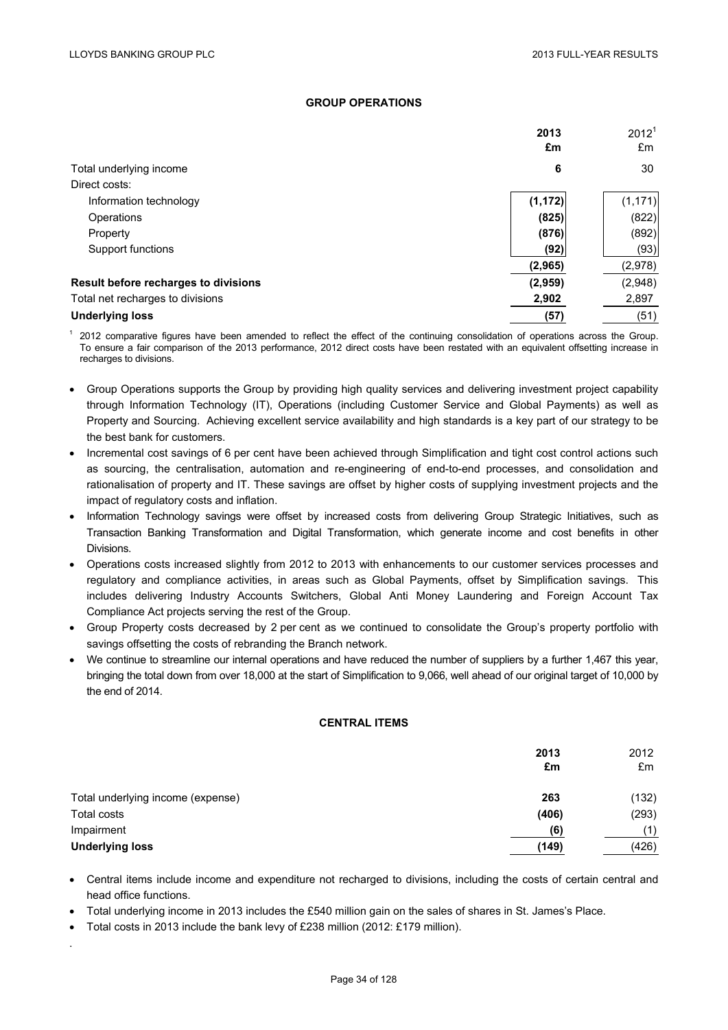## GROUP OPERATIONS

| | 2013 £m | 2012[1] £m |
|---|---|---|
| Total underlying income | **6** | 30 |
| Direct costs: | | |
| Information technology | **(1,172)** | (1,171) |
| Operations | **(825)** | (822) |
| Property | **(876)** | (892) |
| Support functions | **(92)** | (93) |
| | **(2,965)** | (2,978) |
| **Result before recharges to divisions** | **(2,959)** | (2,948) |
| Total net recharges to divisions | **2,902** | 2,897 |
| **Underlying loss** | **(57)** | (51) |

[1] 2012 comparative figures have been amended to reflect the effect of the continuing consolidation of operations across the Group. To ensure a fair comparison of the 2013 performance, 2012 direct costs have been restated with an equivalent offsetting increase in recharges to divisions.

- Group Operations supports the Group by providing high quality services and delivering investment project capability through Information Technology (IT), Operations (including Customer Service and Global Payments) as well as Property and Sourcing. Achieving excellent service availability and high standards is a key part of our strategy to be the best bank for customers.
- Incremental cost savings of 6 per cent have been achieved through Simplification and tight cost control actions such as sourcing, the centralisation, automation and re-engineering of end-to-end processes, and consolidation and rationalisation of property and IT. These savings are offset by higher costs of supplying investment projects and the impact of regulatory costs and inflation.
- Information Technology savings were offset by increased costs from delivering Group Strategic Initiatives, such as Transaction Banking Transformation and Digital Transformation, which generate income and cost benefits in other Divisions.
- Operations costs increased slightly from 2012 to 2013 with enhancements to our customer services processes and regulatory and compliance activities, in areas such as Global Payments, offset by Simplification savings. This includes delivering Industry Accounts Switchers, Global Anti Money Laundering and Foreign Account Tax Compliance Act projects serving the rest of the Group.
- Group Property costs decreased by 2 per cent as we continued to consolidate the Group's property portfolio with savings offsetting the costs of rebranding the Branch network.
- We continue to streamline our internal operations and have reduced the number of suppliers by a further 1,467 this year, bringing the total down from over 18,000 at the start of Simplification to 9,066, well ahead of our original target of 10,000 by the end of 2014.

## CENTRAL ITEMS

| | 2013 £m | 2012 £m |
|---|---|---|
| Total underlying income (expense) | **263** | (132) |
| Total costs | **(406)** | (293) |
| Impairment | **(6)** | (1) |
| **Underlying loss** | **(149)** | (426) |

- Central items include income and expenditure not recharged to divisions, including the costs of certain central and head office functions.
- Total underlying income in 2013 includes the £540 million gain on the sales of shares in St. James's Place.
- Total costs in 2013 include the bank levy of £238 million (2012: £179 million).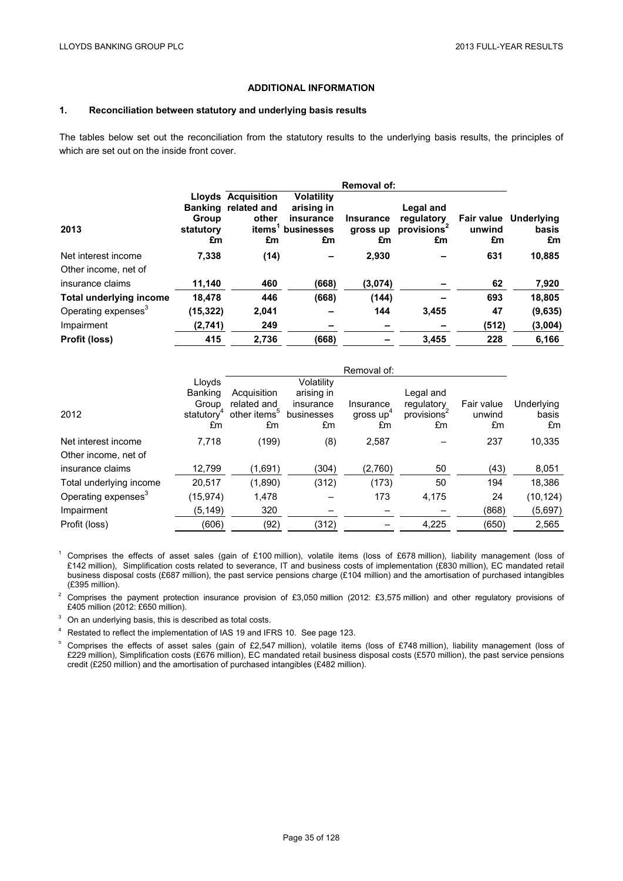## ADDITIONAL INFORMATION

### 1. Reconciliation between statutory and underlying basis results

The tables below set out the reconciliation from the statutory results to the underlying basis results, the principles of which are set out on the inside front cover.

| | | Removal of: | | | | | |
|---|---|---|---|---|---|---|---|
| **2013** | **Lloyds Banking Group statutory £m** | **Acquisition related and other items[1] £m** | **Volatility arising in insurance businesses £m** | **Insurance gross up £m** | **Legal and regulatory provisions[2] £m** | **Fair value unwind £m** | **Underlying basis £m** |
| Net interest income | **7,338** | **(14)** | **–** | **2,930** | **–** | **631** | **10,885** |
| Other income, net of insurance claims | **11,140** | **460** | **(668)** | **(3,074)** | **–** | **62** | **7,920** |
| **Total underlying income** | **18,478** | **446** | **(668)** | **(144)** | **–** | **693** | **18,805** |
| Operating expenses[3] | **(15,322)** | **2,041** | **–** | **144** | **3,455** | **47** | **(9,635)** |
| Impairment | **(2,741)** | **249** | **–** | **–** | **–** | **(512)** | **(3,004)** |
| **Profit (loss)** | **415** | **2,736** | **(668)** | **–** | **3,455** | **228** | **6,166** |

| | | Removal of: | | | | | |
|---|---|---|---|---|---|---|---|
| 2012 | Lloyds Banking Group statutory[4] £m | Acquisition related and other items[5] £m | Volatility arising in insurance businesses £m | Insurance gross up[4] £m | Legal and regulatory provisions[2] £m | Fair value unwind £m | Underlying basis £m |
| Net interest income | 7,718 | (199) | (8) | 2,587 | – | 237 | 10,335 |
| Other income, net of insurance claims | 12,799 | (1,691) | (304) | (2,760) | 50 | (43) | 8,051 |
| Total underlying income | 20,517 | (1,890) | (312) | (173) | 50 | 194 | 18,386 |
| Operating expenses[3] | (15,974) | 1,478 | – | 173 | 4,175 | 24 | (10,124) |
| Impairment | (5,149) | 320 | – | – | – | (868) | (5,697) |
| Profit (loss) | (606) | (92) | (312) | – | 4,225 | (650) | 2,565 |

[1] Comprises the effects of asset sales (gain of £100 million), volatile items (loss of £678 million), liability management (loss of £142 million), Simplification costs related to severance, IT and business costs of implementation (£830 million), EC mandated retail business disposal costs (£687 million), the past service pensions charge (£104 million) and the amortisation of purchased intangibles (£395 million).

[2] Comprises the payment protection insurance provision of £3,050 million (2012: £3,575 million) and other regulatory provisions of £405 million (2012: £650 million).

[3] On an underlying basis, this is described as total costs.

[4] Restated to reflect the implementation of IAS 19 and IFRS 10. See page 123.

[5] Comprises the effects of asset sales (gain of £2,547 million), volatile items (loss of £748 million), liability management (loss of £229 million), Simplification costs (£676 million), EC mandated retail business disposal costs (£570 million), the past service pensions credit (£250 million) and the amortisation of purchased intangibles (£482 million).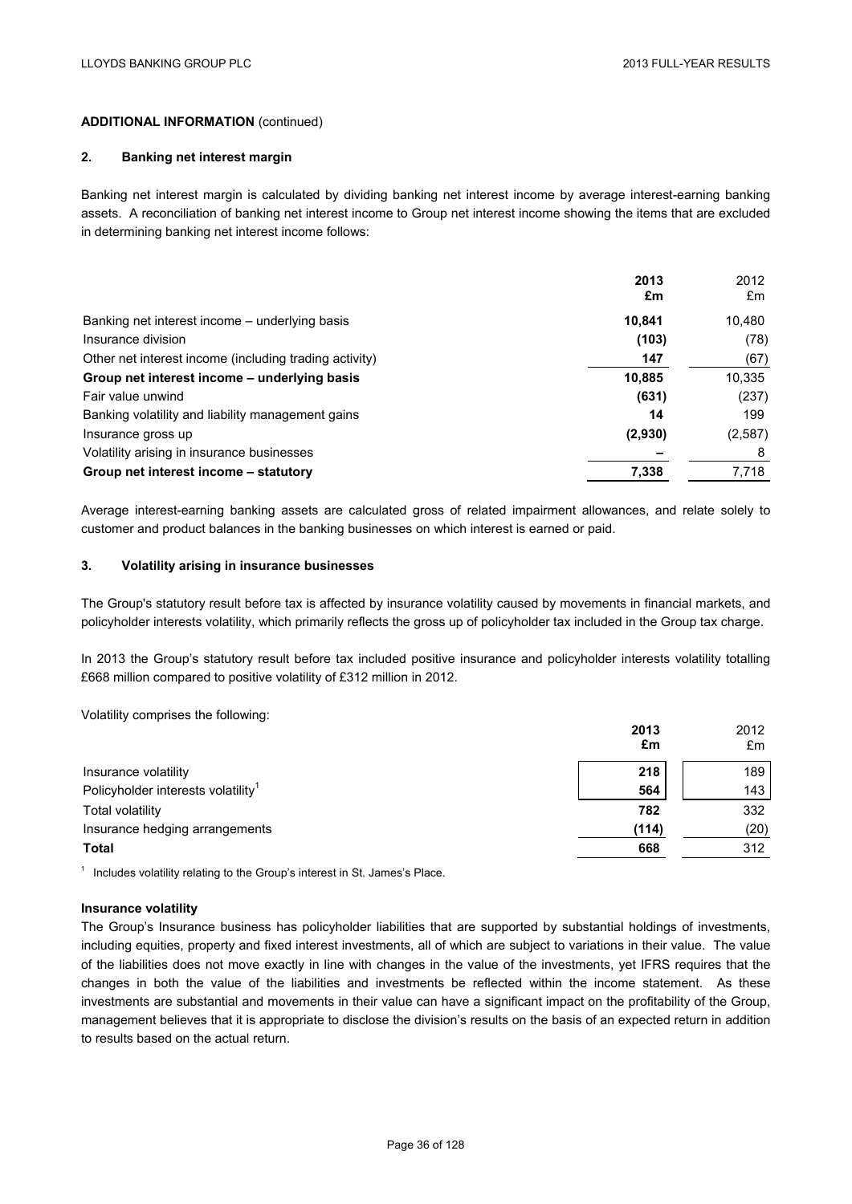**ADDITIONAL INFORMATION** (continued)

## 2. Banking net interest margin

Banking net interest margin is calculated by dividing banking net interest income by average interest-earning banking assets. A reconciliation of banking net interest income to Group net interest income showing the items that are excluded in determining banking net interest income follows:

| | **2013 £m** | 2012 £m |
|---|---|---|
| Banking net interest income – underlying basis | **10,841** | 10,480 |
| Insurance division | **(103)** | (78) |
| Other net interest income (including trading activity) | **147** | (67) |
| **Group net interest income – underlying basis** | **10,885** | 10,335 |
| Fair value unwind | **(631)** | (237) |
| Banking volatility and liability management gains | **14** | 199 |
| Insurance gross up | **(2,930)** | (2,587) |
| Volatility arising in insurance businesses | **–** | 8 |
| **Group net interest income – statutory** | **7,338** | 7,718 |

Average interest-earning banking assets are calculated gross of related impairment allowances, and relate solely to customer and product balances in the banking businesses on which interest is earned or paid.

## 3. Volatility arising in insurance businesses

The Group's statutory result before tax is affected by insurance volatility caused by movements in financial markets, and policyholder interests volatility, which primarily reflects the gross up of policyholder tax included in the Group tax charge.

In 2013 the Group's statutory result before tax included positive insurance and policyholder interests volatility totalling £668 million compared to positive volatility of £312 million in 2012.

Volatility comprises the following:

| | **2013 £m** | 2012 £m |
|---|---|---|
| Insurance volatility | **218** | 189 |
| Policyholder interests volatility[1] | **564** | 143 |
| Total volatility | **782** | 332 |
| Insurance hedging arrangements | **(114)** | (20) |
| **Total** | **668** | 312 |

[1] Includes volatility relating to the Group's interest in St. James's Place.

**Insurance volatility**

The Group's Insurance business has policyholder liabilities that are supported by substantial holdings of investments, including equities, property and fixed interest investments, all of which are subject to variations in their value. The value of the liabilities does not move exactly in line with changes in the value of the investments, yet IFRS requires that the changes in both the value of the liabilities and investments be reflected within the income statement. As these investments are substantial and movements in their value can have a significant impact on the profitability of the Group, management believes that it is appropriate to disclose the division's results on the basis of an expected return in addition to results based on the actual return.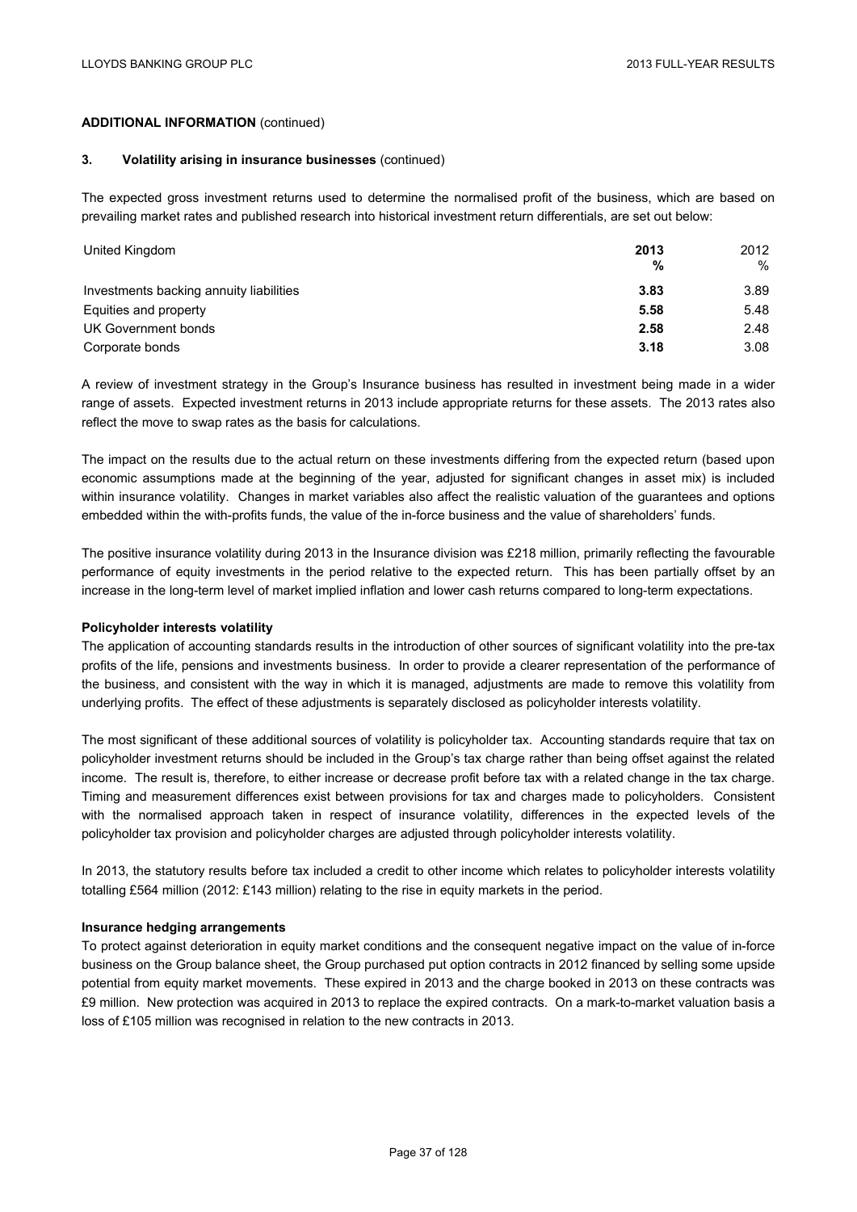**ADDITIONAL INFORMATION** (continued)

**3. Volatility arising in insurance businesses** (continued)

The expected gross investment returns used to determine the normalised profit of the business, which are based on prevailing market rates and published research into historical investment return differentials, are set out below:

| United Kingdom | **2013 %** | 2012 % |
| --- | --- | --- |
| Investments backing annuity liabilities | **3.83** | 3.89 |
| Equities and property | **5.58** | 5.48 |
| UK Government bonds | **2.58** | 2.48 |
| Corporate bonds | **3.18** | 3.08 |

A review of investment strategy in the Group's Insurance business has resulted in investment being made in a wider range of assets. Expected investment returns in 2013 include appropriate returns for these assets. The 2013 rates also reflect the move to swap rates as the basis for calculations.

The impact on the results due to the actual return on these investments differing from the expected return (based upon economic assumptions made at the beginning of the year, adjusted for significant changes in asset mix) is included within insurance volatility. Changes in market variables also affect the realistic valuation of the guarantees and options embedded within the with-profits funds, the value of the in-force business and the value of shareholders' funds.

The positive insurance volatility during 2013 in the Insurance division was £218 million, primarily reflecting the favourable performance of equity investments in the period relative to the expected return. This has been partially offset by an increase in the long-term level of market implied inflation and lower cash returns compared to long-term expectations.

**Policyholder interests volatility**

The application of accounting standards results in the introduction of other sources of significant volatility into the pre-tax profits of the life, pensions and investments business. In order to provide a clearer representation of the performance of the business, and consistent with the way in which it is managed, adjustments are made to remove this volatility from underlying profits. The effect of these adjustments is separately disclosed as policyholder interests volatility.

The most significant of these additional sources of volatility is policyholder tax. Accounting standards require that tax on policyholder investment returns should be included in the Group's tax charge rather than being offset against the related income. The result is, therefore, to either increase or decrease profit before tax with a related change in the tax charge. Timing and measurement differences exist between provisions for tax and charges made to policyholders. Consistent with the normalised approach taken in respect of insurance volatility, differences in the expected levels of the policyholder tax provision and policyholder charges are adjusted through policyholder interests volatility.

In 2013, the statutory results before tax included a credit to other income which relates to policyholder interests volatility totalling £564 million (2012: £143 million) relating to the rise in equity markets in the period.

**Insurance hedging arrangements**

To protect against deterioration in equity market conditions and the consequent negative impact on the value of in-force business on the Group balance sheet, the Group purchased put option contracts in 2012 financed by selling some upside potential from equity market movements. These expired in 2013 and the charge booked in 2013 on these contracts was £9 million. New protection was acquired in 2013 to replace the expired contracts. On a mark-to-market valuation basis a loss of £105 million was recognised in relation to the new contracts in 2013.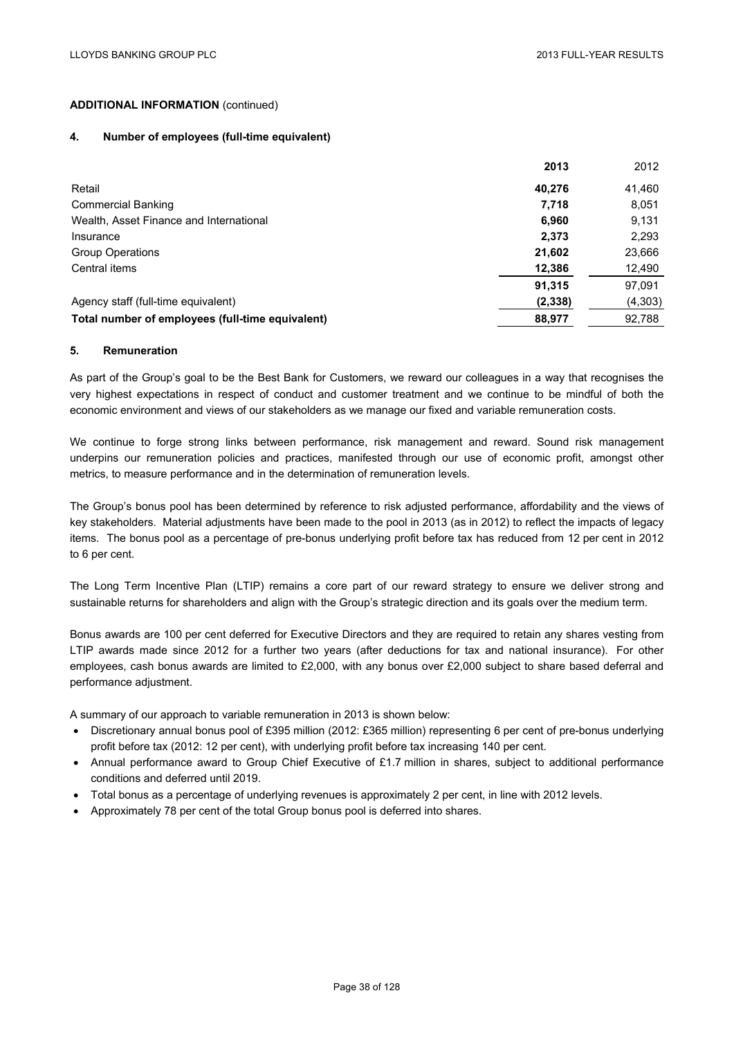**ADDITIONAL INFORMATION** (continued)

## 4. Number of employees (full-time equivalent)

| | **2013** | 2012 |
|---|---|---|
| Retail | **40,276** | 41,460 |
| Commercial Banking | **7,718** | 8,051 |
| Wealth, Asset Finance and International | **6,960** | 9,131 |
| Insurance | **2,373** | 2,293 |
| Group Operations | **21,602** | 23,666 |
| Central items | **12,386** | 12,490 |
| | **91,315** | 97,091 |
| Agency staff (full-time equivalent) | **(2,338)** | (4,303) |
| **Total number of employees (full-time equivalent)** | **88,977** | 92,788 |

## 5. Remuneration

As part of the Group's goal to be the Best Bank for Customers, we reward our colleagues in a way that recognises the very highest expectations in respect of conduct and customer treatment and we continue to be mindful of both the economic environment and views of our stakeholders as we manage our fixed and variable remuneration costs.

We continue to forge strong links between performance, risk management and reward. Sound risk management underpins our remuneration policies and practices, manifested through our use of economic profit, amongst other metrics, to measure performance and in the determination of remuneration levels.

The Group's bonus pool has been determined by reference to risk adjusted performance, affordability and the views of key stakeholders. Material adjustments have been made to the pool in 2013 (as in 2012) to reflect the impacts of legacy items. The bonus pool as a percentage of pre-bonus underlying profit before tax has reduced from 12 per cent in 2012 to 6 per cent.

The Long Term Incentive Plan (LTIP) remains a core part of our reward strategy to ensure we deliver strong and sustainable returns for shareholders and align with the Group's strategic direction and its goals over the medium term.

Bonus awards are 100 per cent deferred for Executive Directors and they are required to retain any shares vesting from LTIP awards made since 2012 for a further two years (after deductions for tax and national insurance). For other employees, cash bonus awards are limited to £2,000, with any bonus over £2,000 subject to share based deferral and performance adjustment.

A summary of our approach to variable remuneration in 2013 is shown below:

- Discretionary annual bonus pool of £395 million (2012: £365 million) representing 6 per cent of pre-bonus underlying profit before tax (2012: 12 per cent), with underlying profit before tax increasing 140 per cent.
- Annual performance award to Group Chief Executive of £1.7 million in shares, subject to additional performance conditions and deferred until 2019.
- Total bonus as a percentage of underlying revenues is approximately 2 per cent, in line with 2012 levels.
- Approximately 78 per cent of the total Group bonus pool is deferred into shares.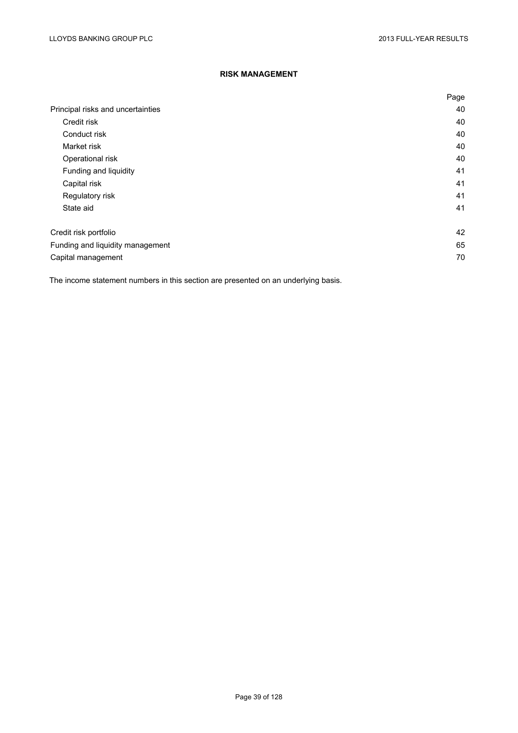## RISK MANAGEMENT

| | Page |
|---|---|
| Principal risks and uncertainties | 40 |
| Credit risk | 40 |
| Conduct risk | 40 |
| Market risk | 40 |
| Operational risk | 40 |
| Funding and liquidity | 41 |
| Capital risk | 41 |
| Regulatory risk | 41 |
| State aid | 41 |
| | |
| Credit risk portfolio | 42 |
| Funding and liquidity management | 65 |
| Capital management | 70 |

The income statement numbers in this section are presented on an underlying basis.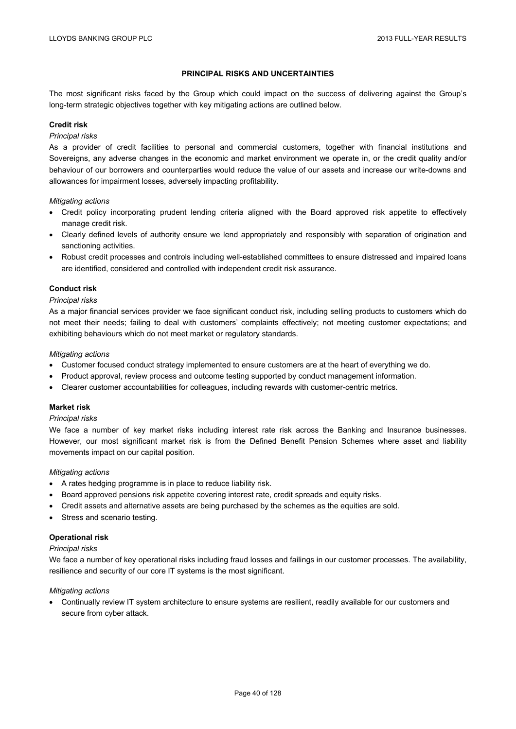## PRINCIPAL RISKS AND UNCERTAINTIES

The most significant risks faced by the Group which could impact on the success of delivering against the Group's long-term strategic objectives together with key mitigating actions are outlined below.

### Credit risk

*Principal risks*

As a provider of credit facilities to personal and commercial customers, together with financial institutions and Sovereigns, any adverse changes in the economic and market environment we operate in, or the credit quality and/or behaviour of our borrowers and counterparties would reduce the value of our assets and increase our write-downs and allowances for impairment losses, adversely impacting profitability.

*Mitigating actions*

- Credit policy incorporating prudent lending criteria aligned with the Board approved risk appetite to effectively manage credit risk.
- Clearly defined levels of authority ensure we lend appropriately and responsibly with separation of origination and sanctioning activities.
- Robust credit processes and controls including well-established committees to ensure distressed and impaired loans are identified, considered and controlled with independent credit risk assurance.

### Conduct risk

*Principal risks*

As a major financial services provider we face significant conduct risk, including selling products to customers which do not meet their needs; failing to deal with customers' complaints effectively; not meeting customer expectations; and exhibiting behaviours which do not meet market or regulatory standards.

*Mitigating actions*

- Customer focused conduct strategy implemented to ensure customers are at the heart of everything we do.
- Product approval, review process and outcome testing supported by conduct management information.
- Clearer customer accountabilities for colleagues, including rewards with customer-centric metrics.

### Market risk

*Principal risks*

We face a number of key market risks including interest rate risk across the Banking and Insurance businesses. However, our most significant market risk is from the Defined Benefit Pension Schemes where asset and liability movements impact on our capital position.

*Mitigating actions*

- A rates hedging programme is in place to reduce liability risk.
- Board approved pensions risk appetite covering interest rate, credit spreads and equity risks.
- Credit assets and alternative assets are being purchased by the schemes as the equities are sold.
- Stress and scenario testing.

### Operational risk

*Principal risks*

We face a number of key operational risks including fraud losses and failings in our customer processes. The availability, resilience and security of our core IT systems is the most significant.

*Mitigating actions*

- Continually review IT system architecture to ensure systems are resilient, readily available for our customers and secure from cyber attack.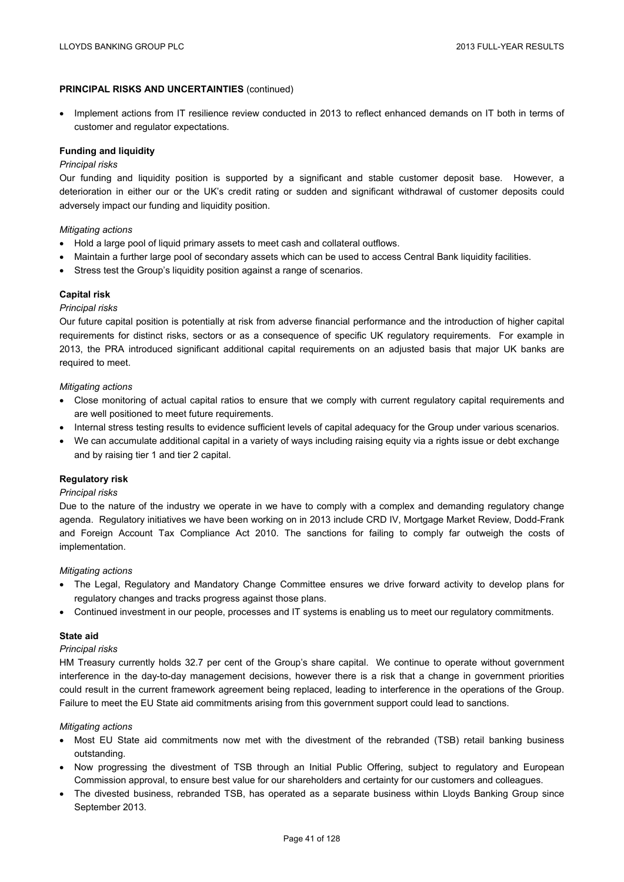**PRINCIPAL RISKS AND UNCERTAINTIES** (continued)

- Implement actions from IT resilience review conducted in 2013 to reflect enhanced demands on IT both in terms of customer and regulator expectations.

**Funding and liquidity**

*Principal risks*

Our funding and liquidity position is supported by a significant and stable customer deposit base. However, a deterioration in either our or the UK's credit rating or sudden and significant withdrawal of customer deposits could adversely impact our funding and liquidity position.

*Mitigating actions*

- Hold a large pool of liquid primary assets to meet cash and collateral outflows.
- Maintain a further large pool of secondary assets which can be used to access Central Bank liquidity facilities.
- Stress test the Group's liquidity position against a range of scenarios.

**Capital risk**

*Principal risks*

Our future capital position is potentially at risk from adverse financial performance and the introduction of higher capital requirements for distinct risks, sectors or as a consequence of specific UK regulatory requirements. For example in 2013, the PRA introduced significant additional capital requirements on an adjusted basis that major UK banks are required to meet.

*Mitigating actions*

- Close monitoring of actual capital ratios to ensure that we comply with current regulatory capital requirements and are well positioned to meet future requirements.
- Internal stress testing results to evidence sufficient levels of capital adequacy for the Group under various scenarios.
- We can accumulate additional capital in a variety of ways including raising equity via a rights issue or debt exchange and by raising tier 1 and tier 2 capital.

**Regulatory risk**

*Principal risks*

Due to the nature of the industry we operate in we have to comply with a complex and demanding regulatory change agenda. Regulatory initiatives we have been working on in 2013 include CRD IV, Mortgage Market Review, Dodd-Frank and Foreign Account Tax Compliance Act 2010. The sanctions for failing to comply far outweigh the costs of implementation.

*Mitigating actions*

- The Legal, Regulatory and Mandatory Change Committee ensures we drive forward activity to develop plans for regulatory changes and tracks progress against those plans.
- Continued investment in our people, processes and IT systems is enabling us to meet our regulatory commitments.

**State aid**

*Principal risks*

HM Treasury currently holds 32.7 per cent of the Group's share capital. We continue to operate without government interference in the day-to-day management decisions, however there is a risk that a change in government priorities could result in the current framework agreement being replaced, leading to interference in the operations of the Group. Failure to meet the EU State aid commitments arising from this government support could lead to sanctions.

*Mitigating actions*

- Most EU State aid commitments now met with the divestment of the rebranded (TSB) retail banking business outstanding.
- Now progressing the divestment of TSB through an Initial Public Offering, subject to regulatory and European Commission approval, to ensure best value for our shareholders and certainty for our customers and colleagues.
- The divested business, rebranded TSB, has operated as a separate business within Lloyds Banking Group since September 2013.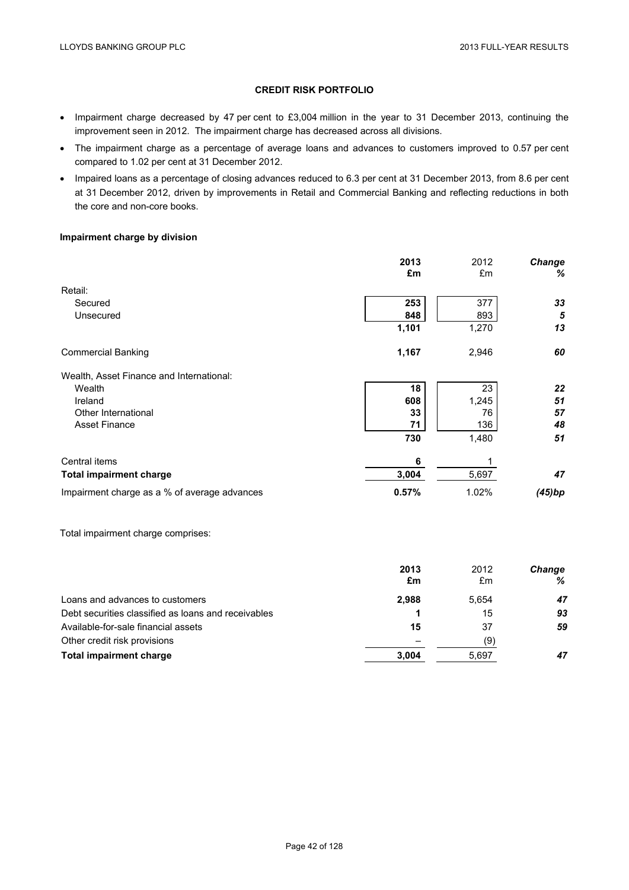## CREDIT RISK PORTFOLIO

- Impairment charge decreased by 47 per cent to £3,004 million in the year to 31 December 2013, continuing the improvement seen in 2012. The impairment charge has decreased across all divisions.
- The impairment charge as a percentage of average loans and advances to customers improved to 0.57 per cent compared to 1.02 per cent at 31 December 2012.
- Impaired loans as a percentage of closing advances reduced to 6.3 per cent at 31 December 2013, from 8.6 per cent at 31 December 2012, driven by improvements in Retail and Commercial Banking and reflecting reductions in both the core and non-core books.

### Impairment charge by division

| | **2013 £m** | 2012 £m | ***Change %*** |
|---|---|---|---|
| Retail: | | | |
| Secured | **253** | 377 | ***33*** |
| Unsecured | **848** | 893 | ***5*** |
| | **1,101** | 1,270 | ***13*** |
| Commercial Banking | **1,167** | 2,946 | ***60*** |
| Wealth, Asset Finance and International: | | | |
| Wealth | **18** | 23 | ***22*** |
| Ireland | **608** | 1,245 | ***51*** |
| Other International | **33** | 76 | ***57*** |
| Asset Finance | **71** | 136 | ***48*** |
| | **730** | 1,480 | ***51*** |
| Central items | **6** | 1 | |
| **Total impairment charge** | **3,004** | 5,697 | ***47*** |
| Impairment charge as a % of average advances | **0.57%** | 1.02% | ***(45)bp*** |

Total impairment charge comprises:

| | **2013 £m** | 2012 £m | ***Change %*** |
|---|---|---|---|
| Loans and advances to customers | **2,988** | 5,654 | ***47*** |
| Debt securities classified as loans and receivables | **1** | 15 | ***93*** |
| Available-for-sale financial assets | **15** | 37 | ***59*** |
| Other credit risk provisions | **–** | (9) | |
| **Total impairment charge** | **3,004** | 5,697 | ***47*** |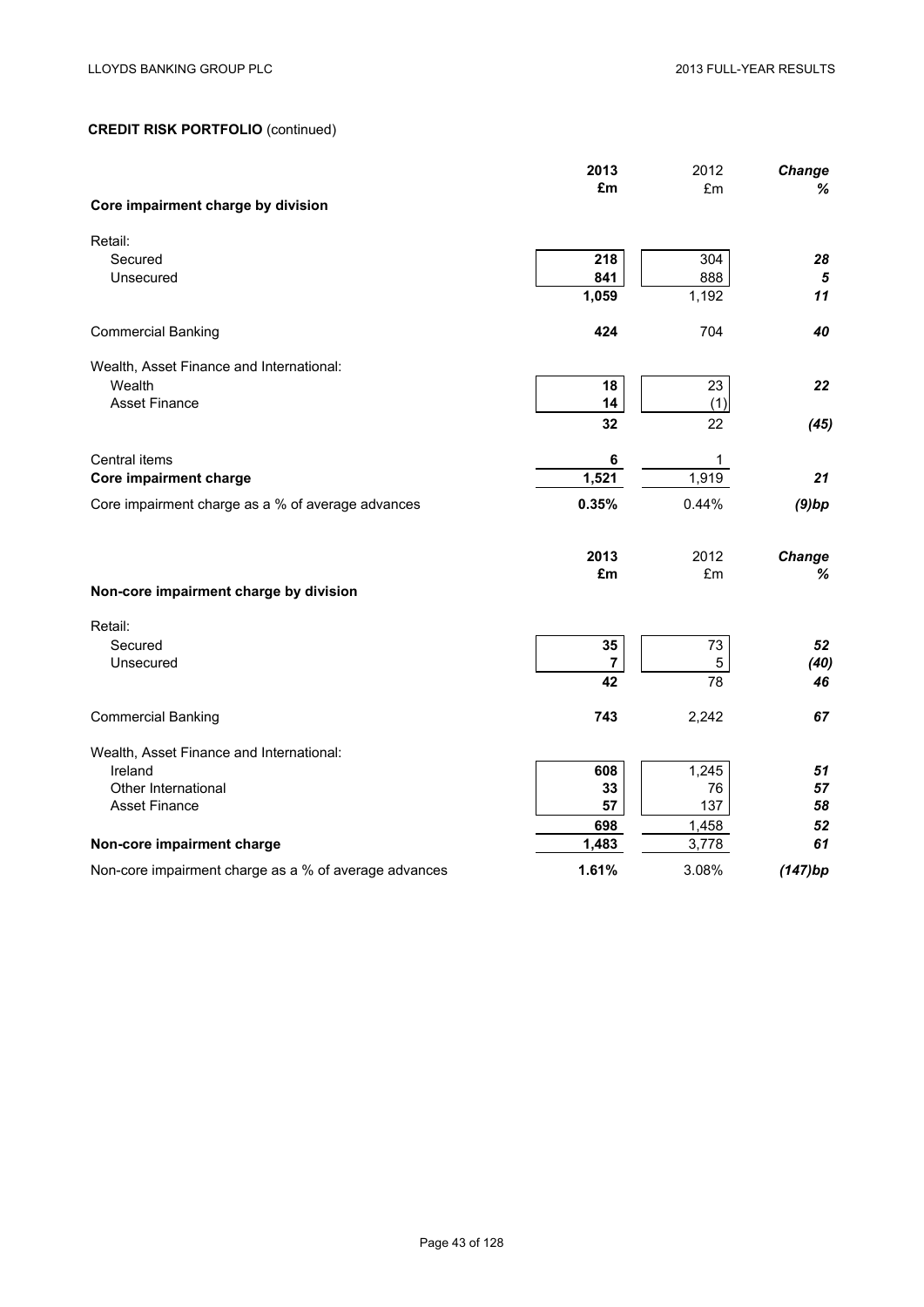**CREDIT RISK PORTFOLIO** (continued)

| | **2013** | 2012 | ***Change*** |
|---|---|---|---|
| | **£m** | £m | ***%*** |
| **Core impairment charge by division** | | | |
| Retail: | | | |
| Secured | **218** | 304 | ***28*** |
| Unsecured | **841** | 888 | ***5*** |
| | **1,059** | 1,192 | ***11*** |
| Commercial Banking | **424** | 704 | ***40*** |
| Wealth, Asset Finance and International: | | | |
| Wealth | **18** | 23 | ***22*** |
| Asset Finance | **14** | (1) | |
| | **32** | 22 | ***(45)*** |
| Central items | **6** | 1 | |
| **Core impairment charge** | **1,521** | 1,919 | ***21*** |
| Core impairment charge as a % of average advances | **0.35%** | 0.44% | ***(9)bp*** |

| | **2013** | 2012 | ***Change*** |
|---|---|---|---|
| | **£m** | £m | ***%*** |
| **Non-core impairment charge by division** | | | |
| Retail: | | | |
| Secured | **35** | 73 | ***52*** |
| Unsecured | **7** | 5 | ***(40)*** |
| | **42** | 78 | ***46*** |
| Commercial Banking | **743** | 2,242 | ***67*** |
| Wealth, Asset Finance and International: | | | |
| Ireland | **608** | 1,245 | ***51*** |
| Other International | **33** | 76 | ***57*** |
| Asset Finance | **57** | 137 | ***58*** |
| | **698** | 1,458 | ***52*** |
| **Non-core impairment charge** | **1,483** | 3,778 | ***61*** |
| Non-core impairment charge as a % of average advances | **1.61%** | 3.08% | ***(147)bp*** |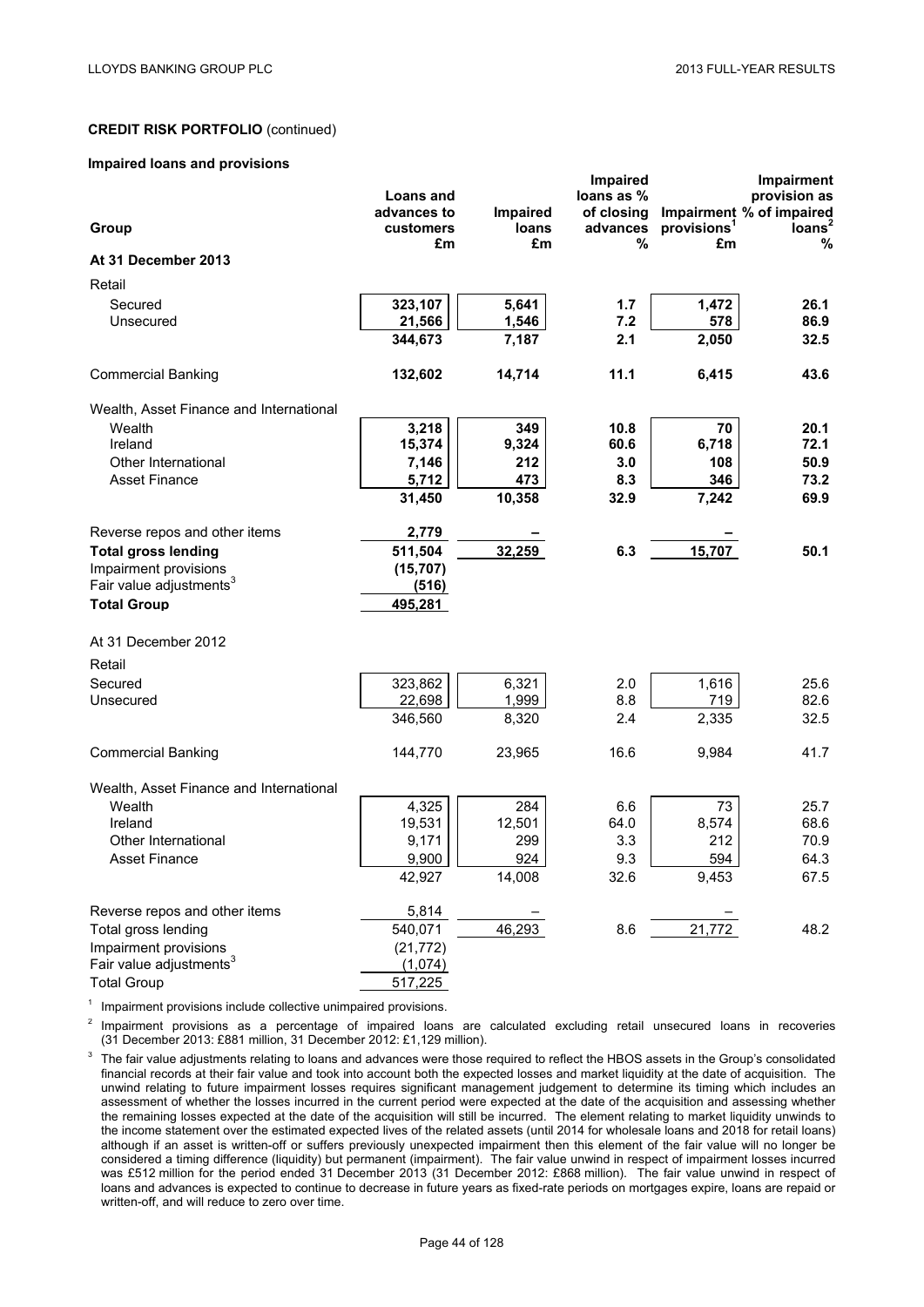**CREDIT RISK PORTFOLIO** (continued)

**Impaired loans and provisions**

| Group | Loans and advances to customers £m | Impaired loans £m | Impaired loans as % of closing advances % | Impairment provisions[1] £m | Impairment provision as % of impaired loans[2] % |
|---|---|---|---|---|---|
| **At 31 December 2013** | | | | | |
| Retail | | | | | |
| Secured | **323,107** | **5,641** | **1.7** | **1,472** | **26.1** |
| Unsecured | **21,566** | **1,546** | **7.2** | **578** | **86.9** |
| | **344,673** | **7,187** | **2.1** | **2,050** | **32.5** |
| Commercial Banking | **132,602** | **14,714** | **11.1** | **6,415** | **43.6** |
| Wealth, Asset Finance and International | | | | | |
| Wealth | **3,218** | **349** | **10.8** | **70** | **20.1** |
| Ireland | **15,374** | **9,324** | **60.6** | **6,718** | **72.1** |
| Other International | **7,146** | **212** | **3.0** | **108** | **50.9** |
| Asset Finance | **5,712** | **473** | **8.3** | **346** | **73.2** |
| | **31,450** | **10,358** | **32.9** | **7,242** | **69.9** |
| Reverse repos and other items | **2,779** | **–** | | **–** | |
| **Total gross lending** | **511,504** | **32,259** | **6.3** | **15,707** | **50.1** |
| Impairment provisions | **(15,707)** | | | | |
| Fair value adjustments[3] | **(516)** | | | | |
| **Total Group** | **495,281** | | | | |
| At 31 December 2012 | | | | | |
| Retail | | | | | |
| Secured | 323,862 | 6,321 | 2.0 | 1,616 | 25.6 |
| Unsecured | 22,698 | 1,999 | 8.8 | 719 | 82.6 |
| | 346,560 | 8,320 | 2.4 | 2,335 | 32.5 |
| Commercial Banking | 144,770 | 23,965 | 16.6 | 9,984 | 41.7 |
| Wealth, Asset Finance and International | | | | | |
| Wealth | 4,325 | 284 | 6.6 | 73 | 25.7 |
| Ireland | 19,531 | 12,501 | 64.0 | 8,574 | 68.6 |
| Other International | 9,171 | 299 | 3.3 | 212 | 70.9 |
| Asset Finance | 9,900 | 924 | 9.3 | 594 | 64.3 |
| | 42,927 | 14,008 | 32.6 | 9,453 | 67.5 |
| Reverse repos and other items | 5,814 | – | | – | |
| Total gross lending | 540,071 | 46,293 | 8.6 | 21,772 | 48.2 |
| Impairment provisions | (21,772) | | | | |
| Fair value adjustments[3] | (1,074) | | | | |
| Total Group | 517,225 | | | | |

[1] Impairment provisions include collective unimpaired provisions.

[2] Impairment provisions as a percentage of impaired loans are calculated excluding retail unsecured loans in recoveries (31 December 2013: £881 million, 31 December 2012: £1,129 million).

[3] The fair value adjustments relating to loans and advances were those required to reflect the HBOS assets in the Group's consolidated financial records at their fair value and took into account both the expected losses and market liquidity at the date of acquisition. The unwind relating to future impairment losses requires significant management judgement to determine its timing which includes an assessment of whether the losses incurred in the current period were expected at the date of the acquisition and assessing whether the remaining losses expected at the date of the acquisition will still be incurred. The element relating to market liquidity unwinds to the income statement over the estimated expected lives of the related assets (until 2014 for wholesale loans and 2018 for retail loans) although if an asset is written-off or suffers previously unexpected impairment then this element of the fair value will no longer be considered a timing difference (liquidity) but permanent (impairment). The fair value unwind in respect of impairment losses incurred was £512 million for the period ended 31 December 2013 (31 December 2012: £868 million). The fair value unwind in respect of loans and advances is expected to continue to decrease in future years as fixed-rate periods on mortgages expire, loans are repaid or written-off, and will reduce to zero over time.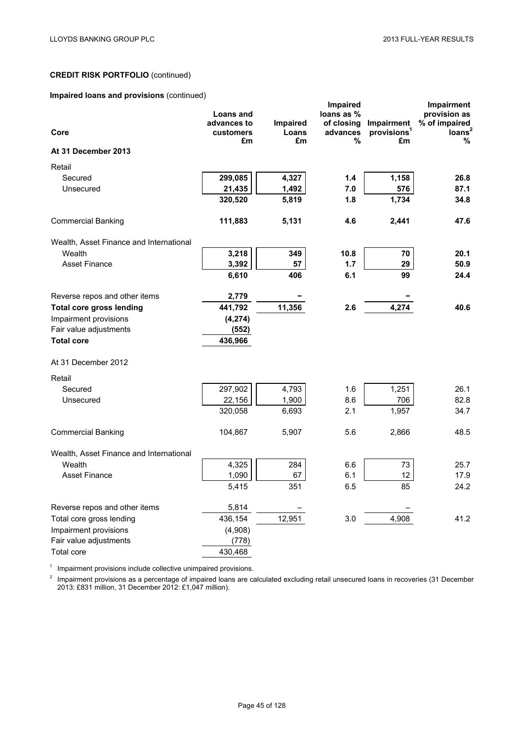**CREDIT RISK PORTFOLIO** (continued)

**Impaired loans and provisions** (continued)

| Core | Loans and advances to customers £m | Impaired Loans £m | Impaired loans as % of closing advances % | Impairment provisions[1] £m | Impairment provision as % of impaired loans[2] % |
|---|---|---|---|---|---|
| **At 31 December 2013** | | | | | |
| Retail | | | | | |
| Secured | **299,085** | **4,327** | **1.4** | **1,158** | **26.8** |
| Unsecured | **21,435** | **1,492** | **7.0** | **576** | **87.1** |
| | **320,520** | **5,819** | **1.8** | **1,734** | **34.8** |
| Commercial Banking | **111,883** | **5,131** | **4.6** | **2,441** | **47.6** |
| Wealth, Asset Finance and International | | | | | |
| Wealth | **3,218** | **349** | **10.8** | **70** | **20.1** |
| Asset Finance | **3,392** | **57** | **1.7** | **29** | **50.9** |
| | **6,610** | **406** | **6.1** | **99** | **24.4** |
| Reverse repos and other items | **2,779** | **–** | | **–** | |
| **Total core gross lending** | **441,792** | **11,356** | **2.6** | **4,274** | **40.6** |
| Impairment provisions | **(4,274)** | | | | |
| Fair value adjustments | **(552)** | | | | |
| **Total core** | **436,966** | | | | |
| At 31 December 2012 | | | | | |
| Retail | | | | | |
| Secured | 297,902 | 4,793 | 1.6 | 1,251 | 26.1 |
| Unsecured | 22,156 | 1,900 | 8.6 | 706 | 82.8 |
| | 320,058 | 6,693 | 2.1 | 1,957 | 34.7 |
| Commercial Banking | 104,867 | 5,907 | 5.6 | 2,866 | 48.5 |
| Wealth, Asset Finance and International | | | | | |
| Wealth | 4,325 | 284 | 6.6 | 73 | 25.7 |
| Asset Finance | 1,090 | 67 | 6.1 | 12 | 17.9 |
| | 5,415 | 351 | 6.5 | 85 | 24.2 |
| Reverse repos and other items | 5,814 | – | | – | |
| Total core gross lending | 436,154 | 12,951 | 3.0 | 4,908 | 41.2 |
| Impairment provisions | (4,908) | | | | |
| Fair value adjustments | (778) | | | | |
| Total core | 430,468 | | | | |

[1] Impairment provisions include collective unimpaired provisions.

[2] Impairment provisions as a percentage of impaired loans are calculated excluding retail unsecured loans in recoveries (31 December 2013: £831 million, 31 December 2012: £1,047 million).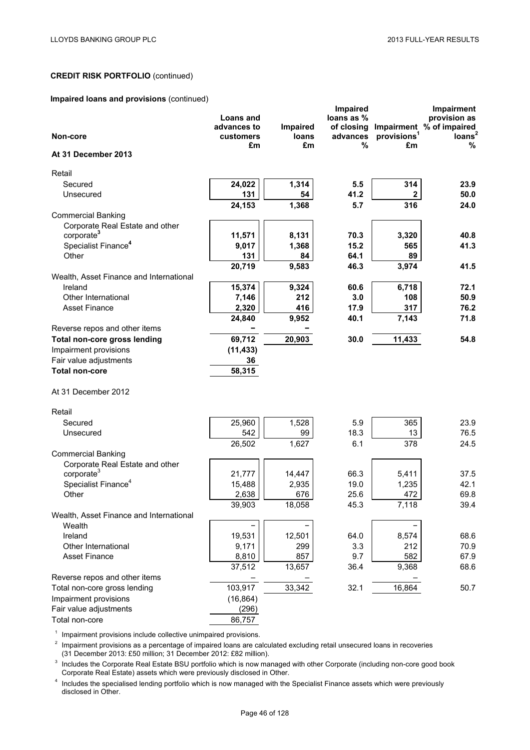## CREDIT RISK PORTFOLIO (continued)

**Impaired loans and provisions** (continued)

| Non-core | Loans and advances to customers £m | Impaired loans £m | Impaired loans as % of closing advances % | Impairment provisions[1] £m | Impairment provision as % of impaired loans[2] % |
|---|---|---|---|---|---|
| **At 31 December 2013** | | | | | |
| Retail | | | | | |
| Secured | **24,022** | **1,314** | **5.5** | **314** | **23.9** |
| Unsecured | **131** | **54** | **41.2** | **2** | **50.0** |
| | **24,153** | **1,368** | **5.7** | **316** | **24.0** |
| Commercial Banking | | | | | |
| Corporate Real Estate and other corporate[3] | **11,571** | **8,131** | **70.3** | **3,320** | **40.8** |
| Specialist Finance[4] | **9,017** | **1,368** | **15.2** | **565** | **41.3** |
| Other | **131** | **84** | **64.1** | **89** | |
| | **20,719** | **9,583** | **46.3** | **3,974** | **41.5** |
| Wealth, Asset Finance and International | | | | | |
| Ireland | **15,374** | **9,324** | **60.6** | **6,718** | **72.1** |
| Other International | **7,146** | **212** | **3.0** | **108** | **50.9** |
| Asset Finance | **2,320** | **416** | **17.9** | **317** | **76.2** |
| | **24,840** | **9,952** | **40.1** | **7,143** | **71.8** |
| Reverse repos and other items | **–** | **–** | | | |
| **Total non-core gross lending** | **69,712** | **20,903** | **30.0** | **11,433** | **54.8** |
| Impairment provisions | **(11,433)** | | | | |
| Fair value adjustments | **36** | | | | |
| **Total non-core** | **58,315** | | | | |
| At 31 December 2012 | | | | | |
| Retail | | | | | |
| Secured | 25,960 | 1,528 | 5.9 | 365 | 23.9 |
| Unsecured | 542 | 99 | 18.3 | 13 | 76.5 |
| | 26,502 | 1,627 | 6.1 | 378 | 24.5 |
| Commercial Banking | | | | | |
| Corporate Real Estate and other corporate[3] | 21,777 | 14,447 | 66.3 | 5,411 | 37.5 |
| Specialist Finance[4] | 15,488 | 2,935 | 19.0 | 1,235 | 42.1 |
| Other | 2,638 | 676 | 25.6 | 472 | 69.8 |
| | 39,903 | 18,058 | 45.3 | 7,118 | 39.4 |
| Wealth, Asset Finance and International | | | | | |
| Wealth | – | – | | – | |
| Ireland | 19,531 | 12,501 | 64.0 | 8,574 | 68.6 |
| Other International | 9,171 | 299 | 3.3 | 212 | 70.9 |
| Asset Finance | 8,810 | 857 | 9.7 | 582 | 67.9 |
| | 37,512 | 13,657 | 36.4 | 9,368 | 68.6 |
| Reverse repos and other items | – | – | | – | |
| Total non-core gross lending | 103,917 | 33,342 | 32.1 | 16,864 | 50.7 |
| Impairment provisions | (16,864) | | | | |
| Fair value adjustments | (296) | | | | |
| Total non-core | 86,757 | | | | |

[1] Impairment provisions include collective unimpaired provisions.

[2] Impairment provisions as a percentage of impaired loans are calculated excluding retail unsecured loans in recoveries (31 December 2013: £50 million; 31 December 2012: £82 million).

[3] Includes the Corporate Real Estate BSU portfolio which is now managed with other Corporate (including non-core good book Corporate Real Estate) assets which were previously disclosed in Other.

[4] Includes the specialised lending portfolio which is now managed with the Specialist Finance assets which were previously disclosed in Other.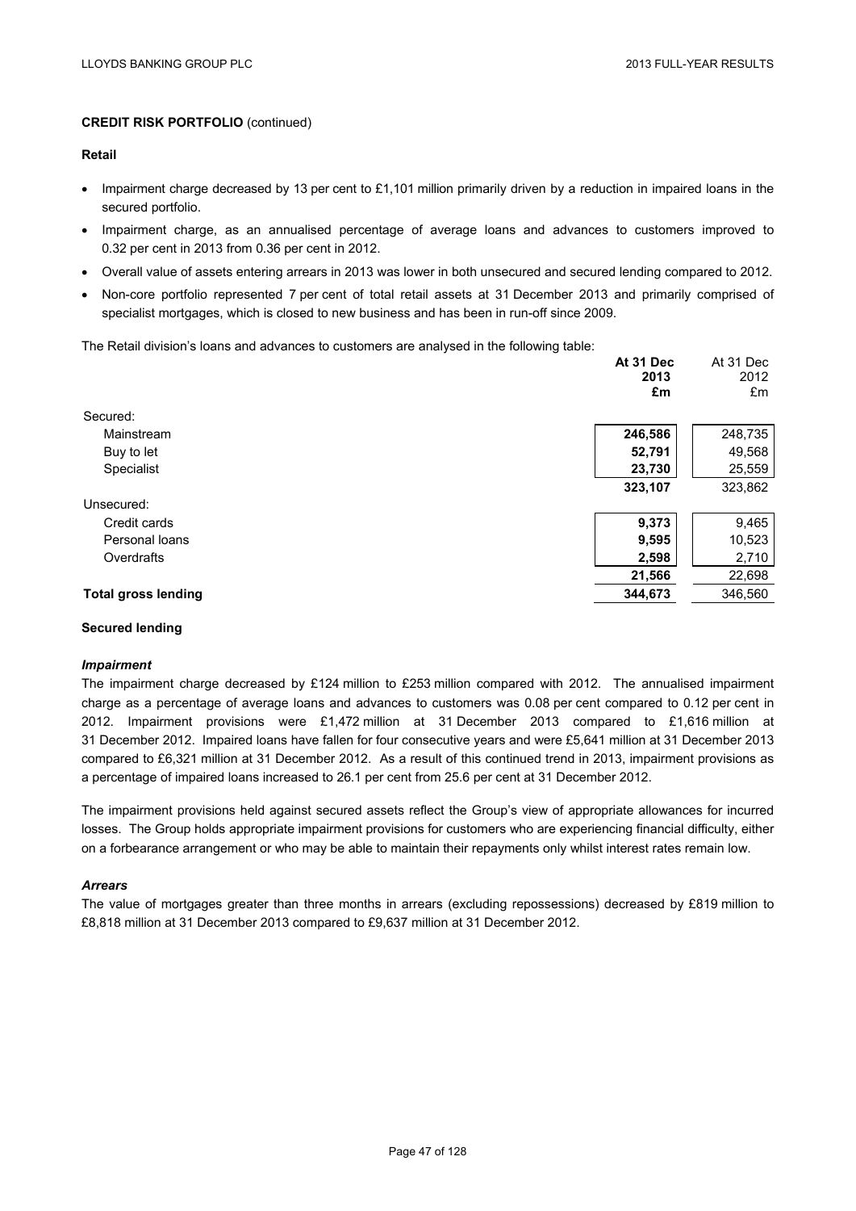**CREDIT RISK PORTFOLIO** (continued)

**Retail**

- Impairment charge decreased by 13 per cent to £1,101 million primarily driven by a reduction in impaired loans in the secured portfolio.
- Impairment charge, as an annualised percentage of average loans and advances to customers improved to 0.32 per cent in 2013 from 0.36 per cent in 2012.
- Overall value of assets entering arrears in 2013 was lower in both unsecured and secured lending compared to 2012.
- Non-core portfolio represented 7 per cent of total retail assets at 31 December 2013 and primarily comprised of specialist mortgages, which is closed to new business and has been in run-off since 2009.

The Retail division's loans and advances to customers are analysed in the following table:

| | **At 31 Dec 2013 £m** | At 31 Dec 2012 £m |
|---|---|---|
| Secured: | | |
| Mainstream | **246,586** | 248,735 |
| Buy to let | **52,791** | 49,568 |
| Specialist | **23,730** | 25,559 |
| | **323,107** | 323,862 |
| Unsecured: | | |
| Credit cards | **9,373** | 9,465 |
| Personal loans | **9,595** | 10,523 |
| Overdrafts | **2,598** | 2,710 |
| | **21,566** | 22,698 |
| **Total gross lending** | **344,673** | 346,560 |

**Secured lending**

***Impairment***

The impairment charge decreased by £124 million to £253 million compared with 2012. The annualised impairment charge as a percentage of average loans and advances to customers was 0.08 per cent compared to 0.12 per cent in 2012. Impairment provisions were £1,472 million at 31 December 2013 compared to £1,616 million at 31 December 2012. Impaired loans have fallen for four consecutive years and were £5,641 million at 31 December 2013 compared to £6,321 million at 31 December 2012. As a result of this continued trend in 2013, impairment provisions as a percentage of impaired loans increased to 26.1 per cent from 25.6 per cent at 31 December 2012.

The impairment provisions held against secured assets reflect the Group's view of appropriate allowances for incurred losses. The Group holds appropriate impairment provisions for customers who are experiencing financial difficulty, either on a forbearance arrangement or who may be able to maintain their repayments only whilst interest rates remain low.

***Arrears***

The value of mortgages greater than three months in arrears (excluding repossessions) decreased by £819 million to £8,818 million at 31 December 2013 compared to £9,637 million at 31 December 2012.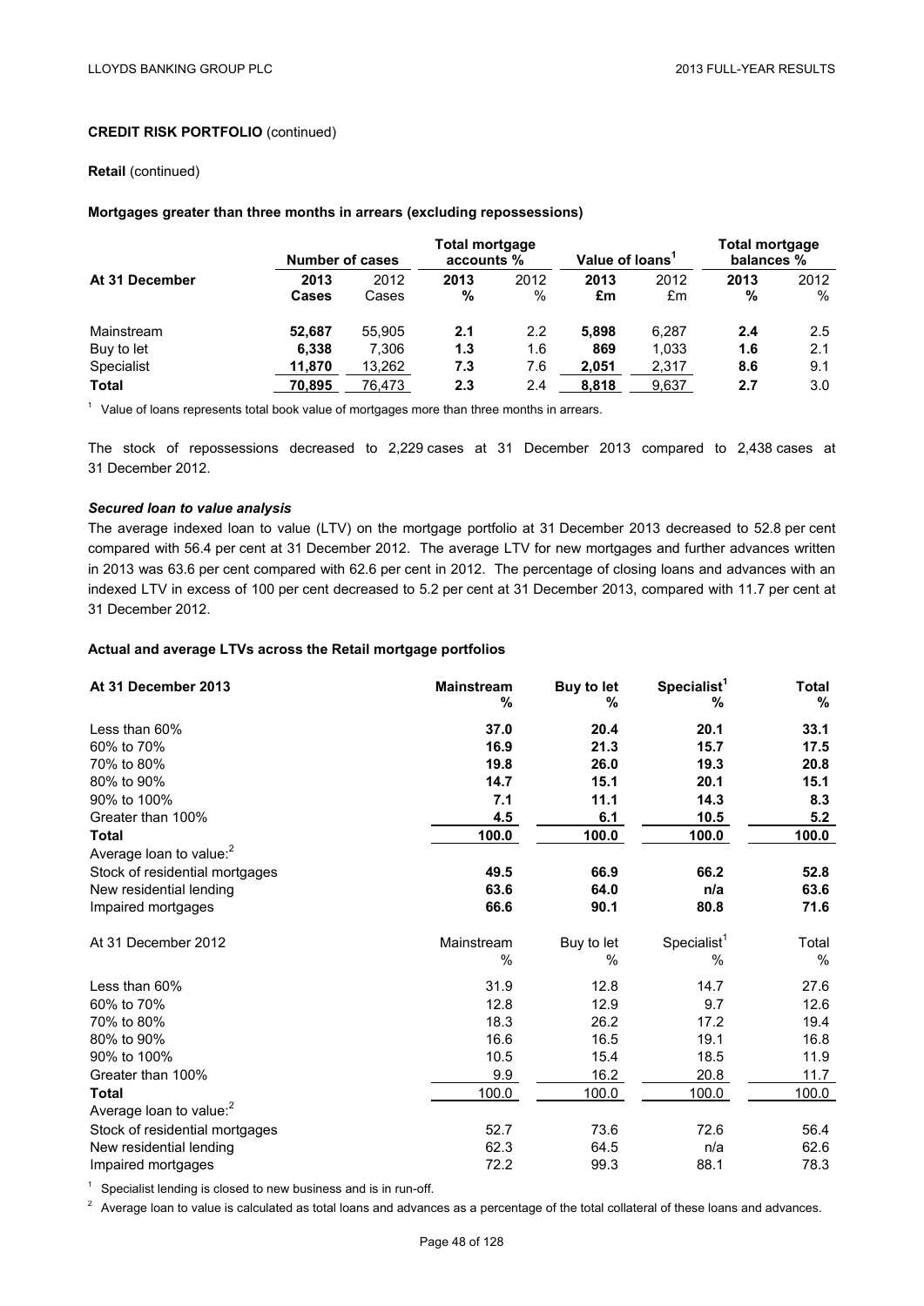**CREDIT RISK PORTFOLIO** (continued)

**Retail** (continued)

**Mortgages greater than three months in arrears (excluding repossessions)**

| At 31 December | Number of cases | | Total mortgage accounts % | | Value of loans[1] | | Total mortgage balances % | |
|---|---|---|---|---|---|---|---|---|
| | **2013 Cases** | 2012 Cases | **2013 %** | 2012 % | **2013 £m** | 2012 £m | **2013 %** | 2012 % |
| Mainstream | **52,687** | 55,905 | **2.1** | 2.2 | **5,898** | 6,287 | **2.4** | 2.5 |
| Buy to let | **6,338** | 7,306 | **1.3** | 1.6 | **869** | 1,033 | **1.6** | 2.1 |
| Specialist | **11,870** | 13,262 | **7.3** | 7.6 | **2,051** | 2,317 | **8.6** | 9.1 |
| **Total** | **70,895** | 76,473 | **2.3** | 2.4 | **8,818** | 9,637 | **2.7** | 3.0 |

[1] Value of loans represents total book value of mortgages more than three months in arrears.

The stock of repossessions decreased to 2,229 cases at 31 December 2013 compared to 2,438 cases at 31 December 2012.

***Secured loan to value analysis***

The average indexed loan to value (LTV) on the mortgage portfolio at 31 December 2013 decreased to 52.8 per cent compared with 56.4 per cent at 31 December 2012. The average LTV for new mortgages and further advances written in 2013 was 63.6 per cent compared with 62.6 per cent in 2012. The percentage of closing loans and advances with an indexed LTV in excess of 100 per cent decreased to 5.2 per cent at 31 December 2013, compared with 11.7 per cent at 31 December 2012.

**Actual and average LTVs across the Retail mortgage portfolios**

| **At 31 December 2013** | **Mainstream %** | **Buy to let %** | **Specialist[1] %** | **Total %** |
|---|---|---|---|---|
| Less than 60% | **37.0** | **20.4** | **20.1** | **33.1** |
| 60% to 70% | **16.9** | **21.3** | **15.7** | **17.5** |
| 70% to 80% | **19.8** | **26.0** | **19.3** | **20.8** |
| 80% to 90% | **14.7** | **15.1** | **20.1** | **15.1** |
| 90% to 100% | **7.1** | **11.1** | **14.3** | **8.3** |
| Greater than 100% | **4.5** | **6.1** | **10.5** | **5.2** |
| **Total** | **100.0** | **100.0** | **100.0** | **100.0** |
| Average loan to value:[2] | | | | |
| Stock of residential mortgages | **49.5** | **66.9** | **66.2** | **52.8** |
| New residential lending | **63.6** | **64.0** | **n/a** | **63.6** |
| Impaired mortgages | **66.6** | **90.1** | **80.8** | **71.6** |

| At 31 December 2012 | Mainstream % | Buy to let % | Specialist[1] % | Total % |
|---|---|---|---|---|
| Less than 60% | 31.9 | 12.8 | 14.7 | 27.6 |
| 60% to 70% | 12.8 | 12.9 | 9.7 | 12.6 |
| 70% to 80% | 18.3 | 26.2 | 17.2 | 19.4 |
| 80% to 90% | 16.6 | 16.5 | 19.1 | 16.8 |
| 90% to 100% | 10.5 | 15.4 | 18.5 | 11.9 |
| Greater than 100% | 9.9 | 16.2 | 20.8 | 11.7 |
| **Total** | 100.0 | 100.0 | 100.0 | 100.0 |
| Average loan to value:[2] | | | | |
| Stock of residential mortgages | 52.7 | 73.6 | 72.6 | 56.4 |
| New residential lending | 62.3 | 64.5 | n/a | 62.6 |
| Impaired mortgages | 72.2 | 99.3 | 88.1 | 78.3 |

[1] Specialist lending is closed to new business and is in run-off.

[2] Average loan to value is calculated as total loans and advances as a percentage of the total collateral of these loans and advances.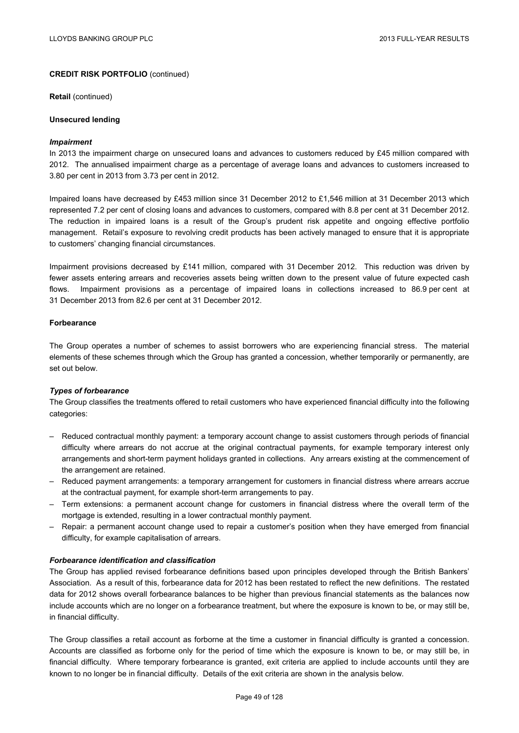**CREDIT RISK PORTFOLIO** (continued)

**Retail** (continued)

**Unsecured lending**

***Impairment***

In 2013 the impairment charge on unsecured loans and advances to customers reduced by £45 million compared with 2012. The annualised impairment charge as a percentage of average loans and advances to customers increased to 3.80 per cent in 2013 from 3.73 per cent in 2012.

Impaired loans have decreased by £453 million since 31 December 2012 to £1,546 million at 31 December 2013 which represented 7.2 per cent of closing loans and advances to customers, compared with 8.8 per cent at 31 December 2012. The reduction in impaired loans is a result of the Group's prudent risk appetite and ongoing effective portfolio management. Retail's exposure to revolving credit products has been actively managed to ensure that it is appropriate to customers' changing financial circumstances.

Impairment provisions decreased by £141 million, compared with 31 December 2012. This reduction was driven by fewer assets entering arrears and recoveries assets being written down to the present value of future expected cash flows. Impairment provisions as a percentage of impaired loans in collections increased to 86.9 per cent at 31 December 2013 from 82.6 per cent at 31 December 2012.

**Forbearance**

The Group operates a number of schemes to assist borrowers who are experiencing financial stress. The material elements of these schemes through which the Group has granted a concession, whether temporarily or permanently, are set out below.

***Types of forbearance***

The Group classifies the treatments offered to retail customers who have experienced financial difficulty into the following categories:

- Reduced contractual monthly payment: a temporary account change to assist customers through periods of financial difficulty where arrears do not accrue at the original contractual payments, for example temporary interest only arrangements and short-term payment holidays granted in collections. Any arrears existing at the commencement of the arrangement are retained.
- Reduced payment arrangements: a temporary arrangement for customers in financial distress where arrears accrue at the contractual payment, for example short-term arrangements to pay.
- Term extensions: a permanent account change for customers in financial distress where the overall term of the mortgage is extended, resulting in a lower contractual monthly payment.
- Repair: a permanent account change used to repair a customer's position when they have emerged from financial difficulty, for example capitalisation of arrears.

***Forbearance identification and classification***

The Group has applied revised forbearance definitions based upon principles developed through the British Bankers' Association. As a result of this, forbearance data for 2012 has been restated to reflect the new definitions. The restated data for 2012 shows overall forbearance balances to be higher than previous financial statements as the balances now include accounts which are no longer on a forbearance treatment, but where the exposure is known to be, or may still be, in financial difficulty.

The Group classifies a retail account as forborne at the time a customer in financial difficulty is granted a concession. Accounts are classified as forborne only for the period of time which the exposure is known to be, or may still be, in financial difficulty. Where temporary forbearance is granted, exit criteria are applied to include accounts until they are known to no longer be in financial difficulty. Details of the exit criteria are shown in the analysis below.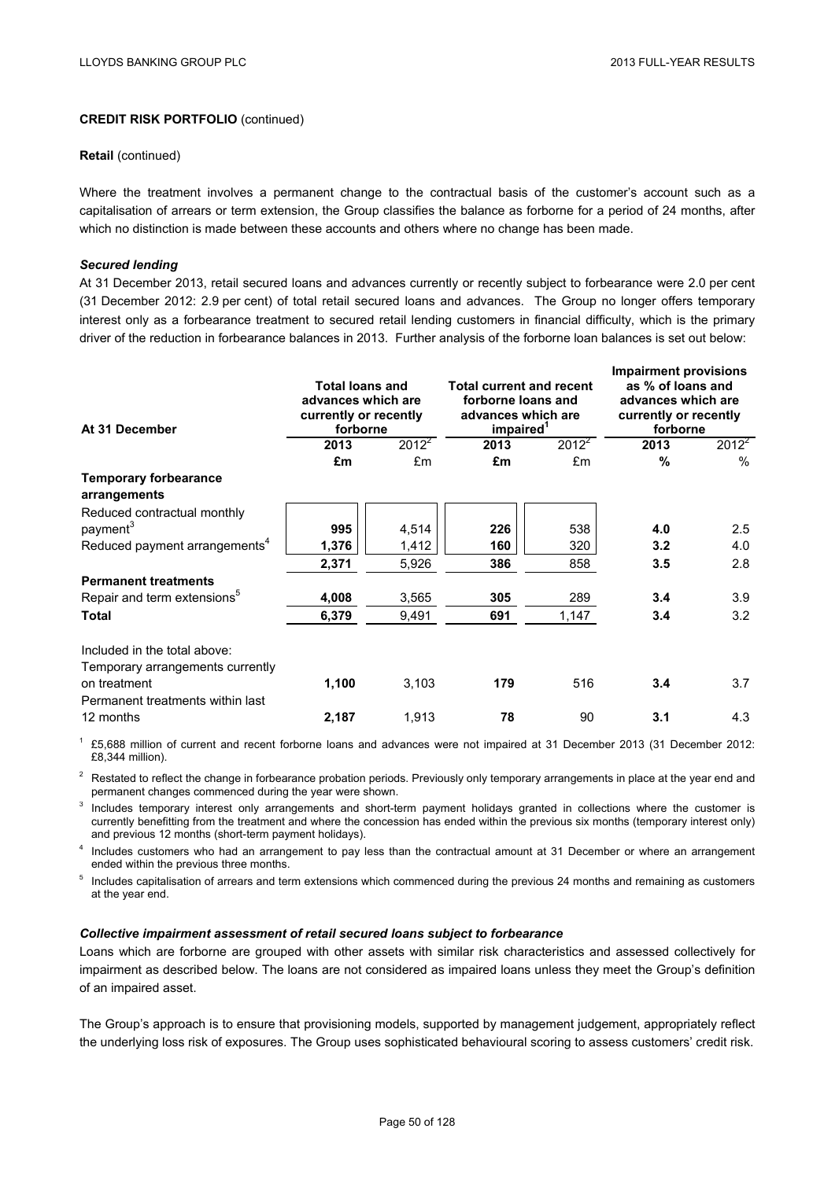**CREDIT RISK PORTFOLIO** (continued)

**Retail** (continued)

Where the treatment involves a permanent change to the contractual basis of the customer's account such as a capitalisation of arrears or term extension, the Group classifies the balance as forborne for a period of 24 months, after which no distinction is made between these accounts and others where no change has been made.

***Secured lending***

At 31 December 2013, retail secured loans and advances currently or recently subject to forbearance were 2.0 per cent (31 December 2012: 2.9 per cent) of total retail secured loans and advances. The Group no longer offers temporary interest only as a forbearance treatment to secured retail lending customers in financial difficulty, which is the primary driver of the reduction in forbearance balances in 2013. Further analysis of the forborne loan balances is set out below:

| At 31 December | Total loans and advances which are currently or recently forborne | | Total current and recent forborne loans and advances which are impaired[1] | | Impairment provisions as % of loans and advances which are currently or recently forborne | |
|---|---|---|---|---|---|---|
| | 2013 | 2012[2] | 2013 | 2012[2] | 2013 | 2012[2] |
| | £m | £m | £m | £m | % | % |
| **Temporary forbearance arrangements** | | | | | | |
| Reduced contractual monthly payment[3] | **995** | 4,514 | **226** | 538 | **4.0** | 2.5 |
| Reduced payment arrangements[4] | **1,376** | 1,412 | **160** | 320 | **3.2** | 4.0 |
| | **2,371** | 5,926 | **386** | 858 | **3.5** | 2.8 |
| **Permanent treatments** | | | | | | |
| Repair and term extensions[5] | **4,008** | 3,565 | **305** | 289 | **3.4** | 3.9 |
| **Total** | **6,379** | 9,491 | **691** | 1,147 | **3.4** | 3.2 |
| | | | | | | |
| Included in the total above: | | | | | | |
| Temporary arrangements currently on treatment | **1,100** | 3,103 | **179** | 516 | **3.4** | 3.7 |
| Permanent treatments within last 12 months | **2,187** | 1,913 | **78** | 90 | **3.1** | 4.3 |

[1] £5,688 million of current and recent forborne loans and advances were not impaired at 31 December 2013 (31 December 2012: £8,344 million).

[2] Restated to reflect the change in forbearance probation periods. Previously only temporary arrangements in place at the year end and permanent changes commenced during the year were shown.

[3] Includes temporary interest only arrangements and short-term payment holidays granted in collections where the customer is currently benefitting from the treatment and where the concession has ended within the previous six months (temporary interest only) and previous 12 months (short-term payment holidays).

[4] Includes customers who had an arrangement to pay less than the contractual amount at 31 December or where an arrangement ended within the previous three months.

[5] Includes capitalisation of arrears and term extensions which commenced during the previous 24 months and remaining as customers at the year end.

***Collective impairment assessment of retail secured loans subject to forbearance***

Loans which are forborne are grouped with other assets with similar risk characteristics and assessed collectively for impairment as described below. The loans are not considered as impaired loans unless they meet the Group's definition of an impaired asset.

The Group's approach is to ensure that provisioning models, supported by management judgement, appropriately reflect the underlying loss risk of exposures. The Group uses sophisticated behavioural scoring to assess customers' credit risk.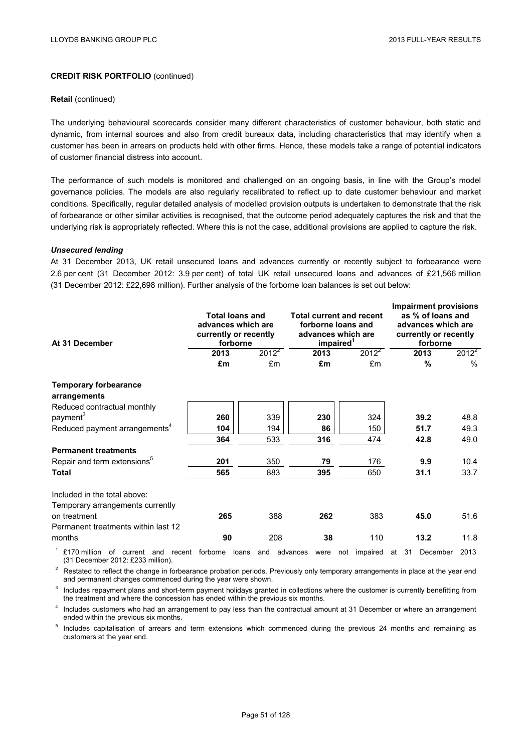**CREDIT RISK PORTFOLIO** (continued)

**Retail** (continued)

The underlying behavioural scorecards consider many different characteristics of customer behaviour, both static and dynamic, from internal sources and also from credit bureaux data, including characteristics that may identify when a customer has been in arrears on products held with other firms. Hence, these models take a range of potential indicators of customer financial distress into account.

The performance of such models is monitored and challenged on an ongoing basis, in line with the Group's model governance policies. The models are also regularly recalibrated to reflect up to date customer behaviour and market conditions. Specifically, regular detailed analysis of modelled provision outputs is undertaken to demonstrate that the risk of forbearance or other similar activities is recognised, that the outcome period adequately captures the risk and that the underlying risk is appropriately reflected. Where this is not the case, additional provisions are applied to capture the risk.

***Unsecured lending***

At 31 December 2013, UK retail unsecured loans and advances currently or recently subject to forbearance were 2.6 per cent (31 December 2012: 3.9 per cent) of total UK retail unsecured loans and advances of £21,566 million (31 December 2012: £22,698 million). Further analysis of the forborne loan balances is set out below:

| At 31 December | Total loans and advances which are currently or recently forborne | | Total current and recent forborne loans and advances which are impaired[1] | | Impairment provisions as % of loans and advances which are currently or recently forborne | |
|---|---|---|---|---|---|---|
| | **2013** | 2012[2] | **2013** | 2012[2] | **2013** | 2012[2] |
| | **£m** | £m | **£m** | £m | **%** | % |
| **Temporary forbearance arrangements** | | | | | | |
| Reduced contractual monthly payment[3] | **260** | 339 | **230** | 324 | **39.2** | 48.8 |
| Reduced payment arrangements[4] | **104** | 194 | **86** | 150 | **51.7** | 49.3 |
| | **364** | 533 | **316** | 474 | **42.8** | 49.0 |
| **Permanent treatments** | | | | | | |
| Repair and term extensions[5] | **201** | 350 | **79** | 176 | **9.9** | 10.4 |
| **Total** | **565** | 883 | **395** | 650 | **31.1** | 33.7 |
| Included in the total above: | | | | | | |
| Temporary arrangements currently on treatment | **265** | 388 | **262** | 383 | **45.0** | 51.6 |
| Permanent treatments within last 12 months | **90** | 208 | **38** | 110 | **13.2** | 11.8 |

[1] £170 million of current and recent forborne loans and advances were not impaired at 31 December 2013 (31 December 2012: £233 million).

[2] Restated to reflect the change in forbearance probation periods. Previously only temporary arrangements in place at the year end and permanent changes commenced during the year were shown.

[3] Includes repayment plans and short-term payment holidays granted in collections where the customer is currently benefitting from the treatment and where the concession has ended within the previous six months.

[4] Includes customers who had an arrangement to pay less than the contractual amount at 31 December or where an arrangement ended within the previous six months.

[5] Includes capitalisation of arrears and term extensions which commenced during the previous 24 months and remaining as customers at the year end.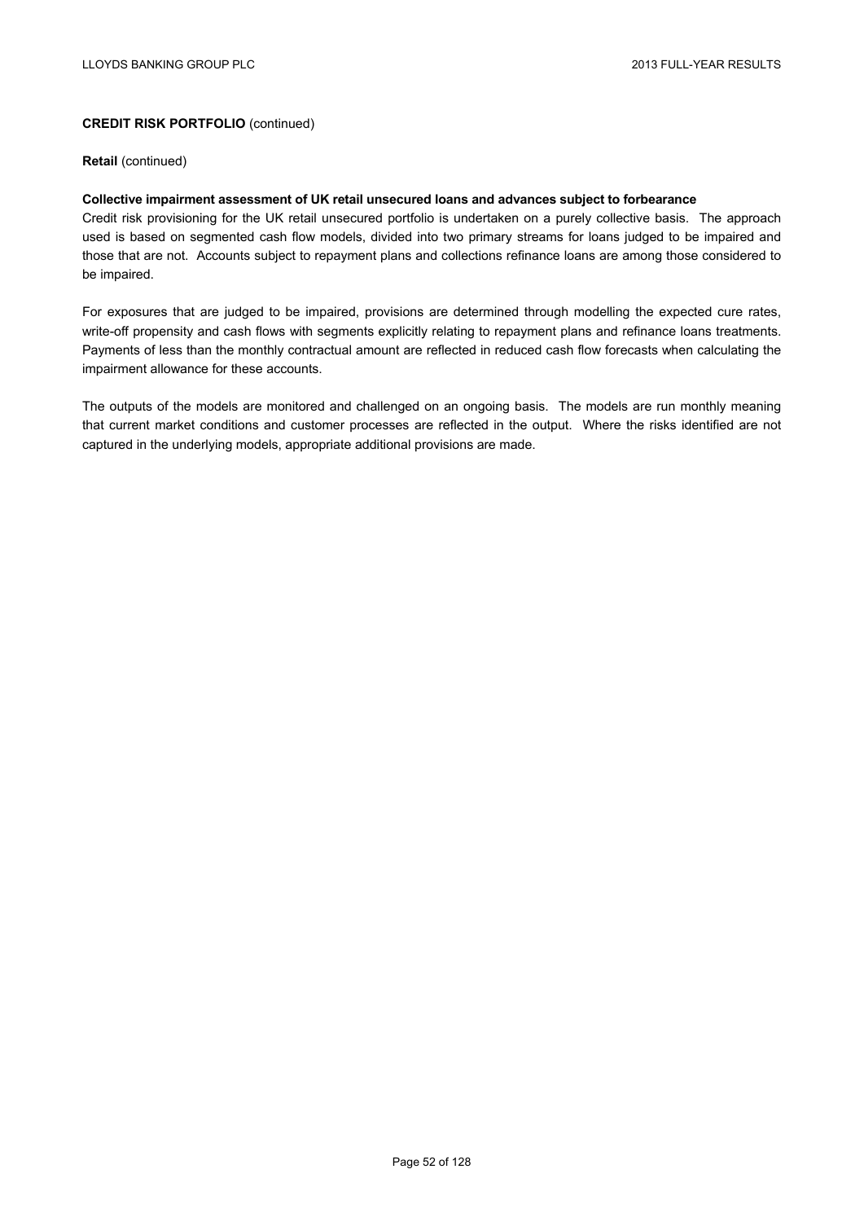**CREDIT RISK PORTFOLIO** (continued)

**Retail** (continued)

**Collective impairment assessment of UK retail unsecured loans and advances subject to forbearance**

Credit risk provisioning for the UK retail unsecured portfolio is undertaken on a purely collective basis. The approach used is based on segmented cash flow models, divided into two primary streams for loans judged to be impaired and those that are not. Accounts subject to repayment plans and collections refinance loans are among those considered to be impaired.

For exposures that are judged to be impaired, provisions are determined through modelling the expected cure rates, write-off propensity and cash flows with segments explicitly relating to repayment plans and refinance loans treatments. Payments of less than the monthly contractual amount are reflected in reduced cash flow forecasts when calculating the impairment allowance for these accounts.

The outputs of the models are monitored and challenged on an ongoing basis. The models are run monthly meaning that current market conditions and customer processes are reflected in the output. Where the risks identified are not captured in the underlying models, appropriate additional provisions are made.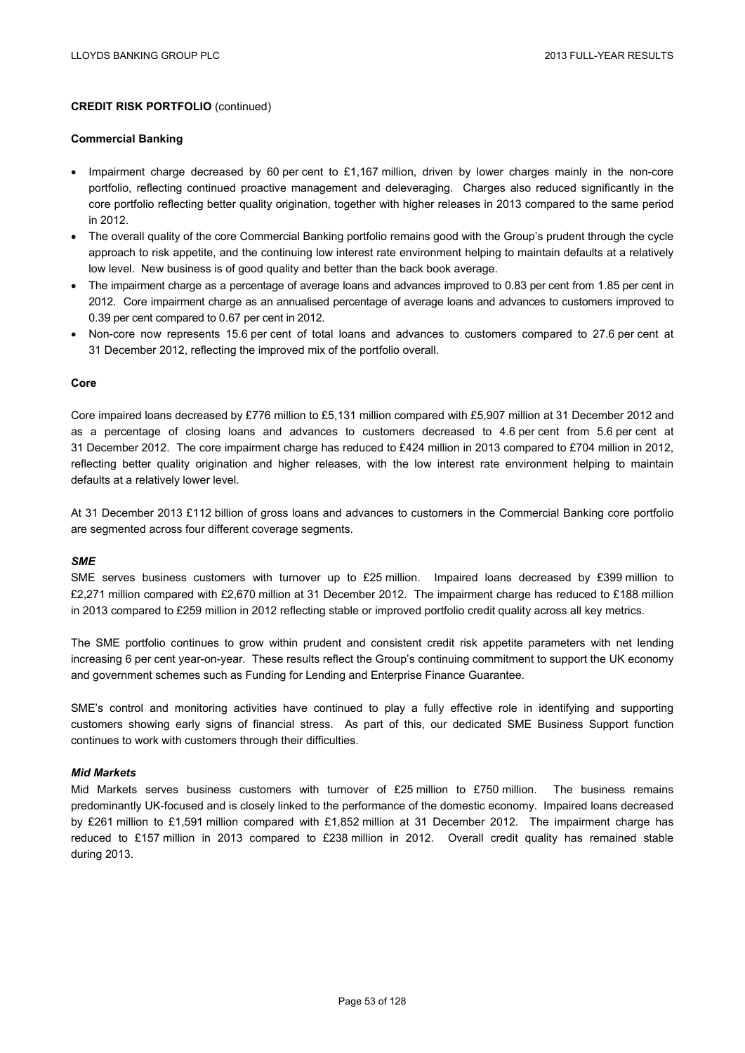**CREDIT RISK PORTFOLIO** (continued)

**Commercial Banking**

- Impairment charge decreased by 60 per cent to £1,167 million, driven by lower charges mainly in the non-core portfolio, reflecting continued proactive management and deleveraging. Charges also reduced significantly in the core portfolio reflecting better quality origination, together with higher releases in 2013 compared to the same period in 2012.
- The overall quality of the core Commercial Banking portfolio remains good with the Group's prudent through the cycle approach to risk appetite, and the continuing low interest rate environment helping to maintain defaults at a relatively low level. New business is of good quality and better than the back book average.
- The impairment charge as a percentage of average loans and advances improved to 0.83 per cent from 1.85 per cent in 2012. Core impairment charge as an annualised percentage of average loans and advances to customers improved to 0.39 per cent compared to 0.67 per cent in 2012.
- Non-core now represents 15.6 per cent of total loans and advances to customers compared to 27.6 per cent at 31 December 2012, reflecting the improved mix of the portfolio overall.

**Core**

Core impaired loans decreased by £776 million to £5,131 million compared with £5,907 million at 31 December 2012 and as a percentage of closing loans and advances to customers decreased to 4.6 per cent from 5.6 per cent at 31 December 2012. The core impairment charge has reduced to £424 million in 2013 compared to £704 million in 2012, reflecting better quality origination and higher releases, with the low interest rate environment helping to maintain defaults at a relatively lower level.

At 31 December 2013 £112 billion of gross loans and advances to customers in the Commercial Banking core portfolio are segmented across four different coverage segments.

***SME***

SME serves business customers with turnover up to £25 million. Impaired loans decreased by £399 million to £2,271 million compared with £2,670 million at 31 December 2012. The impairment charge has reduced to £188 million in 2013 compared to £259 million in 2012 reflecting stable or improved portfolio credit quality across all key metrics.

The SME portfolio continues to grow within prudent and consistent credit risk appetite parameters with net lending increasing 6 per cent year-on-year. These results reflect the Group's continuing commitment to support the UK economy and government schemes such as Funding for Lending and Enterprise Finance Guarantee.

SME's control and monitoring activities have continued to play a fully effective role in identifying and supporting customers showing early signs of financial stress. As part of this, our dedicated SME Business Support function continues to work with customers through their difficulties.

***Mid Markets***

Mid Markets serves business customers with turnover of £25 million to £750 million. The business remains predominantly UK-focused and is closely linked to the performance of the domestic economy. Impaired loans decreased by £261 million to £1,591 million compared with £1,852 million at 31 December 2012. The impairment charge has reduced to £157 million in 2013 compared to £238 million in 2012. Overall credit quality has remained stable during 2013.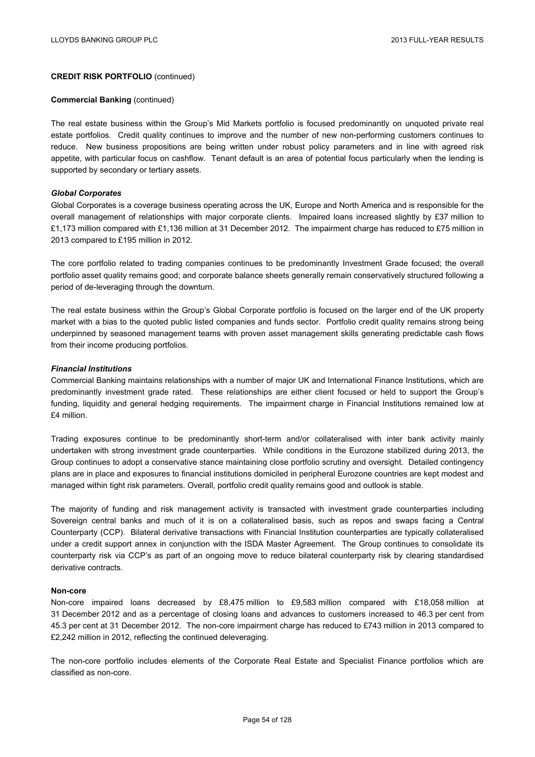**CREDIT RISK PORTFOLIO** (continued)

**Commercial Banking** (continued)

The real estate business within the Group's Mid Markets portfolio is focused predominantly on unquoted private real estate portfolios. Credit quality continues to improve and the number of new non-performing customers continues to reduce. New business propositions are being written under robust policy parameters and in line with agreed risk appetite, with particular focus on cashflow. Tenant default is an area of potential focus particularly when the lending is supported by secondary or tertiary assets.

***Global Corporates***

Global Corporates is a coverage business operating across the UK, Europe and North America and is responsible for the overall management of relationships with major corporate clients. Impaired loans increased slightly by £37 million to £1,173 million compared with £1,136 million at 31 December 2012. The impairment charge has reduced to £75 million in 2013 compared to £195 million in 2012.

The core portfolio related to trading companies continues to be predominantly Investment Grade focused; the overall portfolio asset quality remains good; and corporate balance sheets generally remain conservatively structured following a period of de-leveraging through the downturn.

The real estate business within the Group's Global Corporate portfolio is focused on the larger end of the UK property market with a bias to the quoted public listed companies and funds sector. Portfolio credit quality remains strong being underpinned by seasoned management teams with proven asset management skills generating predictable cash flows from their income producing portfolios.

***Financial Institutions***

Commercial Banking maintains relationships with a number of major UK and International Finance Institutions, which are predominantly investment grade rated. These relationships are either client focused or held to support the Group's funding, liquidity and general hedging requirements. The impairment charge in Financial Institutions remained low at £4 million.

Trading exposures continue to be predominantly short-term and/or collateralised with inter bank activity mainly undertaken with strong investment grade counterparties. While conditions in the Eurozone stabilized during 2013, the Group continues to adopt a conservative stance maintaining close portfolio scrutiny and oversight. Detailed contingency plans are in place and exposures to financial institutions domiciled in peripheral Eurozone countries are kept modest and managed within tight risk parameters. Overall, portfolio credit quality remains good and outlook is stable.

The majority of funding and risk management activity is transacted with investment grade counterparties including Sovereign central banks and much of it is on a collateralised basis, such as repos and swaps facing a Central Counterparty (CCP). Bilateral derivative transactions with Financial Institution counterparties are typically collateralised under a credit support annex in conjunction with the ISDA Master Agreement. The Group continues to consolidate its counterparty risk via CCP's as part of an ongoing move to reduce bilateral counterparty risk by clearing standardised derivative contracts.

**Non-core**

Non-core impaired loans decreased by £8,475 million to £9,583 million compared with £18,058 million at 31 December 2012 and as a percentage of closing loans and advances to customers increased to 46.3 per cent from 45.3 per cent at 31 December 2012. The non-core impairment charge has reduced to £743 million in 2013 compared to £2,242 million in 2012, reflecting the continued deleveraging.

The non-core portfolio includes elements of the Corporate Real Estate and Specialist Finance portfolios which are classified as non-core.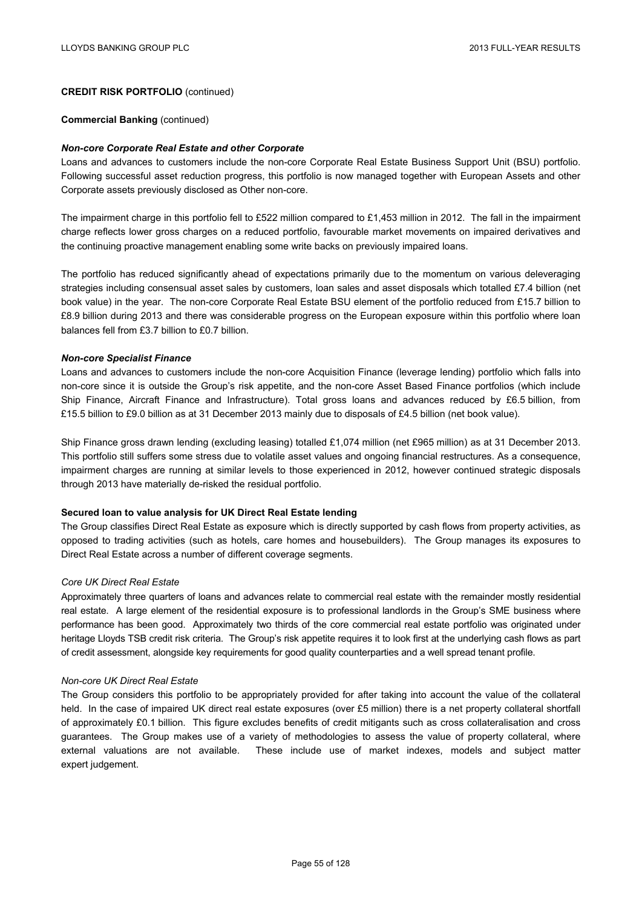**CREDIT RISK PORTFOLIO** (continued)

**Commercial Banking** (continued)

***Non-core Corporate Real Estate and other Corporate***

Loans and advances to customers include the non-core Corporate Real Estate Business Support Unit (BSU) portfolio. Following successful asset reduction progress, this portfolio is now managed together with European Assets and other Corporate assets previously disclosed as Other non-core.

The impairment charge in this portfolio fell to £522 million compared to £1,453 million in 2012. The fall in the impairment charge reflects lower gross charges on a reduced portfolio, favourable market movements on impaired derivatives and the continuing proactive management enabling some write backs on previously impaired loans.

The portfolio has reduced significantly ahead of expectations primarily due to the momentum on various deleveraging strategies including consensual asset sales by customers, loan sales and asset disposals which totalled £7.4 billion (net book value) in the year. The non-core Corporate Real Estate BSU element of the portfolio reduced from £15.7 billion to £8.9 billion during 2013 and there was considerable progress on the European exposure within this portfolio where loan balances fell from £3.7 billion to £0.7 billion.

***Non-core Specialist Finance***

Loans and advances to customers include the non-core Acquisition Finance (leverage lending) portfolio which falls into non-core since it is outside the Group's risk appetite, and the non-core Asset Based Finance portfolios (which include Ship Finance, Aircraft Finance and Infrastructure). Total gross loans and advances reduced by £6.5 billion, from £15.5 billion to £9.0 billion as at 31 December 2013 mainly due to disposals of £4.5 billion (net book value).

Ship Finance gross drawn lending (excluding leasing) totalled £1,074 million (net £965 million) as at 31 December 2013. This portfolio still suffers some stress due to volatile asset values and ongoing financial restructures. As a consequence, impairment charges are running at similar levels to those experienced in 2012, however continued strategic disposals through 2013 have materially de-risked the residual portfolio.

**Secured loan to value analysis for UK Direct Real Estate lending**

The Group classifies Direct Real Estate as exposure which is directly supported by cash flows from property activities, as opposed to trading activities (such as hotels, care homes and housebuilders). The Group manages its exposures to Direct Real Estate across a number of different coverage segments.

*Core UK Direct Real Estate*

Approximately three quarters of loans and advances relate to commercial real estate with the remainder mostly residential real estate. A large element of the residential exposure is to professional landlords in the Group's SME business where performance has been good. Approximately two thirds of the core commercial real estate portfolio was originated under heritage Lloyds TSB credit risk criteria. The Group's risk appetite requires it to look first at the underlying cash flows as part of credit assessment, alongside key requirements for good quality counterparties and a well spread tenant profile.

*Non-core UK Direct Real Estate*

The Group considers this portfolio to be appropriately provided for after taking into account the value of the collateral held. In the case of impaired UK direct real estate exposures (over £5 million) there is a net property collateral shortfall of approximately £0.1 billion. This figure excludes benefits of credit mitigants such as cross collateralisation and cross guarantees. The Group makes use of a variety of methodologies to assess the value of property collateral, where external valuations are not available. These include use of market indexes, models and subject matter expert judgement.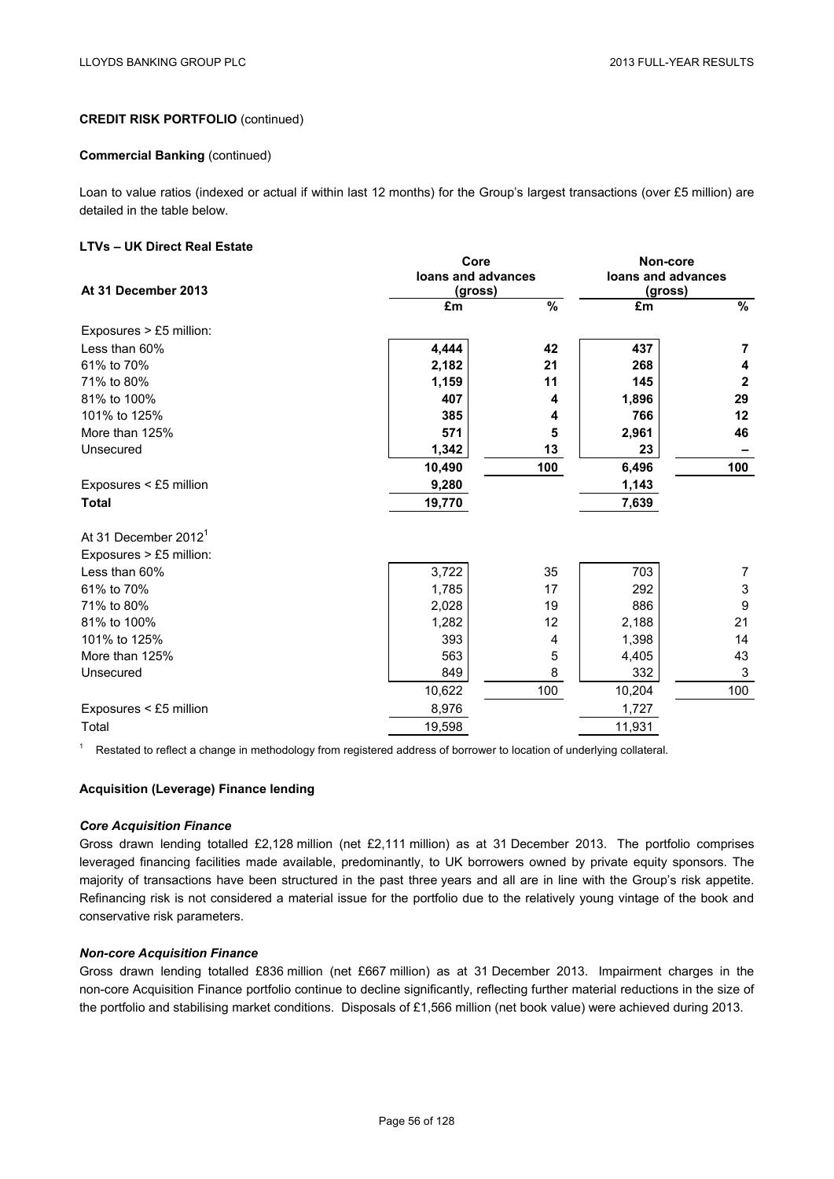**CREDIT RISK PORTFOLIO** (continued)

**Commercial Banking** (continued)

Loan to value ratios (indexed or actual if within last 12 months) for the Group's largest transactions (over £5 million) are detailed in the table below.

**LTVs – UK Direct Real Estate**

| At 31 December 2013 | Core loans and advances (gross) | | Non-core loans and advances (gross) | |
|---|---|---|---|---|
| | £m | % | £m | % |
| Exposures > £5 million: | | | | |
| Less than 60% | **4,444** | **42** | **437** | **7** |
| 61% to 70% | **2,182** | **21** | **268** | **4** |
| 71% to 80% | **1,159** | **11** | **145** | **2** |
| 81% to 100% | **407** | **4** | **1,896** | **29** |
| 101% to 125% | **385** | **4** | **766** | **12** |
| More than 125% | **571** | **5** | **2,961** | **46** |
| Unsecured | **1,342** | **13** | **23** | **–** |
| | **10,490** | **100** | **6,496** | **100** |
| Exposures < £5 million | **9,280** | | **1,143** | |
| **Total** | **19,770** | | **7,639** | |
| At 31 December 2012[1] | | | | |
| Exposures > £5 million: | | | | |
| Less than 60% | 3,722 | 35 | 703 | 7 |
| 61% to 70% | 1,785 | 17 | 292 | 3 |
| 71% to 80% | 2,028 | 19 | 886 | 9 |
| 81% to 100% | 1,282 | 12 | 2,188 | 21 |
| 101% to 125% | 393 | 4 | 1,398 | 14 |
| More than 125% | 563 | 5 | 4,405 | 43 |
| Unsecured | 849 | 8 | 332 | 3 |
| | 10,622 | 100 | 10,204 | 100 |
| Exposures < £5 million | 8,976 | | 1,727 | |
| Total | 19,598 | | 11,931 | |

[1] Restated to reflect a change in methodology from registered address of borrower to location of underlying collateral.

**Acquisition (Leverage) Finance lending**

***Core Acquisition Finance***

Gross drawn lending totalled £2,128 million (net £2,111 million) as at 31 December 2013. The portfolio comprises leveraged financing facilities made available, predominantly, to UK borrowers owned by private equity sponsors. The majority of transactions have been structured in the past three years and all are in line with the Group's risk appetite. Refinancing risk is not considered a material issue for the portfolio due to the relatively young vintage of the book and conservative risk parameters.

***Non-core Acquisition Finance***

Gross drawn lending totalled £836 million (net £667 million) as at 31 December 2013. Impairment charges in the non-core Acquisition Finance portfolio continue to decline significantly, reflecting further material reductions in the size of the portfolio and stabilising market conditions. Disposals of £1,566 million (net book value) were achieved during 2013.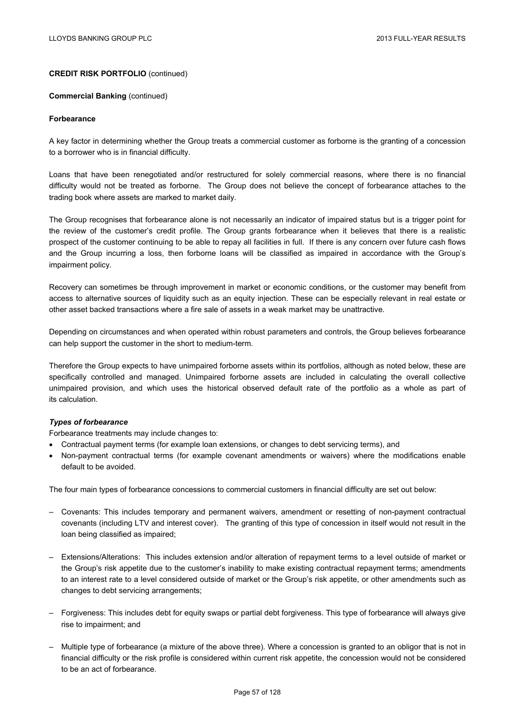**CREDIT RISK PORTFOLIO** (continued)

**Commercial Banking** (continued)

**Forbearance**

A key factor in determining whether the Group treats a commercial customer as forborne is the granting of a concession to a borrower who is in financial difficulty.

Loans that have been renegotiated and/or restructured for solely commercial reasons, where there is no financial difficulty would not be treated as forborne. The Group does not believe the concept of forbearance attaches to the trading book where assets are marked to market daily.

The Group recognises that forbearance alone is not necessarily an indicator of impaired status but is a trigger point for the review of the customer's credit profile. The Group grants forbearance when it believes that there is a realistic prospect of the customer continuing to be able to repay all facilities in full. If there is any concern over future cash flows and the Group incurring a loss, then forborne loans will be classified as impaired in accordance with the Group's impairment policy.

Recovery can sometimes be through improvement in market or economic conditions, or the customer may benefit from access to alternative sources of liquidity such as an equity injection. These can be especially relevant in real estate or other asset backed transactions where a fire sale of assets in a weak market may be unattractive.

Depending on circumstances and when operated within robust parameters and controls, the Group believes forbearance can help support the customer in the short to medium-term.

Therefore the Group expects to have unimpaired forborne assets within its portfolios, although as noted below, these are specifically controlled and managed. Unimpaired forborne assets are included in calculating the overall collective unimpaired provision, and which uses the historical observed default rate of the portfolio as a whole as part of its calculation.

***Types of forbearance***

Forbearance treatments may include changes to:

- Contractual payment terms (for example loan extensions, or changes to debt servicing terms), and
- Non-payment contractual terms (for example covenant amendments or waivers) where the modifications enable default to be avoided.

The four main types of forbearance concessions to commercial customers in financial difficulty are set out below:

- Covenants: This includes temporary and permanent waivers, amendment or resetting of non-payment contractual covenants (including LTV and interest cover). The granting of this type of concession in itself would not result in the loan being classified as impaired;
- Extensions/Alterations: This includes extension and/or alteration of repayment terms to a level outside of market or the Group's risk appetite due to the customer's inability to make existing contractual repayment terms; amendments to an interest rate to a level considered outside of market or the Group's risk appetite, or other amendments such as changes to debt servicing arrangements;
- Forgiveness: This includes debt for equity swaps or partial debt forgiveness. This type of forbearance will always give rise to impairment; and
- Multiple type of forbearance (a mixture of the above three). Where a concession is granted to an obligor that is not in financial difficulty or the risk profile is considered within current risk appetite, the concession would not be considered to be an act of forbearance.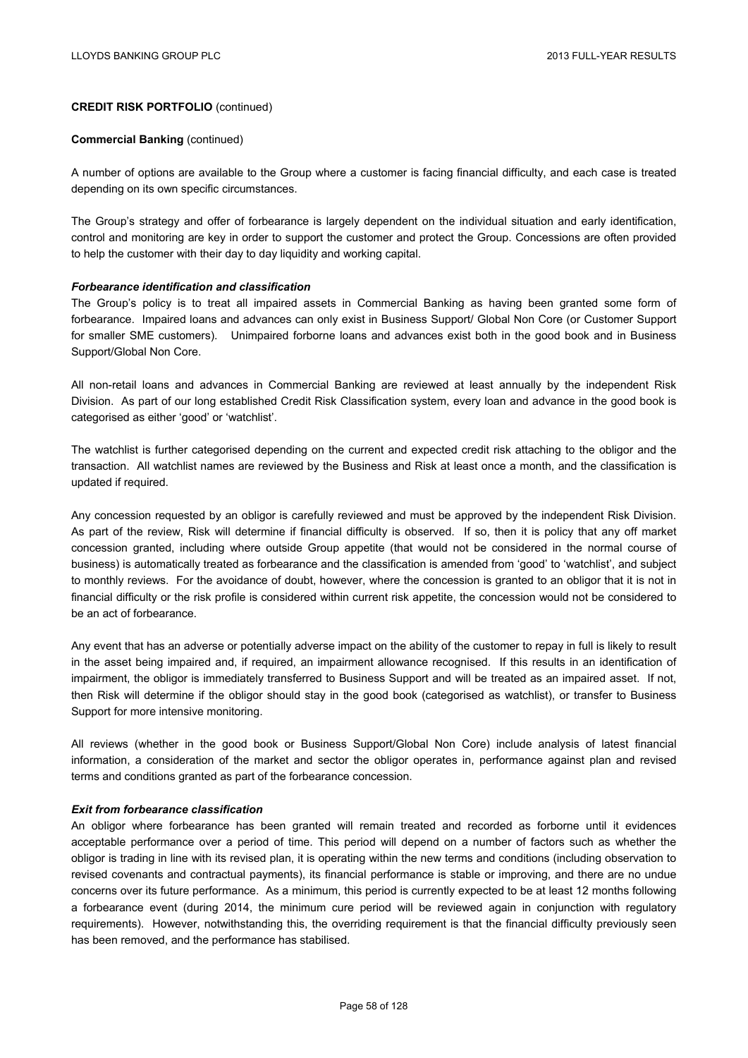**CREDIT RISK PORTFOLIO** (continued)

**Commercial Banking** (continued)

A number of options are available to the Group where a customer is facing financial difficulty, and each case is treated depending on its own specific circumstances.

The Group's strategy and offer of forbearance is largely dependent on the individual situation and early identification, control and monitoring are key in order to support the customer and protect the Group. Concessions are often provided to help the customer with their day to day liquidity and working capital.

***Forbearance identification and classification***

The Group's policy is to treat all impaired assets in Commercial Banking as having been granted some form of forbearance. Impaired loans and advances can only exist in Business Support/ Global Non Core (or Customer Support for smaller SME customers). Unimpaired forborne loans and advances exist both in the good book and in Business Support/Global Non Core.

All non-retail loans and advances in Commercial Banking are reviewed at least annually by the independent Risk Division. As part of our long established Credit Risk Classification system, every loan and advance in the good book is categorised as either 'good' or 'watchlist'.

The watchlist is further categorised depending on the current and expected credit risk attaching to the obligor and the transaction. All watchlist names are reviewed by the Business and Risk at least once a month, and the classification is updated if required.

Any concession requested by an obligor is carefully reviewed and must be approved by the independent Risk Division. As part of the review, Risk will determine if financial difficulty is observed. If so, then it is policy that any off market concession granted, including where outside Group appetite (that would not be considered in the normal course of business) is automatically treated as forbearance and the classification is amended from 'good' to 'watchlist', and subject to monthly reviews. For the avoidance of doubt, however, where the concession is granted to an obligor that it is not in financial difficulty or the risk profile is considered within current risk appetite, the concession would not be considered to be an act of forbearance.

Any event that has an adverse or potentially adverse impact on the ability of the customer to repay in full is likely to result in the asset being impaired and, if required, an impairment allowance recognised. If this results in an identification of impairment, the obligor is immediately transferred to Business Support and will be treated as an impaired asset. If not, then Risk will determine if the obligor should stay in the good book (categorised as watchlist), or transfer to Business Support for more intensive monitoring.

All reviews (whether in the good book or Business Support/Global Non Core) include analysis of latest financial information, a consideration of the market and sector the obligor operates in, performance against plan and revised terms and conditions granted as part of the forbearance concession.

***Exit from forbearance classification***

An obligor where forbearance has been granted will remain treated and recorded as forborne until it evidences acceptable performance over a period of time. This period will depend on a number of factors such as whether the obligor is trading in line with its revised plan, it is operating within the new terms and conditions (including observation to revised covenants and contractual payments), its financial performance is stable or improving, and there are no undue concerns over its future performance. As a minimum, this period is currently expected to be at least 12 months following a forbearance event (during 2014, the minimum cure period will be reviewed again in conjunction with regulatory requirements). However, notwithstanding this, the overriding requirement is that the financial difficulty previously seen has been removed, and the performance has stabilised.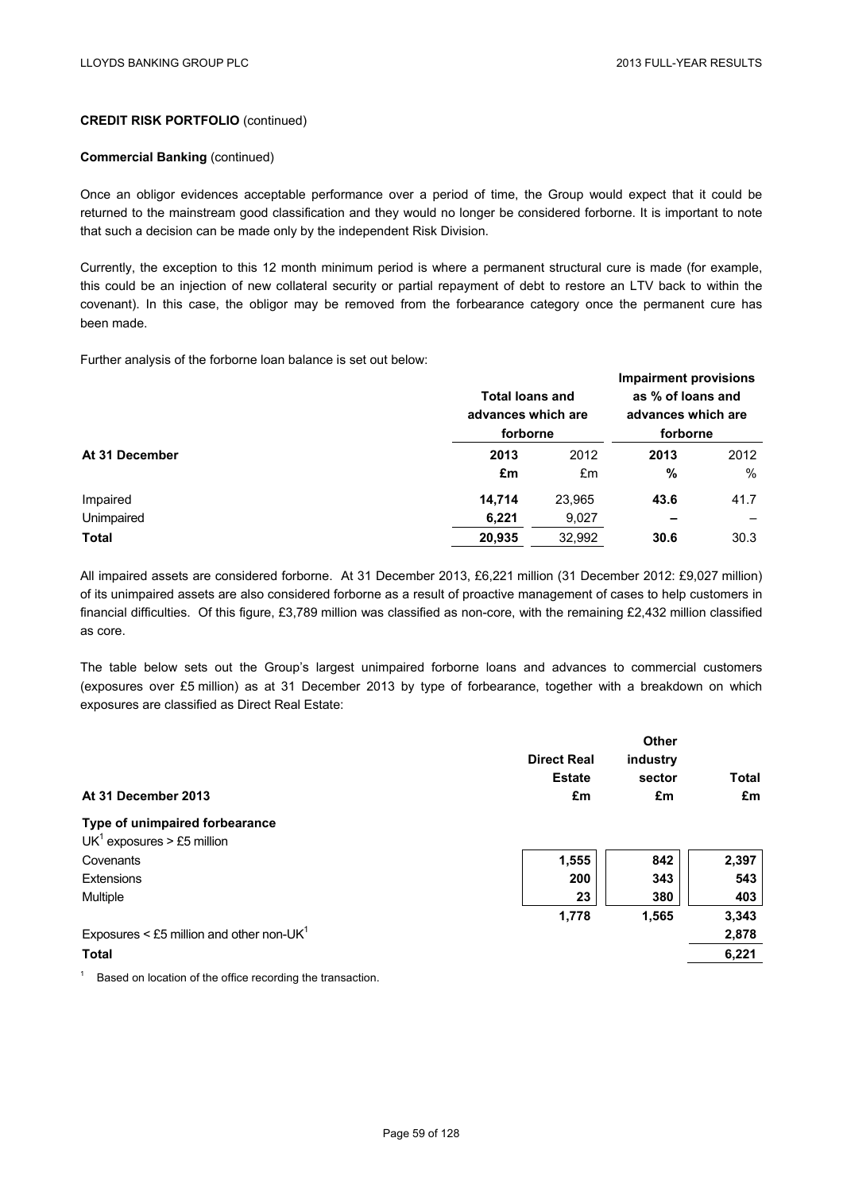**CREDIT RISK PORTFOLIO** (continued)

**Commercial Banking** (continued)

Once an obligor evidences acceptable performance over a period of time, the Group would expect that it could be returned to the mainstream good classification and they would no longer be considered forborne. It is important to note that such a decision can be made only by the independent Risk Division.

Currently, the exception to this 12 month minimum period is where a permanent structural cure is made (for example, this could be an injection of new collateral security or partial repayment of debt to restore an LTV back to within the covenant). In this case, the obligor may be removed from the forbearance category once the permanent cure has been made.

Further analysis of the forborne loan balance is set out below:

| At 31 December | Total loans and advances which are forborne | | Impairment provisions as % of loans and advances which are forborne | |
|---|---|---|---|---|
| | **2013** | 2012 | **2013** | 2012 |
| | **£m** | £m | **%** | % |
| Impaired | **14,714** | 23,965 | **43.6** | 41.7 |
| Unimpaired | **6,221** | 9,027 | **–** | – |
| **Total** | **20,935** | 32,992 | **30.6** | 30.3 |

All impaired assets are considered forborne. At 31 December 2013, £6,221 million (31 December 2012: £9,027 million) of its unimpaired assets are also considered forborne as a result of proactive management of cases to help customers in financial difficulties. Of this figure, £3,789 million was classified as non-core, with the remaining £2,432 million classified as core.

The table below sets out the Group's largest unimpaired forborne loans and advances to commercial customers (exposures over £5 million) as at 31 December 2013 by type of forbearance, together with a breakdown on which exposures are classified as Direct Real Estate:

| At 31 December 2013 | Direct Real Estate £m | Other industry sector £m | Total £m |
|---|---|---|---|
| **Type of unimpaired forbearance** | | | |
| UK[1] exposures > £5 million | | | |
| Covenants | **1,555** | **842** | **2,397** |
| Extensions | **200** | **343** | **543** |
| Multiple | **23** | **380** | **403** |
| | **1,778** | **1,565** | **3,343** |
| Exposures < £5 million and other non-UK[1] | | | **2,878** |
| **Total** | | | **6,221** |

[1] Based on location of the office recording the transaction.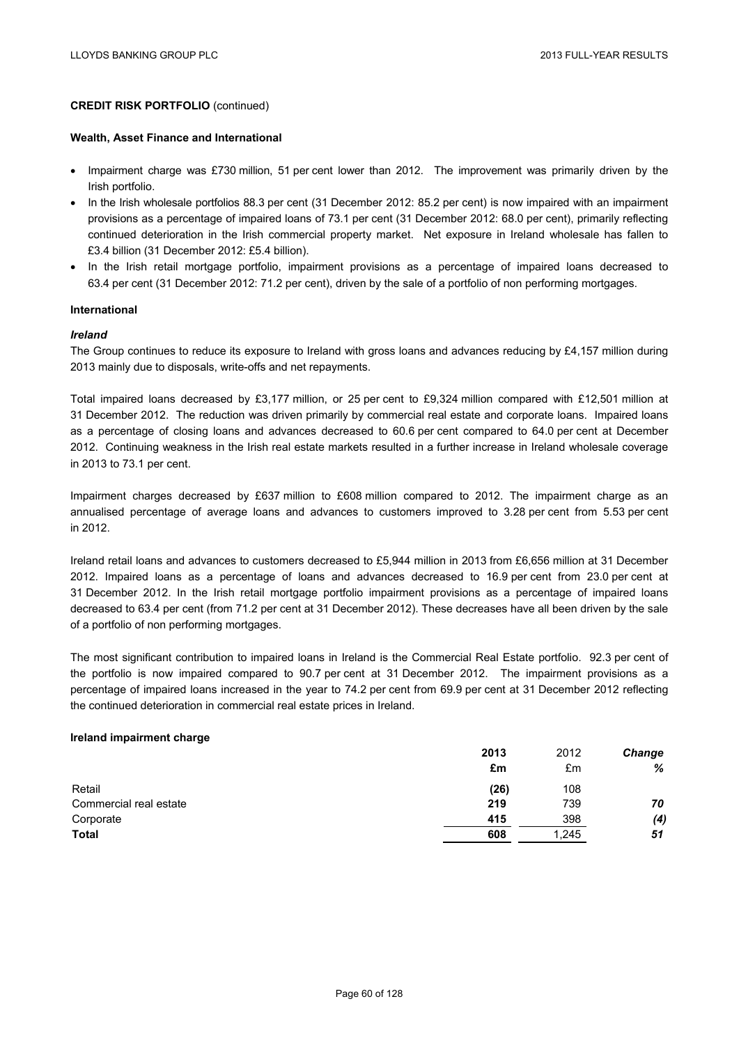**CREDIT RISK PORTFOLIO** (continued)

**Wealth, Asset Finance and International**

- Impairment charge was £730 million, 51 per cent lower than 2012. The improvement was primarily driven by the Irish portfolio.
- In the Irish wholesale portfolios 88.3 per cent (31 December 2012: 85.2 per cent) is now impaired with an impairment provisions as a percentage of impaired loans of 73.1 per cent (31 December 2012: 68.0 per cent), primarily reflecting continued deterioration in the Irish commercial property market. Net exposure in Ireland wholesale has fallen to £3.4 billion (31 December 2012: £5.4 billion).
- In the Irish retail mortgage portfolio, impairment provisions as a percentage of impaired loans decreased to 63.4 per cent (31 December 2012: 71.2 per cent), driven by the sale of a portfolio of non performing mortgages.

**International**

***Ireland***

The Group continues to reduce its exposure to Ireland with gross loans and advances reducing by £4,157 million during 2013 mainly due to disposals, write-offs and net repayments.

Total impaired loans decreased by £3,177 million, or 25 per cent to £9,324 million compared with £12,501 million at 31 December 2012. The reduction was driven primarily by commercial real estate and corporate loans. Impaired loans as a percentage of closing loans and advances decreased to 60.6 per cent compared to 64.0 per cent at December 2012. Continuing weakness in the Irish real estate markets resulted in a further increase in Ireland wholesale coverage in 2013 to 73.1 per cent.

Impairment charges decreased by £637 million to £608 million compared to 2012. The impairment charge as an annualised percentage of average loans and advances to customers improved to 3.28 per cent from 5.53 per cent in 2012.

Ireland retail loans and advances to customers decreased to £5,944 million in 2013 from £6,656 million at 31 December 2012. Impaired loans as a percentage of loans and advances decreased to 16.9 per cent from 23.0 per cent at 31 December 2012. In the Irish retail mortgage portfolio impairment provisions as a percentage of impaired loans decreased to 63.4 per cent (from 71.2 per cent at 31 December 2012). These decreases have all been driven by the sale of a portfolio of non performing mortgages.

The most significant contribution to impaired loans in Ireland is the Commercial Real Estate portfolio. 92.3 per cent of the portfolio is now impaired compared to 90.7 per cent at 31 December 2012. The impairment provisions as a percentage of impaired loans increased in the year to 74.2 per cent from 69.9 per cent at 31 December 2012 reflecting the continued deterioration in commercial real estate prices in Ireland.

**Ireland impairment charge**

| | **2013** | 2012 | ***Change*** |
|---|---|---|---|
| | **£m** | £m | ***%*** |
| Retail | **(26)** | 108 | |
| Commercial real estate | **219** | 739 | ***70*** |
| Corporate | **415** | 398 | ***(4)*** |
| **Total** | **608** | 1,245 | ***51*** |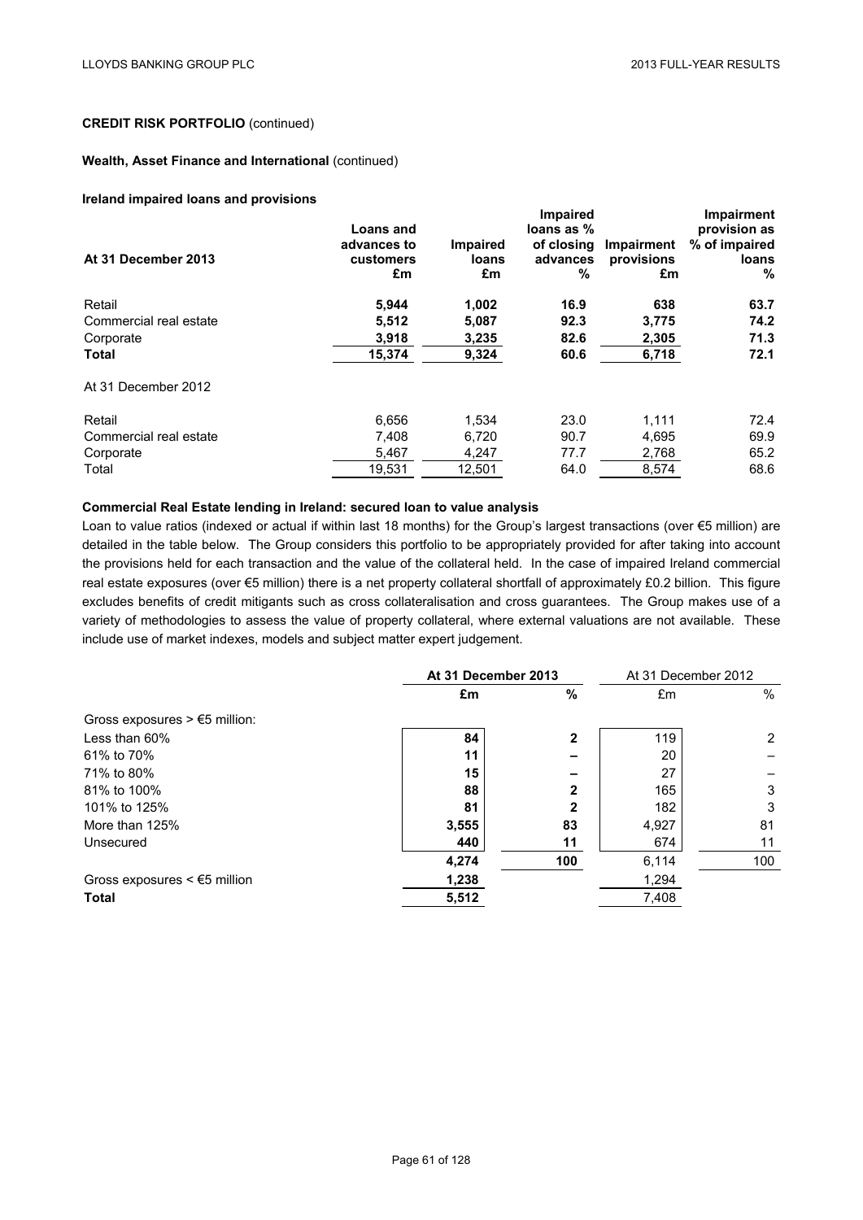**CREDIT RISK PORTFOLIO** (continued)

**Wealth, Asset Finance and International** (continued)

**Ireland impaired loans and provisions**

| At 31 December 2013 | Loans and advances to customers £m | Impaired loans £m | Impaired loans as % of closing advances % | Impairment provisions £m | Impairment provision as % of impaired loans % |
|---|---|---|---|---|---|
| Retail | **5,944** | **1,002** | **16.9** | **638** | **63.7** |
| Commercial real estate | **5,512** | **5,087** | **92.3** | **3,775** | **74.2** |
| Corporate | **3,918** | **3,235** | **82.6** | **2,305** | **71.3** |
| **Total** | **15,374** | **9,324** | **60.6** | **6,718** | **72.1** |
| At 31 December 2012 | | | | | |
| Retail | 6,656 | 1,534 | 23.0 | 1,111 | 72.4 |
| Commercial real estate | 7,408 | 6,720 | 90.7 | 4,695 | 69.9 |
| Corporate | 5,467 | 4,247 | 77.7 | 2,768 | 65.2 |
| Total | 19,531 | 12,501 | 64.0 | 8,574 | 68.6 |

**Commercial Real Estate lending in Ireland: secured loan to value analysis**

Loan to value ratios (indexed or actual if within last 18 months) for the Group's largest transactions (over €5 million) are detailed in the table below. The Group considers this portfolio to be appropriately provided for after taking into account the provisions held for each transaction and the value of the collateral held. In the case of impaired Ireland commercial real estate exposures (over €5 million) there is a net property collateral shortfall of approximately £0.2 billion. This figure excludes benefits of credit mitigants such as cross collateralisation and cross guarantees. The Group makes use of a variety of methodologies to assess the value of property collateral, where external valuations are not available. These include use of market indexes, models and subject matter expert judgement.

| | **At 31 December 2013** | | At 31 December 2012 | |
|---|---|---|---|---|
| | **£m** | **%** | £m | % |
| Gross exposures > €5 million: | | | | |
| Less than 60% | **84** | **2** | 119 | 2 |
| 61% to 70% | **11** | **–** | 20 | – |
| 71% to 80% | **15** | **–** | 27 | – |
| 81% to 100% | **88** | **2** | 165 | 3 |
| 101% to 125% | **81** | **2** | 182 | 3 |
| More than 125% | **3,555** | **83** | 4,927 | 81 |
| Unsecured | **440** | **11** | 674 | 11 |
| | **4,274** | **100** | 6,114 | 100 |
| Gross exposures < €5 million | **1,238** | | 1,294 | |
| **Total** | **5,512** | | 7,408 | |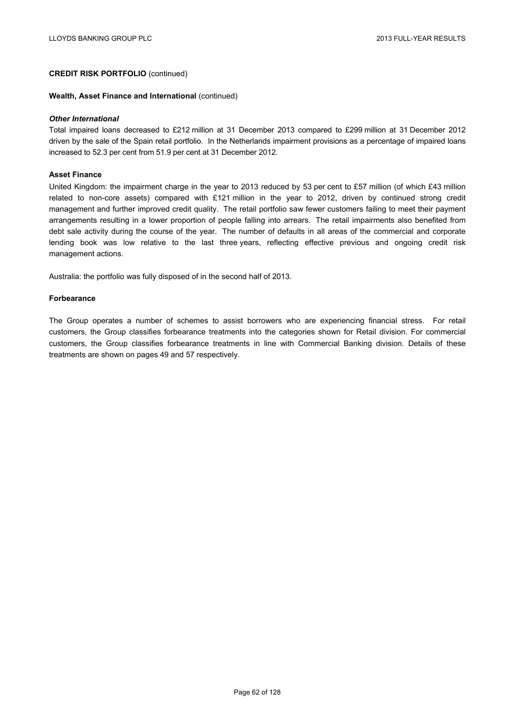**CREDIT RISK PORTFOLIO** (continued)

**Wealth, Asset Finance and International** (continued)

***Other International***

Total impaired loans decreased to £212 million at 31 December 2013 compared to £299 million at 31 December 2012 driven by the sale of the Spain retail portfolio. In the Netherlands impairment provisions as a percentage of impaired loans increased to 52.3 per cent from 51.9 per cent at 31 December 2012.

**Asset Finance**

United Kingdom: the impairment charge in the year to 2013 reduced by 53 per cent to £57 million (of which £43 million related to non-core assets) compared with £121 million in the year to 2012, driven by continued strong credit management and further improved credit quality. The retail portfolio saw fewer customers failing to meet their payment arrangements resulting in a lower proportion of people falling into arrears. The retail impairments also benefited from debt sale activity during the course of the year. The number of defaults in all areas of the commercial and corporate lending book was low relative to the last three years, reflecting effective previous and ongoing credit risk management actions.

Australia: the portfolio was fully disposed of in the second half of 2013.

**Forbearance**

The Group operates a number of schemes to assist borrowers who are experiencing financial stress. For retail customers, the Group classifies forbearance treatments into the categories shown for Retail division. For commercial customers, the Group classifies forbearance treatments in line with Commercial Banking division. Details of these treatments are shown on pages 49 and 57 respectively.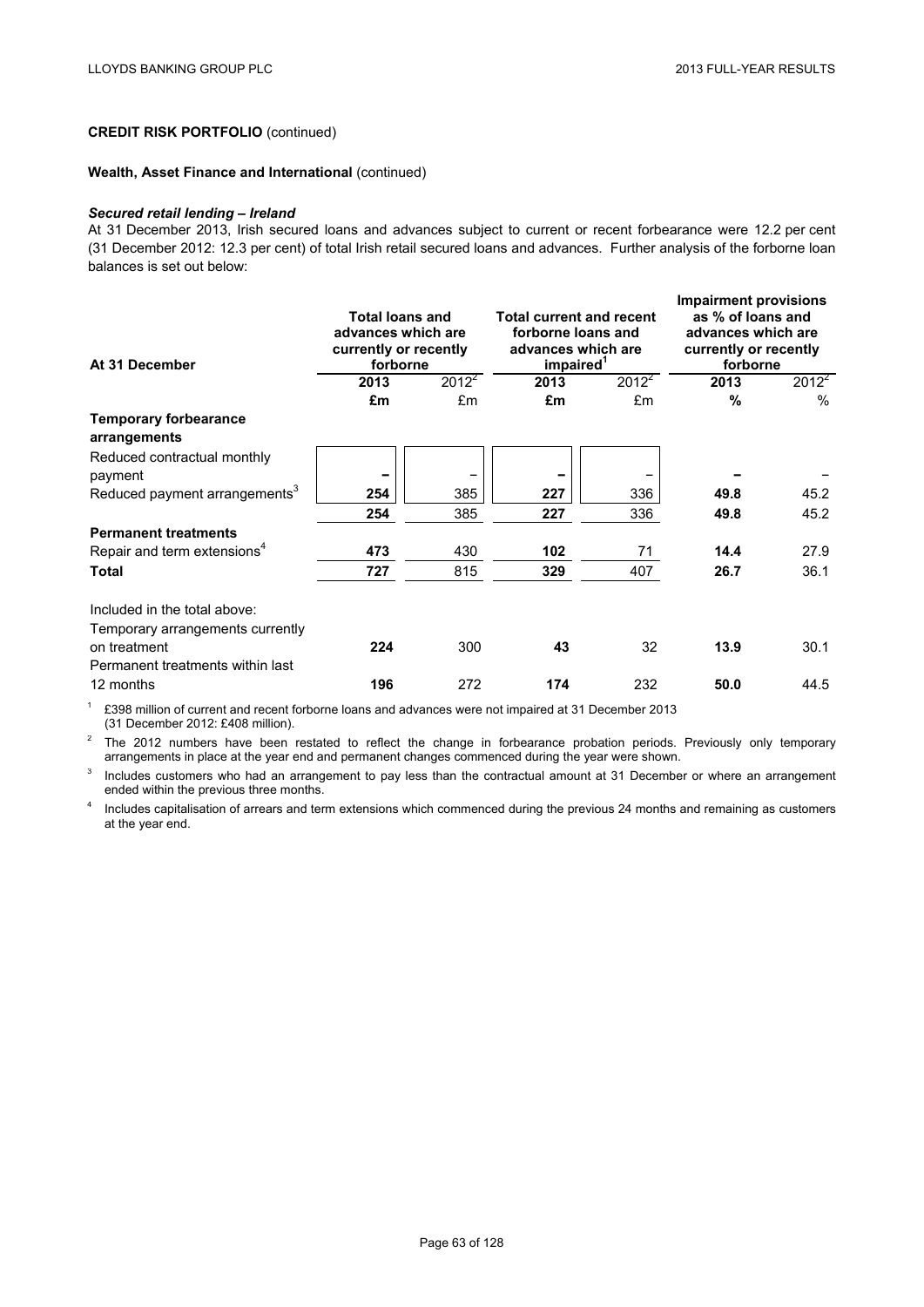**CREDIT RISK PORTFOLIO** (continued)

**Wealth, Asset Finance and International** (continued)

***Secured retail lending – Ireland***

At 31 December 2013, Irish secured loans and advances subject to current or recent forbearance were 12.2 per cent (31 December 2012: 12.3 per cent) of total Irish retail secured loans and advances. Further analysis of the forborne loan balances is set out below:

| At 31 December | Total loans and advances which are currently or recently forborne | | Total current and recent forborne loans and advances which are impaired[1] | | Impairment provisions as % of loans and advances which are currently or recently forborne | |
|---|---|---|---|---|---|---|
| | **2013** | 2012[2] | **2013** | 2012[2] | **2013** | 2012[2] |
| | **£m** | £m | **£m** | £m | **%** | % |
| **Temporary forbearance arrangements** | | | | | | |
| Reduced contractual monthly payment | **–** | – | **–** | – | **–** | – |
| Reduced payment arrangements[3] | **254** | 385 | **227** | 336 | **49.8** | 45.2 |
| | **254** | 385 | **227** | 336 | **49.8** | 45.2 |
| **Permanent treatments** | | | | | | |
| Repair and term extensions[4] | **473** | 430 | **102** | 71 | **14.4** | 27.9 |
| **Total** | **727** | 815 | **329** | 407 | **26.7** | 36.1 |
| Included in the total above: | | | | | | |
| Temporary arrangements currently on treatment | **224** | 300 | **43** | 32 | **13.9** | 30.1 |
| Permanent treatments within last 12 months | **196** | 272 | **174** | 232 | **50.0** | 44.5 |

[1] £398 million of current and recent forborne loans and advances were not impaired at 31 December 2013 (31 December 2012: £408 million).

[2] The 2012 numbers have been restated to reflect the change in forbearance probation periods. Previously only temporary arrangements in place at the year end and permanent changes commenced during the year were shown.

[3] Includes customers who had an arrangement to pay less than the contractual amount at 31 December or where an arrangement ended within the previous three months.

[4] Includes capitalisation of arrears and term extensions which commenced during the previous 24 months and remaining as customers at the year end.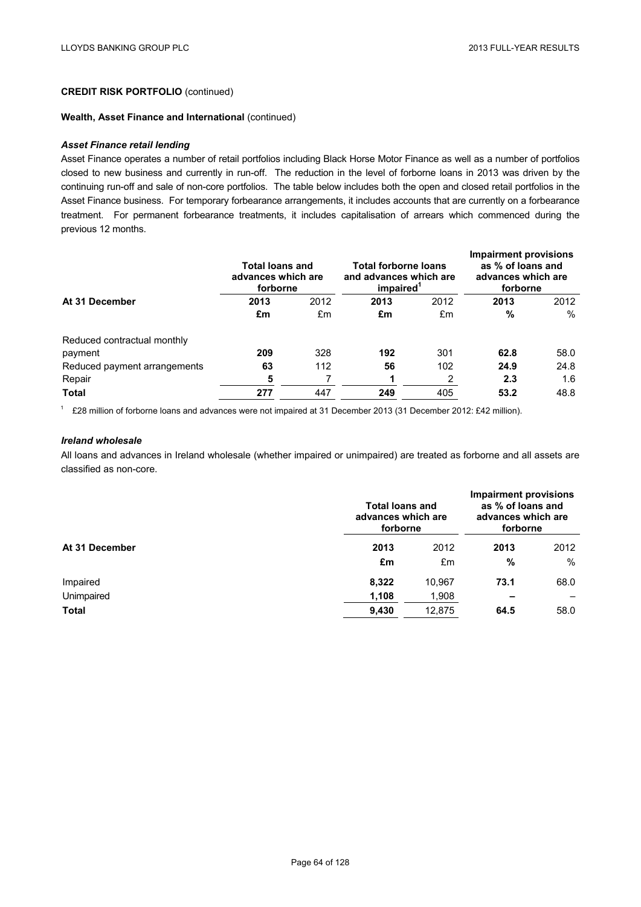**CREDIT RISK PORTFOLIO** (continued)

**Wealth, Asset Finance and International** (continued)

***Asset Finance retail lending***

Asset Finance operates a number of retail portfolios including Black Horse Motor Finance as well as a number of portfolios closed to new business and currently in run-off. The reduction in the level of forborne loans in 2013 was driven by the continuing run-off and sale of non-core portfolios. The table below includes both the open and closed retail portfolios in the Asset Finance business. For temporary forbearance arrangements, it includes accounts that are currently on a forbearance treatment. For permanent forbearance treatments, it includes capitalisation of arrears which commenced during the previous 12 months.

| | Total loans and advances which are forborne | | Total forborne loans and advances which are impaired[1] | | Impairment provisions as % of loans and advances which are forborne | |
|---|---|---|---|---|---|---|
| **At 31 December** | **2013** | 2012 | **2013** | 2012 | **2013** | 2012 |
| | **£m** | £m | **£m** | £m | **%** | % |
| Reduced contractual monthly payment | **209** | 328 | **192** | 301 | **62.8** | 58.0 |
| Reduced payment arrangements | **63** | 112 | **56** | 102 | **24.9** | 24.8 |
| Repair | **5** | 7 | **1** | 2 | **2.3** | 1.6 |
| **Total** | **277** | 447 | **249** | 405 | **53.2** | 48.8 |

[1] £28 million of forborne loans and advances were not impaired at 31 December 2013 (31 December 2012: £42 million).

***Ireland wholesale***

All loans and advances in Ireland wholesale (whether impaired or unimpaired) are treated as forborne and all assets are classified as non-core.

| | Total loans and advances which are forborne | | Impairment provisions as % of loans and advances which are forborne | |
|---|---|---|---|---|
| **At 31 December** | **2013** | 2012 | **2013** | 2012 |
| | **£m** | £m | **%** | % |
| Impaired | **8,322** | 10,967 | **73.1** | 68.0 |
| Unimpaired | **1,108** | 1,908 | **–** | – |
| **Total** | **9,430** | 12,875 | **64.5** | 58.0 |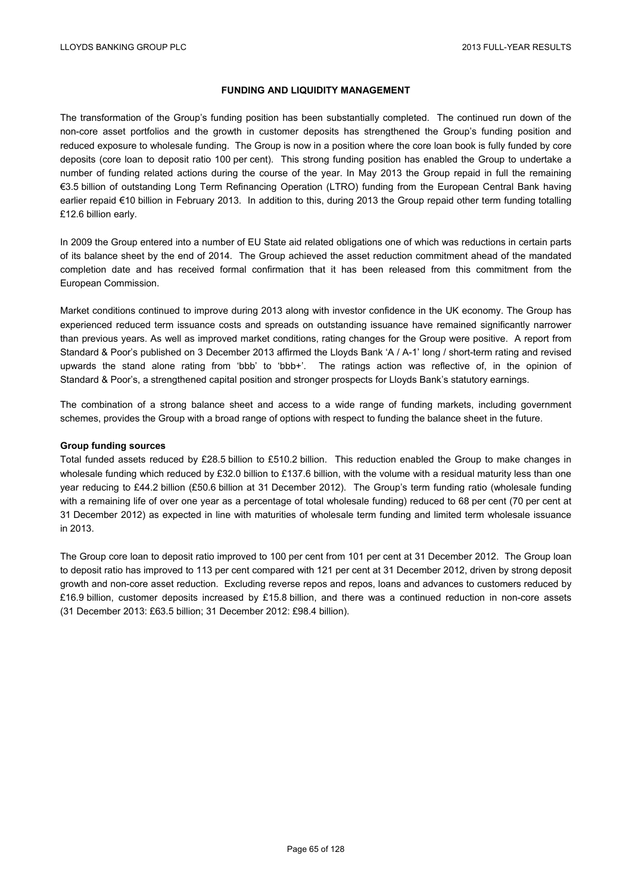## FUNDING AND LIQUIDITY MANAGEMENT

The transformation of the Group's funding position has been substantially completed. The continued run down of the non-core asset portfolios and the growth in customer deposits has strengthened the Group's funding position and reduced exposure to wholesale funding. The Group is now in a position where the core loan book is fully funded by core deposits (core loan to deposit ratio 100 per cent). This strong funding position has enabled the Group to undertake a number of funding related actions during the course of the year. In May 2013 the Group repaid in full the remaining €3.5 billion of outstanding Long Term Refinancing Operation (LTRO) funding from the European Central Bank having earlier repaid €10 billion in February 2013. In addition to this, during 2013 the Group repaid other term funding totalling £12.6 billion early.

In 2009 the Group entered into a number of EU State aid related obligations one of which was reductions in certain parts of its balance sheet by the end of 2014. The Group achieved the asset reduction commitment ahead of the mandated completion date and has received formal confirmation that it has been released from this commitment from the European Commission.

Market conditions continued to improve during 2013 along with investor confidence in the UK economy. The Group has experienced reduced term issuance costs and spreads on outstanding issuance have remained significantly narrower than previous years. As well as improved market conditions, rating changes for the Group were positive. A report from Standard & Poor's published on 3 December 2013 affirmed the Lloyds Bank 'A / A-1' long / short-term rating and revised upwards the stand alone rating from 'bbb' to 'bbb+'. The ratings action was reflective of, in the opinion of Standard & Poor's, a strengthened capital position and stronger prospects for Lloyds Bank's statutory earnings.

The combination of a strong balance sheet and access to a wide range of funding markets, including government schemes, provides the Group with a broad range of options with respect to funding the balance sheet in the future.

**Group funding sources**

Total funded assets reduced by £28.5 billion to £510.2 billion. This reduction enabled the Group to make changes in wholesale funding which reduced by £32.0 billion to £137.6 billion, with the volume with a residual maturity less than one year reducing to £44.2 billion (£50.6 billion at 31 December 2012). The Group's term funding ratio (wholesale funding with a remaining life of over one year as a percentage of total wholesale funding) reduced to 68 per cent (70 per cent at 31 December 2012) as expected in line with maturities of wholesale term funding and limited term wholesale issuance in 2013.

The Group core loan to deposit ratio improved to 100 per cent from 101 per cent at 31 December 2012. The Group loan to deposit ratio has improved to 113 per cent compared with 121 per cent at 31 December 2012, driven by strong deposit growth and non-core asset reduction. Excluding reverse repos and repos, loans and advances to customers reduced by £16.9 billion, customer deposits increased by £15.8 billion, and there was a continued reduction in non-core assets (31 December 2013: £63.5 billion; 31 December 2012: £98.4 billion).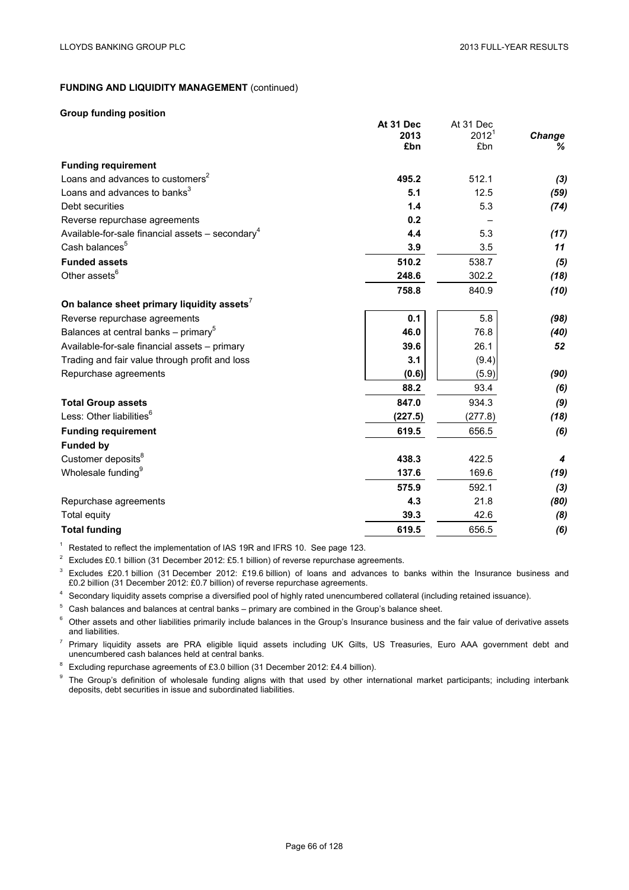## FUNDING AND LIQUIDITY MANAGEMENT (continued)

### Group funding position

| | At 31 Dec 2013 £bn | At 31 Dec 2012[1] £bn | Change % |
|---|---|---|---|
| **Funding requirement** | | | |
| Loans and advances to customers[2] | **495.2** | 512.1 | *(3)* |
| Loans and advances to banks[3] | **5.1** | 12.5 | *(59)* |
| Debt securities | **1.4** | 5.3 | *(74)* |
| Reverse repurchase agreements | **0.2** | – | |
| Available-for-sale financial assets – secondary[4] | **4.4** | 5.3 | *(17)* |
| Cash balances[5] | **3.9** | 3.5 | *11* |
| **Funded assets** | **510.2** | 538.7 | *(5)* |
| Other assets[6] | **248.6** | 302.2 | *(18)* |
| | **758.8** | 840.9 | *(10)* |
| **On balance sheet primary liquidity assets**[7] | | | |
| Reverse repurchase agreements | **0.1** | 5.8 | *(98)* |
| Balances at central banks – primary[5] | **46.0** | 76.8 | *(40)* |
| Available-for-sale financial assets – primary | **39.6** | 26.1 | *52* |
| Trading and fair value through profit and loss | **3.1** | (9.4) | |
| Repurchase agreements | **(0.6)** | (5.9) | *(90)* |
| | **88.2** | 93.4 | *(6)* |
| **Total Group assets** | **847.0** | 934.3 | *(9)* |
| Less: Other liabilities[6] | **(227.5)** | (277.8) | *(18)* |
| **Funding requirement** | **619.5** | 656.5 | *(6)* |
| **Funded by** | | | |
| Customer deposits[8] | **438.3** | 422.5 | *4* |
| Wholesale funding[9] | **137.6** | 169.6 | *(19)* |
| | **575.9** | 592.1 | *(3)* |
| Repurchase agreements | **4.3** | 21.8 | *(80)* |
| Total equity | **39.3** | 42.6 | *(8)* |
| **Total funding** | **619.5** | 656.5 | *(6)* |

[1] Restated to reflect the implementation of IAS 19R and IFRS 10. See page 123.

[2] Excludes £0.1 billion (31 December 2012: £5.1 billion) of reverse repurchase agreements.

[3] Excludes £20.1 billion (31 December 2012: £19.6 billion) of loans and advances to banks within the Insurance business and £0.2 billion (31 December 2012: £0.7 billion) of reverse repurchase agreements.

[4] Secondary liquidity assets comprise a diversified pool of highly rated unencumbered collateral (including retained issuance).

[5] Cash balances and balances at central banks – primary are combined in the Group's balance sheet.

[6] Other assets and other liabilities primarily include balances in the Group's Insurance business and the fair value of derivative assets and liabilities.

[7] Primary liquidity assets are PRA eligible liquid assets including UK Gilts, US Treasuries, Euro AAA government debt and unencumbered cash balances held at central banks.

[8] Excluding repurchase agreements of £3.0 billion (31 December 2012: £4.4 billion).

[9] The Group's definition of wholesale funding aligns with that used by other international market participants; including interbank deposits, debt securities in issue and subordinated liabilities.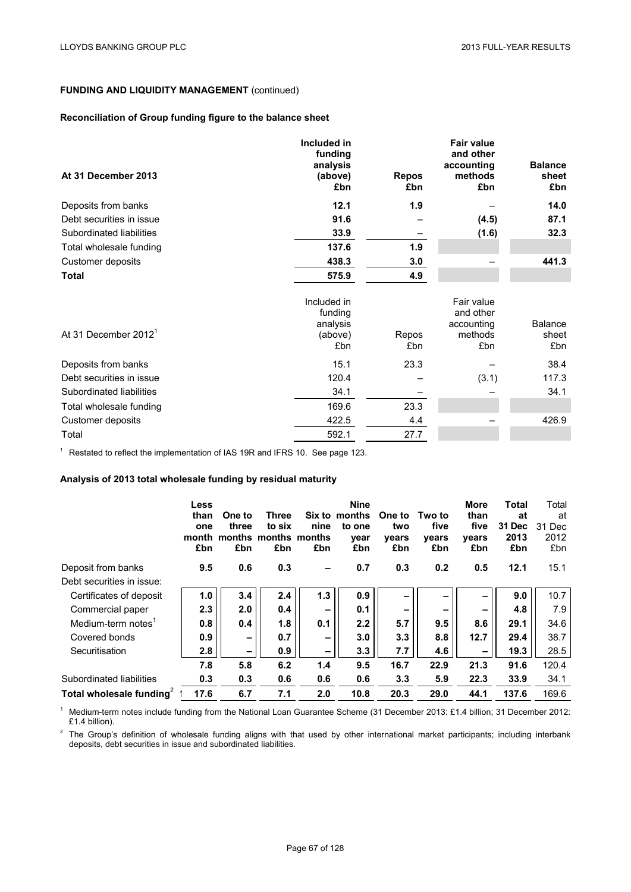## FUNDING AND LIQUIDITY MANAGEMENT (continued)

### Reconciliation of Group funding figure to the balance sheet

| At 31 December 2013 | Included in funding analysis (above) £bn | Repos £bn | Fair value and other accounting methods £bn | Balance sheet £bn |
|---|---|---|---|---|
| Deposits from banks | **12.1** | **1.9** | – | **14.0** |
| Debt securities in issue | **91.6** | – | **(4.5)** | **87.1** |
| Subordinated liabilities | **33.9** | – | **(1.6)** | **32.3** |
| Total wholesale funding | **137.6** | **1.9** | | |
| Customer deposits | **438.3** | **3.0** | – | **441.3** |
| **Total** | **575.9** | **4.9** | | |

| At 31 December 2012[1] | Included in funding analysis (above) £bn | Repos £bn | Fair value and other accounting methods £bn | Balance sheet £bn |
|---|---|---|---|---|
| Deposits from banks | 15.1 | 23.3 | – | 38.4 |
| Debt securities in issue | 120.4 | – | (3.1) | 117.3 |
| Subordinated liabilities | 34.1 | – | – | 34.1 |
| Total wholesale funding | 169.6 | 23.3 | | |
| Customer deposits | 422.5 | 4.4 | – | 426.9 |
| Total | 592.1 | 27.7 | | |

[1] Restated to reflect the implementation of IAS 19R and IFRS 10. See page 123.

### Analysis of 2013 total wholesale funding by residual maturity

| | Less than one month £bn | One to three months £bn | Three to six months £bn | Six to nine months £bn | Nine months to one year £bn | One to two years £bn | Two to five years £bn | More than five years £bn | Total at 31 Dec 2013 £bn | Total at 31 Dec 2012 £bn |
|---|---|---|---|---|---|---|---|---|---|---|
| Deposit from banks | **9.5** | **0.6** | **0.3** | **–** | **0.7** | **0.3** | **0.2** | **0.5** | **12.1** | 15.1 |
| Debt securities in issue: | | | | | | | | | | |
| Certificates of deposit | **1.0** | **3.4** | **2.4** | **1.3** | **0.9** | **–** | **–** | **–** | **9.0** | 10.7 |
| Commercial paper | **2.3** | **2.0** | **0.4** | **–** | **0.1** | **–** | **–** | **–** | **4.8** | 7.9 |
| Medium-term notes[1] | **0.8** | **0.4** | **1.8** | **0.1** | **2.2** | **5.7** | **9.5** | **8.6** | **29.1** | 34.6 |
| Covered bonds | **0.9** | **–** | **0.7** | **–** | **3.0** | **3.3** | **8.8** | **12.7** | **29.4** | 38.7 |
| Securitisation | **2.8** | **–** | **0.9** | **–** | **3.3** | **7.7** | **4.6** | **–** | **19.3** | 28.5 |
| | **7.8** | **5.8** | **6.2** | **1.4** | **9.5** | **16.7** | **22.9** | **21.3** | **91.6** | 120.4 |
| Subordinated liabilities | **0.3** | **0.3** | **0.6** | **0.6** | **0.6** | **3.3** | **5.9** | **22.3** | **33.9** | 34.1 |
| **Total wholesale funding[2]** | **17.6** | **6.7** | **7.1** | **2.0** | **10.8** | **20.3** | **29.0** | **44.1** | **137.6** | 169.6 |

[1] Medium-term notes include funding from the National Loan Guarantee Scheme (31 December 2013: £1.4 billion; 31 December 2012: £1.4 billion).

[2] The Group's definition of wholesale funding aligns with that used by other international market participants; including interbank deposits, debt securities in issue and subordinated liabilities.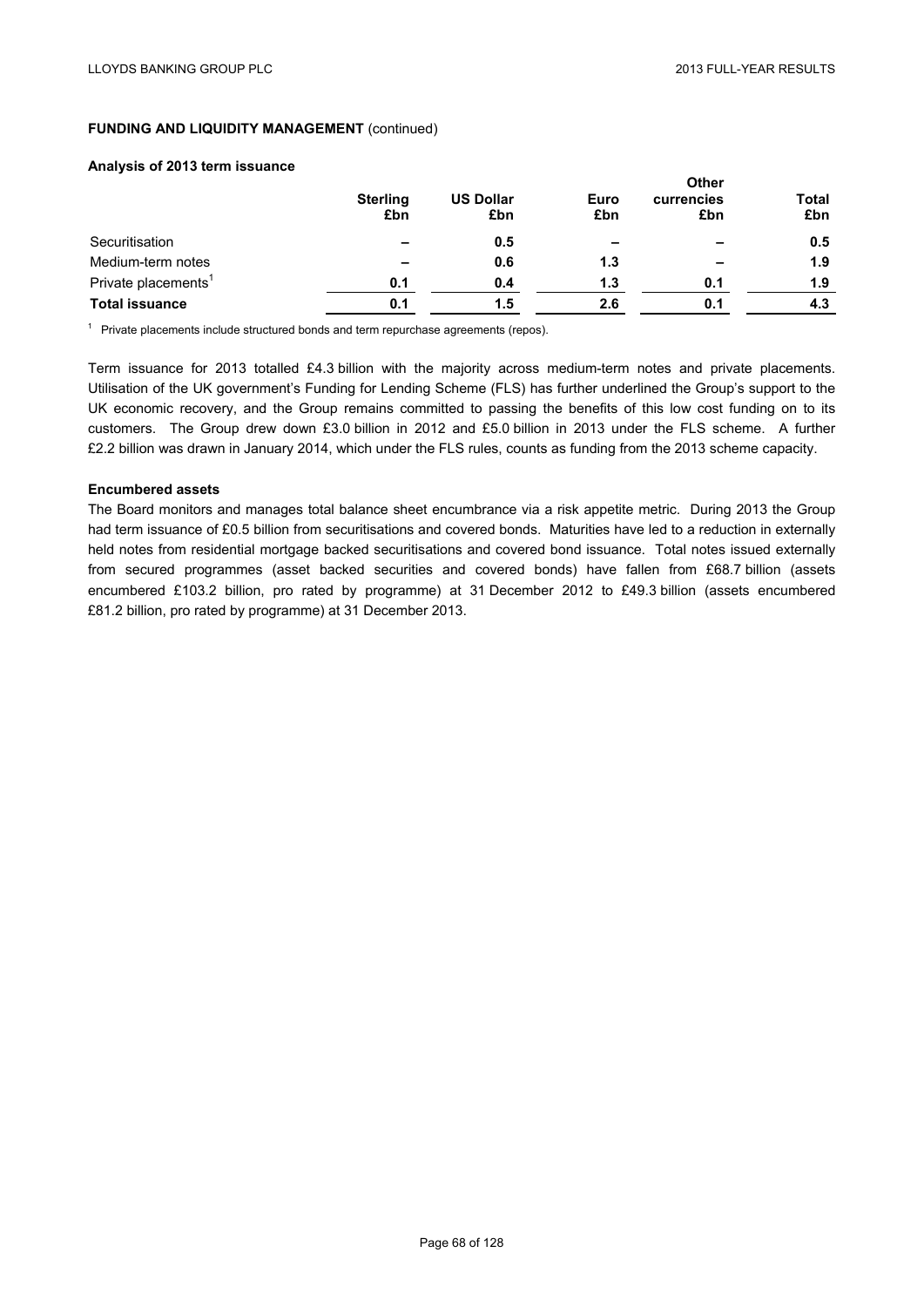**FUNDING AND LIQUIDITY MANAGEMENT** (continued)

**Analysis of 2013 term issuance**

| | Sterling £bn | US Dollar £bn | Euro £bn | Other currencies £bn | Total £bn |
|---|---|---|---|---|---|
| Securitisation | – | 0.5 | – | – | 0.5 |
| Medium-term notes | – | 0.6 | 1.3 | – | 1.9 |
| Private placements[1] | 0.1 | 0.4 | 1.3 | 0.1 | 1.9 |
| **Total issuance** | 0.1 | 1.5 | 2.6 | 0.1 | 4.3 |

[1] Private placements include structured bonds and term repurchase agreements (repos).

Term issuance for 2013 totalled £4.3 billion with the majority across medium-term notes and private placements. Utilisation of the UK government's Funding for Lending Scheme (FLS) has further underlined the Group's support to the UK economic recovery, and the Group remains committed to passing the benefits of this low cost funding on to its customers. The Group drew down £3.0 billion in 2012 and £5.0 billion in 2013 under the FLS scheme. A further £2.2 billion was drawn in January 2014, which under the FLS rules, counts as funding from the 2013 scheme capacity.

**Encumbered assets**

The Board monitors and manages total balance sheet encumbrance via a risk appetite metric. During 2013 the Group had term issuance of £0.5 billion from securitisations and covered bonds. Maturities have led to a reduction in externally held notes from residential mortgage backed securitisations and covered bond issuance. Total notes issued externally from secured programmes (asset backed securities and covered bonds) have fallen from £68.7 billion (assets encumbered £103.2 billion, pro rated by programme) at 31 December 2012 to £49.3 billion (assets encumbered £81.2 billion, pro rated by programme) at 31 December 2013.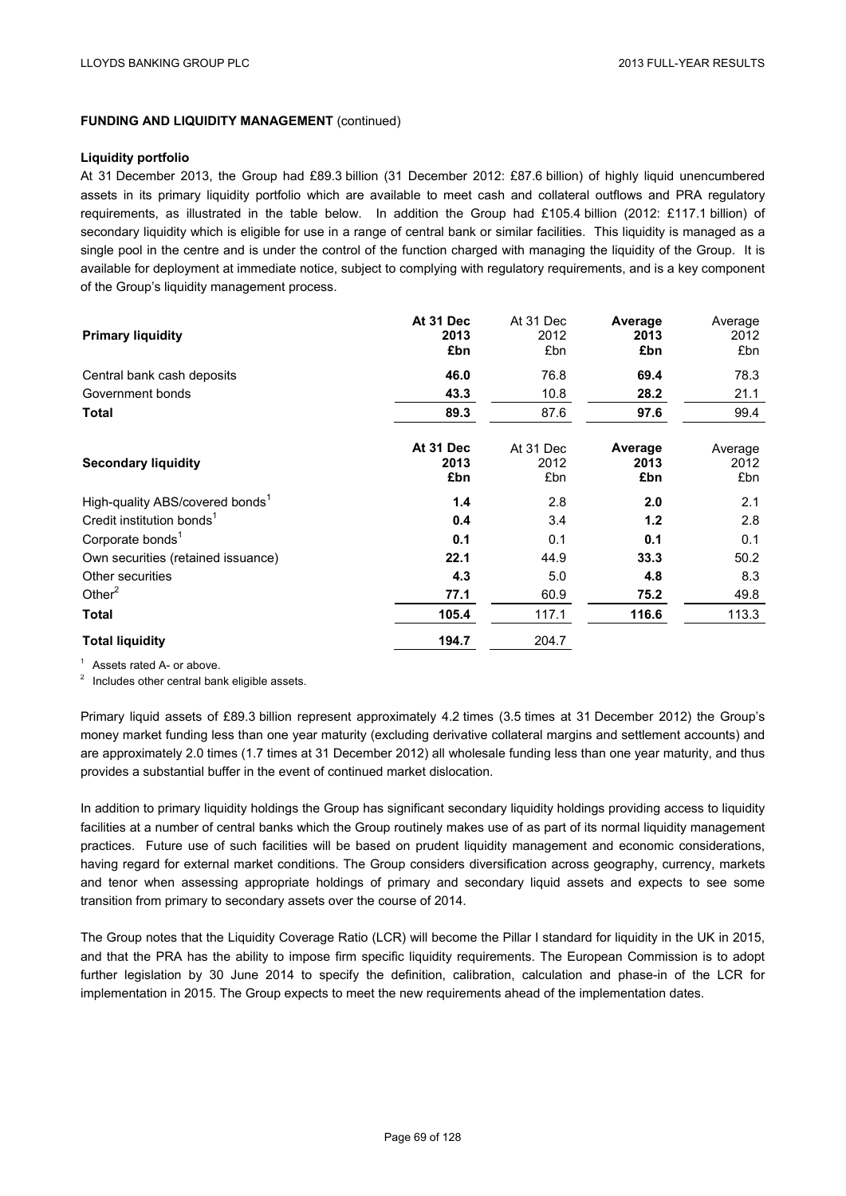**FUNDING AND LIQUIDITY MANAGEMENT** (continued)

**Liquidity portfolio**

At 31 December 2013, the Group had £89.3 billion (31 December 2012: £87.6 billion) of highly liquid unencumbered assets in its primary liquidity portfolio which are available to meet cash and collateral outflows and PRA regulatory requirements, as illustrated in the table below. In addition the Group had £105.4 billion (2012: £117.1 billion) of secondary liquidity which is eligible for use in a range of central bank or similar facilities. This liquidity is managed as a single pool in the centre and is under the control of the function charged with managing the liquidity of the Group. It is available for deployment at immediate notice, subject to complying with regulatory requirements, and is a key component of the Group's liquidity management process.

| **Primary liquidity** | **At 31 Dec 2013 £bn** | At 31 Dec 2012 £bn | **Average 2013 £bn** | Average 2012 £bn |
|---|---|---|---|---|
| Central bank cash deposits | **46.0** | 76.8 | **69.4** | 78.3 |
| Government bonds | **43.3** | 10.8 | **28.2** | 21.1 |
| **Total** | **89.3** | 87.6 | **97.6** | 99.4 |

| **Secondary liquidity** | **At 31 Dec 2013 £bn** | At 31 Dec 2012 £bn | **Average 2013 £bn** | Average 2012 £bn |
|---|---|---|---|---|
| High-quality ABS/covered bonds[1] | **1.4** | 2.8 | **2.0** | 2.1 |
| Credit institution bonds[1] | **0.4** | 3.4 | **1.2** | 2.8 |
| Corporate bonds[1] | **0.1** | 0.1 | **0.1** | 0.1 |
| Own securities (retained issuance) | **22.1** | 44.9 | **33.3** | 50.2 |
| Other securities | **4.3** | 5.0 | **4.8** | 8.3 |
| Other[2] | **77.1** | 60.9 | **75.2** | 49.8 |
| **Total** | **105.4** | 117.1 | **116.6** | 113.3 |
| **Total liquidity** | **194.7** | 204.7 | | |

[1] Assets rated A- or above.

[2] Includes other central bank eligible assets.

Primary liquid assets of £89.3 billion represent approximately 4.2 times (3.5 times at 31 December 2012) the Group's money market funding less than one year maturity (excluding derivative collateral margins and settlement accounts) and are approximately 2.0 times (1.7 times at 31 December 2012) all wholesale funding less than one year maturity, and thus provides a substantial buffer in the event of continued market dislocation.

In addition to primary liquidity holdings the Group has significant secondary liquidity holdings providing access to liquidity facilities at a number of central banks which the Group routinely makes use of as part of its normal liquidity management practices. Future use of such facilities will be based on prudent liquidity management and economic considerations, having regard for external market conditions. The Group considers diversification across geography, currency, markets and tenor when assessing appropriate holdings of primary and secondary liquid assets and expects to see some transition from primary to secondary assets over the course of 2014.

The Group notes that the Liquidity Coverage Ratio (LCR) will become the Pillar I standard for liquidity in the UK in 2015, and that the PRA has the ability to impose firm specific liquidity requirements. The European Commission is to adopt further legislation by 30 June 2014 to specify the definition, calibration, calculation and phase-in of the LCR for implementation in 2015. The Group expects to meet the new requirements ahead of the implementation dates.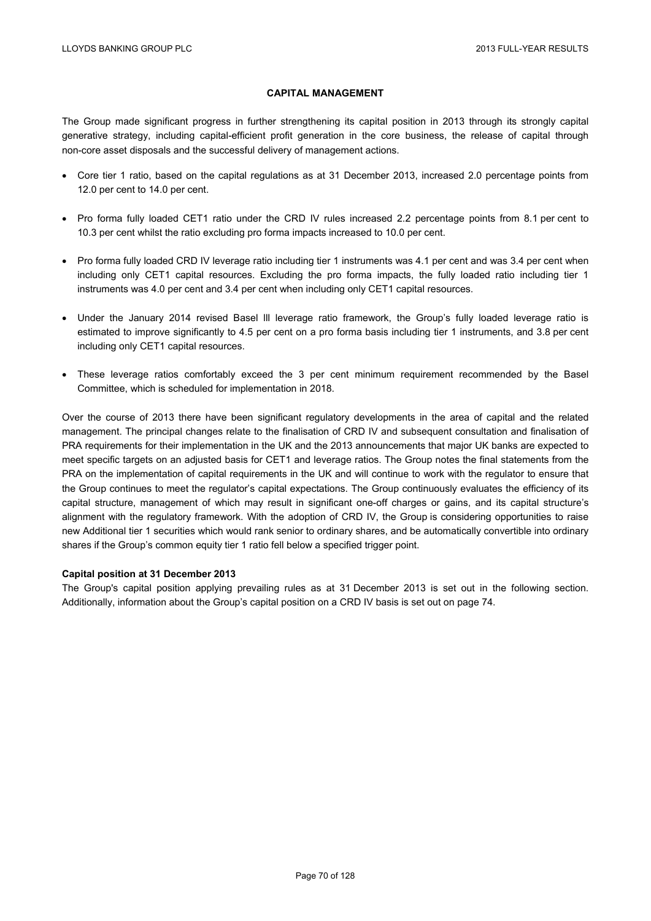## CAPITAL MANAGEMENT

The Group made significant progress in further strengthening its capital position in 2013 through its strongly capital generative strategy, including capital-efficient profit generation in the core business, the release of capital through non-core asset disposals and the successful delivery of management actions.

- Core tier 1 ratio, based on the capital regulations as at 31 December 2013, increased 2.0 percentage points from 12.0 per cent to 14.0 per cent.
- Pro forma fully loaded CET1 ratio under the CRD IV rules increased 2.2 percentage points from 8.1 per cent to 10.3 per cent whilst the ratio excluding pro forma impacts increased to 10.0 per cent.
- Pro forma fully loaded CRD IV leverage ratio including tier 1 instruments was 4.1 per cent and was 3.4 per cent when including only CET1 capital resources. Excluding the pro forma impacts, the fully loaded ratio including tier 1 instruments was 4.0 per cent and 3.4 per cent when including only CET1 capital resources.
- Under the January 2014 revised Basel III leverage ratio framework, the Group's fully loaded leverage ratio is estimated to improve significantly to 4.5 per cent on a pro forma basis including tier 1 instruments, and 3.8 per cent including only CET1 capital resources.
- These leverage ratios comfortably exceed the 3 per cent minimum requirement recommended by the Basel Committee, which is scheduled for implementation in 2018.

Over the course of 2013 there have been significant regulatory developments in the area of capital and the related management. The principal changes relate to the finalisation of CRD IV and subsequent consultation and finalisation of PRA requirements for their implementation in the UK and the 2013 announcements that major UK banks are expected to meet specific targets on an adjusted basis for CET1 and leverage ratios. The Group notes the final statements from the PRA on the implementation of capital requirements in the UK and will continue to work with the regulator to ensure that the Group continues to meet the regulator's capital expectations. The Group continuously evaluates the efficiency of its capital structure, management of which may result in significant one-off charges or gains, and its capital structure's alignment with the regulatory framework. With the adoption of CRD IV, the Group is considering opportunities to raise new Additional tier 1 securities which would rank senior to ordinary shares, and be automatically convertible into ordinary shares if the Group's common equity tier 1 ratio fell below a specified trigger point.

**Capital position at 31 December 2013**

The Group's capital position applying prevailing rules as at 31 December 2013 is set out in the following section. Additionally, information about the Group's capital position on a CRD IV basis is set out on page 74.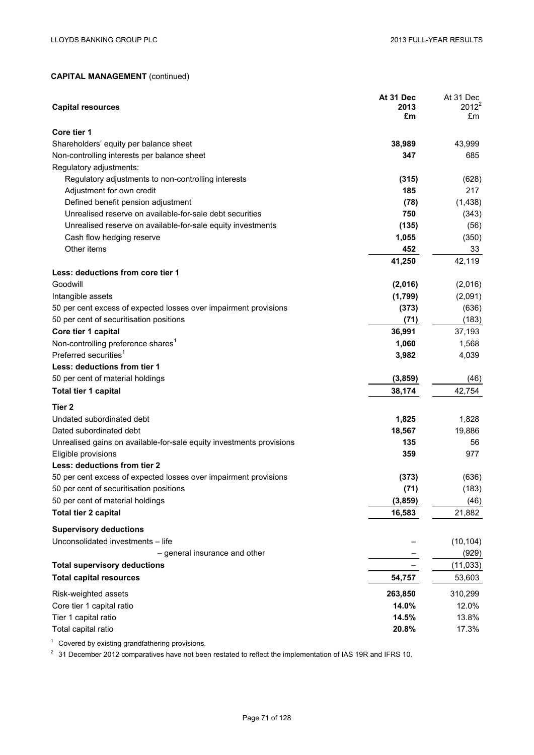**CAPITAL MANAGEMENT** (continued)

| **Capital resources** | **At 31 Dec 2013 £m** | At 31 Dec 2012[2] £m |
|---|---|---|
| **Core tier 1** | | |
| Shareholders' equity per balance sheet | **38,989** | 43,999 |
| Non-controlling interests per balance sheet | **347** | 685 |
| Regulatory adjustments: | | |
| Regulatory adjustments to non-controlling interests | **(315)** | (628) |
| Adjustment for own credit | **185** | 217 |
| Defined benefit pension adjustment | **(78)** | (1,438) |
| Unrealised reserve on available-for-sale debt securities | **750** | (343) |
| Unrealised reserve on available-for-sale equity investments | **(135)** | (56) |
| Cash flow hedging reserve | **1,055** | (350) |
| Other items | **452** | 33 |
| | **41,250** | 42,119 |
| **Less: deductions from core tier 1** | | |
| Goodwill | **(2,016)** | (2,016) |
| Intangible assets | **(1,799)** | (2,091) |
| 50 per cent excess of expected losses over impairment provisions | **(373)** | (636) |
| 50 per cent of securitisation positions | **(71)** | (183) |
| **Core tier 1 capital** | **36,991** | 37,193 |
| Non-controlling preference shares[1] | **1,060** | 1,568 |
| Preferred securities[1] | **3,982** | 4,039 |
| **Less: deductions from tier 1** | | |
| 50 per cent of material holdings | **(3,859)** | (46) |
| **Total tier 1 capital** | **38,174** | 42,754 |
| **Tier 2** | | |
| Undated subordinated debt | **1,825** | 1,828 |
| Dated subordinated debt | **18,567** | 19,886 |
| Unrealised gains on available-for-sale equity investments provisions | **135** | 56 |
| Eligible provisions | **359** | 977 |
| **Less: deductions from tier 2** | | |
| 50 per cent excess of expected losses over impairment provisions | **(373)** | (636) |
| 50 per cent of securitisation positions | **(71)** | (183) |
| 50 per cent of material holdings | **(3,859)** | (46) |
| **Total tier 2 capital** | **16,583** | 21,882 |
| **Supervisory deductions** | | |
| Unconsolidated investments – life | **–** | (10,104) |
| – general insurance and other | **–** | (929) |
| **Total supervisory deductions** | **–** | (11,033) |
| **Total capital resources** | **54,757** | 53,603 |
| Risk-weighted assets | **263,850** | 310,299 |
| Core tier 1 capital ratio | **14.0%** | 12.0% |
| Tier 1 capital ratio | **14.5%** | 13.8% |
| Total capital ratio | **20.8%** | 17.3% |

[1] Covered by existing grandfathering provisions.

[2] 31 December 2012 comparatives have not been restated to reflect the implementation of IAS 19R and IFRS 10.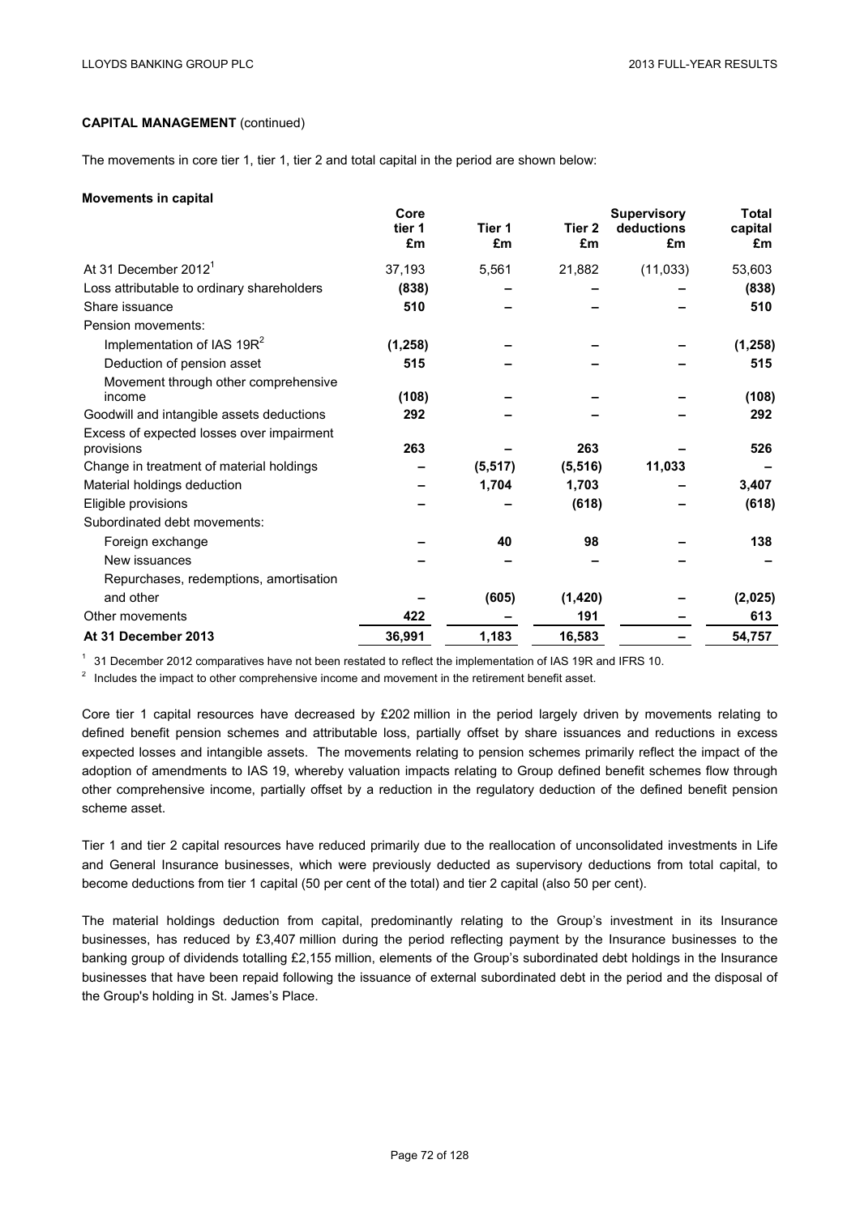**CAPITAL MANAGEMENT** (continued)

The movements in core tier 1, tier 1, tier 2 and total capital in the period are shown below:

**Movements in capital**

| | Core tier 1 £m | Tier 1 £m | Tier 2 £m | Supervisory deductions £m | Total capital £m |
|---|---|---|---|---|---|
| At 31 December 2012[1] | 37,193 | 5,561 | 21,882 | (11,033) | 53,603 |
| Loss attributable to ordinary shareholders | **(838)** | **–** | **–** | **–** | **(838)** |
| Share issuance | **510** | **–** | **–** | **–** | **510** |
| Pension movements: | | | | | |
| Implementation of IAS 19R[2] | **(1,258)** | **–** | **–** | **–** | **(1,258)** |
| Deduction of pension asset | **515** | **–** | **–** | **–** | **515** |
| Movement through other comprehensive income | **(108)** | **–** | **–** | **–** | **(108)** |
| Goodwill and intangible assets deductions | **292** | **–** | **–** | **–** | **292** |
| Excess of expected losses over impairment provisions | **263** | **–** | **263** | **–** | **526** |
| Change in treatment of material holdings | **–** | **(5,517)** | **(5,516)** | **11,033** | **–** |
| Material holdings deduction | **–** | **1,704** | **1,703** | **–** | **3,407** |
| Eligible provisions | **–** | **–** | **(618)** | **–** | **(618)** |
| Subordinated debt movements: | | | | | |
| Foreign exchange | **–** | **40** | **98** | **–** | **138** |
| New issuances | **–** | **–** | **–** | **–** | **–** |
| Repurchases, redemptions, amortisation and other | **–** | **(605)** | **(1,420)** | **–** | **(2,025)** |
| Other movements | **422** | **–** | **191** | **–** | **613** |
| **At 31 December 2013** | **36,991** | **1,183** | **16,583** | **–** | **54,757** |

[1] 31 December 2012 comparatives have not been restated to reflect the implementation of IAS 19R and IFRS 10.

[2] Includes the impact to other comprehensive income and movement in the retirement benefit asset.

Core tier 1 capital resources have decreased by £202 million in the period largely driven by movements relating to defined benefit pension schemes and attributable loss, partially offset by share issuances and reductions in excess expected losses and intangible assets. The movements relating to pension schemes primarily reflect the impact of the adoption of amendments to IAS 19, whereby valuation impacts relating to Group defined benefit schemes flow through other comprehensive income, partially offset by a reduction in the regulatory deduction of the defined benefit pension scheme asset.

Tier 1 and tier 2 capital resources have reduced primarily due to the reallocation of unconsolidated investments in Life and General Insurance businesses, which were previously deducted as supervisory deductions from total capital, to become deductions from tier 1 capital (50 per cent of the total) and tier 2 capital (also 50 per cent).

The material holdings deduction from capital, predominantly relating to the Group's investment in its Insurance businesses, has reduced by £3,407 million during the period reflecting payment by the Insurance businesses to the banking group of dividends totalling £2,155 million, elements of the Group's subordinated debt holdings in the Insurance businesses that have been repaid following the issuance of external subordinated debt in the period and the disposal of the Group's holding in St. James's Place.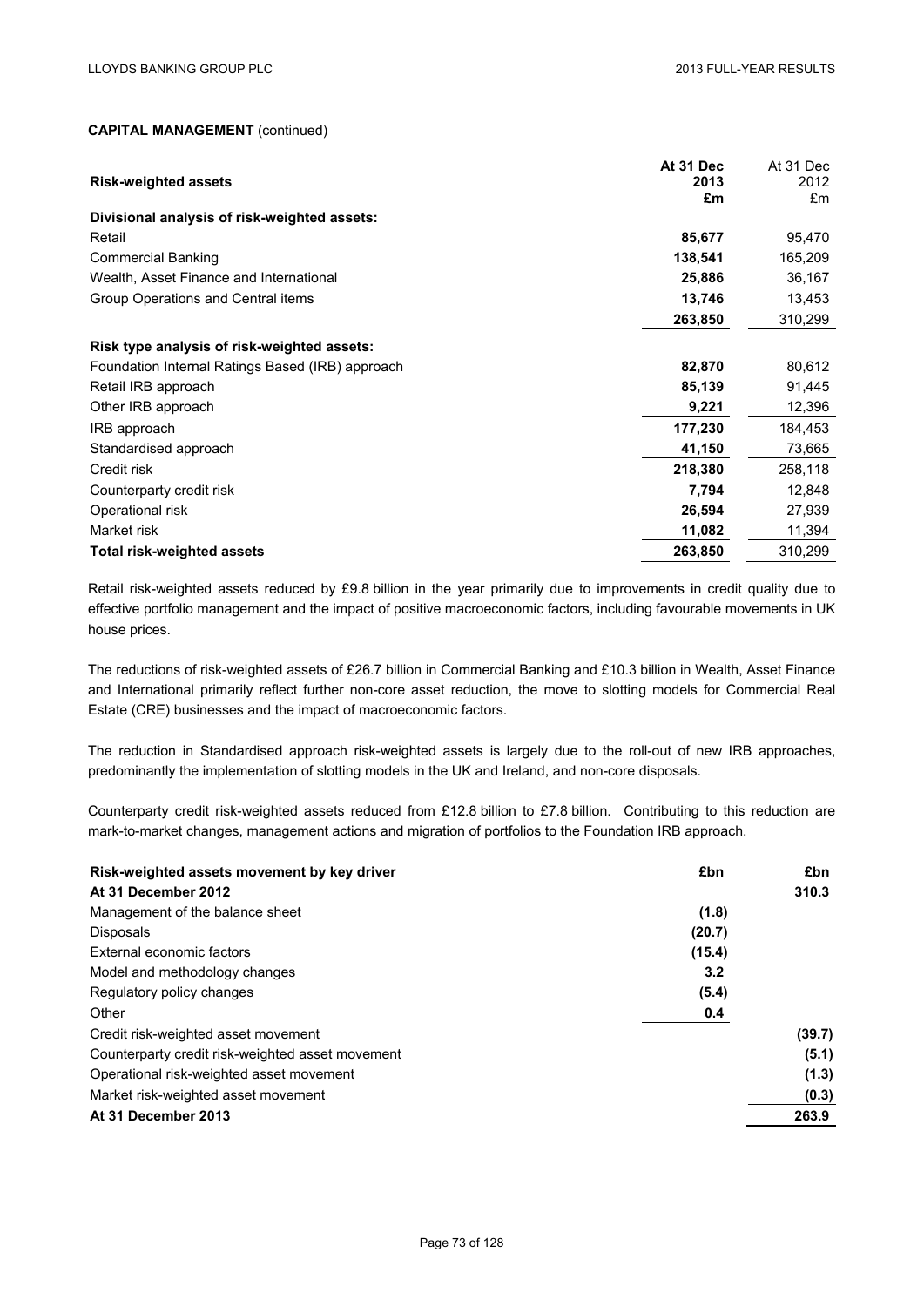**CAPITAL MANAGEMENT** (continued)

| **Risk-weighted assets** | **At 31 Dec 2013 £m** | At 31 Dec 2012 £m |
|---|---|---|
| **Divisional analysis of risk-weighted assets:** | | |
| Retail | **85,677** | 95,470 |
| Commercial Banking | **138,541** | 165,209 |
| Wealth, Asset Finance and International | **25,886** | 36,167 |
| Group Operations and Central items | **13,746** | 13,453 |
| | **263,850** | 310,299 |
| **Risk type analysis of risk-weighted assets:** | | |
| Foundation Internal Ratings Based (IRB) approach | **82,870** | 80,612 |
| Retail IRB approach | **85,139** | 91,445 |
| Other IRB approach | **9,221** | 12,396 |
| IRB approach | **177,230** | 184,453 |
| Standardised approach | **41,150** | 73,665 |
| Credit risk | **218,380** | 258,118 |
| Counterparty credit risk | **7,794** | 12,848 |
| Operational risk | **26,594** | 27,939 |
| Market risk | **11,082** | 11,394 |
| **Total risk-weighted assets** | **263,850** | 310,299 |

Retail risk-weighted assets reduced by £9.8 billion in the year primarily due to improvements in credit quality due to effective portfolio management and the impact of positive macroeconomic factors, including favourable movements in UK house prices.

The reductions of risk-weighted assets of £26.7 billion in Commercial Banking and £10.3 billion in Wealth, Asset Finance and International primarily reflect further non-core asset reduction, the move to slotting models for Commercial Real Estate (CRE) businesses and the impact of macroeconomic factors.

The reduction in Standardised approach risk-weighted assets is largely due to the roll-out of new IRB approaches, predominantly the implementation of slotting models in the UK and Ireland, and non-core disposals.

Counterparty credit risk-weighted assets reduced from £12.8 billion to £7.8 billion. Contributing to this reduction are mark-to-market changes, management actions and migration of portfolios to the Foundation IRB approach.

| **Risk-weighted assets movement by key driver** | **£bn** | **£bn** |
|---|---|---|
| **At 31 December 2012** | | **310.3** |
| Management of the balance sheet | **(1.8)** | |
| Disposals | **(20.7)** | |
| External economic factors | **(15.4)** | |
| Model and methodology changes | **3.2** | |
| Regulatory policy changes | **(5.4)** | |
| Other | **0.4** | |
| Credit risk-weighted asset movement | | **(39.7)** |
| Counterparty credit risk-weighted asset movement | | **(5.1)** |
| Operational risk-weighted asset movement | | **(1.3)** |
| Market risk-weighted asset movement | | **(0.3)** |
| **At 31 December 2013** | | **263.9** |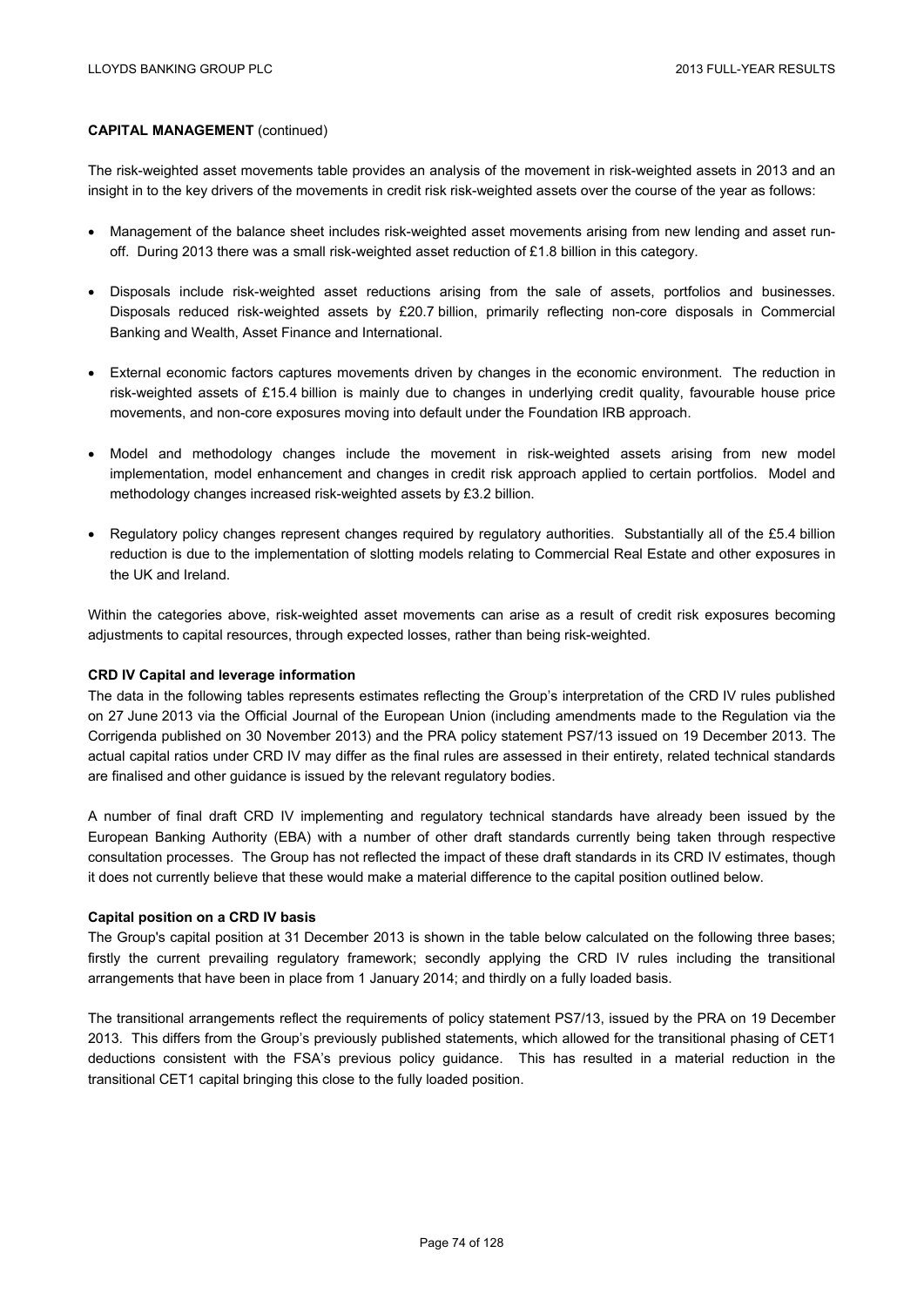**CAPITAL MANAGEMENT** (continued)

The risk-weighted asset movements table provides an analysis of the movement in risk-weighted assets in 2013 and an insight in to the key drivers of the movements in credit risk risk-weighted assets over the course of the year as follows:

- Management of the balance sheet includes risk-weighted asset movements arising from new lending and asset run-off. During 2013 there was a small risk-weighted asset reduction of £1.8 billion in this category.
- Disposals include risk-weighted asset reductions arising from the sale of assets, portfolios and businesses. Disposals reduced risk-weighted assets by £20.7 billion, primarily reflecting non-core disposals in Commercial Banking and Wealth, Asset Finance and International.
- External economic factors captures movements driven by changes in the economic environment. The reduction in risk-weighted assets of £15.4 billion is mainly due to changes in underlying credit quality, favourable house price movements, and non-core exposures moving into default under the Foundation IRB approach.
- Model and methodology changes include the movement in risk-weighted assets arising from new model implementation, model enhancement and changes in credit risk approach applied to certain portfolios. Model and methodology changes increased risk-weighted assets by £3.2 billion.
- Regulatory policy changes represent changes required by regulatory authorities. Substantially all of the £5.4 billion reduction is due to the implementation of slotting models relating to Commercial Real Estate and other exposures in the UK and Ireland.

Within the categories above, risk-weighted asset movements can arise as a result of credit risk exposures becoming adjustments to capital resources, through expected losses, rather than being risk-weighted.

**CRD IV Capital and leverage information**

The data in the following tables represents estimates reflecting the Group's interpretation of the CRD IV rules published on 27 June 2013 via the Official Journal of the European Union (including amendments made to the Regulation via the Corrigenda published on 30 November 2013) and the PRA policy statement PS7/13 issued on 19 December 2013. The actual capital ratios under CRD IV may differ as the final rules are assessed in their entirety, related technical standards are finalised and other guidance is issued by the relevant regulatory bodies.

A number of final draft CRD IV implementing and regulatory technical standards have already been issued by the European Banking Authority (EBA) with a number of other draft standards currently being taken through respective consultation processes. The Group has not reflected the impact of these draft standards in its CRD IV estimates, though it does not currently believe that these would make a material difference to the capital position outlined below.

**Capital position on a CRD IV basis**

The Group's capital position at 31 December 2013 is shown in the table below calculated on the following three bases; firstly the current prevailing regulatory framework; secondly applying the CRD IV rules including the transitional arrangements that have been in place from 1 January 2014; and thirdly on a fully loaded basis.

The transitional arrangements reflect the requirements of policy statement PS7/13, issued by the PRA on 19 December 2013. This differs from the Group's previously published statements, which allowed for the transitional phasing of CET1 deductions consistent with the FSA's previous policy guidance. This has resulted in a material reduction in the transitional CET1 capital bringing this close to the fully loaded position.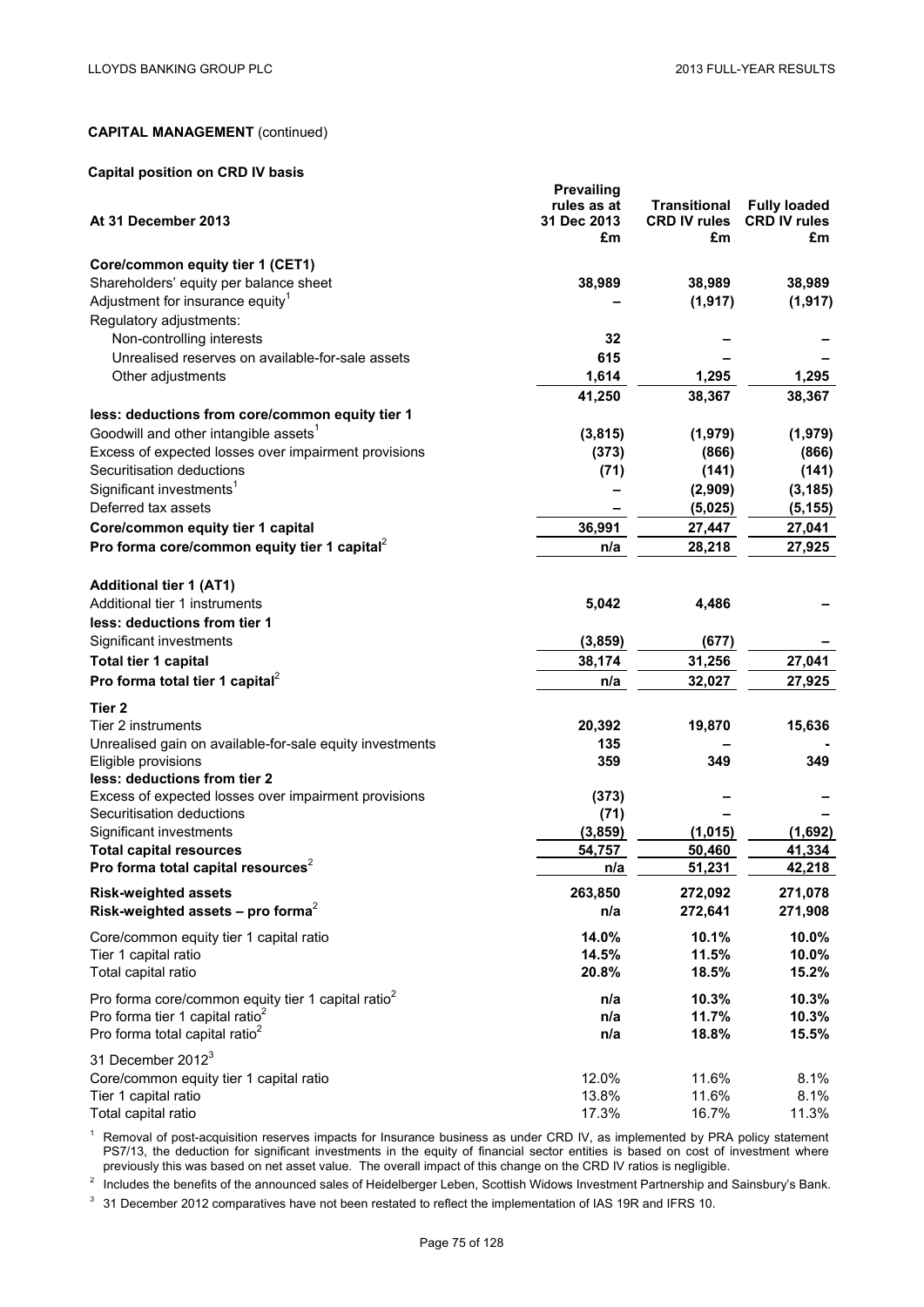**CAPITAL MANAGEMENT** (continued)

**Capital position on CRD IV basis**

| At 31 December 2013 | Prevailing rules as at 31 Dec 2013 £m | Transitional CRD IV rules £m | Fully loaded CRD IV rules £m |
|---|---|---|---|
| **Core/common equity tier 1 (CET1)** | | | |
| Shareholders' equity per balance sheet | **38,989** | 38,989 | 38,989 |
| Adjustment for insurance equity[1] | **–** | (1,917) | (1,917) |
| Regulatory adjustments: | | | |
| Non-controlling interests | **32** | – | – |
| Unrealised reserves on available-for-sale assets | **615** | – | – |
| Other adjustments | **1,614** | 1,295 | 1,295 |
| | **41,250** | 38,367 | 38,367 |
| **less: deductions from core/common equity tier 1** | | | |
| Goodwill and other intangible assets[1] | **(3,815)** | (1,979) | (1,979) |
| Excess of expected losses over impairment provisions | **(373)** | (866) | (866) |
| Securitisation deductions | **(71)** | (141) | (141) |
| Significant investments[1] | **–** | (2,909) | (3,185) |
| Deferred tax assets | **–** | (5,025) | (5,155) |
| **Core/common equity tier 1 capital** | **36,991** | **27,447** | **27,041** |
| **Pro forma core/common equity tier 1 capital**[2] | **n/a** | **28,218** | **27,925** |
| **Additional tier 1 (AT1)** | | | |
| Additional tier 1 instruments | **5,042** | 4,486 | – |
| **less: deductions from tier 1** | | | |
| Significant investments | **(3,859)** | (677) | – |
| **Total tier 1 capital** | **38,174** | **31,256** | **27,041** |
| **Pro forma total tier 1 capital**[2] | **n/a** | **32,027** | **27,925** |
| **Tier 2** | | | |
| Tier 2 instruments | **20,392** | 19,870 | 15,636 |
| Unrealised gain on available-for-sale equity investments | **135** | – | - |
| Eligible provisions | **359** | 349 | 349 |
| **less: deductions from tier 2** | | | |
| Excess of expected losses over impairment provisions | **(373)** | – | – |
| Securitisation deductions | **(71)** | – | – |
| Significant investments | **(3,859)** | (1,015) | (1,692) |
| **Total capital resources** | **54,757** | **50,460** | **41,334** |
| **Pro forma total capital resources**[2] | **n/a** | **51,231** | **42,218** |
| **Risk-weighted assets** | **263,850** | **272,092** | **271,078** |
| **Risk-weighted assets – pro forma**[2] | **n/a** | **272,641** | **271,908** |
| Core/common equity tier 1 capital ratio | **14.0%** | **10.1%** | **10.0%** |
| Tier 1 capital ratio | **14.5%** | **11.5%** | **10.0%** |
| Total capital ratio | **20.8%** | **18.5%** | **15.2%** |
| Pro forma core/common equity tier 1 capital ratio[2] | **n/a** | **10.3%** | **10.3%** |
| Pro forma tier 1 capital ratio[2] | **n/a** | **11.7%** | **10.3%** |
| Pro forma total capital ratio[2] | **n/a** | **18.8%** | **15.5%** |
| 31 December 2012[3] | | | |
| Core/common equity tier 1 capital ratio | 12.0% | 11.6% | 8.1% |
| Tier 1 capital ratio | 13.8% | 11.6% | 8.1% |
| Total capital ratio | 17.3% | 16.7% | 11.3% |

[1] Removal of post-acquisition reserves impacts for Insurance business as under CRD IV, as implemented by PRA policy statement PS7/13, the deduction for significant investments in the equity of financial sector entities is based on cost of investment where previously this was based on net asset value. The overall impact of this change on the CRD IV ratios is negligible.

[2] Includes the benefits of the announced sales of Heidelberger Leben, Scottish Widows Investment Partnership and Sainsbury's Bank.

[3] 31 December 2012 comparatives have not been restated to reflect the implementation of IAS 19R and IFRS 10.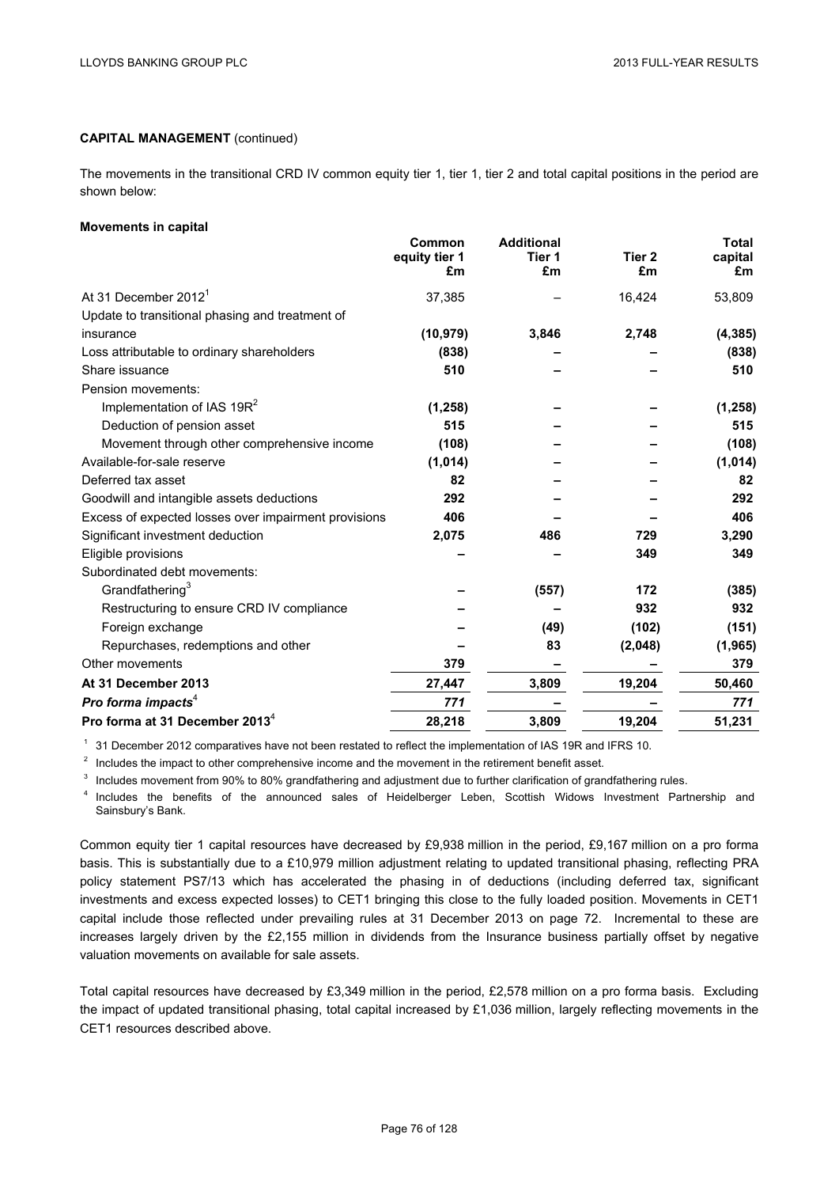**CAPITAL MANAGEMENT** (continued)

The movements in the transitional CRD IV common equity tier 1, tier 1, tier 2 and total capital positions in the period are shown below:

**Movements in capital**

| | Common equity tier 1 £m | Additional Tier 1 £m | Tier 2 £m | Total capital £m |
|---|---|---|---|---|
| At 31 December 2012[1] | 37,385 | – | 16,424 | 53,809 |
| Update to transitional phasing and treatment of insurance | **(10,979)** | **3,846** | **2,748** | **(4,385)** |
| Loss attributable to ordinary shareholders | **(838)** | **–** | **–** | **(838)** |
| Share issuance | **510** | **–** | **–** | **510** |
| Pension movements: | | | | |
| Implementation of IAS 19R[2] | **(1,258)** | **–** | **–** | **(1,258)** |
| Deduction of pension asset | **515** | **–** | **–** | **515** |
| Movement through other comprehensive income | **(108)** | **–** | **–** | **(108)** |
| Available-for-sale reserve | **(1,014)** | **–** | **–** | **(1,014)** |
| Deferred tax asset | **82** | **–** | **–** | **82** |
| Goodwill and intangible assets deductions | **292** | **–** | **–** | **292** |
| Excess of expected losses over impairment provisions | **406** | **–** | **–** | **406** |
| Significant investment deduction | **2,075** | **486** | **729** | **3,290** |
| Eligible provisions | **–** | **–** | **349** | **349** |
| Subordinated debt movements: | | | | |
| Grandfathering[3] | **–** | **(557)** | **172** | **(385)** |
| Restructuring to ensure CRD IV compliance | **–** | **–** | **932** | **932** |
| Foreign exchange | **–** | **(49)** | **(102)** | **(151)** |
| Repurchases, redemptions and other | **–** | **83** | **(2,048)** | **(1,965)** |
| Other movements | **379** | **–** | **–** | **379** |
| **At 31 December 2013** | **27,447** | **3,809** | **19,204** | **50,460** |
| ***Pro forma impacts***[4] | ***771*** | **–** | **–** | ***771*** |
| **Pro forma at 31 December 2013**[4] | **28,218** | **3,809** | **19,204** | **51,231** |

[1] 31 December 2012 comparatives have not been restated to reflect the implementation of IAS 19R and IFRS 10.

[2] Includes the impact to other comprehensive income and the movement in the retirement benefit asset.

[3] Includes movement from 90% to 80% grandfathering and adjustment due to further clarification of grandfathering rules.

[4] Includes the benefits of the announced sales of Heidelberger Leben, Scottish Widows Investment Partnership and Sainsbury's Bank.

Common equity tier 1 capital resources have decreased by £9,938 million in the period, £9,167 million on a pro forma basis. This is substantially due to a £10,979 million adjustment relating to updated transitional phasing, reflecting PRA policy statement PS7/13 which has accelerated the phasing in of deductions (including deferred tax, significant investments and excess expected losses) to CET1 bringing this close to the fully loaded position. Movements in CET1 capital include those reflected under prevailing rules at 31 December 2013 on page 72. Incremental to these are increases largely driven by the £2,155 million in dividends from the Insurance business partially offset by negative valuation movements on available for sale assets.

Total capital resources have decreased by £3,349 million in the period, £2,578 million on a pro forma basis. Excluding the impact of updated transitional phasing, total capital increased by £1,036 million, largely reflecting movements in the CET1 resources described above.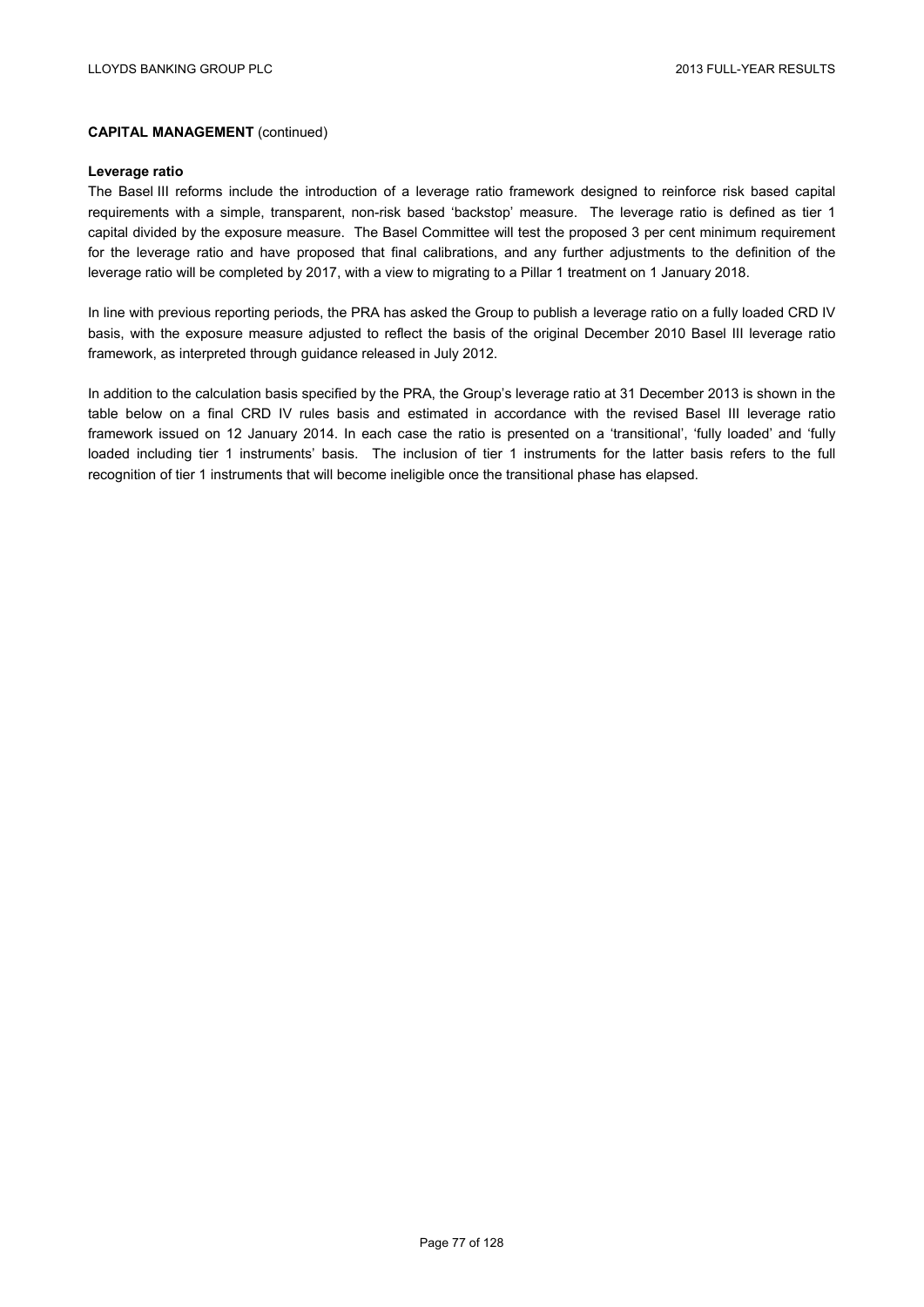**CAPITAL MANAGEMENT** (continued)

**Leverage ratio**

The Basel III reforms include the introduction of a leverage ratio framework designed to reinforce risk based capital requirements with a simple, transparent, non-risk based 'backstop' measure. The leverage ratio is defined as tier 1 capital divided by the exposure measure. The Basel Committee will test the proposed 3 per cent minimum requirement for the leverage ratio and have proposed that final calibrations, and any further adjustments to the definition of the leverage ratio will be completed by 2017, with a view to migrating to a Pillar 1 treatment on 1 January 2018.

In line with previous reporting periods, the PRA has asked the Group to publish a leverage ratio on a fully loaded CRD IV basis, with the exposure measure adjusted to reflect the basis of the original December 2010 Basel III leverage ratio framework, as interpreted through guidance released in July 2012.

In addition to the calculation basis specified by the PRA, the Group's leverage ratio at 31 December 2013 is shown in the table below on a final CRD IV rules basis and estimated in accordance with the revised Basel III leverage ratio framework issued on 12 January 2014. In each case the ratio is presented on a 'transitional', 'fully loaded' and 'fully loaded including tier 1 instruments' basis. The inclusion of tier 1 instruments for the latter basis refers to the full recognition of tier 1 instruments that will become ineligible once the transitional phase has elapsed.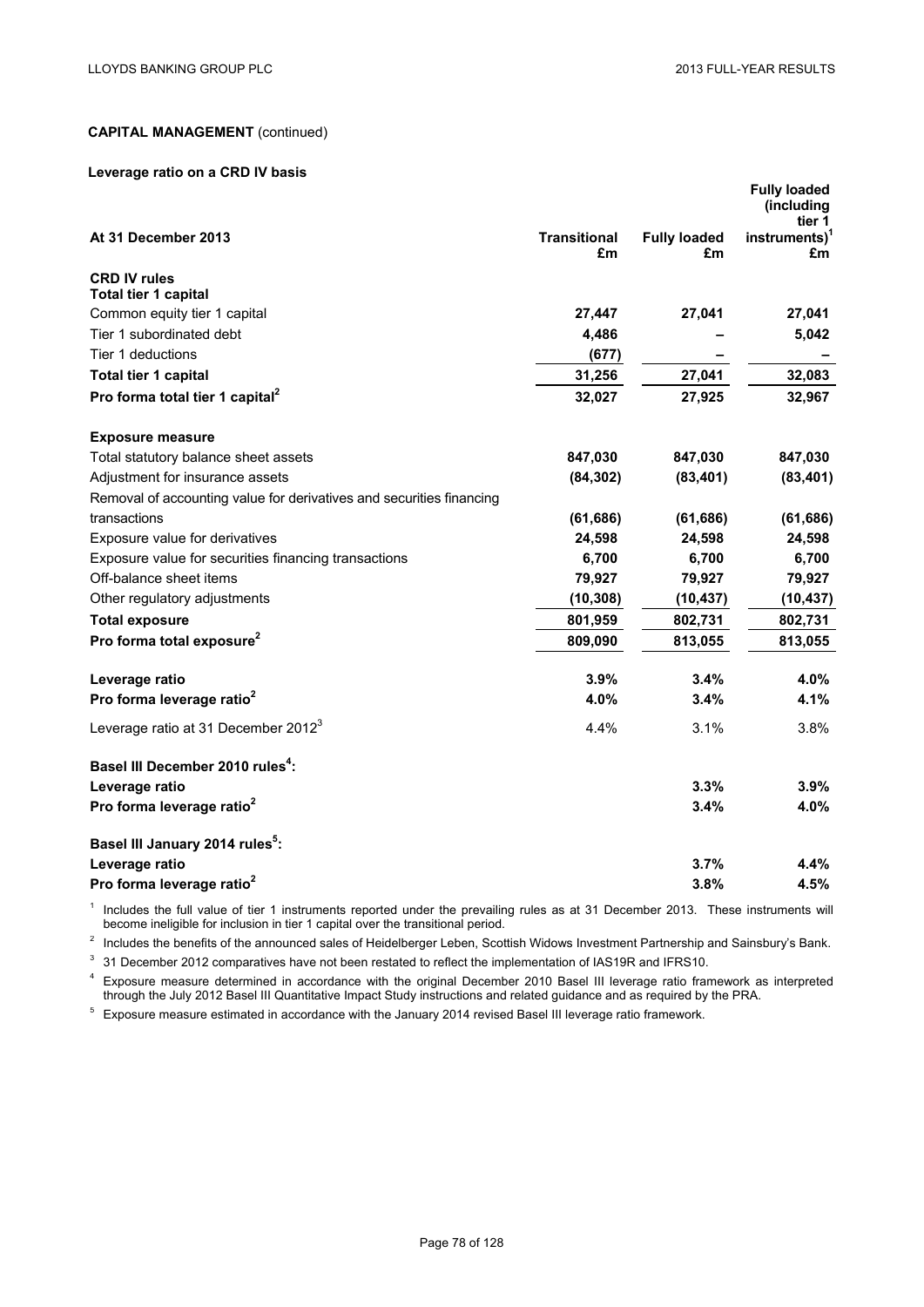**CAPITAL MANAGEMENT** (continued)

**Leverage ratio on a CRD IV basis**

| At 31 December 2013 | Transitional £m | Fully loaded £m | Fully loaded (including tier 1 instruments)[1] £m |
|---|---|---|---|
| **CRD IV rules** | | | |
| **Total tier 1 capital** | | | |
| Common equity tier 1 capital | **27,447** | 27,041 | 27,041 |
| Tier 1 subordinated debt | **4,486** | – | 5,042 |
| Tier 1 deductions | **(677)** | – | – |
| **Total tier 1 capital** | **31,256** | **27,041** | **32,083** |
| **Pro forma total tier 1 capital[2]** | **32,027** | **27,925** | **32,967** |
| **Exposure measure** | | | |
| Total statutory balance sheet assets | **847,030** | 847,030 | 847,030 |
| Adjustment for insurance assets | **(84,302)** | (83,401) | (83,401) |
| Removal of accounting value for derivatives and securities financing transactions | **(61,686)** | (61,686) | (61,686) |
| Exposure value for derivatives | **24,598** | 24,598 | 24,598 |
| Exposure value for securities financing transactions | **6,700** | 6,700 | 6,700 |
| Off-balance sheet items | **79,927** | 79,927 | 79,927 |
| Other regulatory adjustments | **(10,308)** | (10,437) | (10,437) |
| **Total exposure** | **801,959** | **802,731** | **802,731** |
| **Pro forma total exposure[2]** | **809,090** | **813,055** | **813,055** |
| **Leverage ratio** | **3.9%** | **3.4%** | **4.0%** |
| **Pro forma leverage ratio[2]** | **4.0%** | **3.4%** | **4.1%** |
| Leverage ratio at 31 December 2012[3] | 4.4% | 3.1% | 3.8% |
| **Basel III December 2010 rules[4]:** | | | |
| **Leverage ratio** | | **3.3%** | **3.9%** |
| **Pro forma leverage ratio[2]** | | **3.4%** | **4.0%** |
| **Basel III January 2014 rules[5]:** | | | |
| **Leverage ratio** | | **3.7%** | **4.4%** |
| **Pro forma leverage ratio[2]** | | **3.8%** | **4.5%** |

[1] Includes the full value of tier 1 instruments reported under the prevailing rules as at 31 December 2013. These instruments will become ineligible for inclusion in tier 1 capital over the transitional period.

[2] Includes the benefits of the announced sales of Heidelberger Leben, Scottish Widows Investment Partnership and Sainsbury's Bank.

[3] 31 December 2012 comparatives have not been restated to reflect the implementation of IAS19R and IFRS10.

[4] Exposure measure determined in accordance with the original December 2010 Basel III leverage ratio framework as interpreted through the July 2012 Basel III Quantitative Impact Study instructions and related guidance and as required by the PRA.

[5] Exposure measure estimated in accordance with the January 2014 revised Basel III leverage ratio framework.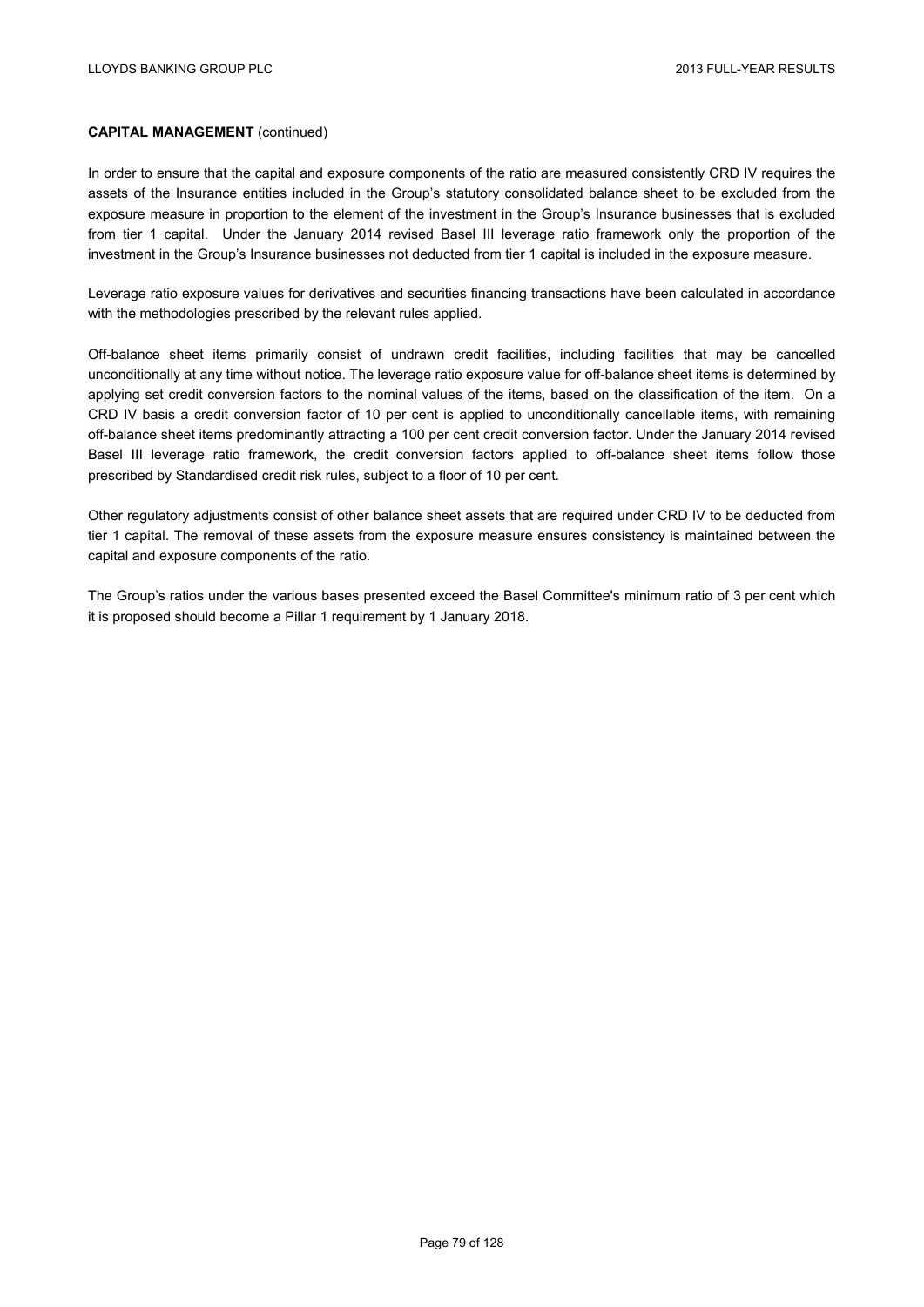**CAPITAL MANAGEMENT** (continued)

In order to ensure that the capital and exposure components of the ratio are measured consistently CRD IV requires the assets of the Insurance entities included in the Group's statutory consolidated balance sheet to be excluded from the exposure measure in proportion to the element of the investment in the Group's Insurance businesses that is excluded from tier 1 capital. Under the January 2014 revised Basel III leverage ratio framework only the proportion of the investment in the Group's Insurance businesses not deducted from tier 1 capital is included in the exposure measure.

Leverage ratio exposure values for derivatives and securities financing transactions have been calculated in accordance with the methodologies prescribed by the relevant rules applied.

Off-balance sheet items primarily consist of undrawn credit facilities, including facilities that may be cancelled unconditionally at any time without notice. The leverage ratio exposure value for off-balance sheet items is determined by applying set credit conversion factors to the nominal values of the items, based on the classification of the item. On a CRD IV basis a credit conversion factor of 10 per cent is applied to unconditionally cancellable items, with remaining off-balance sheet items predominantly attracting a 100 per cent credit conversion factor. Under the January 2014 revised Basel III leverage ratio framework, the credit conversion factors applied to off-balance sheet items follow those prescribed by Standardised credit risk rules, subject to a floor of 10 per cent.

Other regulatory adjustments consist of other balance sheet assets that are required under CRD IV to be deducted from tier 1 capital. The removal of these assets from the exposure measure ensures consistency is maintained between the capital and exposure components of the ratio.

The Group's ratios under the various bases presented exceed the Basel Committee's minimum ratio of 3 per cent which it is proposed should become a Pillar 1 requirement by 1 January 2018.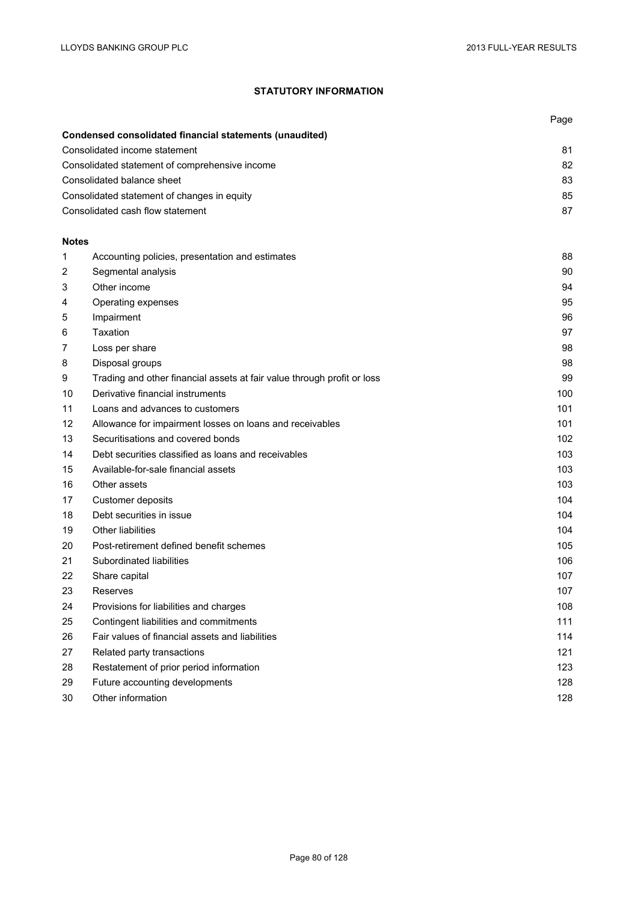## STATUTORY INFORMATION

| | | Page |
|---|---|---|
| **Condensed consolidated financial statements (unaudited)** | | |
| Consolidated income statement | | 81 |
| Consolidated statement of comprehensive income | | 82 |
| Consolidated balance sheet | | 83 |
| Consolidated statement of changes in equity | | 85 |
| Consolidated cash flow statement | | 87 |
| **Notes** | | |
| 1 | Accounting policies, presentation and estimates | 88 |
| 2 | Segmental analysis | 90 |
| 3 | Other income | 94 |
| 4 | Operating expenses | 95 |
| 5 | Impairment | 96 |
| 6 | Taxation | 97 |
| 7 | Loss per share | 98 |
| 8 | Disposal groups | 98 |
| 9 | Trading and other financial assets at fair value through profit or loss | 99 |
| 10 | Derivative financial instruments | 100 |
| 11 | Loans and advances to customers | 101 |
| 12 | Allowance for impairment losses on loans and receivables | 101 |
| 13 | Securitisations and covered bonds | 102 |
| 14 | Debt securities classified as loans and receivables | 103 |
| 15 | Available-for-sale financial assets | 103 |
| 16 | Other assets | 103 |
| 17 | Customer deposits | 104 |
| 18 | Debt securities in issue | 104 |
| 19 | Other liabilities | 104 |
| 20 | Post-retirement defined benefit schemes | 105 |
| 21 | Subordinated liabilities | 106 |
| 22 | Share capital | 107 |
| 23 | Reserves | 107 |
| 24 | Provisions for liabilities and charges | 108 |
| 25 | Contingent liabilities and commitments | 111 |
| 26 | Fair values of financial assets and liabilities | 114 |
| 27 | Related party transactions | 121 |
| 28 | Restatement of prior period information | 123 |
| 29 | Future accounting developments | 128 |
| 30 | Other information | 128 |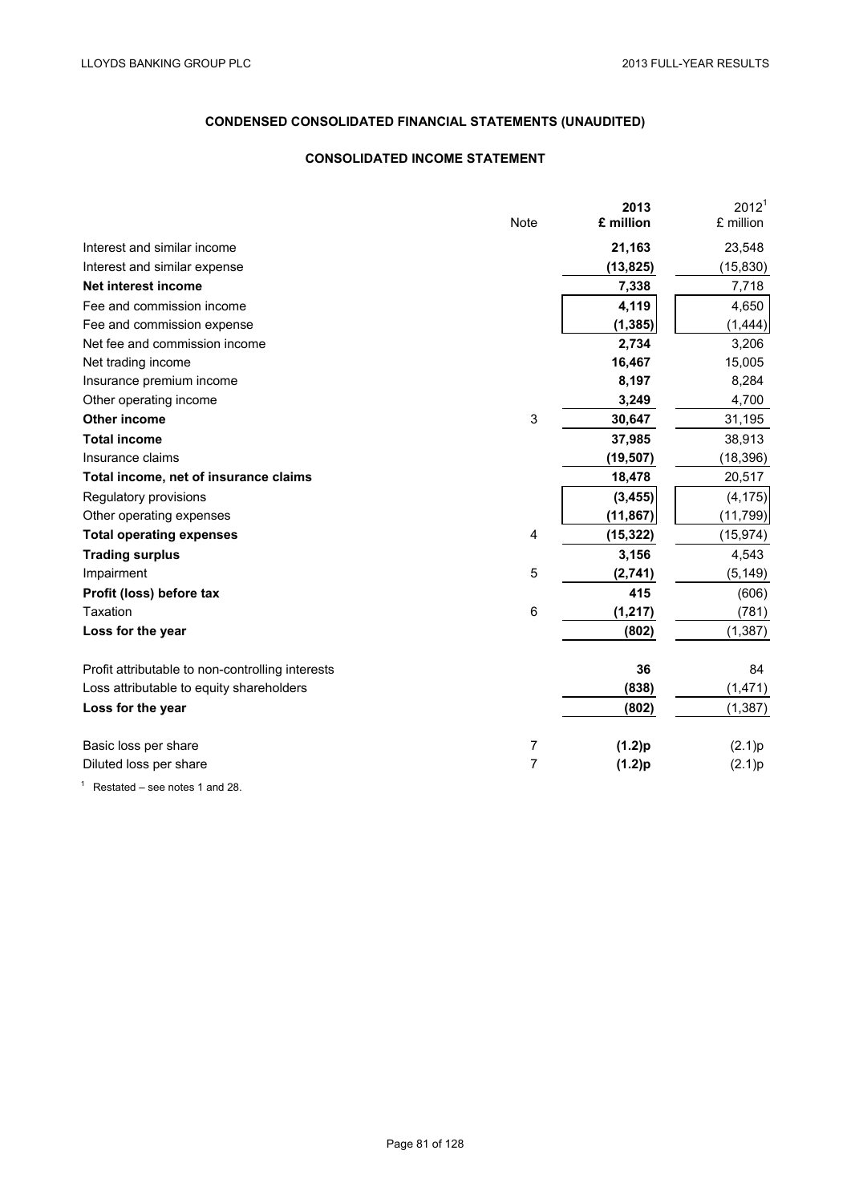## CONDENSED CONSOLIDATED FINANCIAL STATEMENTS (UNAUDITED)

### CONSOLIDATED INCOME STATEMENT

| | Note | 2013 £ million | 2012[1] £ million |
|---|---|---|---|
| Interest and similar income | | **21,163** | 23,548 |
| Interest and similar expense | | **(13,825)** | (15,830) |
| **Net interest income** | | **7,338** | 7,718 |
| Fee and commission income | | **4,119** | 4,650 |
| Fee and commission expense | | **(1,385)** | (1,444) |
| Net fee and commission income | | **2,734** | 3,206 |
| Net trading income | | **16,467** | 15,005 |
| Insurance premium income | | **8,197** | 8,284 |
| Other operating income | | **3,249** | 4,700 |
| **Other income** | 3 | **30,647** | 31,195 |
| **Total income** | | **37,985** | 38,913 |
| Insurance claims | | **(19,507)** | (18,396) |
| **Total income, net of insurance claims** | | **18,478** | 20,517 |
| Regulatory provisions | | **(3,455)** | (4,175) |
| Other operating expenses | | **(11,867)** | (11,799) |
| **Total operating expenses** | 4 | **(15,322)** | (15,974) |
| **Trading surplus** | | **3,156** | 4,543 |
| Impairment | 5 | **(2,741)** | (5,149) |
| **Profit (loss) before tax** | | **415** | (606) |
| Taxation | 6 | **(1,217)** | (781) |
| **Loss for the year** | | **(802)** | (1,387) |
| | | | |
| Profit attributable to non-controlling interests | | **36** | 84 |
| Loss attributable to equity shareholders | | **(838)** | (1,471) |
| **Loss for the year** | | **(802)** | (1,387) |
| | | | |
| Basic loss per share | 7 | **(1.2)p** | (2.1)p |
| Diluted loss per share | 7 | **(1.2)p** | (2.1)p |

[1] Restated – see notes 1 and 28.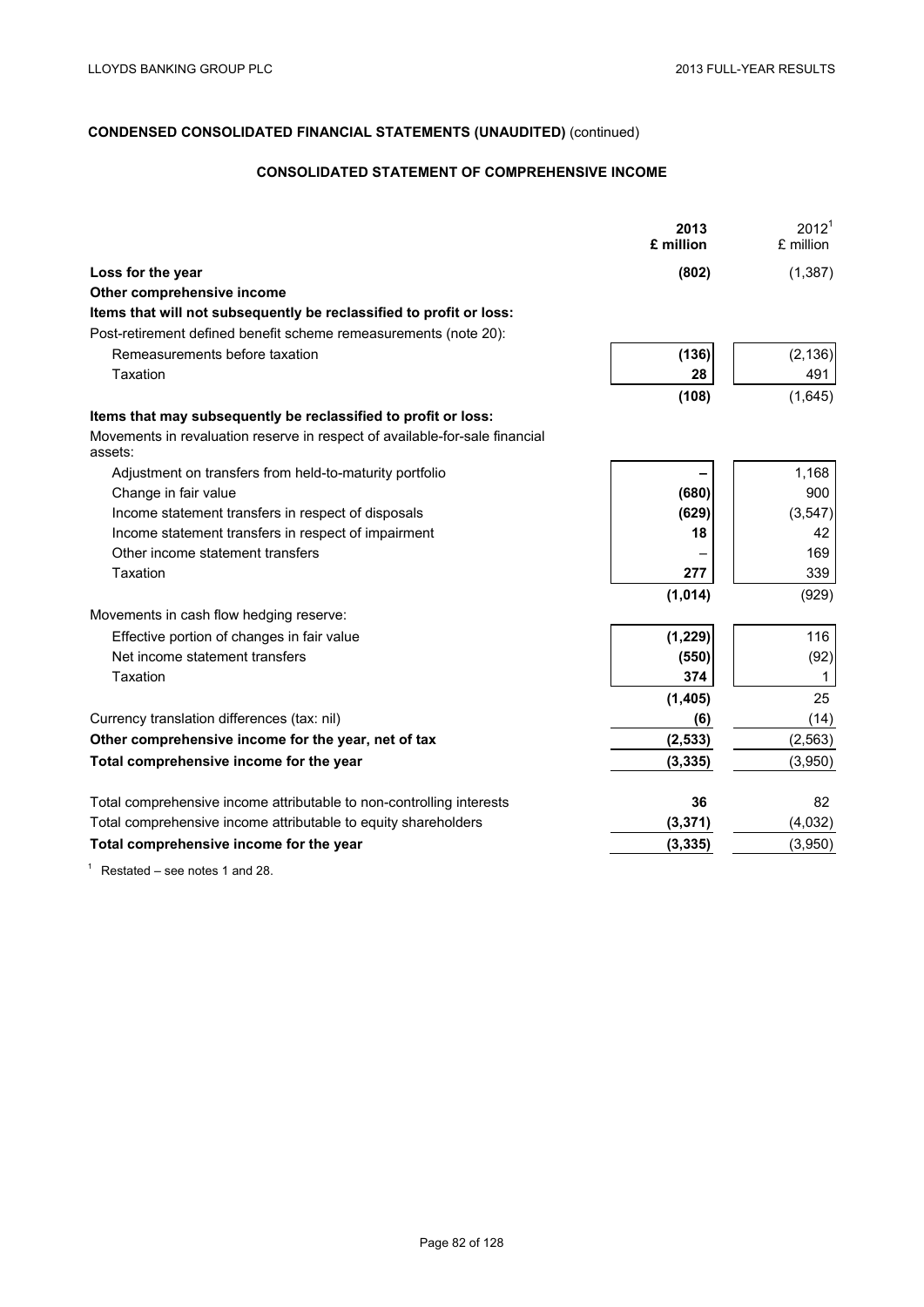**CONDENSED CONSOLIDATED FINANCIAL STATEMENTS (UNAUDITED)** (continued)

**CONSOLIDATED STATEMENT OF COMPREHENSIVE INCOME**

| | **2013 £ million** | 2012[1] £ million |
|---|---|---|
| **Loss for the year** | **(802)** | (1,387) |
| **Other comprehensive income** | | |
| **Items that will not subsequently be reclassified to profit or loss:** | | |
| Post-retirement defined benefit scheme remeasurements (note 20): | | |
| Remeasurements before taxation | **(136)** | (2,136) |
| Taxation | **28** | 491 |
| | **(108)** | (1,645) |
| **Items that may subsequently be reclassified to profit or loss:** | | |
| Movements in revaluation reserve in respect of available-for-sale financial assets: | | |
| Adjustment on transfers from held-to-maturity portfolio | **–** | 1,168 |
| Change in fair value | **(680)** | 900 |
| Income statement transfers in respect of disposals | **(629)** | (3,547) |
| Income statement transfers in respect of impairment | **18** | 42 |
| Other income statement transfers | – | 169 |
| Taxation | **277** | 339 |
| | **(1,014)** | (929) |
| Movements in cash flow hedging reserve: | | |
| Effective portion of changes in fair value | **(1,229)** | 116 |
| Net income statement transfers | **(550)** | (92) |
| Taxation | **374** | 1 |
| | **(1,405)** | 25 |
| Currency translation differences (tax: nil) | **(6)** | (14) |
| **Other comprehensive income for the year, net of tax** | **(2,533)** | (2,563) |
| **Total comprehensive income for the year** | **(3,335)** | (3,950) |
| | | |
| Total comprehensive income attributable to non-controlling interests | **36** | 82 |
| Total comprehensive income attributable to equity shareholders | **(3,371)** | (4,032) |
| **Total comprehensive income for the year** | **(3,335)** | (3,950) |

[1] Restated – see notes 1 and 28.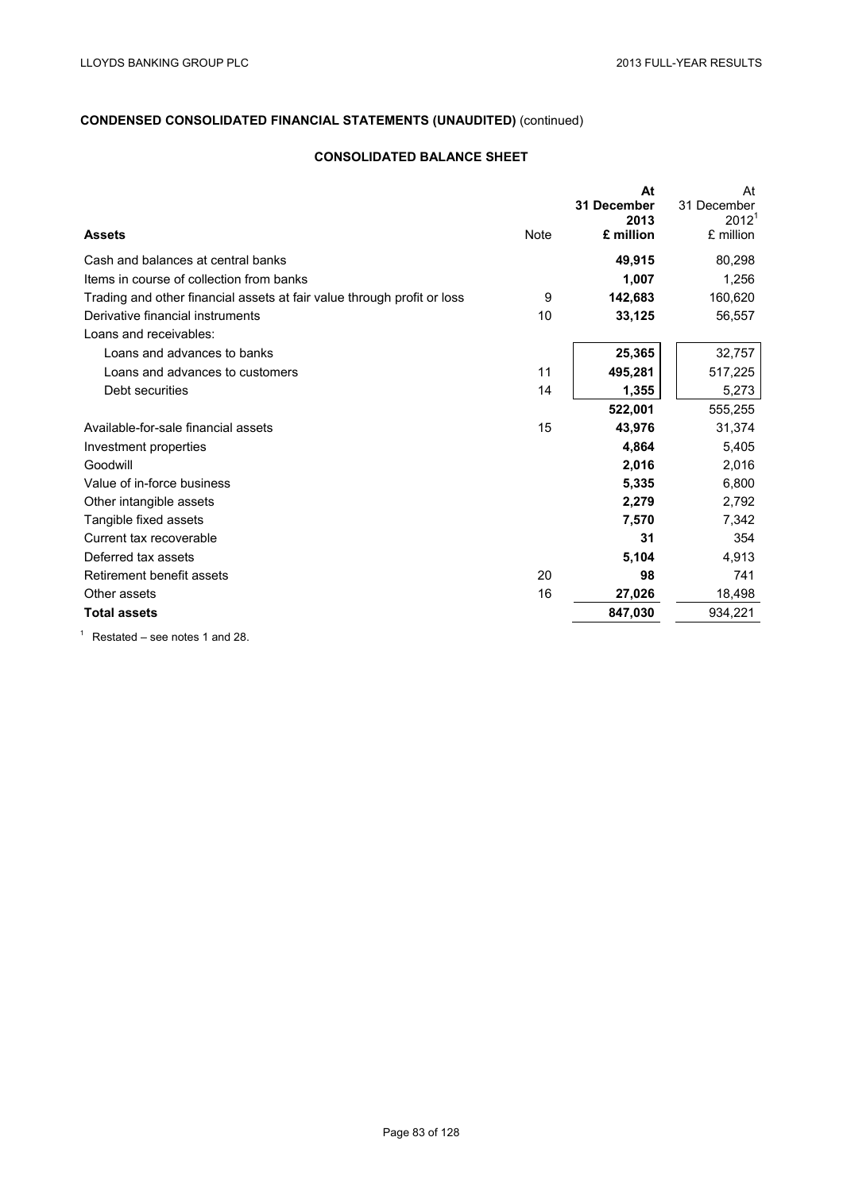**CONDENSED CONSOLIDATED FINANCIAL STATEMENTS (UNAUDITED)** (continued)

## CONSOLIDATED BALANCE SHEET

| **Assets** | Note | **At 31 December 2013 £ million** | At 31 December 2012[1] £ million |
|---|---|---|---|
| Cash and balances at central banks | | **49,915** | 80,298 |
| Items in course of collection from banks | | **1,007** | 1,256 |
| Trading and other financial assets at fair value through profit or loss | 9 | **142,683** | 160,620 |
| Derivative financial instruments | 10 | **33,125** | 56,557 |
| Loans and receivables: | | | |
| Loans and advances to banks | | **25,365** | 32,757 |
| Loans and advances to customers | 11 | **495,281** | 517,225 |
| Debt securities | 14 | **1,355** | 5,273 |
| | | **522,001** | 555,255 |
| Available-for-sale financial assets | 15 | **43,976** | 31,374 |
| Investment properties | | **4,864** | 5,405 |
| Goodwill | | **2,016** | 2,016 |
| Value of in-force business | | **5,335** | 6,800 |
| Other intangible assets | | **2,279** | 2,792 |
| Tangible fixed assets | | **7,570** | 7,342 |
| Current tax recoverable | | **31** | 354 |
| Deferred tax assets | | **5,104** | 4,913 |
| Retirement benefit assets | 20 | **98** | 741 |
| Other assets | 16 | **27,026** | 18,498 |
| **Total assets** | | **847,030** | 934,221 |

[1] Restated – see notes 1 and 28.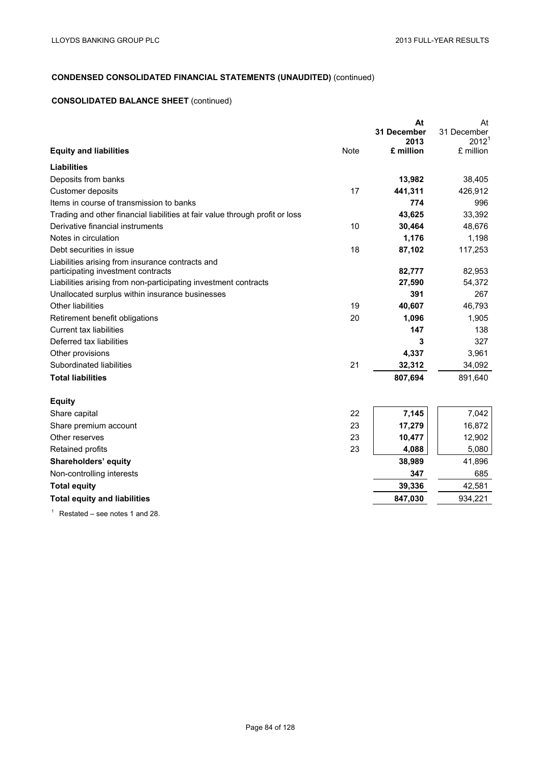**CONDENSED CONSOLIDATED FINANCIAL STATEMENTS (UNAUDITED)** (continued)

**CONSOLIDATED BALANCE SHEET** (continued)

| **Equity and liabilities** | Note | **At 31 December 2013 £ million** | At 31 December 2012[1] £ million |
|---|---|---|---|
| **Liabilities** | | | |
| Deposits from banks | | **13,982** | 38,405 |
| Customer deposits | 17 | **441,311** | 426,912 |
| Items in course of transmission to banks | | **774** | 996 |
| Trading and other financial liabilities at fair value through profit or loss | | **43,625** | 33,392 |
| Derivative financial instruments | 10 | **30,464** | 48,676 |
| Notes in circulation | | **1,176** | 1,198 |
| Debt securities in issue | 18 | **87,102** | 117,253 |
| Liabilities arising from insurance contracts and participating investment contracts | | **82,777** | 82,953 |
| Liabilities arising from non-participating investment contracts | | **27,590** | 54,372 |
| Unallocated surplus within insurance businesses | | **391** | 267 |
| Other liabilities | 19 | **40,607** | 46,793 |
| Retirement benefit obligations | 20 | **1,096** | 1,905 |
| Current tax liabilities | | **147** | 138 |
| Deferred tax liabilities | | **3** | 327 |
| Other provisions | | **4,337** | 3,961 |
| Subordinated liabilities | 21 | **32,312** | 34,092 |
| **Total liabilities** | | **807,694** | 891,640 |
| **Equity** | | | |
| Share capital | 22 | **7,145** | 7,042 |
| Share premium account | 23 | **17,279** | 16,872 |
| Other reserves | 23 | **10,477** | 12,902 |
| Retained profits | 23 | **4,088** | 5,080 |
| **Shareholders' equity** | | **38,989** | 41,896 |
| Non-controlling interests | | **347** | 685 |
| **Total equity** | | **39,336** | 42,581 |
| **Total equity and liabilities** | | **847,030** | 934,221 |

[1] Restated – see notes 1 and 28.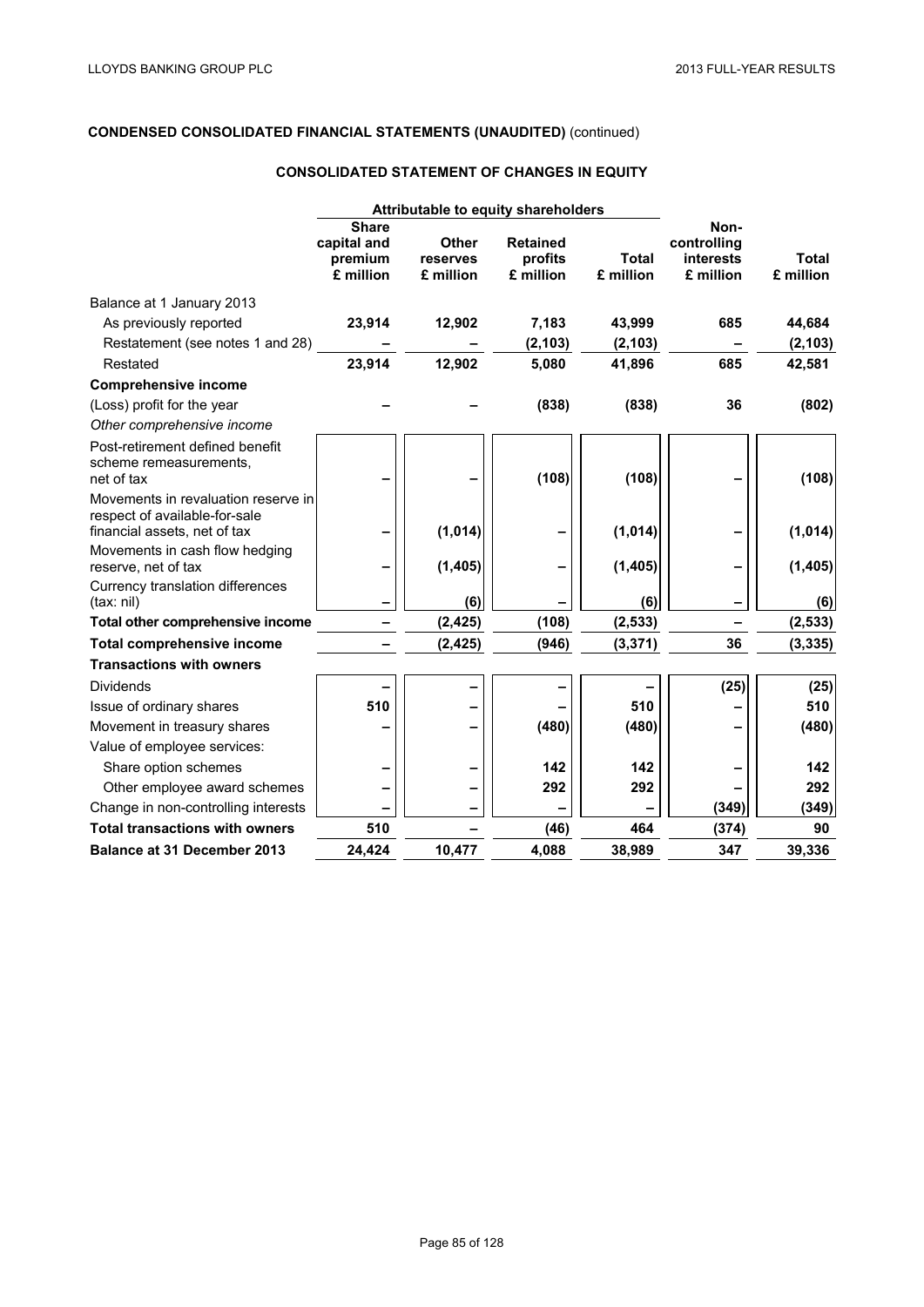**CONDENSED CONSOLIDATED FINANCIAL STATEMENTS (UNAUDITED)** (continued)

## CONSOLIDATED STATEMENT OF CHANGES IN EQUITY

| | Attributable to equity shareholders | | | | | |
|---|---|---|---|---|---|---|
| | **Share capital and premium £ million** | **Other reserves £ million** | **Retained profits £ million** | **Total £ million** | **Non-controlling interests £ million** | **Total £ million** |
| Balance at 1 January 2013 | | | | | | |
| As previously reported | **23,914** | **12,902** | **7,183** | **43,999** | **685** | **44,684** |
| Restatement (see notes 1 and 28) | – | – | **(2,103)** | **(2,103)** | – | **(2,103)** |
| Restated | **23,914** | **12,902** | **5,080** | **41,896** | **685** | **42,581** |
| **Comprehensive income** | | | | | | |
| (Loss) profit for the year | – | – | **(838)** | **(838)** | **36** | **(802)** |
| *Other comprehensive income* | | | | | | |
| Post-retirement defined benefit scheme remeasurements, net of tax | – | – | **(108)** | **(108)** | – | **(108)** |
| Movements in revaluation reserve in respect of available-for-sale financial assets, net of tax | – | **(1,014)** | – | **(1,014)** | – | **(1,014)** |
| Movements in cash flow hedging reserve, net of tax | – | **(1,405)** | – | **(1,405)** | – | **(1,405)** |
| Currency translation differences (tax: nil) | – | **(6)** | – | **(6)** | – | **(6)** |
| **Total other comprehensive income** | – | **(2,425)** | **(108)** | **(2,533)** | – | **(2,533)** |
| **Total comprehensive income** | – | **(2,425)** | **(946)** | **(3,371)** | **36** | **(3,335)** |
| **Transactions with owners** | | | | | | |
| Dividends | – | – | – | – | **(25)** | **(25)** |
| Issue of ordinary shares | **510** | – | – | **510** | – | **510** |
| Movement in treasury shares | – | – | **(480)** | **(480)** | – | **(480)** |
| Value of employee services: | | | | | | |
| Share option schemes | – | – | **142** | **142** | – | **142** |
| Other employee award schemes | – | – | **292** | **292** | – | **292** |
| Change in non-controlling interests | – | – | – | – | **(349)** | **(349)** |
| **Total transactions with owners** | **510** | – | **(46)** | **464** | **(374)** | **90** |
| **Balance at 31 December 2013** | **24,424** | **10,477** | **4,088** | **38,989** | **347** | **39,336** |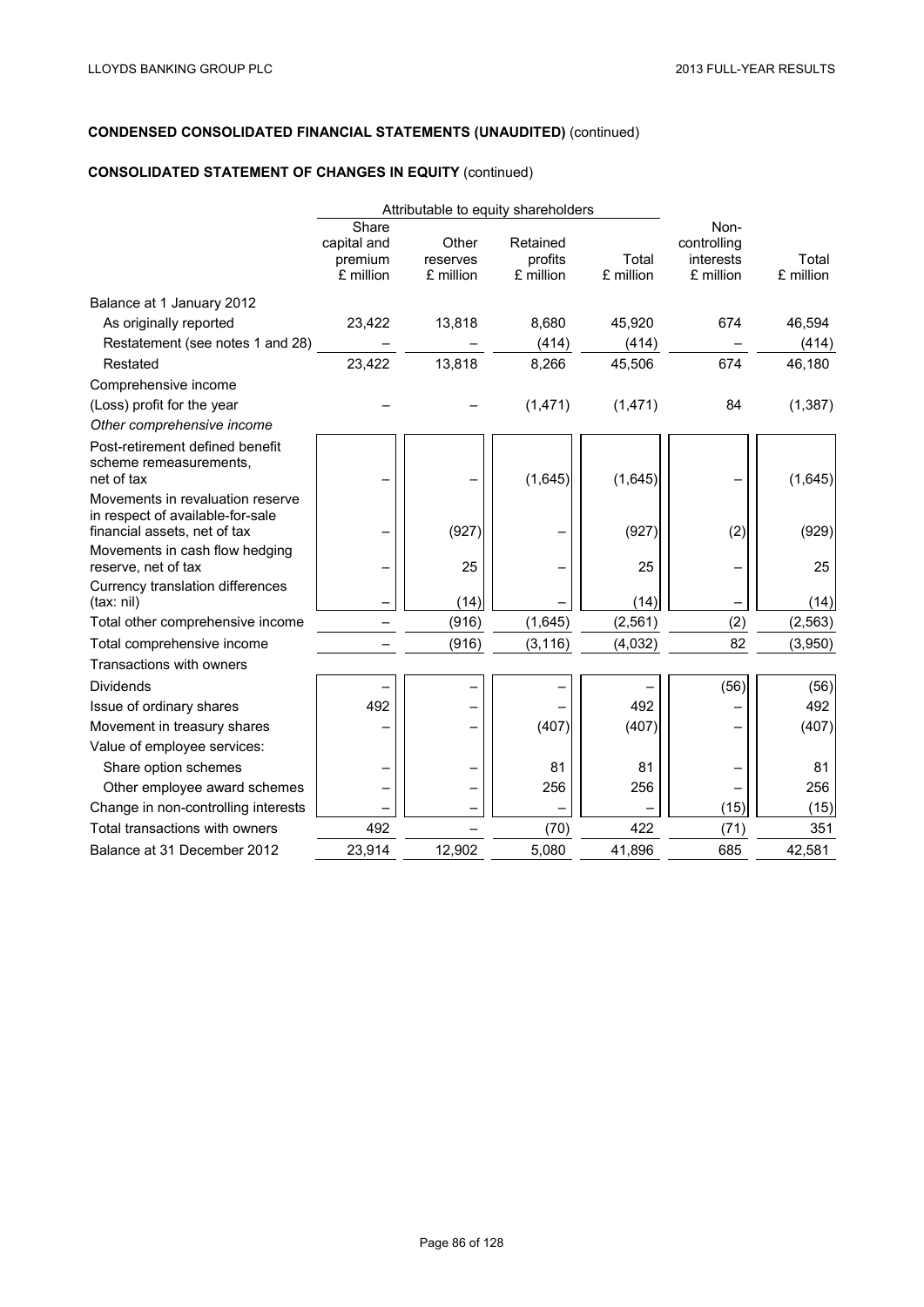## CONDENSED CONSOLIDATED FINANCIAL STATEMENTS (UNAUDITED) (continued)

## CONSOLIDATED STATEMENT OF CHANGES IN EQUITY (continued)

| | Attributable to equity shareholders | | | | | |
|---|---|---|---|---|---|---|
| | Share capital and premium £ million | Other reserves £ million | Retained profits £ million | Total £ million | Non-controlling interests £ million | Total £ million |
| Balance at 1 January 2012 | | | | | | |
| As originally reported | 23,422 | 13,818 | 8,680 | 45,920 | 674 | 46,594 |
| Restatement (see notes 1 and 28) | – | – | (414) | (414) | – | (414) |
| Restated | 23,422 | 13,818 | 8,266 | 45,506 | 674 | 46,180 |
| Comprehensive income | | | | | | |
| (Loss) profit for the year | – | – | (1,471) | (1,471) | 84 | (1,387) |
| *Other comprehensive income* | | | | | | |
| Post-retirement defined benefit scheme remeasurements, net of tax | – | – | (1,645) | (1,645) | – | (1,645) |
| Movements in revaluation reserve in respect of available-for-sale financial assets, net of tax | – | (927) | – | (927) | (2) | (929) |
| Movements in cash flow hedging reserve, net of tax | – | 25 | – | 25 | – | 25 |
| Currency translation differences (tax: nil) | – | (14) | – | (14) | – | (14) |
| Total other comprehensive income | – | (916) | (1,645) | (2,561) | (2) | (2,563) |
| Total comprehensive income | – | (916) | (3,116) | (4,032) | 82 | (3,950) |
| Transactions with owners | | | | | | |
| Dividends | – | – | – | – | (56) | (56) |
| Issue of ordinary shares | 492 | – | – | 492 | – | 492 |
| Movement in treasury shares | – | – | (407) | (407) | – | (407) |
| Value of employee services: | | | | | | |
| Share option schemes | – | – | 81 | 81 | – | 81 |
| Other employee award schemes | – | – | 256 | 256 | – | 256 |
| Change in non-controlling interests | – | – | – | – | (15) | (15) |
| Total transactions with owners | 492 | – | (70) | 422 | (71) | 351 |
| Balance at 31 December 2012 | 23,914 | 12,902 | 5,080 | 41,896 | 685 | 42,581 |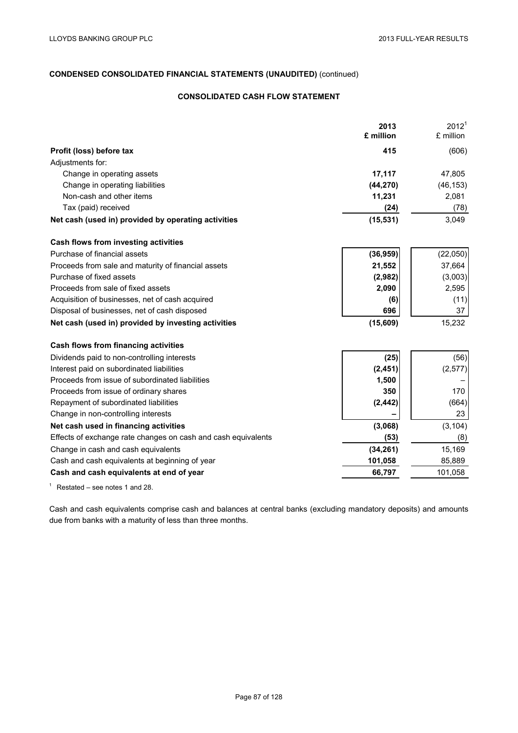**CONDENSED CONSOLIDATED FINANCIAL STATEMENTS (UNAUDITED)** (continued)

**CONSOLIDATED CASH FLOW STATEMENT**

| | **2013 £ million** | 2012[1] £ million |
|---|---|---|
| **Profit (loss) before tax** | **415** | (606) |
| Adjustments for: | | |
| Change in operating assets | **17,117** | 47,805 |
| Change in operating liabilities | **(44,270)** | (46,153) |
| Non-cash and other items | **11,231** | 2,081 |
| Tax (paid) received | **(24)** | (78) |
| **Net cash (used in) provided by operating activities** | **(15,531)** | 3,049 |
| **Cash flows from investing activities** | | |
| Purchase of financial assets | **(36,959)** | (22,050) |
| Proceeds from sale and maturity of financial assets | **21,552** | 37,664 |
| Purchase of fixed assets | **(2,982)** | (3,003) |
| Proceeds from sale of fixed assets | **2,090** | 2,595 |
| Acquisition of businesses, net of cash acquired | **(6)** | (11) |
| Disposal of businesses, net of cash disposed | **696** | 37 |
| **Net cash (used in) provided by investing activities** | **(15,609)** | 15,232 |
| **Cash flows from financing activities** | | |
| Dividends paid to non-controlling interests | **(25)** | (56) |
| Interest paid on subordinated liabilities | **(2,451)** | (2,577) |
| Proceeds from issue of subordinated liabilities | **1,500** | – |
| Proceeds from issue of ordinary shares | **350** | 170 |
| Repayment of subordinated liabilities | **(2,442)** | (664) |
| Change in non-controlling interests | **–** | 23 |
| **Net cash used in financing activities** | **(3,068)** | (3,104) |
| Effects of exchange rate changes on cash and cash equivalents | **(53)** | (8) |
| Change in cash and cash equivalents | **(34,261)** | 15,169 |
| Cash and cash equivalents at beginning of year | **101,058** | 85,889 |
| **Cash and cash equivalents at end of year** | **66,797** | 101,058 |

[1] Restated – see notes 1 and 28.

Cash and cash equivalents comprise cash and balances at central banks (excluding mandatory deposits) and amounts due from banks with a maturity of less than three months.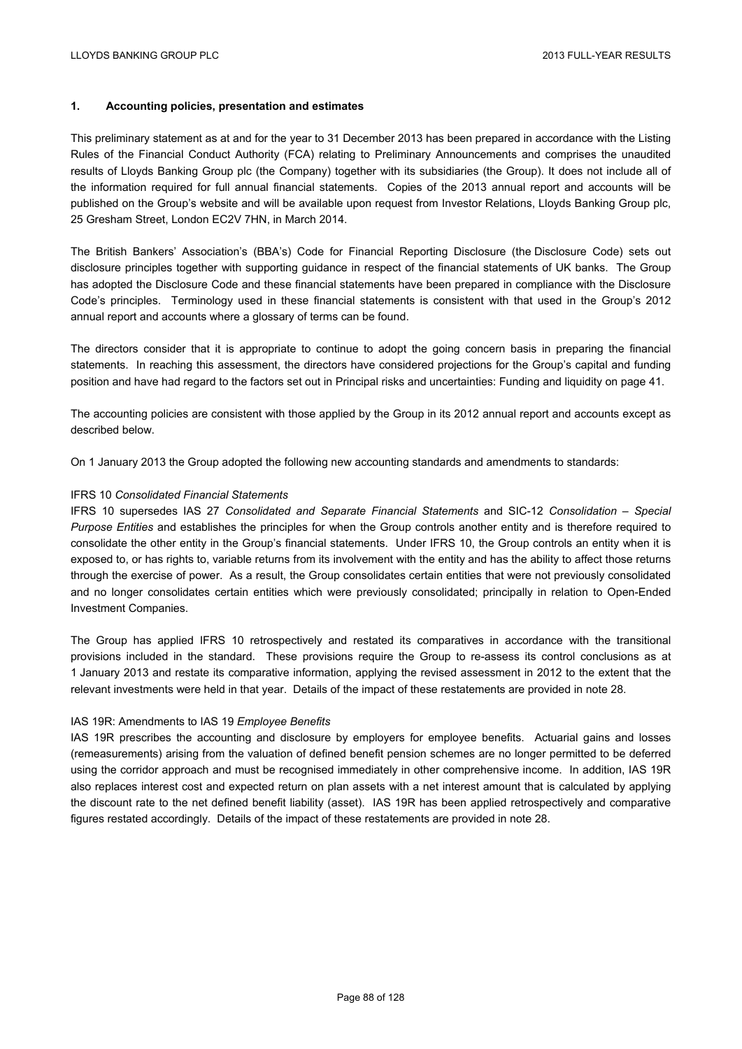## 1. Accounting policies, presentation and estimates

This preliminary statement as at and for the year to 31 December 2013 has been prepared in accordance with the Listing Rules of the Financial Conduct Authority (FCA) relating to Preliminary Announcements and comprises the unaudited results of Lloyds Banking Group plc (the Company) together with its subsidiaries (the Group). It does not include all of the information required for full annual financial statements. Copies of the 2013 annual report and accounts will be published on the Group's website and will be available upon request from Investor Relations, Lloyds Banking Group plc, 25 Gresham Street, London EC2V 7HN, in March 2014.

The British Bankers' Association's (BBA's) Code for Financial Reporting Disclosure (the Disclosure Code) sets out disclosure principles together with supporting guidance in respect of the financial statements of UK banks. The Group has adopted the Disclosure Code and these financial statements have been prepared in compliance with the Disclosure Code's principles. Terminology used in these financial statements is consistent with that used in the Group's 2012 annual report and accounts where a glossary of terms can be found.

The directors consider that it is appropriate to continue to adopt the going concern basis in preparing the financial statements. In reaching this assessment, the directors have considered projections for the Group's capital and funding position and have had regard to the factors set out in Principal risks and uncertainties: Funding and liquidity on page 41.

The accounting policies are consistent with those applied by the Group in its 2012 annual report and accounts except as described below.

On 1 January 2013 the Group adopted the following new accounting standards and amendments to standards:

IFRS 10 *Consolidated Financial Statements*

IFRS 10 supersedes IAS 27 *Consolidated and Separate Financial Statements* and SIC-12 *Consolidation – Special Purpose Entities* and establishes the principles for when the Group controls another entity and is therefore required to consolidate the other entity in the Group's financial statements. Under IFRS 10, the Group controls an entity when it is exposed to, or has rights to, variable returns from its involvement with the entity and has the ability to affect those returns through the exercise of power. As a result, the Group consolidates certain entities that were not previously consolidated and no longer consolidates certain entities which were previously consolidated; principally in relation to Open-Ended Investment Companies.

The Group has applied IFRS 10 retrospectively and restated its comparatives in accordance with the transitional provisions included in the standard. These provisions require the Group to re-assess its control conclusions as at 1 January 2013 and restate its comparative information, applying the revised assessment in 2012 to the extent that the relevant investments were held in that year. Details of the impact of these restatements are provided in note 28.

IAS 19R: Amendments to IAS 19 *Employee Benefits*

IAS 19R prescribes the accounting and disclosure by employers for employee benefits. Actuarial gains and losses (remeasurements) arising from the valuation of defined benefit pension schemes are no longer permitted to be deferred using the corridor approach and must be recognised immediately in other comprehensive income. In addition, IAS 19R also replaces interest cost and expected return on plan assets with a net interest amount that is calculated by applying the discount rate to the net defined benefit liability (asset). IAS 19R has been applied retrospectively and comparative figures restated accordingly. Details of the impact of these restatements are provided in note 28.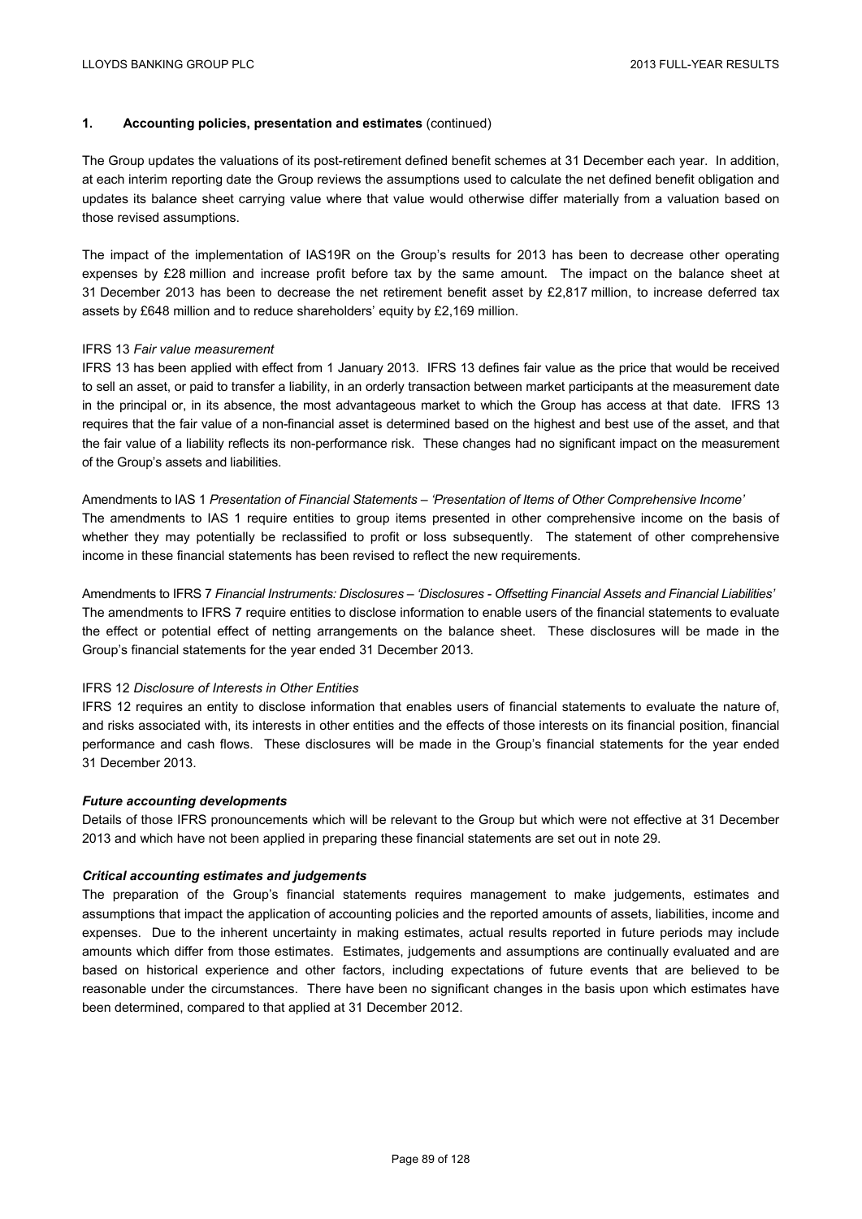## 1. Accounting policies, presentation and estimates (continued)

The Group updates the valuations of its post-retirement defined benefit schemes at 31 December each year. In addition, at each interim reporting date the Group reviews the assumptions used to calculate the net defined benefit obligation and updates its balance sheet carrying value where that value would otherwise differ materially from a valuation based on those revised assumptions.

The impact of the implementation of IAS19R on the Group's results for 2013 has been to decrease other operating expenses by £28 million and increase profit before tax by the same amount. The impact on the balance sheet at 31 December 2013 has been to decrease the net retirement benefit asset by £2,817 million, to increase deferred tax assets by £648 million and to reduce shareholders' equity by £2,169 million.

IFRS 13 *Fair value measurement*

IFRS 13 has been applied with effect from 1 January 2013. IFRS 13 defines fair value as the price that would be received to sell an asset, or paid to transfer a liability, in an orderly transaction between market participants at the measurement date in the principal or, in its absence, the most advantageous market to which the Group has access at that date. IFRS 13 requires that the fair value of a non-financial asset is determined based on the highest and best use of the asset, and that the fair value of a liability reflects its non-performance risk. These changes had no significant impact on the measurement of the Group's assets and liabilities.

Amendments to IAS 1 *Presentation of Financial Statements – 'Presentation of Items of Other Comprehensive Income'*

The amendments to IAS 1 require entities to group items presented in other comprehensive income on the basis of whether they may potentially be reclassified to profit or loss subsequently. The statement of other comprehensive income in these financial statements has been revised to reflect the new requirements.

Amendments to IFRS 7 *Financial Instruments: Disclosures – 'Disclosures - Offsetting Financial Assets and Financial Liabilities'*

The amendments to IFRS 7 require entities to disclose information to enable users of the financial statements to evaluate the effect or potential effect of netting arrangements on the balance sheet. These disclosures will be made in the Group's financial statements for the year ended 31 December 2013.

IFRS 12 *Disclosure of Interests in Other Entities*

IFRS 12 requires an entity to disclose information that enables users of financial statements to evaluate the nature of, and risks associated with, its interests in other entities and the effects of those interests on its financial position, financial performance and cash flows. These disclosures will be made in the Group's financial statements for the year ended 31 December 2013.

***Future accounting developments***

Details of those IFRS pronouncements which will be relevant to the Group but which were not effective at 31 December 2013 and which have not been applied in preparing these financial statements are set out in note 29.

***Critical accounting estimates and judgements***

The preparation of the Group's financial statements requires management to make judgements, estimates and assumptions that impact the application of accounting policies and the reported amounts of assets, liabilities, income and expenses. Due to the inherent uncertainty in making estimates, actual results reported in future periods may include amounts which differ from those estimates. Estimates, judgements and assumptions are continually evaluated and are based on historical experience and other factors, including expectations of future events that are believed to be reasonable under the circumstances. There have been no significant changes in the basis upon which estimates have been determined, compared to that applied at 31 December 2012.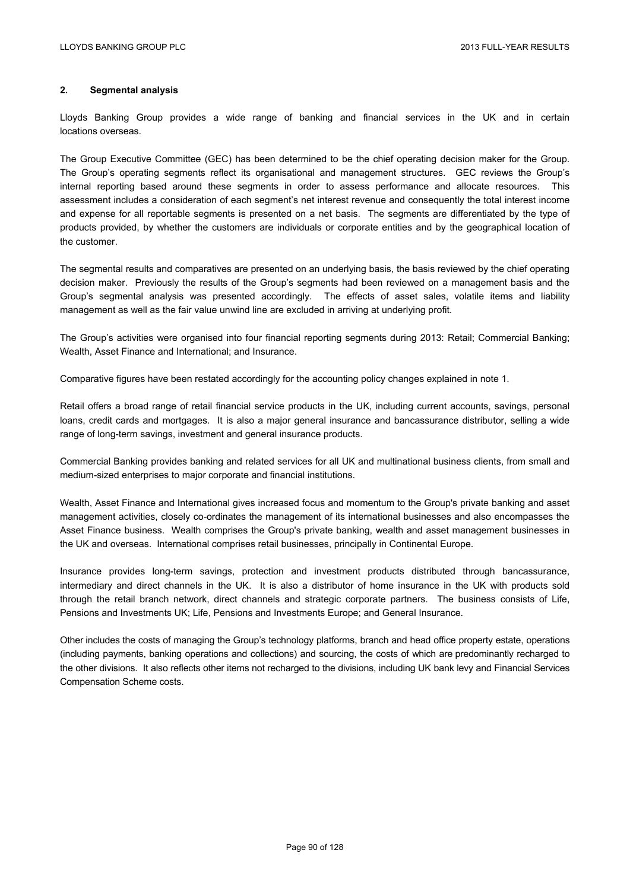## 2. Segmental analysis

Lloyds Banking Group provides a wide range of banking and financial services in the UK and in certain locations overseas.

The Group Executive Committee (GEC) has been determined to be the chief operating decision maker for the Group. The Group's operating segments reflect its organisational and management structures. GEC reviews the Group's internal reporting based around these segments in order to assess performance and allocate resources. This assessment includes a consideration of each segment's net interest revenue and consequently the total interest income and expense for all reportable segments is presented on a net basis. The segments are differentiated by the type of products provided, by whether the customers are individuals or corporate entities and by the geographical location of the customer.

The segmental results and comparatives are presented on an underlying basis, the basis reviewed by the chief operating decision maker. Previously the results of the Group's segments had been reviewed on a management basis and the Group's segmental analysis was presented accordingly. The effects of asset sales, volatile items and liability management as well as the fair value unwind line are excluded in arriving at underlying profit.

The Group's activities were organised into four financial reporting segments during 2013: Retail; Commercial Banking; Wealth, Asset Finance and International; and Insurance.

Comparative figures have been restated accordingly for the accounting policy changes explained in note 1.

Retail offers a broad range of retail financial service products in the UK, including current accounts, savings, personal loans, credit cards and mortgages. It is also a major general insurance and bancassurance distributor, selling a wide range of long-term savings, investment and general insurance products.

Commercial Banking provides banking and related services for all UK and multinational business clients, from small and medium-sized enterprises to major corporate and financial institutions.

Wealth, Asset Finance and International gives increased focus and momentum to the Group's private banking and asset management activities, closely co-ordinates the management of its international businesses and also encompasses the Asset Finance business. Wealth comprises the Group's private banking, wealth and asset management businesses in the UK and overseas. International comprises retail businesses, principally in Continental Europe.

Insurance provides long-term savings, protection and investment products distributed through bancassurance, intermediary and direct channels in the UK. It is also a distributor of home insurance in the UK with products sold through the retail branch network, direct channels and strategic corporate partners. The business consists of Life, Pensions and Investments UK; Life, Pensions and Investments Europe; and General Insurance.

Other includes the costs of managing the Group's technology platforms, branch and head office property estate, operations (including payments, banking operations and collections) and sourcing, the costs of which are predominantly recharged to the other divisions. It also reflects other items not recharged to the divisions, including UK bank levy and Financial Services Compensation Scheme costs.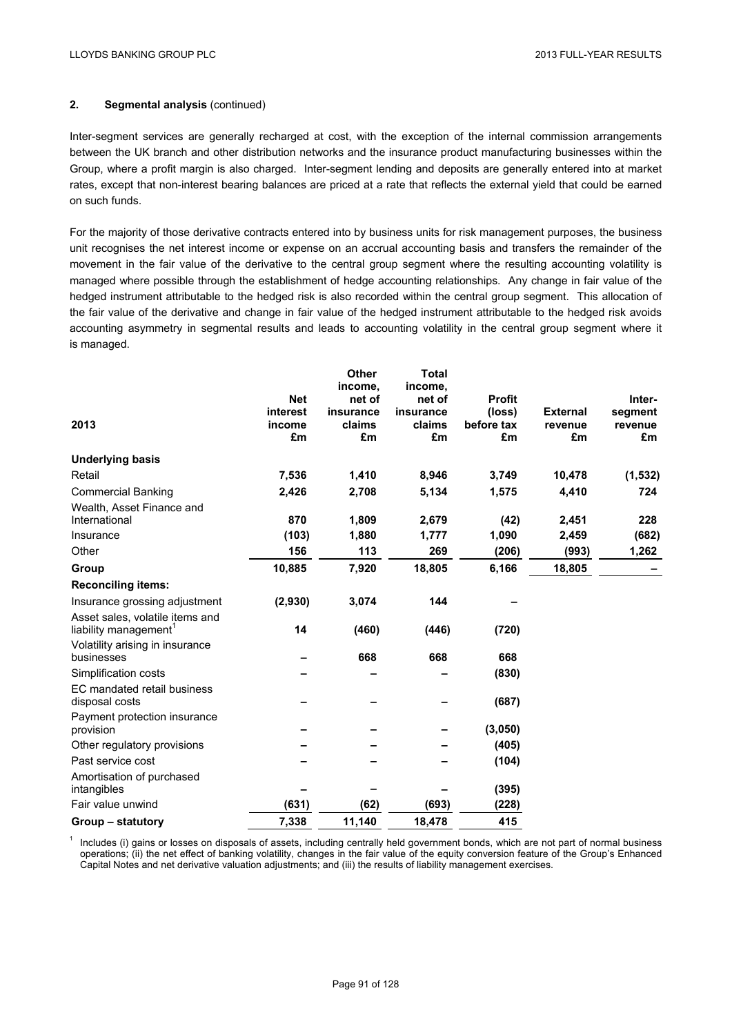## 2. Segmental analysis (continued)

Inter-segment services are generally recharged at cost, with the exception of the internal commission arrangements between the UK branch and other distribution networks and the insurance product manufacturing businesses within the Group, where a profit margin is also charged. Inter-segment lending and deposits are generally entered into at market rates, except that non-interest bearing balances are priced at a rate that reflects the external yield that could be earned on such funds.

For the majority of those derivative contracts entered into by business units for risk management purposes, the business unit recognises the net interest income or expense on an accrual accounting basis and transfers the remainder of the movement in the fair value of the derivative to the central group segment where the resulting accounting volatility is managed where possible through the establishment of hedge accounting relationships. Any change in fair value of the hedged instrument attributable to the hedged risk is also recorded within the central group segment. This allocation of the fair value of the derivative and change in fair value of the hedged instrument attributable to the hedged risk avoids accounting asymmetry in segmental results and leads to accounting volatility in the central group segment where it is managed.

| 2013 | Net interest income £m | Other income, net of insurance claims £m | Total income, net of insurance claims £m | Profit (loss) before tax £m | External revenue £m | Inter-segment revenue £m |
|---|---|---|---|---|---|---|
| **Underlying basis** | | | | | | |
| Retail | **7,536** | **1,410** | **8,946** | **3,749** | **10,478** | **(1,532)** |
| Commercial Banking | **2,426** | **2,708** | **5,134** | **1,575** | **4,410** | **724** |
| Wealth, Asset Finance and International | **870** | **1,809** | **2,679** | **(42)** | **2,451** | **228** |
| Insurance | **(103)** | **1,880** | **1,777** | **1,090** | **2,459** | **(682)** |
| Other | **156** | **113** | **269** | **(206)** | **(993)** | **1,262** |
| **Group** | **10,885** | **7,920** | **18,805** | **6,166** | **18,805** | **–** |
| **Reconciling items:** | | | | | | |
| Insurance grossing adjustment | **(2,930)** | **3,074** | **144** | **–** | | |
| Asset sales, volatile items and liability management[1] | **14** | **(460)** | **(446)** | **(720)** | | |
| Volatility arising in insurance businesses | **–** | **668** | **668** | **668** | | |
| Simplification costs | **–** | **–** | **–** | **(830)** | | |
| EC mandated retail business disposal costs | **–** | **–** | **–** | **(687)** | | |
| Payment protection insurance provision | **–** | **–** | **–** | **(3,050)** | | |
| Other regulatory provisions | **–** | **–** | **–** | **(405)** | | |
| Past service cost | **–** | **–** | **–** | **(104)** | | |
| Amortisation of purchased intangibles | **–** | **–** | **–** | **(395)** | | |
| Fair value unwind | **(631)** | **(62)** | **(693)** | **(228)** | | |
| **Group – statutory** | **7,338** | **11,140** | **18,478** | **415** | | |

[1] Includes (i) gains or losses on disposals of assets, including centrally held government bonds, which are not part of normal business operations; (ii) the net effect of banking volatility, changes in the fair value of the equity conversion feature of the Group's Enhanced Capital Notes and net derivative valuation adjustments; and (iii) the results of liability management exercises.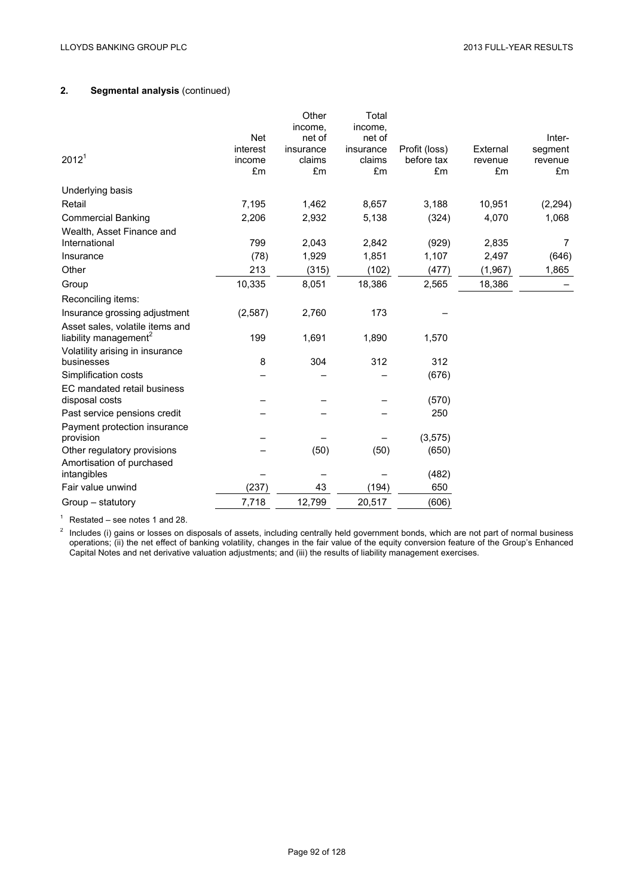## 2. Segmental analysis (continued)

| 2012[1] | Net interest income £m | Other income, net of insurance claims £m | Total income, net of insurance claims £m | Profit (loss) before tax £m | External revenue £m | Inter-segment revenue £m |
|---|---|---|---|---|---|---|
| Underlying basis | | | | | | |
| Retail | 7,195 | 1,462 | 8,657 | 3,188 | 10,951 | (2,294) |
| Commercial Banking | 2,206 | 2,932 | 5,138 | (324) | 4,070 | 1,068 |
| Wealth, Asset Finance and International | 799 | 2,043 | 2,842 | (929) | 2,835 | 7 |
| Insurance | (78) | 1,929 | 1,851 | 1,107 | 2,497 | (646) |
| Other | 213 | (315) | (102) | (477) | (1,967) | 1,865 |
| Group | 10,335 | 8,051 | 18,386 | 2,565 | 18,386 | – |
| Reconciling items: | | | | | | |
| Insurance grossing adjustment | (2,587) | 2,760 | 173 | – | | |
| Asset sales, volatile items and liability management[2] | 199 | 1,691 | 1,890 | 1,570 | | |
| Volatility arising in insurance businesses | 8 | 304 | 312 | 312 | | |
| Simplification costs | – | – | – | (676) | | |
| EC mandated retail business disposal costs | – | – | – | (570) | | |
| Past service pensions credit | – | – | – | 250 | | |
| Payment protection insurance provision | – | – | – | (3,575) | | |
| Other regulatory provisions | – | (50) | (50) | (650) | | |
| Amortisation of purchased intangibles | – | – | – | (482) | | |
| Fair value unwind | (237) | 43 | (194) | 650 | | |
| Group – statutory | 7,718 | 12,799 | 20,517 | (606) | | |

[1] Restated – see notes 1 and 28.

[2] Includes (i) gains or losses on disposals of assets, including centrally held government bonds, which are not part of normal business operations; (ii) the net effect of banking volatility, changes in the fair value of the equity conversion feature of the Group's Enhanced Capital Notes and net derivative valuation adjustments; and (iii) the results of liability management exercises.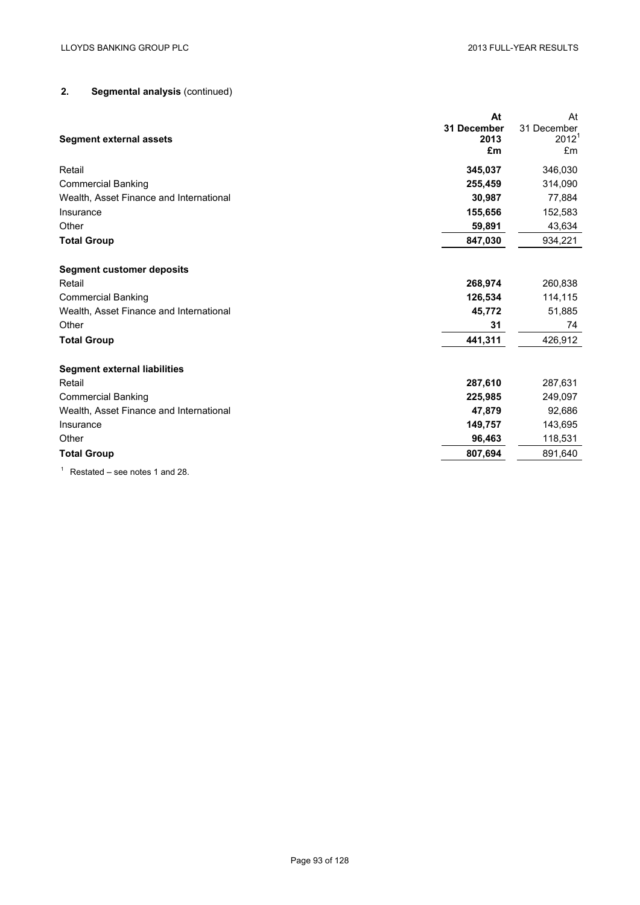## 2. Segmental analysis (continued)

| Segment external assets | At 31 December 2013 £m | At 31 December 2012[1] £m |
|---|---|---|
| Retail | **345,037** | 346,030 |
| Commercial Banking | **255,459** | 314,090 |
| Wealth, Asset Finance and International | **30,987** | 77,884 |
| Insurance | **155,656** | 152,583 |
| Other | **59,891** | 43,634 |
| **Total Group** | **847,030** | 934,221 |
| | | |
| **Segment customer deposits** | | |
| Retail | **268,974** | 260,838 |
| Commercial Banking | **126,534** | 114,115 |
| Wealth, Asset Finance and International | **45,772** | 51,885 |
| Other | **31** | 74 |
| **Total Group** | **441,311** | 426,912 |
| | | |
| **Segment external liabilities** | | |
| Retail | **287,610** | 287,631 |
| Commercial Banking | **225,985** | 249,097 |
| Wealth, Asset Finance and International | **47,879** | 92,686 |
| Insurance | **149,757** | 143,695 |
| Other | **96,463** | 118,531 |
| **Total Group** | **807,694** | 891,640 |

[1] Restated – see notes 1 and 28.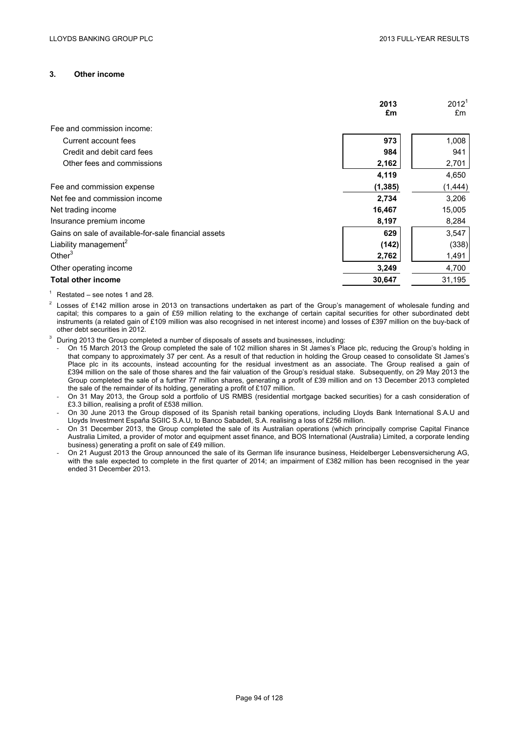### 3. Other income

| | 2013 £m | 2012[1] £m |
|---|---|---|
| Fee and commission income: | | |
| Current account fees | **973** | 1,008 |
| Credit and debit card fees | **984** | 941 |
| Other fees and commissions | **2,162** | 2,701 |
| | **4,119** | 4,650 |
| Fee and commission expense | **(1,385)** | (1,444) |
| Net fee and commission income | **2,734** | 3,206 |
| Net trading income | **16,467** | 15,005 |
| Insurance premium income | **8,197** | 8,284 |
| Gains on sale of available-for-sale financial assets | **629** | 3,547 |
| Liability management[2] | **(142)** | (338) |
| Other[3] | **2,762** | 1,491 |
| Other operating income | **3,249** | 4,700 |
| **Total other income** | **30,647** | 31,195 |

[1] Restated – see notes 1 and 28.

[2] Losses of £142 million arose in 2013 on transactions undertaken as part of the Group's management of wholesale funding and capital; this compares to a gain of £59 million relating to the exchange of certain capital securities for other subordinated debt instruments (a related gain of £109 million was also recognised in net interest income) and losses of £397 million on the buy-back of other debt securities in 2012.

[3] During 2013 the Group completed a number of disposals of assets and businesses, including:

- On 15 March 2013 the Group completed the sale of 102 million shares in St James's Place plc, reducing the Group's holding in that company to approximately 37 per cent. As a result of that reduction in holding the Group ceased to consolidate St James's Place plc in its accounts, instead accounting for the residual investment as an associate. The Group realised a gain of £394 million on the sale of those shares and the fair valuation of the Group's residual stake. Subsequently, on 29 May 2013 the Group completed the sale of a further 77 million shares, generating a profit of £39 million and on 13 December 2013 completed the sale of the remainder of its holding, generating a profit of £107 million.
- On 31 May 2013, the Group sold a portfolio of US RMBS (residential mortgage backed securities) for a cash consideration of £3.3 billion, realising a profit of £538 million.
- On 30 June 2013 the Group disposed of its Spanish retail banking operations, including Lloyds Bank International S.A.U and Lloyds Investment España SGIIC S.A.U, to Banco Sabadell, S.A. realising a loss of £256 million.
- On 31 December 2013, the Group completed the sale of its Australian operations (which principally comprise Capital Finance Australia Limited, a provider of motor and equipment asset finance, and BOS International (Australia) Limited, a corporate lending business) generating a profit on sale of £49 million.
- On 21 August 2013 the Group announced the sale of its German life insurance business, Heidelberger Lebensversicherung AG, with the sale expected to complete in the first quarter of 2014; an impairment of £382 million has been recognised in the year ended 31 December 2013.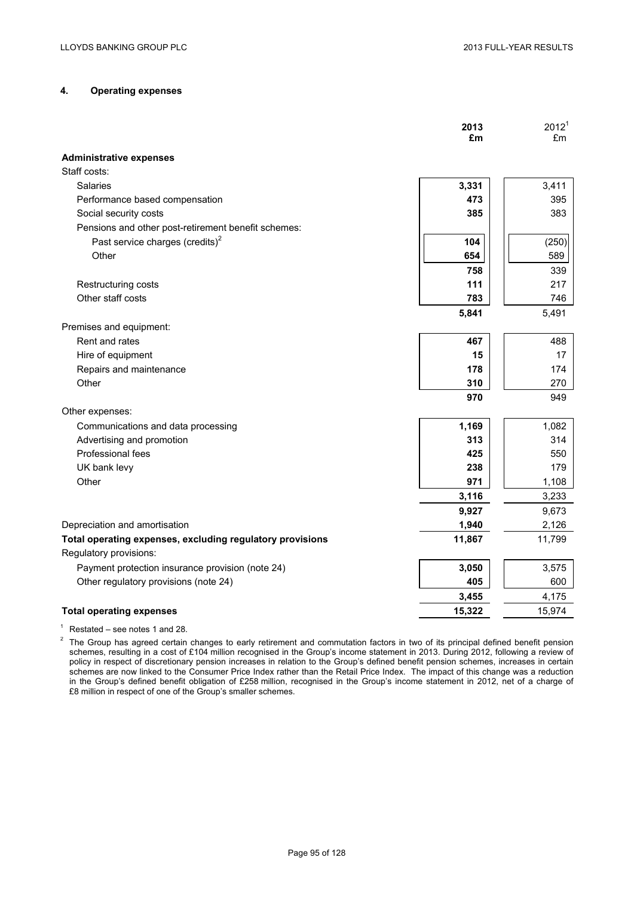## 4. Operating expenses

| | 2013<br>£m | 2012[1]<br>£m |
|---|---|---|
| **Administrative expenses** | | |
| Staff costs: | | |
| Salaries | **3,331** | 3,411 |
| Performance based compensation | **473** | 395 |
| Social security costs | **385** | 383 |
| Pensions and other post-retirement benefit schemes: | | |
| Past service charges (credits)[2] | **104** | (250) |
| Other | **654** | 589 |
| | **758** | 339 |
| Restructuring costs | **111** | 217 |
| Other staff costs | **783** | 746 |
| | **5,841** | 5,491 |
| Premises and equipment: | | |
| Rent and rates | **467** | 488 |
| Hire of equipment | **15** | 17 |
| Repairs and maintenance | **178** | 174 |
| Other | **310** | 270 |
| | **970** | 949 |
| Other expenses: | | |
| Communications and data processing | **1,169** | 1,082 |
| Advertising and promotion | **313** | 314 |
| Professional fees | **425** | 550 |
| UK bank levy | **238** | 179 |
| Other | **971** | 1,108 |
| | **3,116** | 3,233 |
| | **9,927** | 9,673 |
| Depreciation and amortisation | **1,940** | 2,126 |
| **Total operating expenses, excluding regulatory provisions** | **11,867** | 11,799 |
| Regulatory provisions: | | |
| Payment protection insurance provision (note 24) | **3,050** | 3,575 |
| Other regulatory provisions (note 24) | **405** | 600 |
| | **3,455** | 4,175 |
| **Total operating expenses** | **15,322** | 15,974 |

[1] Restated – see notes 1 and 28.

[2] The Group has agreed certain changes to early retirement and commutation factors in two of its principal defined benefit pension schemes, resulting in a cost of £104 million recognised in the Group's income statement in 2013. During 2012, following a review of policy in respect of discretionary pension increases in relation to the Group's defined benefit pension schemes, increases in certain schemes are now linked to the Consumer Price Index rather than the Retail Price Index. The impact of this change was a reduction in the Group's defined benefit obligation of £258 million, recognised in the Group's income statement in 2012, net of a charge of £8 million in respect of one of the Group's smaller schemes.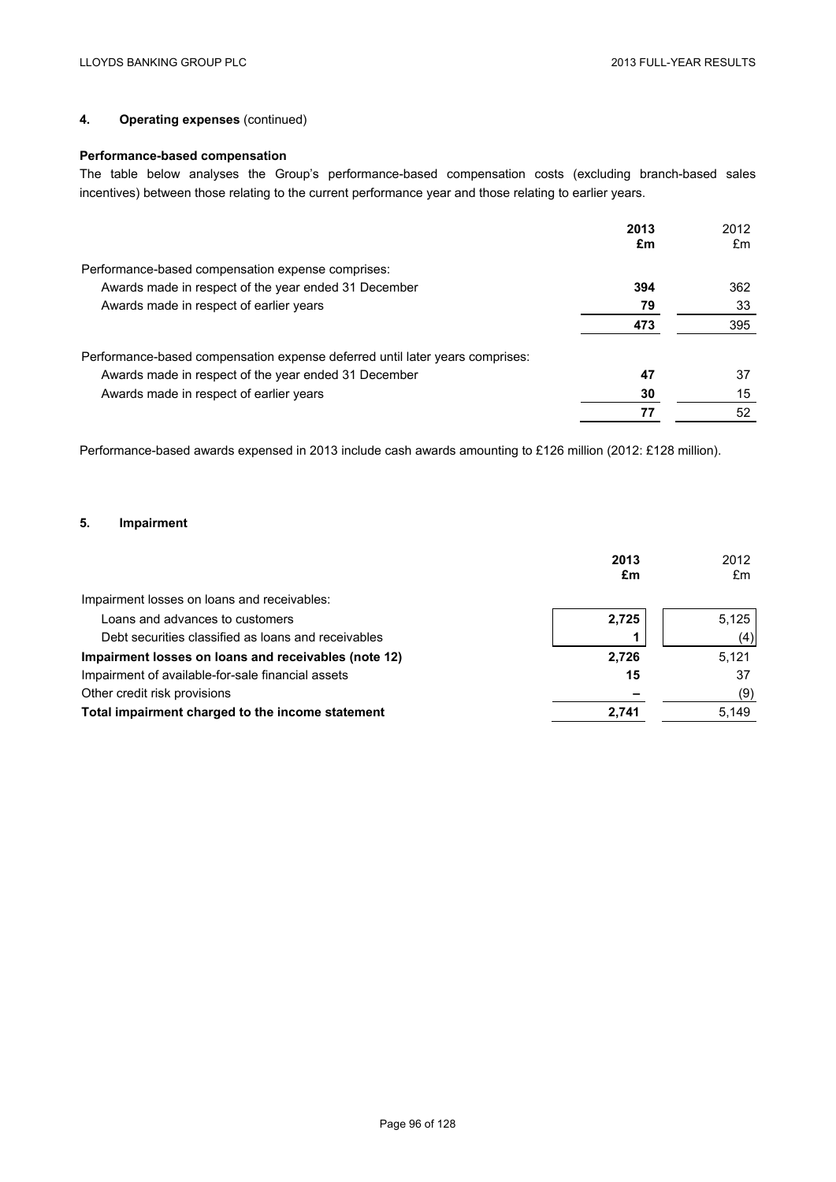## 4. Operating expenses (continued)

### Performance-based compensation

The table below analyses the Group's performance-based compensation costs (excluding branch-based sales incentives) between those relating to the current performance year and those relating to earlier years.

| | 2013 £m | 2012 £m |
|---|---|---|
| Performance-based compensation expense comprises: | | |
| Awards made in respect of the year ended 31 December | **394** | 362 |
| Awards made in respect of earlier years | **79** | 33 |
| | **473** | 395 |
| Performance-based compensation expense deferred until later years comprises: | | |
| Awards made in respect of the year ended 31 December | **47** | 37 |
| Awards made in respect of earlier years | **30** | 15 |
| | **77** | 52 |

Performance-based awards expensed in 2013 include cash awards amounting to £126 million (2012: £128 million).

## 5. Impairment

| | 2013 £m | 2012 £m |
|---|---|---|
| Impairment losses on loans and receivables: | | |
| Loans and advances to customers | **2,725** | 5,125 |
| Debt securities classified as loans and receivables | **1** | (4) |
| **Impairment losses on loans and receivables (note 12)** | **2,726** | 5,121 |
| Impairment of available-for-sale financial assets | **15** | 37 |
| Other credit risk provisions | **–** | (9) |
| **Total impairment charged to the income statement** | **2,741** | 5,149 |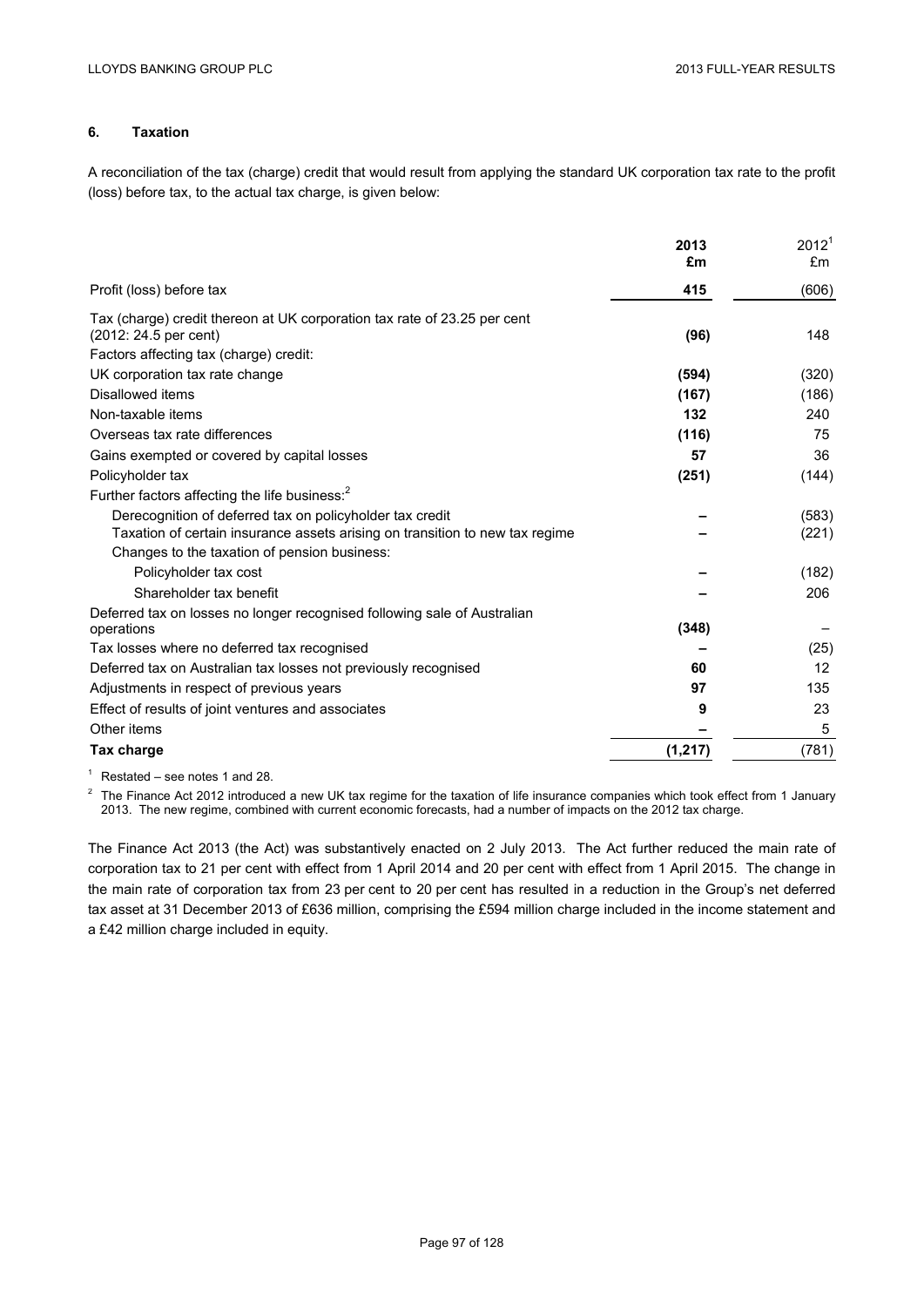## 6. Taxation

A reconciliation of the tax (charge) credit that would result from applying the standard UK corporation tax rate to the profit (loss) before tax, to the actual tax charge, is given below:

| | **2013 £m** | 2012[1] £m |
|---|---|---|
| Profit (loss) before tax | **415** | (606) |
| Tax (charge) credit thereon at UK corporation tax rate of 23.25 per cent (2012: 24.5 per cent) | **(96)** | 148 |
| Factors affecting tax (charge) credit: | | |
| UK corporation tax rate change | **(594)** | (320) |
| Disallowed items | **(167)** | (186) |
| Non-taxable items | **132** | 240 |
| Overseas tax rate differences | **(116)** | 75 |
| Gains exempted or covered by capital losses | **57** | 36 |
| Policyholder tax | **(251)** | (144) |
| Further factors affecting the life business:[2] | | |
| Derecognition of deferred tax on policyholder tax credit | **–** | (583) |
| Taxation of certain insurance assets arising on transition to new tax regime | **–** | (221) |
| Changes to the taxation of pension business: | | |
| Policyholder tax cost | **–** | (182) |
| Shareholder tax benefit | **–** | 206 |
| Deferred tax on losses no longer recognised following sale of Australian operations | **(348)** | – |
| Tax losses where no deferred tax recognised | **–** | (25) |
| Deferred tax on Australian tax losses not previously recognised | **60** | 12 |
| Adjustments in respect of previous years | **97** | 135 |
| Effect of results of joint ventures and associates | **9** | 23 |
| Other items | **–** | 5 |
| **Tax charge** | **(1,217)** | (781) |

[1] Restated – see notes 1 and 28.

[2] The Finance Act 2012 introduced a new UK tax regime for the taxation of life insurance companies which took effect from 1 January 2013. The new regime, combined with current economic forecasts, had a number of impacts on the 2012 tax charge.

The Finance Act 2013 (the Act) was substantively enacted on 2 July 2013. The Act further reduced the main rate of corporation tax to 21 per cent with effect from 1 April 2014 and 20 per cent with effect from 1 April 2015. The change in the main rate of corporation tax from 23 per cent to 20 per cent has resulted in a reduction in the Group's net deferred tax asset at 31 December 2013 of £636 million, comprising the £594 million charge included in the income statement and a £42 million charge included in equity.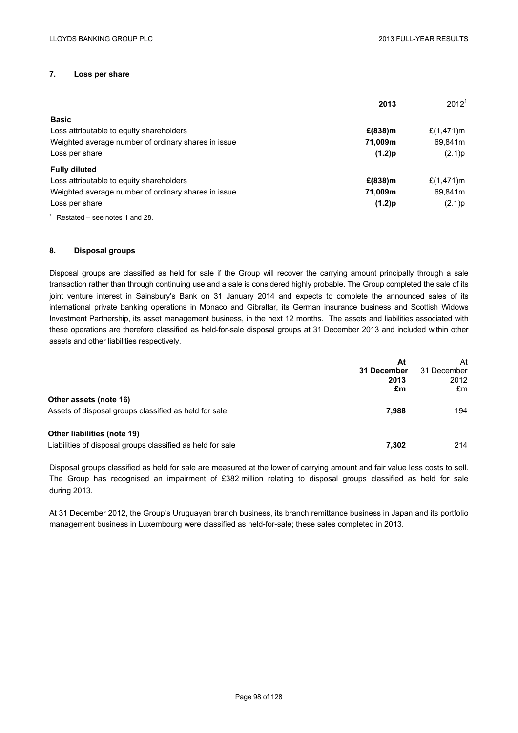## 7. Loss per share

| | **2013** | 2012[1] |
|---|---|---|
| **Basic** | | |
| Loss attributable to equity shareholders | **£(838)m** | £(1,471)m |
| Weighted average number of ordinary shares in issue | **71,009m** | 69,841m |
| Loss per share | **(1.2)p** | (2.1)p |
| **Fully diluted** | | |
| Loss attributable to equity shareholders | **£(838)m** | £(1,471)m |
| Weighted average number of ordinary shares in issue | **71,009m** | 69,841m |
| Loss per share | **(1.2)p** | (2.1)p |

[1] Restated – see notes 1 and 28.

## 8. Disposal groups

Disposal groups are classified as held for sale if the Group will recover the carrying amount principally through a sale transaction rather than through continuing use and a sale is considered highly probable. The Group completed the sale of its joint venture interest in Sainsbury's Bank on 31 January 2014 and expects to complete the announced sales of its international private banking operations in Monaco and Gibraltar, its German insurance business and Scottish Widows Investment Partnership, its asset management business, in the next 12 months. The assets and liabilities associated with these operations are therefore classified as held-for-sale disposal groups at 31 December 2013 and included within other assets and other liabilities respectively.

| | **At 31 December 2013 £m** | At 31 December 2012 £m |
|---|---|---|
| **Other assets (note 16)** | | |
| Assets of disposal groups classified as held for sale | **7,988** | 194 |
| **Other liabilities (note 19)** | | |
| Liabilities of disposal groups classified as held for sale | **7,302** | 214 |

Disposal groups classified as held for sale are measured at the lower of carrying amount and fair value less costs to sell. The Group has recognised an impairment of £382 million relating to disposal groups classified as held for sale during 2013.

At 31 December 2012, the Group's Uruguayan branch business, its branch remittance business in Japan and its portfolio management business in Luxembourg were classified as held-for-sale; these sales completed in 2013.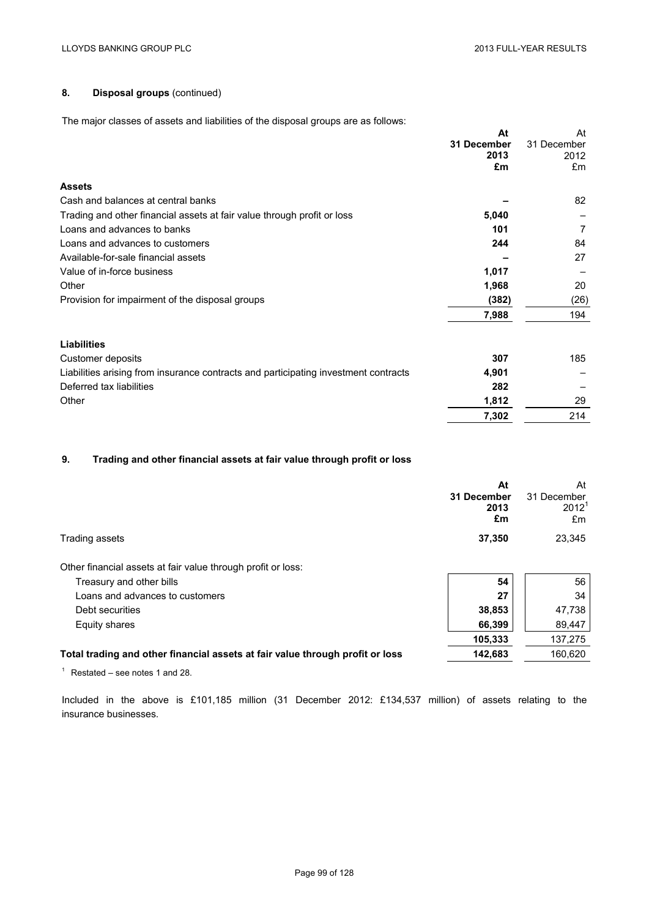## 8. Disposal groups (continued)

The major classes of assets and liabilities of the disposal groups are as follows:

| | At 31 December 2013 £m | At 31 December 2012 £m |
|---|---|---|
| **Assets** | | |
| Cash and balances at central banks | – | 82 |
| Trading and other financial assets at fair value through profit or loss | 5,040 | – |
| Loans and advances to banks | 101 | 7 |
| Loans and advances to customers | 244 | 84 |
| Available-for-sale financial assets | – | 27 |
| Value of in-force business | 1,017 | – |
| Other | 1,968 | 20 |
| Provision for impairment of the disposal groups | (382) | (26) |
| | 7,988 | 194 |
| **Liabilities** | | |
| Customer deposits | 307 | 185 |
| Liabilities arising from insurance contracts and participating investment contracts | 4,901 | – |
| Deferred tax liabilities | 282 | – |
| Other | 1,812 | 29 |
| | 7,302 | 214 |

## 9. Trading and other financial assets at fair value through profit or loss

| | At 31 December 2013 £m | At 31 December 2012[1] £m |
|---|---|---|
| Trading assets | 37,350 | 23,345 |
| Other financial assets at fair value through profit or loss: | | |
| Treasury and other bills | 54 | 56 |
| Loans and advances to customers | 27 | 34 |
| Debt securities | 38,853 | 47,738 |
| Equity shares | 66,399 | 89,447 |
| | 105,333 | 137,275 |
| **Total trading and other financial assets at fair value through profit or loss** | 142,683 | 160,620 |

[1] Restated – see notes 1 and 28.

Included in the above is £101,185 million (31 December 2012: £134,537 million) of assets relating to the insurance businesses.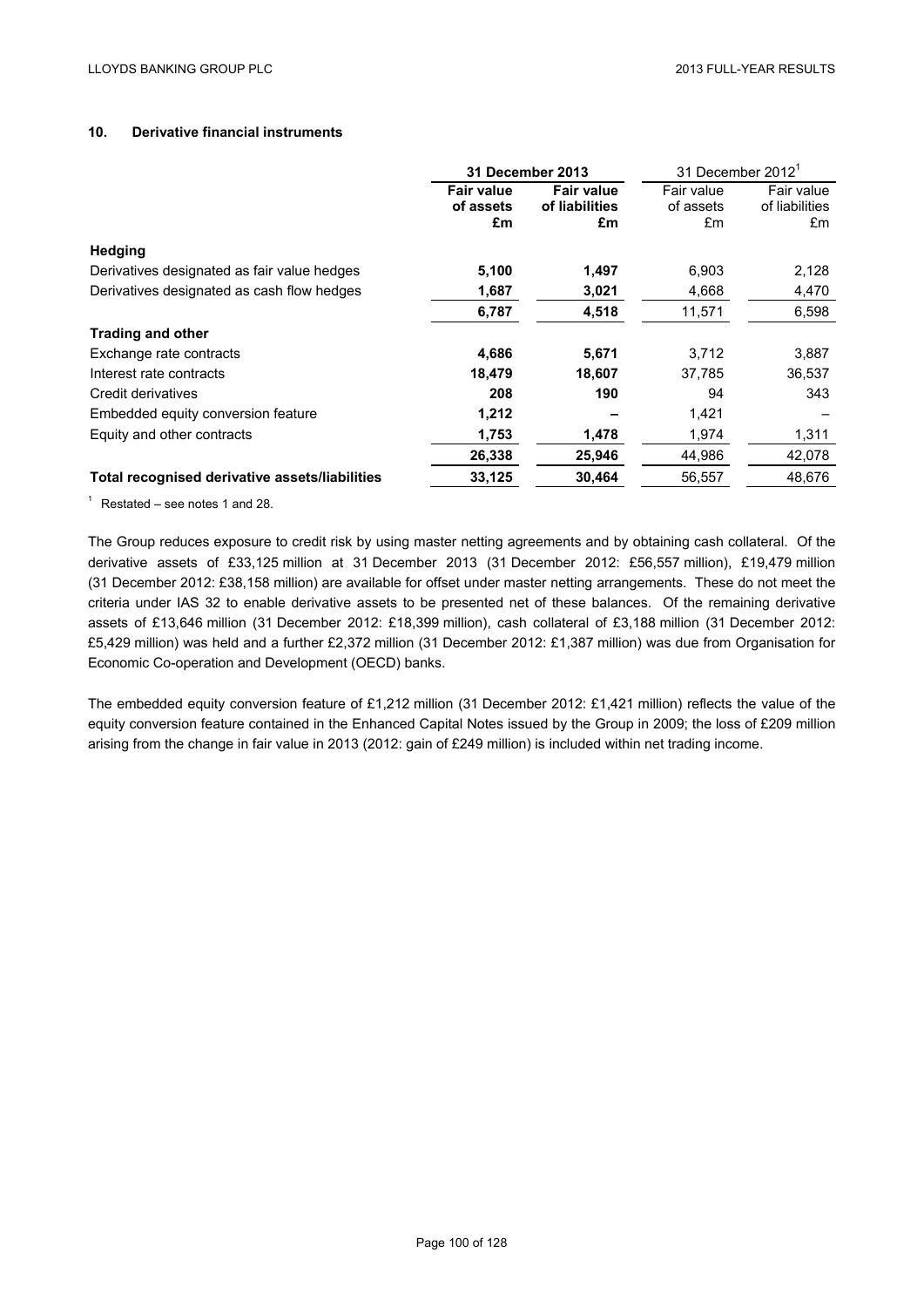## 10. Derivative financial instruments

| | 31 December 2013 | | 31 December 2012[1] | |
|---|---|---|---|---|
| | **Fair value of assets £m** | **Fair value of liabilities £m** | Fair value of assets £m | Fair value of liabilities £m |
| **Hedging** | | | | |
| Derivatives designated as fair value hedges | **5,100** | **1,497** | 6,903 | 2,128 |
| Derivatives designated as cash flow hedges | **1,687** | **3,021** | 4,668 | 4,470 |
| | **6,787** | **4,518** | 11,571 | 6,598 |
| **Trading and other** | | | | |
| Exchange rate contracts | **4,686** | **5,671** | 3,712 | 3,887 |
| Interest rate contracts | **18,479** | **18,607** | 37,785 | 36,537 |
| Credit derivatives | **208** | **190** | 94 | 343 |
| Embedded equity conversion feature | **1,212** | **–** | 1,421 | – |
| Equity and other contracts | **1,753** | **1,478** | 1,974 | 1,311 |
| | **26,338** | **25,946** | 44,986 | 42,078 |
| **Total recognised derivative assets/liabilities** | **33,125** | **30,464** | 56,557 | 48,676 |

[1] Restated – see notes 1 and 28.

The Group reduces exposure to credit risk by using master netting agreements and by obtaining cash collateral. Of the derivative assets of £33,125 million at 31 December 2013 (31 December 2012: £56,557 million), £19,479 million (31 December 2012: £38,158 million) are available for offset under master netting arrangements. These do not meet the criteria under IAS 32 to enable derivative assets to be presented net of these balances. Of the remaining derivative assets of £13,646 million (31 December 2012: £18,399 million), cash collateral of £3,188 million (31 December 2012: £5,429 million) was held and a further £2,372 million (31 December 2012: £1,387 million) was due from Organisation for Economic Co-operation and Development (OECD) banks.

The embedded equity conversion feature of £1,212 million (31 December 2012: £1,421 million) reflects the value of the equity conversion feature contained in the Enhanced Capital Notes issued by the Group in 2009; the loss of £209 million arising from the change in fair value in 2013 (2012: gain of £249 million) is included within net trading income.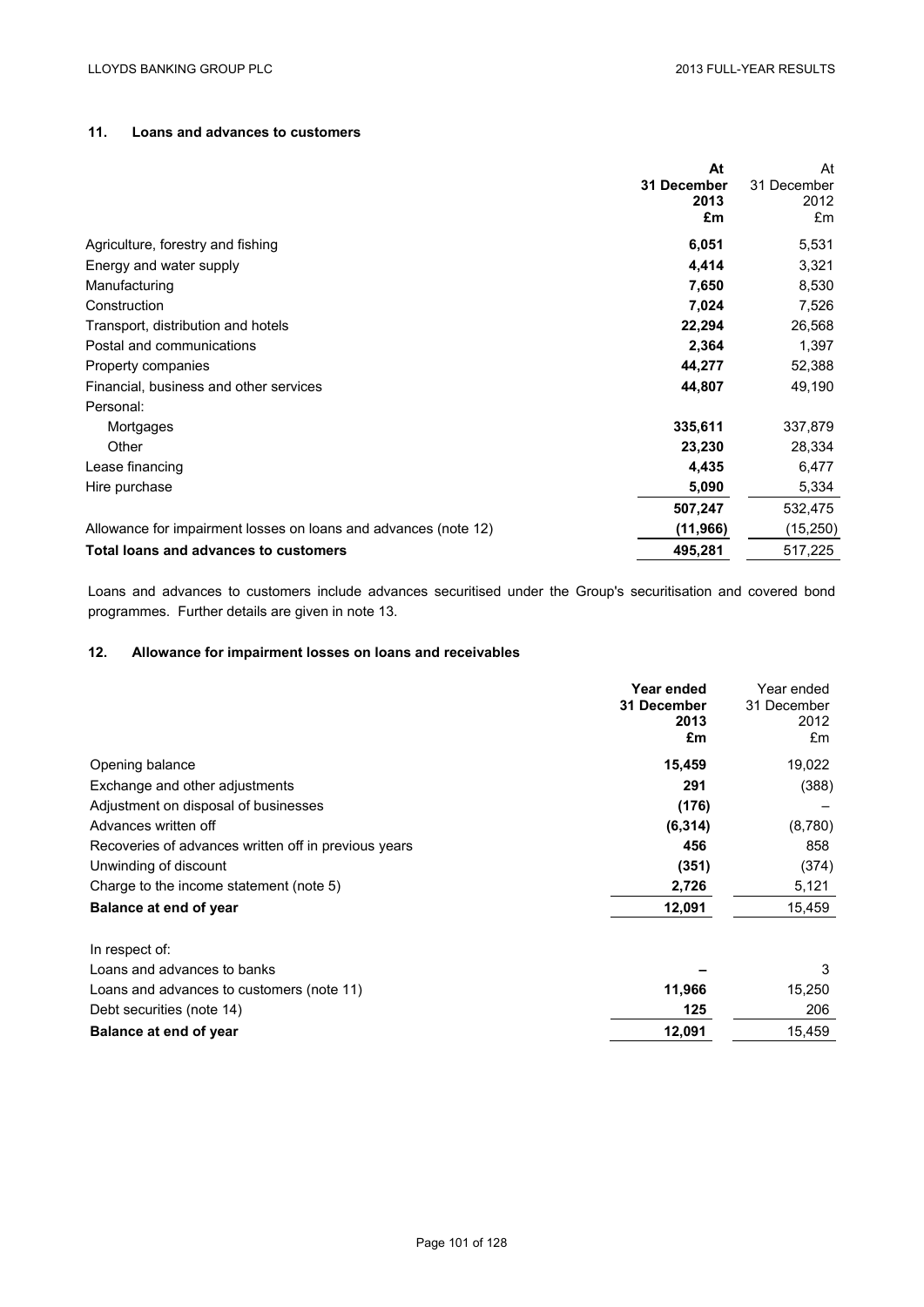## 11. Loans and advances to customers

| | **At 31 December 2013 £m** | At 31 December 2012 £m |
|---|---|---|
| Agriculture, forestry and fishing | **6,051** | 5,531 |
| Energy and water supply | **4,414** | 3,321 |
| Manufacturing | **7,650** | 8,530 |
| Construction | **7,024** | 7,526 |
| Transport, distribution and hotels | **22,294** | 26,568 |
| Postal and communications | **2,364** | 1,397 |
| Property companies | **44,277** | 52,388 |
| Financial, business and other services | **44,807** | 49,190 |
| Personal: | | |
| Mortgages | **335,611** | 337,879 |
| Other | **23,230** | 28,334 |
| Lease financing | **4,435** | 6,477 |
| Hire purchase | **5,090** | 5,334 |
| | **507,247** | 532,475 |
| Allowance for impairment losses on loans and advances (note 12) | **(11,966)** | (15,250) |
| **Total loans and advances to customers** | **495,281** | 517,225 |

Loans and advances to customers include advances securitised under the Group's securitisation and covered bond programmes. Further details are given in note 13.

## 12. Allowance for impairment losses on loans and receivables

| | **Year ended 31 December 2013 £m** | Year ended 31 December 2012 £m |
|---|---|---|
| Opening balance | **15,459** | 19,022 |
| Exchange and other adjustments | **291** | (388) |
| Adjustment on disposal of businesses | **(176)** | – |
| Advances written off | **(6,314)** | (8,780) |
| Recoveries of advances written off in previous years | **456** | 858 |
| Unwinding of discount | **(351)** | (374) |
| Charge to the income statement (note 5) | **2,726** | 5,121 |
| **Balance at end of year** | **12,091** | 15,459 |
| | | |
| In respect of: | | |
| Loans and advances to banks | **–** | 3 |
| Loans and advances to customers (note 11) | **11,966** | 15,250 |
| Debt securities (note 14) | **125** | 206 |
| **Balance at end of year** | **12,091** | 15,459 |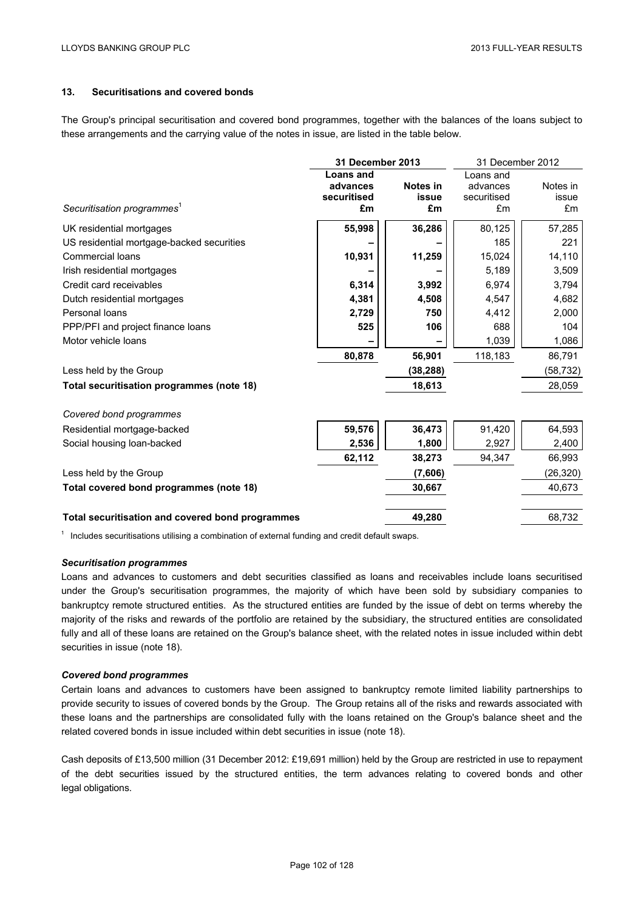## 13. Securitisations and covered bonds

The Group's principal securitisation and covered bond programmes, together with the balances of the loans subject to these arrangements and the carrying value of the notes in issue, are listed in the table below.

| | **31 December 2013** | | 31 December 2012 | |
|---|---|---|---|---|
| *Securitisation programmes*[1] | **Loans and advances securitised £m** | **Notes in issue £m** | Loans and advances securitised £m | Notes in issue £m |
| UK residential mortgages | **55,998** | **36,286** | 80,125 | 57,285 |
| US residential mortgage-backed securities | **–** | **–** | 185 | 221 |
| Commercial loans | **10,931** | **11,259** | 15,024 | 14,110 |
| Irish residential mortgages | **–** | **–** | 5,189 | 3,509 |
| Credit card receivables | **6,314** | **3,992** | 6,974 | 3,794 |
| Dutch residential mortgages | **4,381** | **4,508** | 4,547 | 4,682 |
| Personal loans | **2,729** | **750** | 4,412 | 2,000 |
| PPP/PFI and project finance loans | **525** | **106** | 688 | 104 |
| Motor vehicle loans | **–** | **–** | 1,039 | 1,086 |
| | **80,878** | **56,901** | 118,183 | 86,791 |
| Less held by the Group | | **(38,288)** | | (58,732) |
| **Total securitisation programmes (note 18)** | | **18,613** | | 28,059 |
| *Covered bond programmes* | | | | |
| Residential mortgage-backed | **59,576** | **36,473** | 91,420 | 64,593 |
| Social housing loan-backed | **2,536** | **1,800** | 2,927 | 2,400 |
| | **62,112** | **38,273** | 94,347 | 66,993 |
| Less held by the Group | | **(7,606)** | | (26,320) |
| **Total covered bond programmes (note 18)** | | **30,667** | | 40,673 |
| **Total securitisation and covered bond programmes** | | **49,280** | | 68,732 |

[1] Includes securitisations utilising a combination of external funding and credit default swaps.

### *Securitisation programmes*

Loans and advances to customers and debt securities classified as loans and receivables include loans securitised under the Group's securitisation programmes, the majority of which have been sold by subsidiary companies to bankruptcy remote structured entities. As the structured entities are funded by the issue of debt on terms whereby the majority of the risks and rewards of the portfolio are retained by the subsidiary, the structured entities are consolidated fully and all of these loans are retained on the Group's balance sheet, with the related notes in issue included within debt securities in issue (note 18).

### *Covered bond programmes*

Certain loans and advances to customers have been assigned to bankruptcy remote limited liability partnerships to provide security to issues of covered bonds by the Group. The Group retains all of the risks and rewards associated with these loans and the partnerships are consolidated fully with the loans retained on the Group's balance sheet and the related covered bonds in issue included within debt securities in issue (note 18).

Cash deposits of £13,500 million (31 December 2012: £19,691 million) held by the Group are restricted in use to repayment of the debt securities issued by the structured entities, the term advances relating to covered bonds and other legal obligations.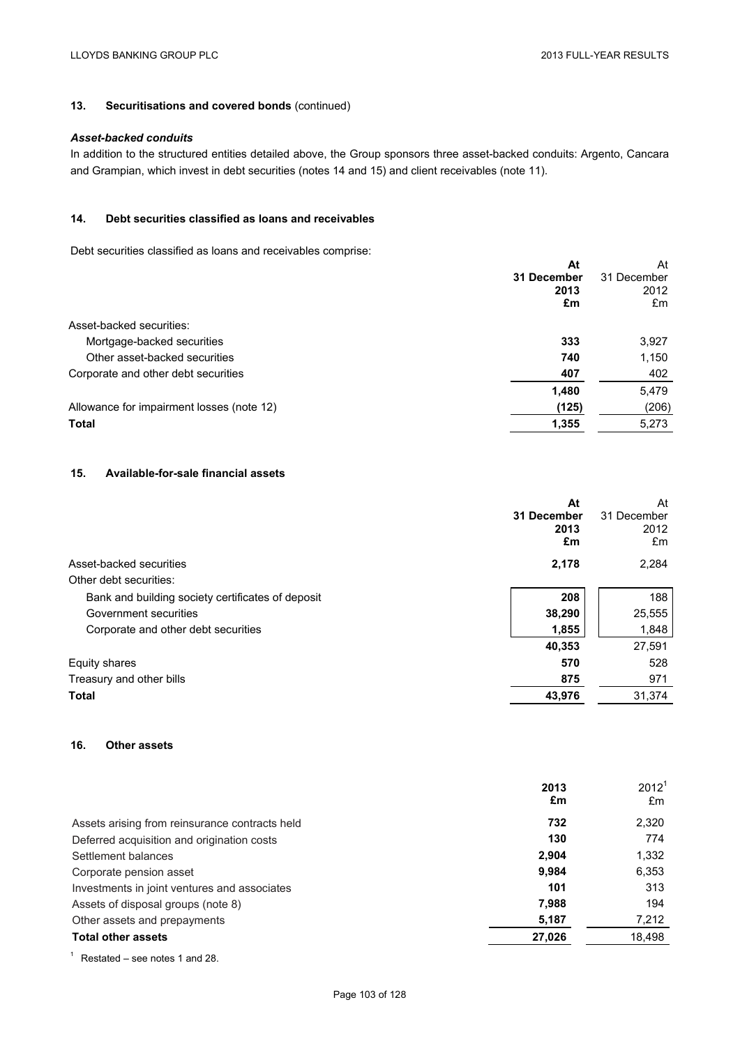## 13. Securitisations and covered bonds (continued)

### *Asset-backed conduits*

In addition to the structured entities detailed above, the Group sponsors three asset-backed conduits: Argento, Cancara and Grampian, which invest in debt securities (notes 14 and 15) and client receivables (note 11).

## 14. Debt securities classified as loans and receivables

Debt securities classified as loans and receivables comprise:

| | **At 31 December 2013 £m** | At 31 December 2012 £m |
|---|---|---|
| Asset-backed securities: | | |
| Mortgage-backed securities | **333** | 3,927 |
| Other asset-backed securities | **740** | 1,150 |
| Corporate and other debt securities | **407** | 402 |
| | **1,480** | 5,479 |
| Allowance for impairment losses (note 12) | **(125)** | (206) |
| **Total** | **1,355** | 5,273 |

## 15. Available-for-sale financial assets

| | **At 31 December 2013 £m** | At 31 December 2012 £m |
|---|---|---|
| Asset-backed securities | **2,178** | 2,284 |
| Other debt securities: | | |
| Bank and building society certificates of deposit | **208** | 188 |
| Government securities | **38,290** | 25,555 |
| Corporate and other debt securities | **1,855** | 1,848 |
| | **40,353** | 27,591 |
| Equity shares | **570** | 528 |
| Treasury and other bills | **875** | 971 |
| **Total** | **43,976** | 31,374 |

## 16. Other assets

| | **2013 £m** | 2012[1] £m |
|---|---|---|
| Assets arising from reinsurance contracts held | **732** | 2,320 |
| Deferred acquisition and origination costs | **130** | 774 |
| Settlement balances | **2,904** | 1,332 |
| Corporate pension asset | **9,984** | 6,353 |
| Investments in joint ventures and associates | **101** | 313 |
| Assets of disposal groups (note 8) | **7,988** | 194 |
| Other assets and prepayments | **5,187** | 7,212 |
| **Total other assets** | **27,026** | 18,498 |

[1] Restated – see notes 1 and 28.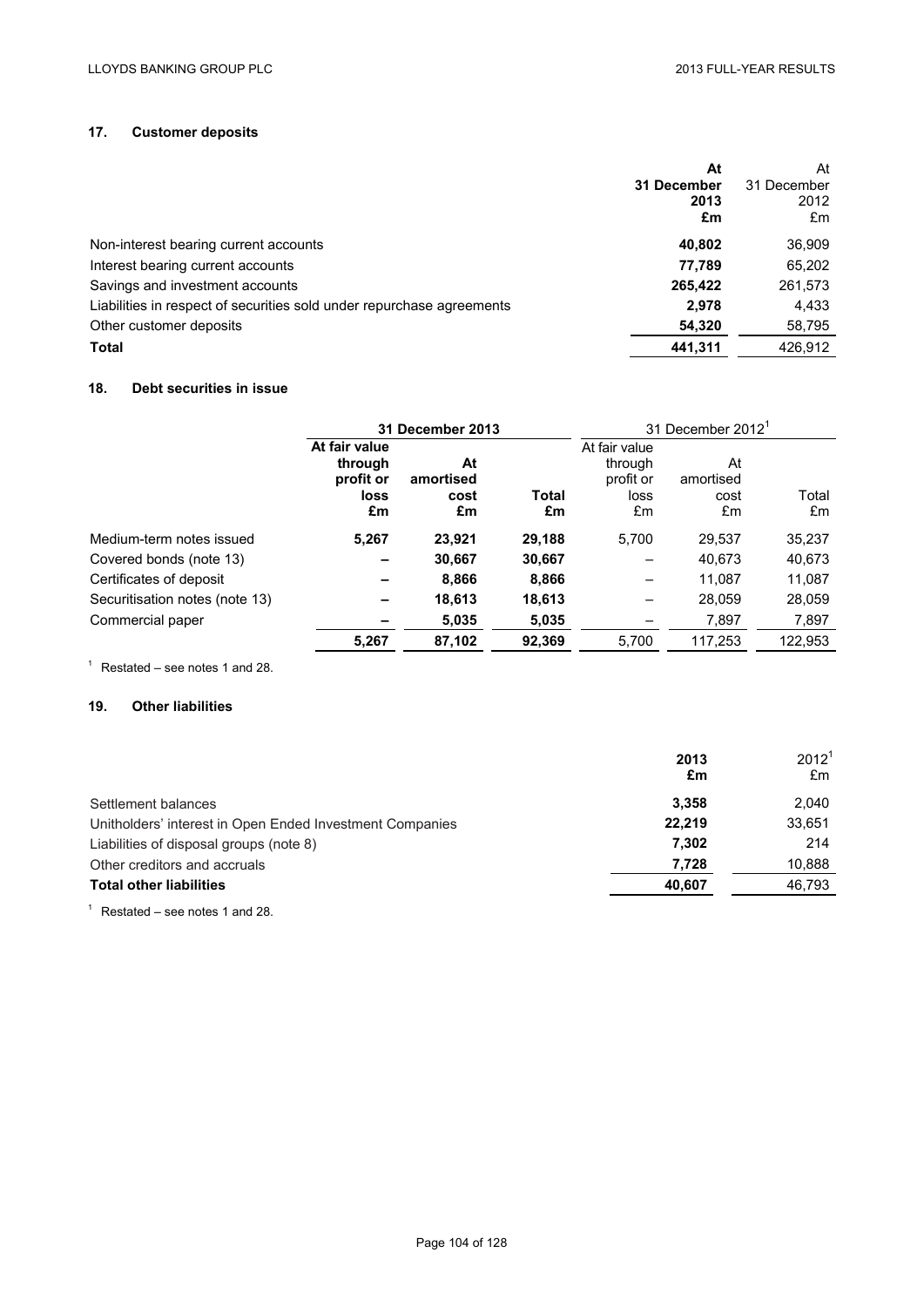## 17. Customer deposits

| | At 31 December 2013 £m | At 31 December 2012 £m |
|---|---|---|
| Non-interest bearing current accounts | **40,802** | 36,909 |
| Interest bearing current accounts | **77,789** | 65,202 |
| Savings and investment accounts | **265,422** | 261,573 |
| Liabilities in respect of securities sold under repurchase agreements | **2,978** | 4,433 |
| Other customer deposits | **54,320** | 58,795 |
| **Total** | **441,311** | 426,912 |

## 18. Debt securities in issue

| | **31 December 2013** | | | 31 December 2012[1] | | |
|---|---|---|---|---|---|---|
| | **At fair value through profit or loss £m** | **At amortised cost £m** | **Total £m** | At fair value through profit or loss £m | At amortised cost £m | Total £m |
| Medium-term notes issued | **5,267** | **23,921** | **29,188** | 5,700 | 29,537 | 35,237 |
| Covered bonds (note 13) | **–** | **30,667** | **30,667** | – | 40,673 | 40,673 |
| Certificates of deposit | **–** | **8,866** | **8,866** | – | 11,087 | 11,087 |
| Securitisation notes (note 13) | **–** | **18,613** | **18,613** | – | 28,059 | 28,059 |
| Commercial paper | **–** | **5,035** | **5,035** | – | 7,897 | 7,897 |
| | **5,267** | **87,102** | **92,369** | 5,700 | 117,253 | 122,953 |

[1] Restated – see notes 1 and 28.

## 19. Other liabilities

| | **2013 £m** | 2012[1] £m |
|---|---|---|
| Settlement balances | **3,358** | 2,040 |
| Unitholders' interest in Open Ended Investment Companies | **22,219** | 33,651 |
| Liabilities of disposal groups (note 8) | **7,302** | 214 |
| Other creditors and accruals | **7,728** | 10,888 |
| **Total other liabilities** | **40,607** | 46,793 |

[1] Restated – see notes 1 and 28.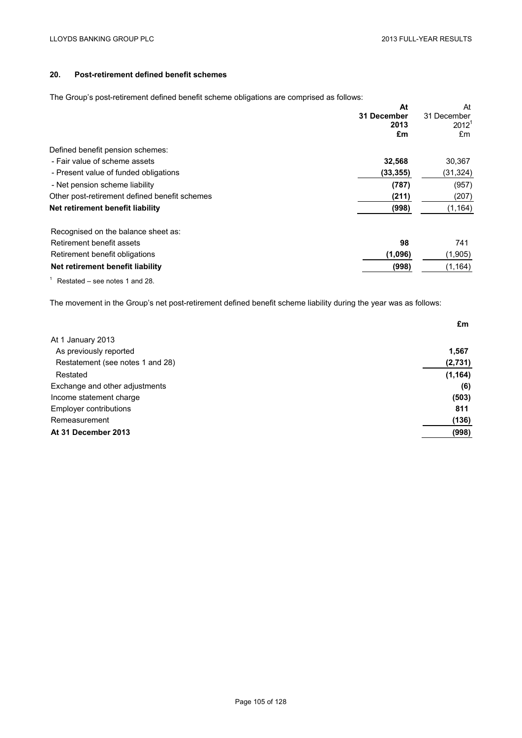## 20. Post-retirement defined benefit schemes

The Group's post-retirement defined benefit scheme obligations are comprised as follows:

| | At 31 December 2013 £m | At 31 December 2012[1] £m |
|---|---|---|
| Defined benefit pension schemes: | | |
| - Fair value of scheme assets | **32,568** | 30,367 |
| - Present value of funded obligations | **(33,355)** | (31,324) |
| - Net pension scheme liability | **(787)** | (957) |
| Other post-retirement defined benefit schemes | **(211)** | (207) |
| **Net retirement benefit liability** | **(998)** | (1,164) |
| | | |
| Recognised on the balance sheet as: | | |
| Retirement benefit assets | **98** | 741 |
| Retirement benefit obligations | **(1,096)** | (1,905) |
| **Net retirement benefit liability** | **(998)** | (1,164) |

[1] Restated – see notes 1 and 28.

The movement in the Group's net post-retirement defined benefit scheme liability during the year was as follows:

| | £m |
|---|---|
| At 1 January 2013 | |
| As previously reported | **1,567** |
| Restatement (see notes 1 and 28) | **(2,731)** |
| Restated | **(1,164)** |
| Exchange and other adjustments | **(6)** |
| Income statement charge | **(503)** |
| Employer contributions | **811** |
| Remeasurement | **(136)** |
| **At 31 December 2013** | **(998)** |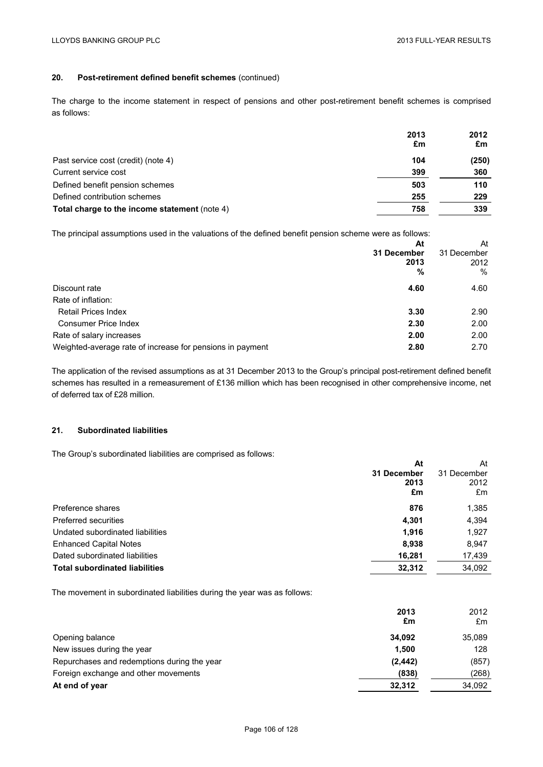### 20. Post-retirement defined benefit schemes (continued)

The charge to the income statement in respect of pensions and other post-retirement benefit schemes is comprised as follows:

| | 2013 £m | 2012 £m |
|---|---|---|
| Past service cost (credit) (note 4) | **104** | (250) |
| Current service cost | **399** | 360 |
| Defined benefit pension schemes | **503** | 110 |
| Defined contribution schemes | **255** | 229 |
| **Total charge to the income statement** (note 4) | **758** | 339 |

The principal assumptions used in the valuations of the defined benefit pension scheme were as follows:

| | At 31 December 2013 % | At 31 December 2012 % |
|---|---|---|
| Discount rate | **4.60** | 4.60 |
| Rate of inflation: | | |
| Retail Prices Index | **3.30** | 2.90 |
| Consumer Price Index | **2.30** | 2.00 |
| Rate of salary increases | **2.00** | 2.00 |
| Weighted-average rate of increase for pensions in payment | **2.80** | 2.70 |

The application of the revised assumptions as at 31 December 2013 to the Group's principal post-retirement defined benefit schemes has resulted in a remeasurement of £136 million which has been recognised in other comprehensive income, net of deferred tax of £28 million.

### 21. Subordinated liabilities

The Group's subordinated liabilities are comprised as follows:

| | At 31 December 2013 £m | At 31 December 2012 £m |
|---|---|---|
| Preference shares | **876** | 1,385 |
| Preferred securities | **4,301** | 4,394 |
| Undated subordinated liabilities | **1,916** | 1,927 |
| Enhanced Capital Notes | **8,938** | 8,947 |
| Dated subordinated liabilities | **16,281** | 17,439 |
| **Total subordinated liabilities** | **32,312** | 34,092 |

The movement in subordinated liabilities during the year was as follows:

| | 2013 £m | 2012 £m |
|---|---|---|
| Opening balance | **34,092** | 35,089 |
| New issues during the year | **1,500** | 128 |
| Repurchases and redemptions during the year | **(2,442)** | (857) |
| Foreign exchange and other movements | **(838)** | (268) |
| **At end of year** | **32,312** | 34,092 |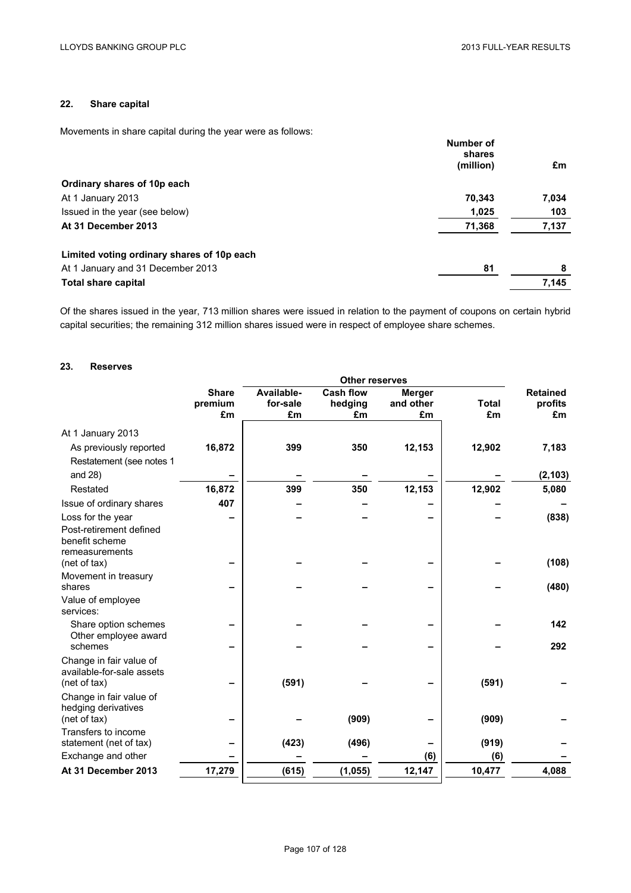## 22. Share capital

Movements in share capital during the year were as follows:

| | Number of shares (million) | £m |
|---|---|---|
| **Ordinary shares of 10p each** | | |
| At 1 January 2013 | **70,343** | **7,034** |
| Issued in the year (see below) | **1,025** | **103** |
| **At 31 December 2013** | **71,368** | **7,137** |
| | | |
| **Limited voting ordinary shares of 10p each** | | |
| At 1 January and 31 December 2013 | **81** | **8** |
| **Total share capital** | | **7,145** |

Of the shares issued in the year, 713 million shares were issued in relation to the payment of coupons on certain hybrid capital securities; the remaining 312 million shares issued were in respect of employee share schemes.

## 23. Reserves

| | | Other reserves | | | | |
|---|---|---|---|---|---|---|
| | **Share premium £m** | **Available-for-sale £m** | **Cash flow hedging £m** | **Merger and other £m** | **Total £m** | **Retained profits £m** |
| At 1 January 2013 | | | | | | |
| As previously reported | **16,872** | **399** | **350** | **12,153** | **12,902** | **7,183** |
| Restatement (see notes 1 and 28) | **–** | **–** | **–** | **–** | **–** | **(2,103)** |
| Restated | **16,872** | **399** | **350** | **12,153** | **12,902** | **5,080** |
| Issue of ordinary shares | **407** | **–** | **–** | **–** | **–** | **–** |
| Loss for the year | **–** | **–** | **–** | **–** | **–** | **(838)** |
| Post-retirement defined benefit scheme remeasurements (net of tax) | **–** | **–** | **–** | **–** | **–** | **(108)** |
| Movement in treasury shares | **–** | **–** | **–** | **–** | **–** | **(480)** |
| Value of employee services: | | | | | | |
| Share option schemes | **–** | **–** | **–** | **–** | **–** | **142** |
| Other employee award schemes | **–** | **–** | **–** | **–** | **–** | **292** |
| Change in fair value of available-for-sale assets (net of tax) | **–** | **(591)** | **–** | **–** | **(591)** | **–** |
| Change in fair value of hedging derivatives (net of tax) | **–** | **–** | **(909)** | **–** | **(909)** | **–** |
| Transfers to income statement (net of tax) | **–** | **(423)** | **(496)** | **–** | **(919)** | **–** |
| Exchange and other | **–** | **–** | **–** | **(6)** | **(6)** | **–** |
| **At 31 December 2013** | **17,279** | **(615)** | **(1,055)** | **12,147** | **10,477** | **4,088** |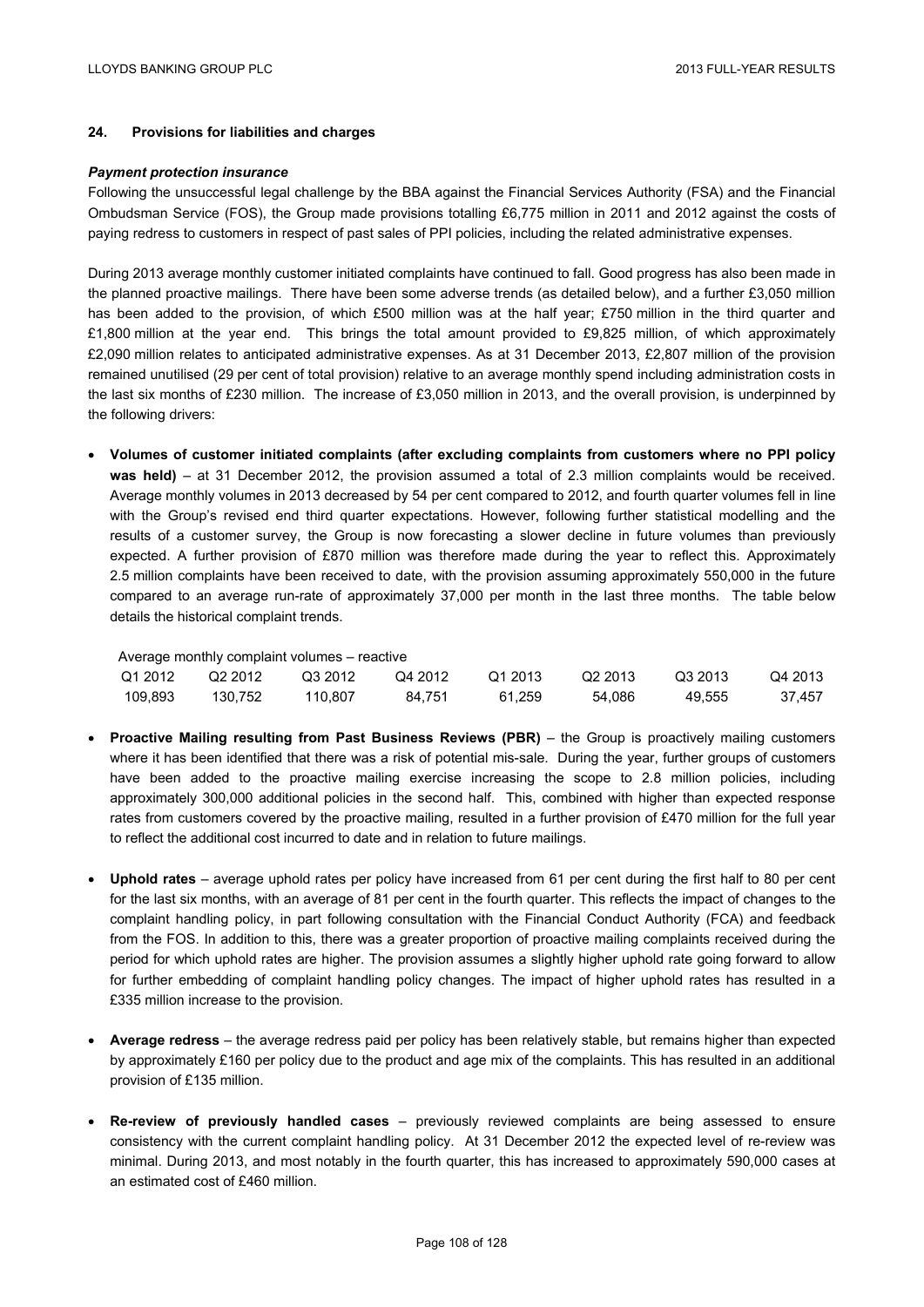## 24. Provisions for liabilities and charges

### *Payment protection insurance*

Following the unsuccessful legal challenge by the BBA against the Financial Services Authority (FSA) and the Financial Ombudsman Service (FOS), the Group made provisions totalling £6,775 million in 2011 and 2012 against the costs of paying redress to customers in respect of past sales of PPI policies, including the related administrative expenses.

During 2013 average monthly customer initiated complaints have continued to fall. Good progress has also been made in the planned proactive mailings. There have been some adverse trends (as detailed below), and a further £3,050 million has been added to the provision, of which £500 million was at the half year; £750 million in the third quarter and £1,800 million at the year end. This brings the total amount provided to £9,825 million, of which approximately £2,090 million relates to anticipated administrative expenses. As at 31 December 2013, £2,807 million of the provision remained unutilised (29 per cent of total provision) relative to an average monthly spend including administration costs in the last six months of £230 million. The increase of £3,050 million in 2013, and the overall provision, is underpinned by the following drivers:

- **Volumes of customer initiated complaints (after excluding complaints from customers where no PPI policy was held)** – at 31 December 2012, the provision assumed a total of 2.3 million complaints would be received. Average monthly volumes in 2013 decreased by 54 per cent compared to 2012, and fourth quarter volumes fell in line with the Group's revised end third quarter expectations. However, following further statistical modelling and the results of a customer survey, the Group is now forecasting a slower decline in future volumes than previously expected. A further provision of £870 million was therefore made during the year to reflect this. Approximately 2.5 million complaints have been received to date, with the provision assuming approximately 550,000 in the future compared to an average run-rate of approximately 37,000 per month in the last three months. The table below details the historical complaint trends.

Average monthly complaint volumes – reactive

| Q1 2012 | Q2 2012 | Q3 2012 | Q4 2012 | Q1 2013 | Q2 2013 | Q3 2013 | Q4 2013 |
|---|---|---|---|---|---|---|---|
| 109,893 | 130,752 | 110,807 | 84,751 | 61,259 | 54,086 | 49,555 | 37,457 |

- **Proactive Mailing resulting from Past Business Reviews (PBR)** – the Group is proactively mailing customers where it has been identified that there was a risk of potential mis-sale. During the year, further groups of customers have been added to the proactive mailing exercise increasing the scope to 2.8 million policies, including approximately 300,000 additional policies in the second half. This, combined with higher than expected response rates from customers covered by the proactive mailing, resulted in a further provision of £470 million for the full year to reflect the additional cost incurred to date and in relation to future mailings.

- **Uphold rates** – average uphold rates per policy have increased from 61 per cent during the first half to 80 per cent for the last six months, with an average of 81 per cent in the fourth quarter. This reflects the impact of changes to the complaint handling policy, in part following consultation with the Financial Conduct Authority (FCA) and feedback from the FOS. In addition to this, there was a greater proportion of proactive mailing complaints received during the period for which uphold rates are higher. The provision assumes a slightly higher uphold rate going forward to allow for further embedding of complaint handling policy changes. The impact of higher uphold rates has resulted in a £335 million increase to the provision.

- **Average redress** – the average redress paid per policy has been relatively stable, but remains higher than expected by approximately £160 per policy due to the product and age mix of the complaints. This has resulted in an additional provision of £135 million.

- **Re-review of previously handled cases** – previously reviewed complaints are being assessed to ensure consistency with the current complaint handling policy. At 31 December 2012 the expected level of re-review was minimal. During 2013, and most notably in the fourth quarter, this has increased to approximately 590,000 cases at an estimated cost of £460 million.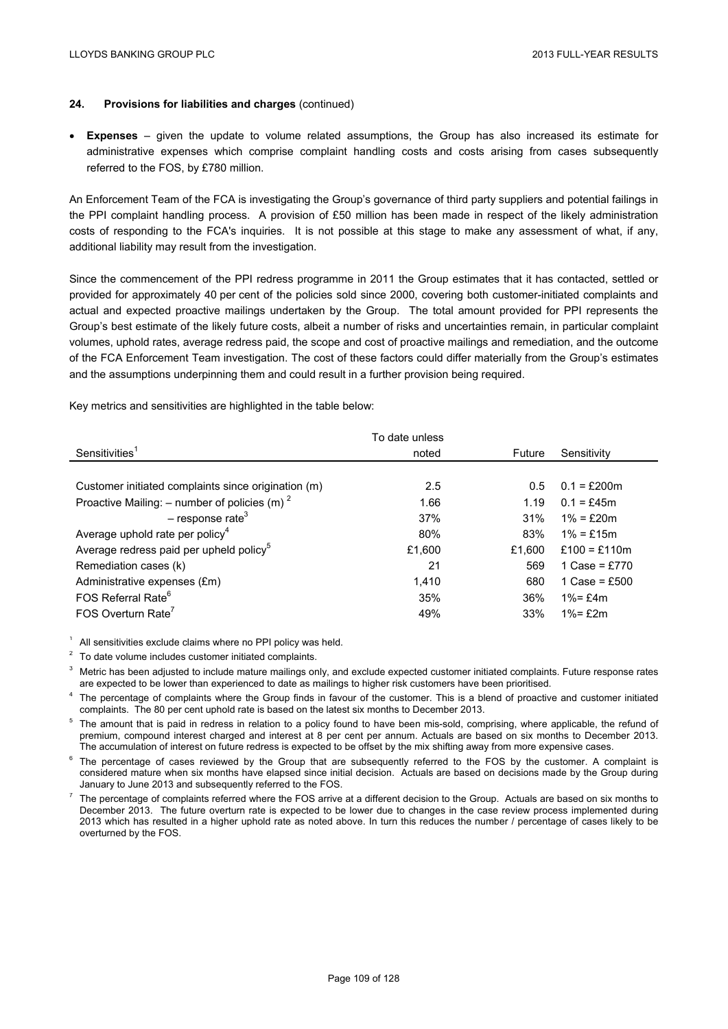### 24. Provisions for liabilities and charges (continued)

- **Expenses** – given the update to volume related assumptions, the Group has also increased its estimate for administrative expenses which comprise complaint handling costs and costs arising from cases subsequently referred to the FOS, by £780 million.

An Enforcement Team of the FCA is investigating the Group's governance of third party suppliers and potential failings in the PPI complaint handling process. A provision of £50 million has been made in respect of the likely administration costs of responding to the FCA's inquiries. It is not possible at this stage to make any assessment of what, if any, additional liability may result from the investigation.

Since the commencement of the PPI redress programme in 2011 the Group estimates that it has contacted, settled or provided for approximately 40 per cent of the policies sold since 2000, covering both customer-initiated complaints and actual and expected proactive mailings undertaken by the Group. The total amount provided for PPI represents the Group's best estimate of the likely future costs, albeit a number of risks and uncertainties remain, in particular complaint volumes, uphold rates, average redress paid, the scope and cost of proactive mailings and remediation, and the outcome of the FCA Enforcement Team investigation. The cost of these factors could differ materially from the Group's estimates and the assumptions underpinning them and could result in a further provision being required.

Key metrics and sensitivities are highlighted in the table below:

| Sensitivities[1] | To date unless noted | Future | Sensitivity |
|---|---|---|---|
| Customer initiated complaints since origination (m) | 2.5 | 0.5 | 0.1 = £200m |
| Proactive Mailing: – number of policies (m) [2] | 1.66 | 1.19 | 0.1 = £45m |
| – response rate[3] | 37% | 31% | 1% = £20m |
| Average uphold rate per policy[4] | 80% | 83% | 1% = £15m |
| Average redress paid per upheld policy[5] | £1,600 | £1,600 | £100 = £110m |
| Remediation cases (k) | 21 | 569 | 1 Case = £770 |
| Administrative expenses (£m) | 1,410 | 680 | 1 Case = £500 |
| FOS Referral Rate[6] | 35% | 36% | 1%= £4m |
| FOS Overturn Rate[7] | 49% | 33% | 1%= £2m |

[1] All sensitivities exclude claims where no PPI policy was held.

[2] To date volume includes customer initiated complaints.

[3] Metric has been adjusted to include mature mailings only, and exclude expected customer initiated complaints. Future response rates are expected to be lower than experienced to date as mailings to higher risk customers have been prioritised.

[4] The percentage of complaints where the Group finds in favour of the customer. This is a blend of proactive and customer initiated complaints. The 80 per cent uphold rate is based on the latest six months to December 2013.

[5] The amount that is paid in redress in relation to a policy found to have been mis-sold, comprising, where applicable, the refund of premium, compound interest charged and interest at 8 per cent per annum. Actuals are based on six months to December 2013. The accumulation of interest on future redress is expected to be offset by the mix shifting away from more expensive cases.

[6] The percentage of cases reviewed by the Group that are subsequently referred to the FOS by the customer. A complaint is considered mature when six months have elapsed since initial decision. Actuals are based on decisions made by the Group during January to June 2013 and subsequently referred to the FOS.

[7] The percentage of complaints referred where the FOS arrive at a different decision to the Group. Actuals are based on six months to December 2013. The future overturn rate is expected to be lower due to changes in the case review process implemented during 2013 which has resulted in a higher uphold rate as noted above. In turn this reduces the number / percentage of cases likely to be overturned by the FOS.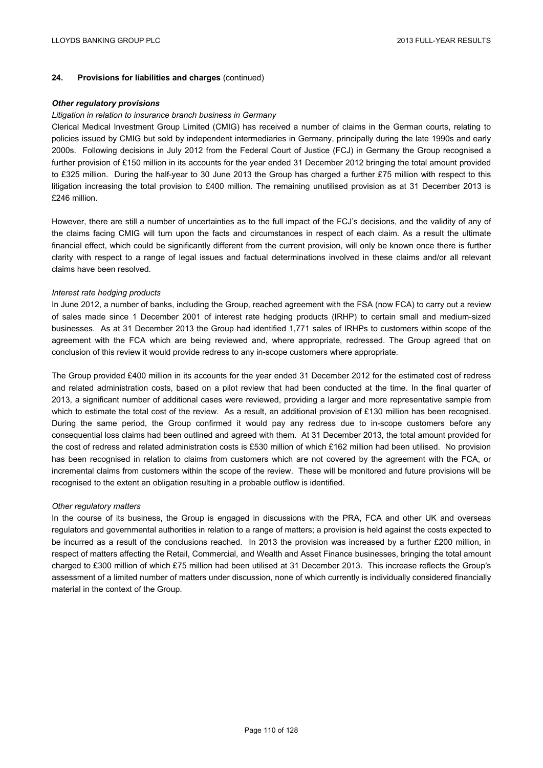## 24. Provisions for liabilities and charges (continued)

### *Other regulatory provisions*

*Litigation in relation to insurance branch business in Germany*

Clerical Medical Investment Group Limited (CMIG) has received a number of claims in the German courts, relating to policies issued by CMIG but sold by independent intermediaries in Germany, principally during the late 1990s and early 2000s. Following decisions in July 2012 from the Federal Court of Justice (FCJ) in Germany the Group recognised a further provision of £150 million in its accounts for the year ended 31 December 2012 bringing the total amount provided to £325 million. During the half-year to 30 June 2013 the Group has charged a further £75 million with respect to this litigation increasing the total provision to £400 million. The remaining unutilised provision as at 31 December 2013 is £246 million.

However, there are still a number of uncertainties as to the full impact of the FCJ's decisions, and the validity of any of the claims facing CMIG will turn upon the facts and circumstances in respect of each claim. As a result the ultimate financial effect, which could be significantly different from the current provision, will only be known once there is further clarity with respect to a range of legal issues and factual determinations involved in these claims and/or all relevant claims have been resolved.

*Interest rate hedging products*

In June 2012, a number of banks, including the Group, reached agreement with the FSA (now FCA) to carry out a review of sales made since 1 December 2001 of interest rate hedging products (IRHP) to certain small and medium-sized businesses. As at 31 December 2013 the Group had identified 1,771 sales of IRHPs to customers within scope of the agreement with the FCA which are being reviewed and, where appropriate, redressed. The Group agreed that on conclusion of this review it would provide redress to any in-scope customers where appropriate.

The Group provided £400 million in its accounts for the year ended 31 December 2012 for the estimated cost of redress and related administration costs, based on a pilot review that had been conducted at the time. In the final quarter of 2013, a significant number of additional cases were reviewed, providing a larger and more representative sample from which to estimate the total cost of the review. As a result, an additional provision of £130 million has been recognised. During the same period, the Group confirmed it would pay any redress due to in-scope customers before any consequential loss claims had been outlined and agreed with them. At 31 December 2013, the total amount provided for the cost of redress and related administration costs is £530 million of which £162 million had been utilised. No provision has been recognised in relation to claims from customers which are not covered by the agreement with the FCA, or incremental claims from customers within the scope of the review. These will be monitored and future provisions will be recognised to the extent an obligation resulting in a probable outflow is identified.

*Other regulatory matters*

In the course of its business, the Group is engaged in discussions with the PRA, FCA and other UK and overseas regulators and governmental authorities in relation to a range of matters; a provision is held against the costs expected to be incurred as a result of the conclusions reached. In 2013 the provision was increased by a further £200 million, in respect of matters affecting the Retail, Commercial, and Wealth and Asset Finance businesses, bringing the total amount charged to £300 million of which £75 million had been utilised at 31 December 2013. This increase reflects the Group's assessment of a limited number of matters under discussion, none of which currently is individually considered financially material in the context of the Group.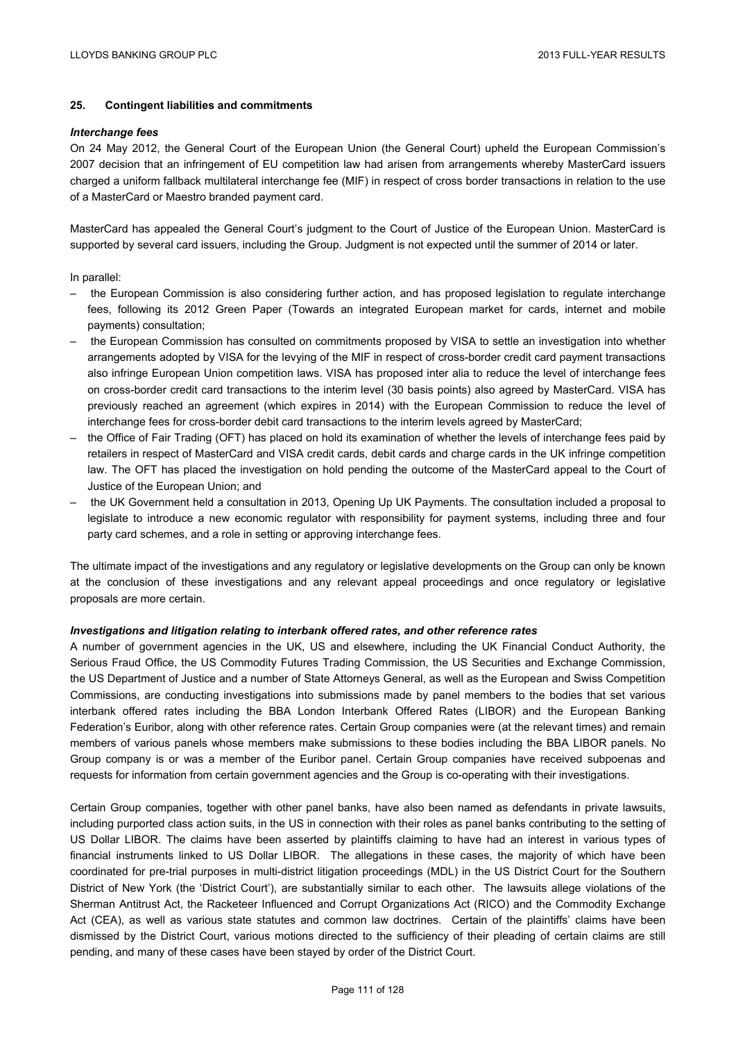## 25. Contingent liabilities and commitments

### *Interchange fees*

On 24 May 2012, the General Court of the European Union (the General Court) upheld the European Commission's 2007 decision that an infringement of EU competition law had arisen from arrangements whereby MasterCard issuers charged a uniform fallback multilateral interchange fee (MIF) in respect of cross border transactions in relation to the use of a MasterCard or Maestro branded payment card.

MasterCard has appealed the General Court's judgment to the Court of Justice of the European Union. MasterCard is supported by several card issuers, including the Group. Judgment is not expected until the summer of 2014 or later.

In parallel:

- the European Commission is also considering further action, and has proposed legislation to regulate interchange fees, following its 2012 Green Paper (Towards an integrated European market for cards, internet and mobile payments) consultation;
- the European Commission has consulted on commitments proposed by VISA to settle an investigation into whether arrangements adopted by VISA for the levying of the MIF in respect of cross-border credit card payment transactions also infringe European Union competition laws. VISA has proposed inter alia to reduce the level of interchange fees on cross-border credit card transactions to the interim level (30 basis points) also agreed by MasterCard. VISA has previously reached an agreement (which expires in 2014) with the European Commission to reduce the level of interchange fees for cross-border debit card transactions to the interim levels agreed by MasterCard;
- the Office of Fair Trading (OFT) has placed on hold its examination of whether the levels of interchange fees paid by retailers in respect of MasterCard and VISA credit cards, debit cards and charge cards in the UK infringe competition law. The OFT has placed the investigation on hold pending the outcome of the MasterCard appeal to the Court of Justice of the European Union; and
- the UK Government held a consultation in 2013, Opening Up UK Payments. The consultation included a proposal to legislate to introduce a new economic regulator with responsibility for payment systems, including three and four party card schemes, and a role in setting or approving interchange fees.

The ultimate impact of the investigations and any regulatory or legislative developments on the Group can only be known at the conclusion of these investigations and any relevant appeal proceedings and once regulatory or legislative proposals are more certain.

### *Investigations and litigation relating to interbank offered rates, and other reference rates*

A number of government agencies in the UK, US and elsewhere, including the UK Financial Conduct Authority, the Serious Fraud Office, the US Commodity Futures Trading Commission, the US Securities and Exchange Commission, the US Department of Justice and a number of State Attorneys General, as well as the European and Swiss Competition Commissions, are conducting investigations into submissions made by panel members to the bodies that set various interbank offered rates including the BBA London Interbank Offered Rates (LIBOR) and the European Banking Federation's Euribor, along with other reference rates. Certain Group companies were (at the relevant times) and remain members of various panels whose members make submissions to these bodies including the BBA LIBOR panels. No Group company is or was a member of the Euribor panel. Certain Group companies have received subpoenas and requests for information from certain government agencies and the Group is co-operating with their investigations.

Certain Group companies, together with other panel banks, have also been named as defendants in private lawsuits, including purported class action suits, in the US in connection with their roles as panel banks contributing to the setting of US Dollar LIBOR. The claims have been asserted by plaintiffs claiming to have had an interest in various types of financial instruments linked to US Dollar LIBOR. The allegations in these cases, the majority of which have been coordinated for pre-trial purposes in multi-district litigation proceedings (MDL) in the US District Court for the Southern District of New York (the 'District Court'), are substantially similar to each other. The lawsuits allege violations of the Sherman Antitrust Act, the Racketeer Influenced and Corrupt Organizations Act (RICO) and the Commodity Exchange Act (CEA), as well as various state statutes and common law doctrines. Certain of the plaintiffs' claims have been dismissed by the District Court, various motions directed to the sufficiency of their pleading of certain claims are still pending, and many of these cases have been stayed by order of the District Court.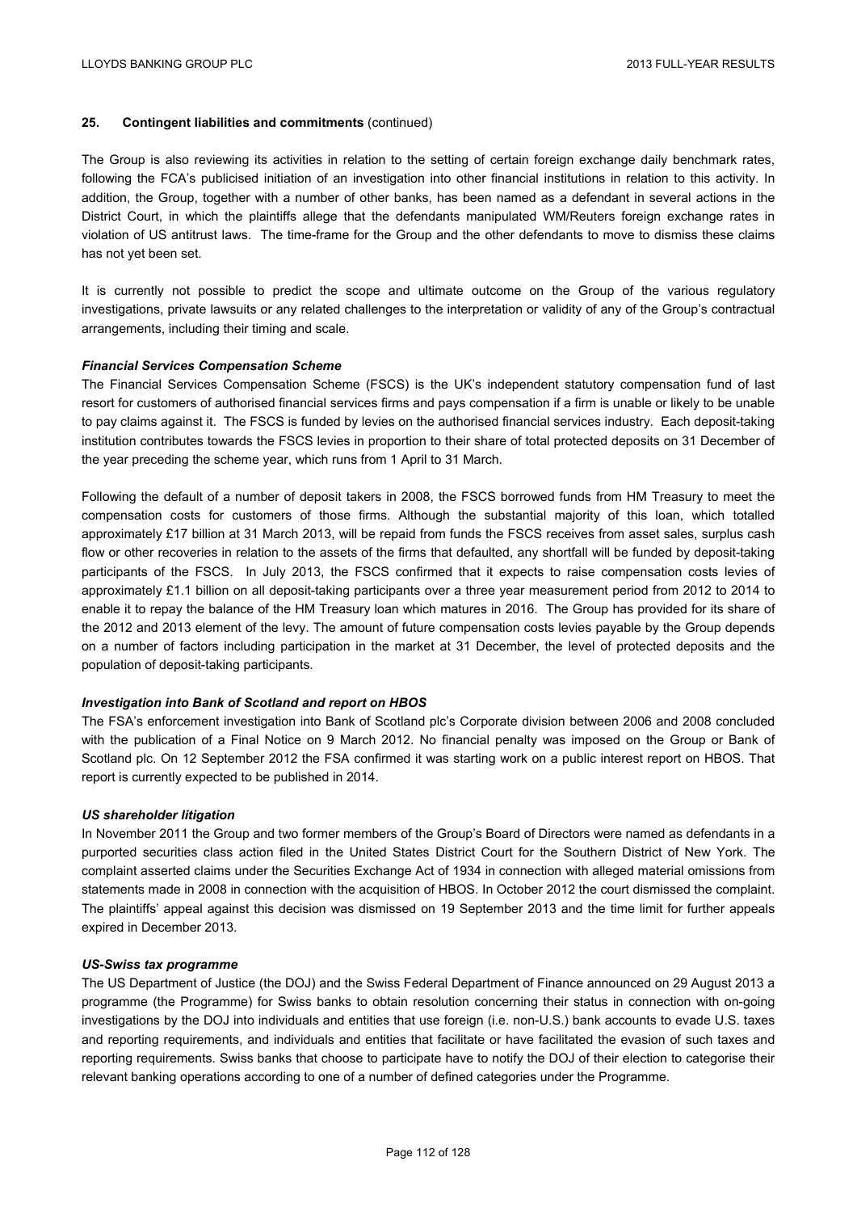## 25. Contingent liabilities and commitments (continued)

The Group is also reviewing its activities in relation to the setting of certain foreign exchange daily benchmark rates, following the FCA's publicised initiation of an investigation into other financial institutions in relation to this activity. In addition, the Group, together with a number of other banks, has been named as a defendant in several actions in the District Court, in which the plaintiffs allege that the defendants manipulated WM/Reuters foreign exchange rates in violation of US antitrust laws. The time-frame for the Group and the other defendants to move to dismiss these claims has not yet been set.

It is currently not possible to predict the scope and ultimate outcome on the Group of the various regulatory investigations, private lawsuits or any related challenges to the interpretation or validity of any of the Group's contractual arrangements, including their timing and scale.

### *Financial Services Compensation Scheme*

The Financial Services Compensation Scheme (FSCS) is the UK's independent statutory compensation fund of last resort for customers of authorised financial services firms and pays compensation if a firm is unable or likely to be unable to pay claims against it. The FSCS is funded by levies on the authorised financial services industry. Each deposit-taking institution contributes towards the FSCS levies in proportion to their share of total protected deposits on 31 December of the year preceding the scheme year, which runs from 1 April to 31 March.

Following the default of a number of deposit takers in 2008, the FSCS borrowed funds from HM Treasury to meet the compensation costs for customers of those firms. Although the substantial majority of this loan, which totalled approximately £17 billion at 31 March 2013, will be repaid from funds the FSCS receives from asset sales, surplus cash flow or other recoveries in relation to the assets of the firms that defaulted, any shortfall will be funded by deposit-taking participants of the FSCS. In July 2013, the FSCS confirmed that it expects to raise compensation costs levies of approximately £1.1 billion on all deposit-taking participants over a three year measurement period from 2012 to 2014 to enable it to repay the balance of the HM Treasury loan which matures in 2016. The Group has provided for its share of the 2012 and 2013 element of the levy. The amount of future compensation costs levies payable by the Group depends on a number of factors including participation in the market at 31 December, the level of protected deposits and the population of deposit-taking participants.

### *Investigation into Bank of Scotland and report on HBOS*

The FSA's enforcement investigation into Bank of Scotland plc's Corporate division between 2006 and 2008 concluded with the publication of a Final Notice on 9 March 2012. No financial penalty was imposed on the Group or Bank of Scotland plc. On 12 September 2012 the FSA confirmed it was starting work on a public interest report on HBOS. That report is currently expected to be published in 2014.

### *US shareholder litigation*

In November 2011 the Group and two former members of the Group's Board of Directors were named as defendants in a purported securities class action filed in the United States District Court for the Southern District of New York. The complaint asserted claims under the Securities Exchange Act of 1934 in connection with alleged material omissions from statements made in 2008 in connection with the acquisition of HBOS. In October 2012 the court dismissed the complaint. The plaintiffs' appeal against this decision was dismissed on 19 September 2013 and the time limit for further appeals expired in December 2013.

### *US-Swiss tax programme*

The US Department of Justice (the DOJ) and the Swiss Federal Department of Finance announced on 29 August 2013 a programme (the Programme) for Swiss banks to obtain resolution concerning their status in connection with on-going investigations by the DOJ into individuals and entities that use foreign (i.e. non-U.S.) bank accounts to evade U.S. taxes and reporting requirements, and individuals and entities that facilitate or have facilitated the evasion of such taxes and reporting requirements. Swiss banks that choose to participate have to notify the DOJ of their election to categorise their relevant banking operations according to one of a number of defined categories under the Programme.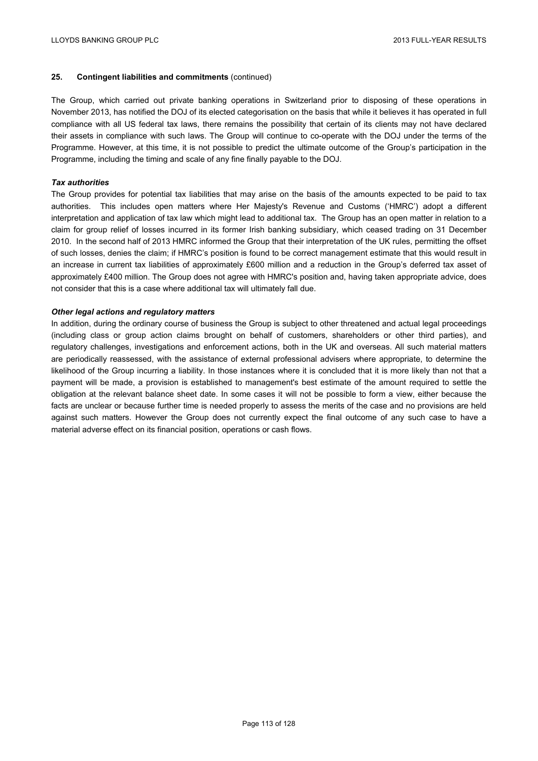## 25. Contingent liabilities and commitments (continued)

The Group, which carried out private banking operations in Switzerland prior to disposing of these operations in November 2013, has notified the DOJ of its elected categorisation on the basis that while it believes it has operated in full compliance with all US federal tax laws, there remains the possibility that certain of its clients may not have declared their assets in compliance with such laws. The Group will continue to co-operate with the DOJ under the terms of the Programme. However, at this time, it is not possible to predict the ultimate outcome of the Group's participation in the Programme, including the timing and scale of any fine finally payable to the DOJ.

***Tax authorities***

The Group provides for potential tax liabilities that may arise on the basis of the amounts expected to be paid to tax authorities. This includes open matters where Her Majesty's Revenue and Customs ('HMRC') adopt a different interpretation and application of tax law which might lead to additional tax. The Group has an open matter in relation to a claim for group relief of losses incurred in its former Irish banking subsidiary, which ceased trading on 31 December 2010. In the second half of 2013 HMRC informed the Group that their interpretation of the UK rules, permitting the offset of such losses, denies the claim; if HMRC's position is found to be correct management estimate that this would result in an increase in current tax liabilities of approximately £600 million and a reduction in the Group's deferred tax asset of approximately £400 million. The Group does not agree with HMRC's position and, having taken appropriate advice, does not consider that this is a case where additional tax will ultimately fall due.

***Other legal actions and regulatory matters***

In addition, during the ordinary course of business the Group is subject to other threatened and actual legal proceedings (including class or group action claims brought on behalf of customers, shareholders or other third parties), and regulatory challenges, investigations and enforcement actions, both in the UK and overseas. All such material matters are periodically reassessed, with the assistance of external professional advisers where appropriate, to determine the likelihood of the Group incurring a liability. In those instances where it is concluded that it is more likely than not that a payment will be made, a provision is established to management's best estimate of the amount required to settle the obligation at the relevant balance sheet date. In some cases it will not be possible to form a view, either because the facts are unclear or because further time is needed properly to assess the merits of the case and no provisions are held against such matters. However the Group does not currently expect the final outcome of any such case to have a material adverse effect on its financial position, operations or cash flows.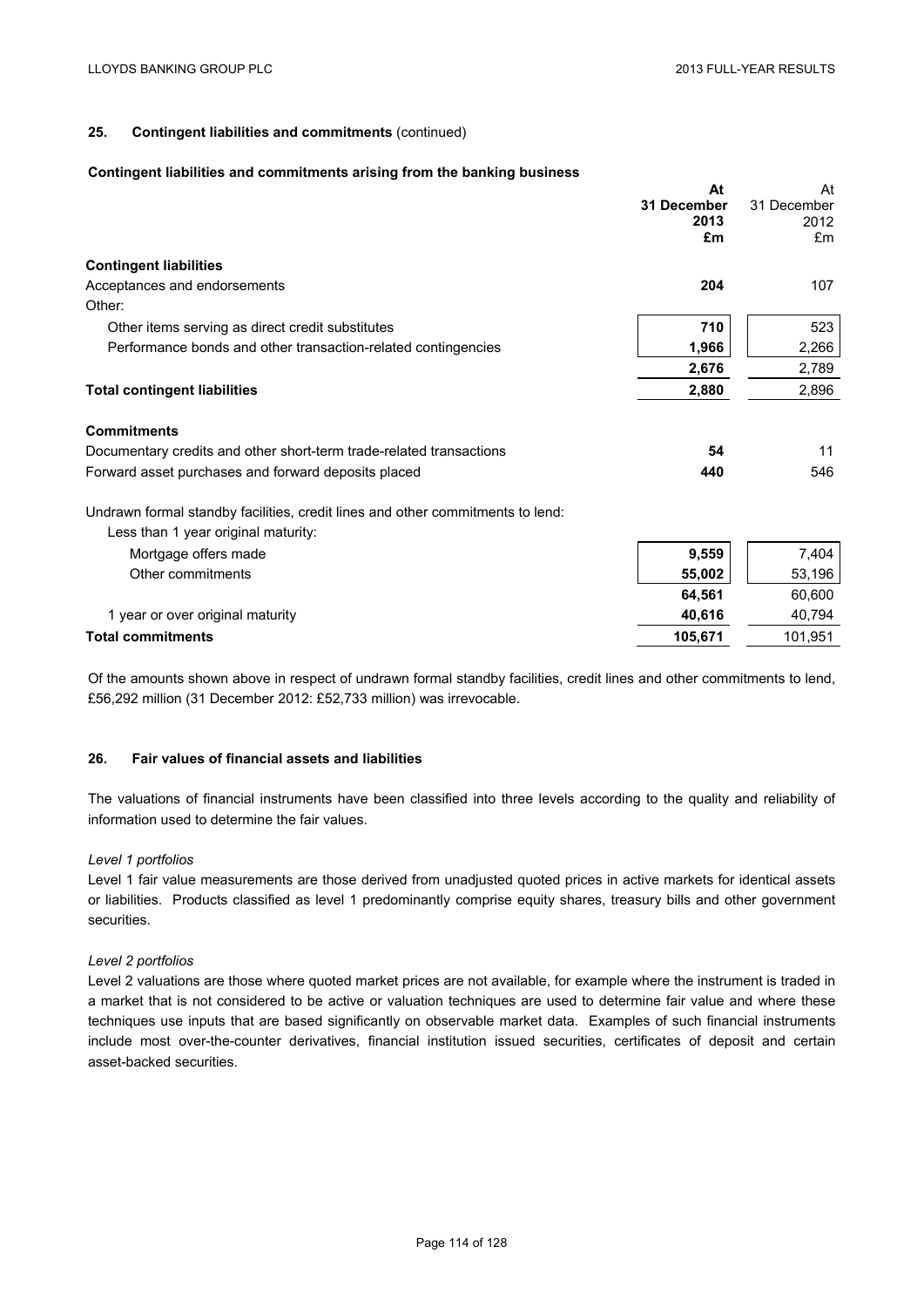### 25. Contingent liabilities and commitments (continued)

#### Contingent liabilities and commitments arising from the banking business

| | At 31 December 2013 £m | At 31 December 2012 £m |
|---|---|---|
| **Contingent liabilities** | | |
| Acceptances and endorsements | **204** | 107 |
| Other: | | |
| Other items serving as direct credit substitutes | **710** | 523 |
| Performance bonds and other transaction-related contingencies | **1,966** | 2,266 |
| | **2,676** | 2,789 |
| **Total contingent liabilities** | **2,880** | 2,896 |
| **Commitments** | | |
| Documentary credits and other short-term trade-related transactions | **54** | 11 |
| Forward asset purchases and forward deposits placed | **440** | 546 |
| Undrawn formal standby facilities, credit lines and other commitments to lend: | | |
| Less than 1 year original maturity: | | |
| Mortgage offers made | **9,559** | 7,404 |
| Other commitments | **55,002** | 53,196 |
| | **64,561** | 60,600 |
| 1 year or over original maturity | **40,616** | 40,794 |
| **Total commitments** | **105,671** | 101,951 |

Of the amounts shown above in respect of undrawn formal standby facilities, credit lines and other commitments to lend, £56,292 million (31 December 2012: £52,733 million) was irrevocable.

### 26. Fair values of financial assets and liabilities

The valuations of financial instruments have been classified into three levels according to the quality and reliability of information used to determine the fair values.

*Level 1 portfolios*

Level 1 fair value measurements are those derived from unadjusted quoted prices in active markets for identical assets or liabilities. Products classified as level 1 predominantly comprise equity shares, treasury bills and other government securities.

*Level 2 portfolios*

Level 2 valuations are those where quoted market prices are not available, for example where the instrument is traded in a market that is not considered to be active or valuation techniques are used to determine fair value and where these techniques use inputs that are based significantly on observable market data. Examples of such financial instruments include most over-the-counter derivatives, financial institution issued securities, certificates of deposit and certain asset-backed securities.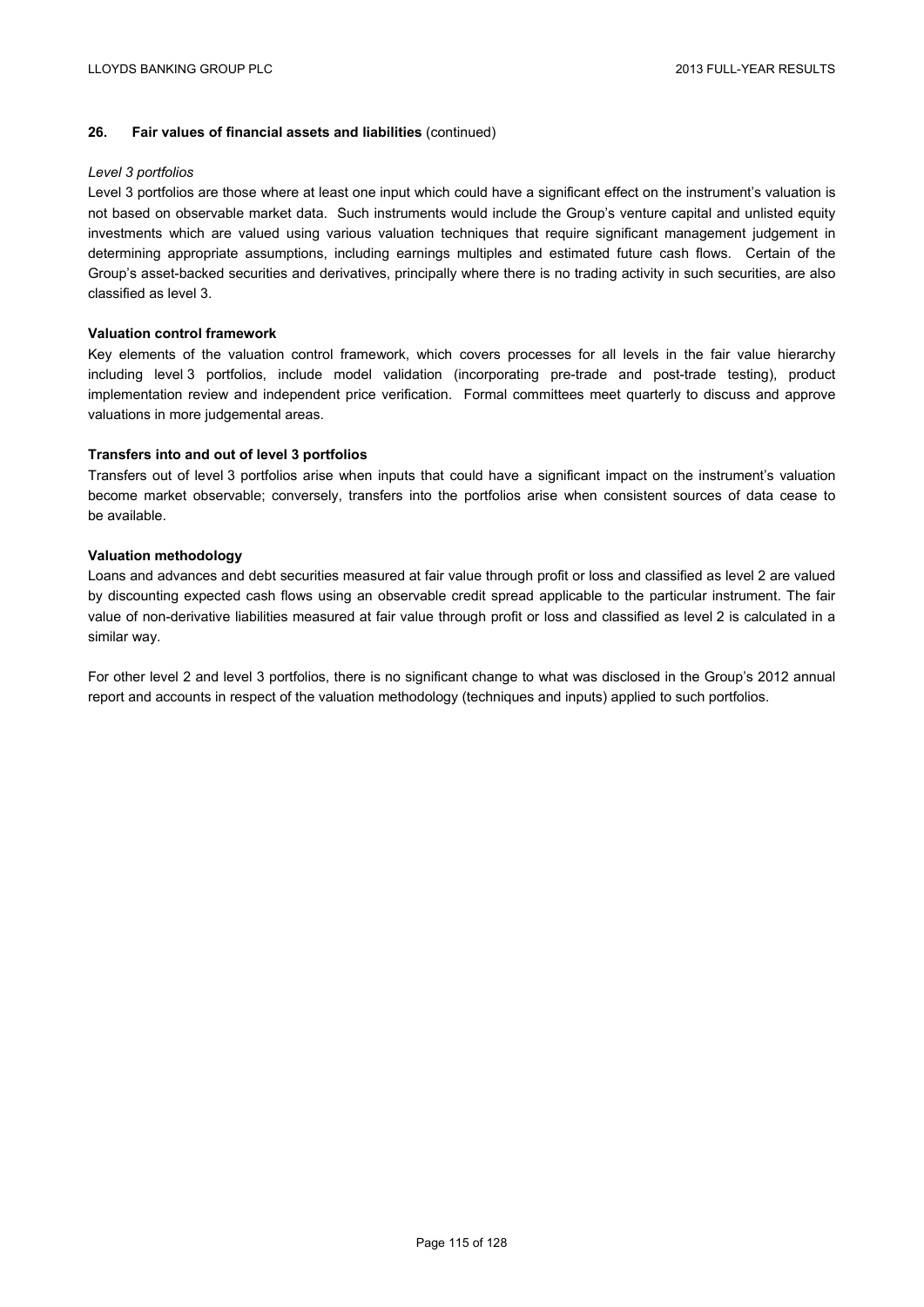**26. Fair values of financial assets and liabilities** (continued)

*Level 3 portfolios*

Level 3 portfolios are those where at least one input which could have a significant effect on the instrument's valuation is not based on observable market data. Such instruments would include the Group's venture capital and unlisted equity investments which are valued using various valuation techniques that require significant management judgement in determining appropriate assumptions, including earnings multiples and estimated future cash flows. Certain of the Group's asset-backed securities and derivatives, principally where there is no trading activity in such securities, are also classified as level 3.

**Valuation control framework**

Key elements of the valuation control framework, which covers processes for all levels in the fair value hierarchy including level 3 portfolios, include model validation (incorporating pre-trade and post-trade testing), product implementation review and independent price verification. Formal committees meet quarterly to discuss and approve valuations in more judgemental areas.

**Transfers into and out of level 3 portfolios**

Transfers out of level 3 portfolios arise when inputs that could have a significant impact on the instrument's valuation become market observable; conversely, transfers into the portfolios arise when consistent sources of data cease to be available.

**Valuation methodology**

Loans and advances and debt securities measured at fair value through profit or loss and classified as level 2 are valued by discounting expected cash flows using an observable credit spread applicable to the particular instrument. The fair value of non-derivative liabilities measured at fair value through profit or loss and classified as level 2 is calculated in a similar way.

For other level 2 and level 3 portfolios, there is no significant change to what was disclosed in the Group's 2012 annual report and accounts in respect of the valuation methodology (techniques and inputs) applied to such portfolios.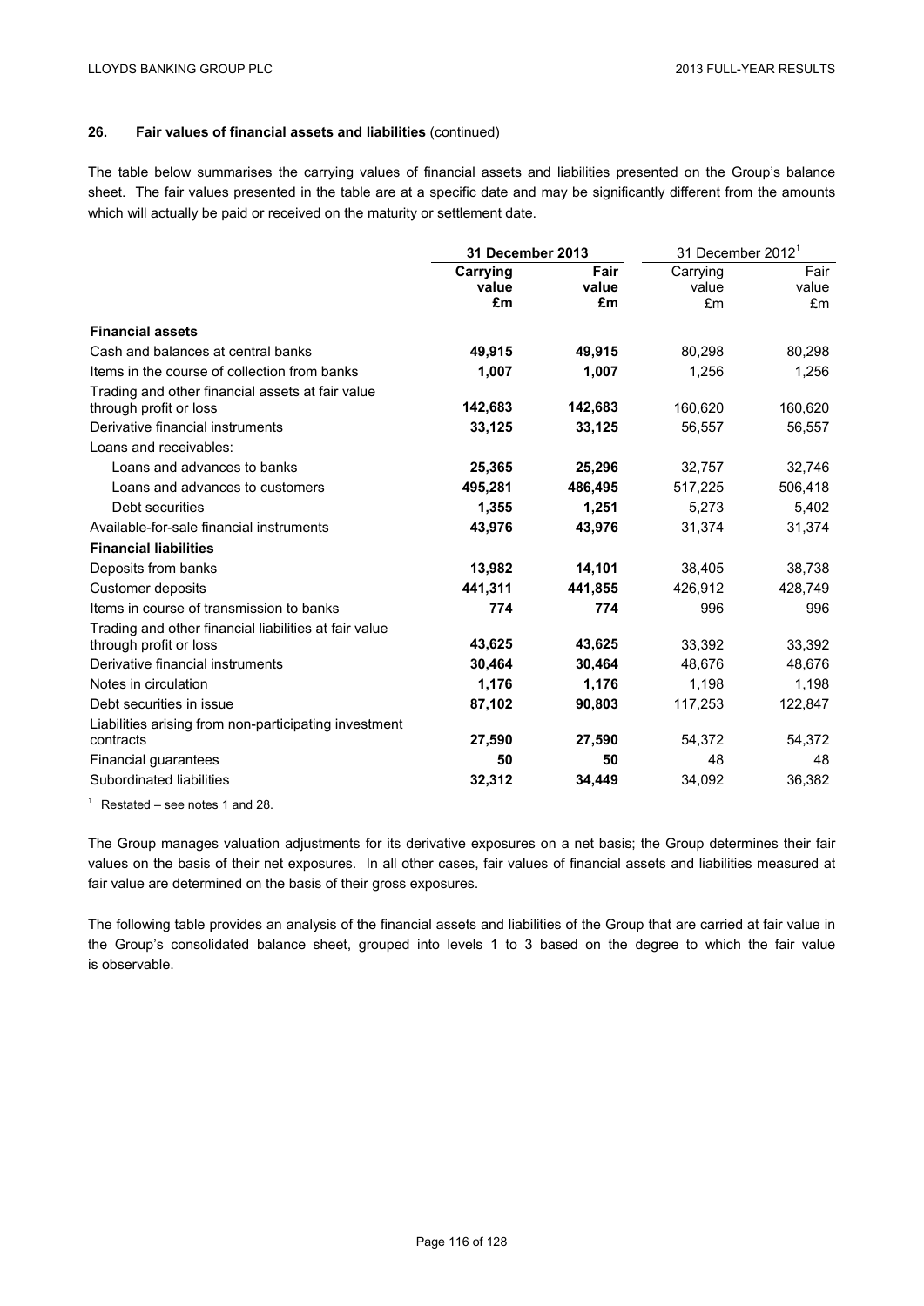## 26. Fair values of financial assets and liabilities (continued)

The table below summarises the carrying values of financial assets and liabilities presented on the Group's balance sheet. The fair values presented in the table are at a specific date and may be significantly different from the amounts which will actually be paid or received on the maturity or settlement date.

| | **31 December 2013** | | 31 December 2012[1] | |
|---|---|---|---|---|
| | **Carrying value £m** | **Fair value £m** | Carrying value £m | Fair value £m |
| **Financial assets** | | | | |
| Cash and balances at central banks | **49,915** | **49,915** | 80,298 | 80,298 |
| Items in the course of collection from banks | **1,007** | **1,007** | 1,256 | 1,256 |
| Trading and other financial assets at fair value through profit or loss | **142,683** | **142,683** | 160,620 | 160,620 |
| Derivative financial instruments | **33,125** | **33,125** | 56,557 | 56,557 |
| Loans and receivables: | | | | |
| Loans and advances to banks | **25,365** | **25,296** | 32,757 | 32,746 |
| Loans and advances to customers | **495,281** | **486,495** | 517,225 | 506,418 |
| Debt securities | **1,355** | **1,251** | 5,273 | 5,402 |
| Available-for-sale financial instruments | **43,976** | **43,976** | 31,374 | 31,374 |
| **Financial liabilities** | | | | |
| Deposits from banks | **13,982** | **14,101** | 38,405 | 38,738 |
| Customer deposits | **441,311** | **441,855** | 426,912 | 428,749 |
| Items in course of transmission to banks | **774** | **774** | 996 | 996 |
| Trading and other financial liabilities at fair value through profit or loss | **43,625** | **43,625** | 33,392 | 33,392 |
| Derivative financial instruments | **30,464** | **30,464** | 48,676 | 48,676 |
| Notes in circulation | **1,176** | **1,176** | 1,198 | 1,198 |
| Debt securities in issue | **87,102** | **90,803** | 117,253 | 122,847 |
| Liabilities arising from non-participating investment contracts | **27,590** | **27,590** | 54,372 | 54,372 |
| Financial guarantees | **50** | **50** | 48 | 48 |
| Subordinated liabilities | **32,312** | **34,449** | 34,092 | 36,382 |

[1] Restated – see notes 1 and 28.

The Group manages valuation adjustments for its derivative exposures on a net basis; the Group determines their fair values on the basis of their net exposures. In all other cases, fair values of financial assets and liabilities measured at fair value are determined on the basis of their gross exposures.

The following table provides an analysis of the financial assets and liabilities of the Group that are carried at fair value in the Group's consolidated balance sheet, grouped into levels 1 to 3 based on the degree to which the fair value is observable.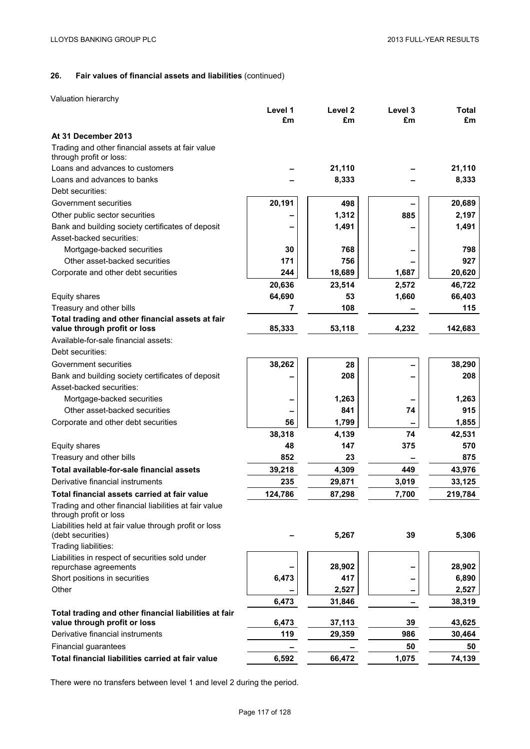## 26. Fair values of financial assets and liabilities (continued)

Valuation hierarchy

| | Level 1 £m | Level 2 £m | Level 3 £m | Total £m |
|---|---|---|---|---|
| **At 31 December 2013** | | | | |
| Trading and other financial assets at fair value through profit or loss: | | | | |
| Loans and advances to customers | – | 21,110 | – | 21,110 |
| Loans and advances to banks | – | 8,333 | – | 8,333 |
| Debt securities: | | | | |
| Government securities | 20,191 | 498 | – | 20,689 |
| Other public sector securities | – | 1,312 | 885 | 2,197 |
| Bank and building society certificates of deposit | – | 1,491 | – | 1,491 |
| Asset-backed securities: | | | | |
| Mortgage-backed securities | 30 | 768 | – | 798 |
| Other asset-backed securities | 171 | 756 | – | 927 |
| Corporate and other debt securities | 244 | 18,689 | 1,687 | 20,620 |
| | 20,636 | 23,514 | 2,572 | 46,722 |
| Equity shares | 64,690 | 53 | 1,660 | 66,403 |
| Treasury and other bills | 7 | 108 | – | 115 |
| **Total trading and other financial assets at fair value through profit or loss** | 85,333 | 53,118 | 4,232 | 142,683 |
| Available-for-sale financial assets: | | | | |
| Debt securities: | | | | |
| Government securities | 38,262 | 28 | – | 38,290 |
| Bank and building society certificates of deposit | – | 208 | – | 208 |
| Asset-backed securities: | | | | |
| Mortgage-backed securities | – | 1,263 | – | 1,263 |
| Other asset-backed securities | – | 841 | 74 | 915 |
| Corporate and other debt securities | 56 | 1,799 | – | 1,855 |
| | 38,318 | 4,139 | 74 | 42,531 |
| Equity shares | 48 | 147 | 375 | 570 |
| Treasury and other bills | 852 | 23 | – | 875 |
| **Total available-for-sale financial assets** | 39,218 | 4,309 | 449 | 43,976 |
| Derivative financial instruments | 235 | 29,871 | 3,019 | 33,125 |
| **Total financial assets carried at fair value** | 124,786 | 87,298 | 7,700 | 219,784 |
| Trading and other financial liabilities at fair value through profit or loss | | | | |
| Liabilities held at fair value through profit or loss (debt securities) | – | 5,267 | 39 | 5,306 |
| Trading liabilities: | | | | |
| Liabilities in respect of securities sold under repurchase agreements | – | 28,902 | – | 28,902 |
| Short positions in securities | 6,473 | 417 | – | 6,890 |
| Other | – | 2,527 | – | 2,527 |
| | 6,473 | 31,846 | – | 38,319 |
| **Total trading and other financial liabilities at fair value through profit or loss** | 6,473 | 37,113 | 39 | 43,625 |
| Derivative financial instruments | 119 | 29,359 | 986 | 30,464 |
| Financial guarantees | – | – | 50 | 50 |
| **Total financial liabilities carried at fair value** | 6,592 | 66,472 | 1,075 | 74,139 |

There were no transfers between level 1 and level 2 during the period.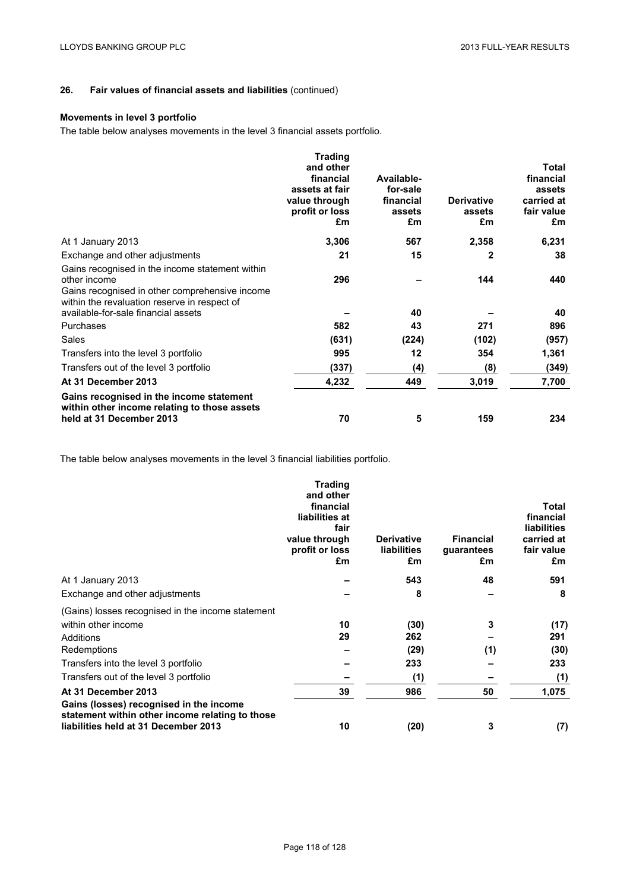## 26. Fair values of financial assets and liabilities (continued)

### Movements in level 3 portfolio

The table below analyses movements in the level 3 financial assets portfolio.

| | Trading and other financial assets at fair value through profit or loss £m | Available-for-sale financial assets £m | Derivative assets £m | Total financial assets carried at fair value £m |
|---|---|---|---|---|
| At 1 January 2013 | 3,306 | 567 | 2,358 | 6,231 |
| Exchange and other adjustments | 21 | 15 | 2 | 38 |
| Gains recognised in the income statement within other income | 296 | – | 144 | 440 |
| Gains recognised in other comprehensive income within the revaluation reserve in respect of available-for-sale financial assets | – | 40 | – | 40 |
| Purchases | 582 | 43 | 271 | 896 |
| Sales | (631) | (224) | (102) | (957) |
| Transfers into the level 3 portfolio | 995 | 12 | 354 | 1,361 |
| Transfers out of the level 3 portfolio | (337) | (4) | (8) | (349) |
| **At 31 December 2013** | **4,232** | **449** | **3,019** | **7,700** |
| **Gains recognised in the income statement within other income relating to those assets held at 31 December 2013** | **70** | **5** | **159** | **234** |

The table below analyses movements in the level 3 financial liabilities portfolio.

| | Trading and other financial liabilities at fair value through profit or loss £m | Derivative liabilities £m | Financial guarantees £m | Total financial liabilities carried at fair value £m |
|---|---|---|---|---|
| At 1 January 2013 | – | 543 | 48 | 591 |
| Exchange and other adjustments | – | 8 | – | 8 |
| (Gains) losses recognised in the income statement within other income | 10 | (30) | 3 | (17) |
| Additions | 29 | 262 | – | 291 |
| Redemptions | – | (29) | (1) | (30) |
| Transfers into the level 3 portfolio | – | 233 | – | 233 |
| Transfers out of the level 3 portfolio | – | (1) | – | (1) |
| **At 31 December 2013** | **39** | **986** | **50** | **1,075** |
| **Gains (losses) recognised in the income statement within other income relating to those liabilities held at 31 December 2013** | **10** | **(20)** | **3** | **(7)** |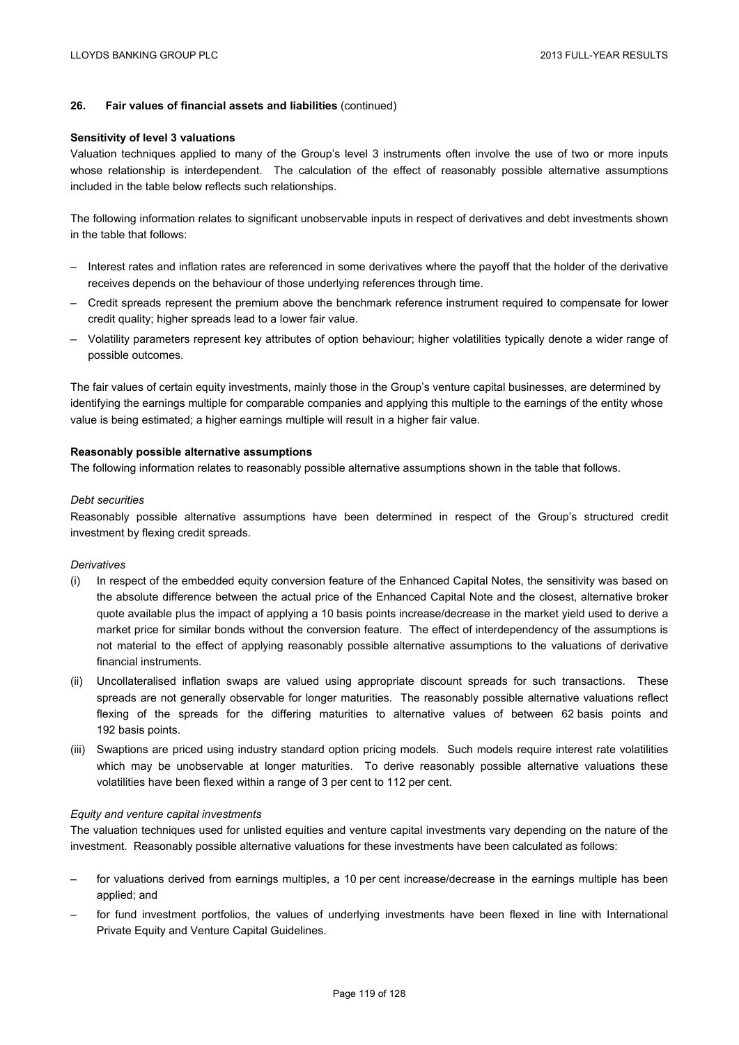## 26. Fair values of financial assets and liabilities (continued)

**Sensitivity of level 3 valuations**

Valuation techniques applied to many of the Group's level 3 instruments often involve the use of two or more inputs whose relationship is interdependent. The calculation of the effect of reasonably possible alternative assumptions included in the table below reflects such relationships.

The following information relates to significant unobservable inputs in respect of derivatives and debt investments shown in the table that follows:

- Interest rates and inflation rates are referenced in some derivatives where the payoff that the holder of the derivative receives depends on the behaviour of those underlying references through time.
- Credit spreads represent the premium above the benchmark reference instrument required to compensate for lower credit quality; higher spreads lead to a lower fair value.
- Volatility parameters represent key attributes of option behaviour; higher volatilities typically denote a wider range of possible outcomes.

The fair values of certain equity investments, mainly those in the Group's venture capital businesses, are determined by identifying the earnings multiple for comparable companies and applying this multiple to the earnings of the entity whose value is being estimated; a higher earnings multiple will result in a higher fair value.

**Reasonably possible alternative assumptions**

The following information relates to reasonably possible alternative assumptions shown in the table that follows.

*Debt securities*

Reasonably possible alternative assumptions have been determined in respect of the Group's structured credit investment by flexing credit spreads.

*Derivatives*

(i) In respect of the embedded equity conversion feature of the Enhanced Capital Notes, the sensitivity was based on the absolute difference between the actual price of the Enhanced Capital Note and the closest, alternative broker quote available plus the impact of applying a 10 basis points increase/decrease in the market yield used to derive a market price for similar bonds without the conversion feature. The effect of interdependency of the assumptions is not material to the effect of applying reasonably possible alternative assumptions to the valuations of derivative financial instruments.

(ii) Uncollateralised inflation swaps are valued using appropriate discount spreads for such transactions. These spreads are not generally observable for longer maturities. The reasonably possible alternative valuations reflect flexing of the spreads for the differing maturities to alternative values of between 62 basis points and 192 basis points.

(iii) Swaptions are priced using industry standard option pricing models. Such models require interest rate volatilities which may be unobservable at longer maturities. To derive reasonably possible alternative valuations these volatilities have been flexed within a range of 3 per cent to 112 per cent.

*Equity and venture capital investments*

The valuation techniques used for unlisted equities and venture capital investments vary depending on the nature of the investment. Reasonably possible alternative valuations for these investments have been calculated as follows:

- for valuations derived from earnings multiples, a 10 per cent increase/decrease in the earnings multiple has been applied; and
- for fund investment portfolios, the values of underlying investments have been flexed in line with International Private Equity and Venture Capital Guidelines.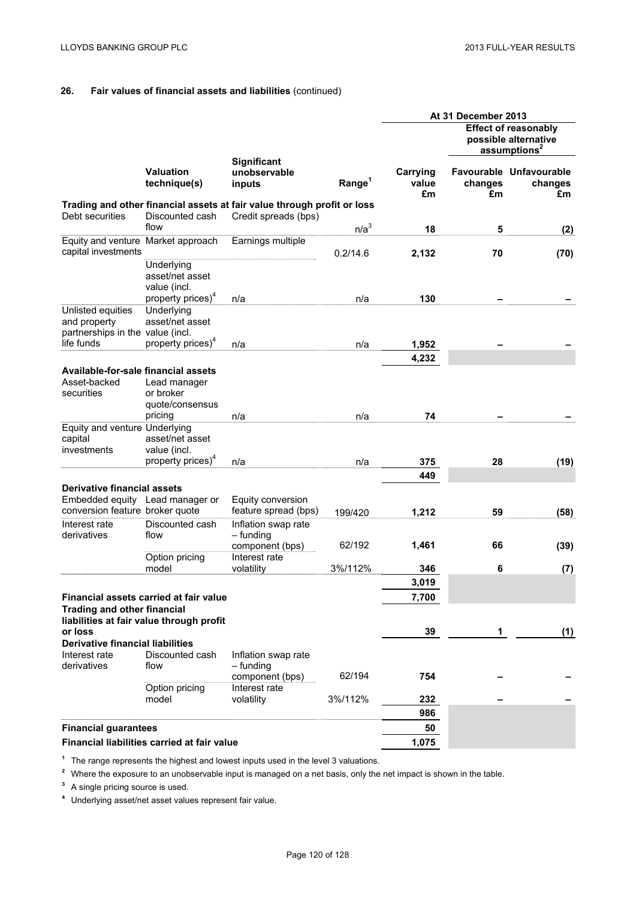## 26. Fair values of financial assets and liabilities (continued)

| | Valuation technique(s) | Significant unobservable inputs | Range[1] | At 31 December 2013 Carrying value £m | Effect of reasonably possible alternative assumptions[2] Favourable changes £m | Unfavourable changes £m |
|---|---|---|---|---|---|---|
| **Trading and other financial assets at fair value through profit or loss** | | | | | | |
| Debt securities | Discounted cash flow | Credit spreads (bps) | n/a[3] | 18 | 5 | (2) |
| Equity and venture capital investments | Market approach | Earnings multiple | 0.2/14.6 | 2,132 | 70 | (70) |
| | Underlying asset/net asset value (incl. property prices)[4] | n/a | n/a | 130 | – | – |
| Unlisted equities and property partnerships in the life funds | Underlying asset/net asset value (incl. property prices)[4] | n/a | n/a | 1,952 | – | – |
| | | | | 4,232 | | |
| **Available-for-sale financial assets** | | | | | | |
| Asset-backed securities | Lead manager or broker quote/consensus pricing | n/a | n/a | 74 | – | – |
| Equity and venture capital investments | Underlying asset/net asset value (incl. property prices)[4] | n/a | n/a | 375 | 28 | (19) |
| | | | | 449 | | |
| **Derivative financial assets** | | | | | | |
| Embedded equity conversion feature | Lead manager or broker quote | Equity conversion feature spread (bps) | 199/420 | 1,212 | 59 | (58) |
| Interest rate derivatives | Discounted cash flow | Inflation swap rate – funding component (bps) | 62/192 | 1,461 | 66 | (39) |
| | Option pricing model | Interest rate volatility | 3%/112% | 346 | 6 | (7) |
| | | | | 3,019 | | |
| **Financial assets carried at fair value** | | | | 7,700 | | |
| **Trading and other financial liabilities at fair value through profit or loss** | | | | 39 | 1 | (1) |
| **Derivative financial liabilities** | | | | | | |
| Interest rate derivatives | Discounted cash flow | Inflation swap rate – funding component (bps) | 62/194 | 754 | – | – |
| | Option pricing model | Interest rate volatility | 3%/112% | 232 | – | – |
| | | | | 986 | | |
| **Financial guarantees** | | | | 50 | | |
| **Financial liabilities carried at fair value** | | | | 1,075 | | |

[1] The range represents the highest and lowest inputs used in the level 3 valuations.

[2] Where the exposure to an unobservable input is managed on a net basis, only the net impact is shown in the table.

[3] A single pricing source is used.

[4] Underlying asset/net asset values represent fair value.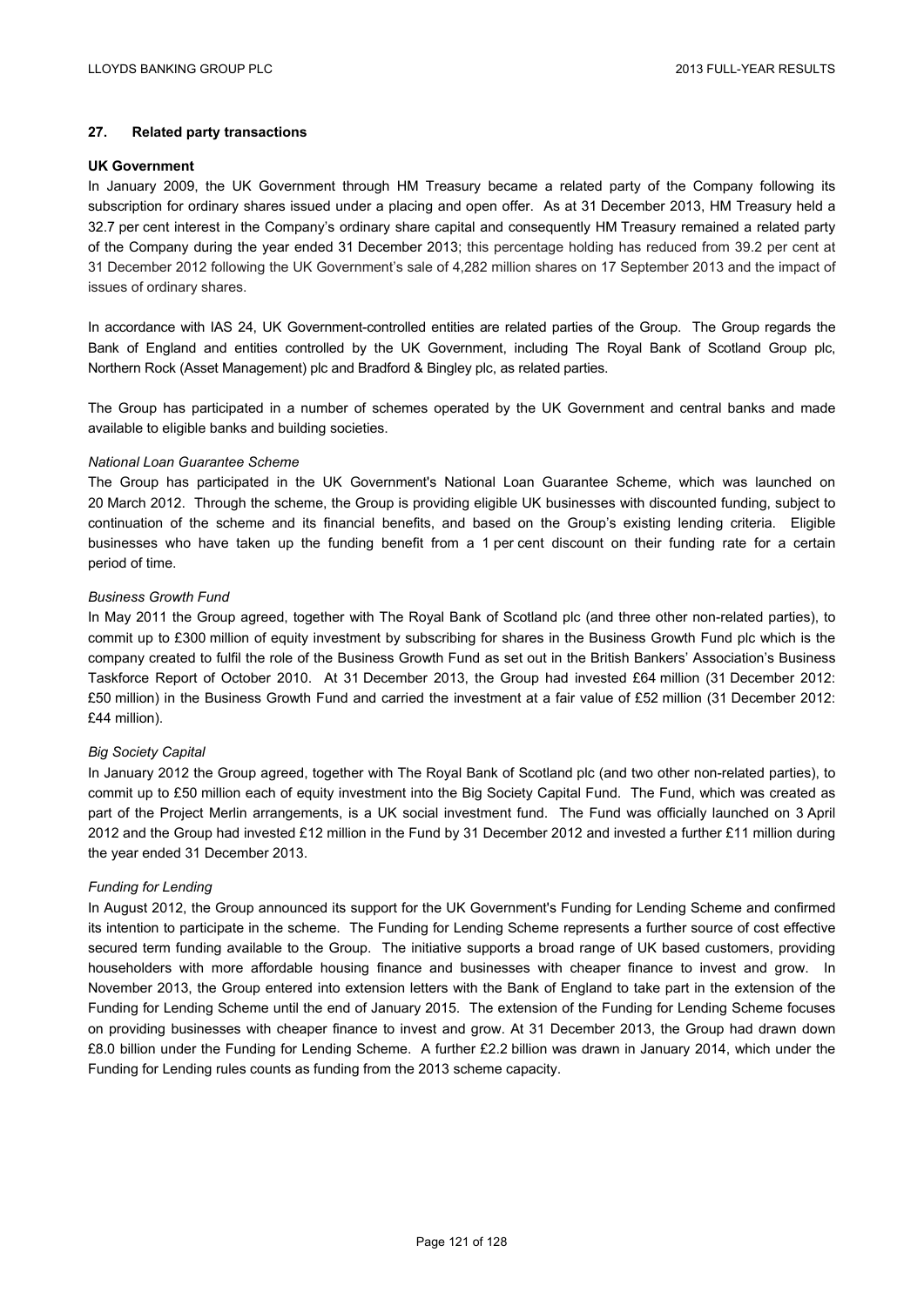## 27. Related party transactions

### UK Government

In January 2009, the UK Government through HM Treasury became a related party of the Company following its subscription for ordinary shares issued under a placing and open offer. As at 31 December 2013, HM Treasury held a 32.7 per cent interest in the Company's ordinary share capital and consequently HM Treasury remained a related party of the Company during the year ended 31 December 2013; this percentage holding has reduced from 39.2 per cent at 31 December 2012 following the UK Government's sale of 4,282 million shares on 17 September 2013 and the impact of issues of ordinary shares.

In accordance with IAS 24, UK Government-controlled entities are related parties of the Group. The Group regards the Bank of England and entities controlled by the UK Government, including The Royal Bank of Scotland Group plc, Northern Rock (Asset Management) plc and Bradford & Bingley plc, as related parties.

The Group has participated in a number of schemes operated by the UK Government and central banks and made available to eligible banks and building societies.

*National Loan Guarantee Scheme*

The Group has participated in the UK Government's National Loan Guarantee Scheme, which was launched on 20 March 2012. Through the scheme, the Group is providing eligible UK businesses with discounted funding, subject to continuation of the scheme and its financial benefits, and based on the Group's existing lending criteria. Eligible businesses who have taken up the funding benefit from a 1 per cent discount on their funding rate for a certain period of time.

*Business Growth Fund*

In May 2011 the Group agreed, together with The Royal Bank of Scotland plc (and three other non-related parties), to commit up to £300 million of equity investment by subscribing for shares in the Business Growth Fund plc which is the company created to fulfil the role of the Business Growth Fund as set out in the British Bankers' Association's Business Taskforce Report of October 2010. At 31 December 2013, the Group had invested £64 million (31 December 2012: £50 million) in the Business Growth Fund and carried the investment at a fair value of £52 million (31 December 2012: £44 million).

*Big Society Capital*

In January 2012 the Group agreed, together with The Royal Bank of Scotland plc (and two other non-related parties), to commit up to £50 million each of equity investment into the Big Society Capital Fund. The Fund, which was created as part of the Project Merlin arrangements, is a UK social investment fund. The Fund was officially launched on 3 April 2012 and the Group had invested £12 million in the Fund by 31 December 2012 and invested a further £11 million during the year ended 31 December 2013.

*Funding for Lending*

In August 2012, the Group announced its support for the UK Government's Funding for Lending Scheme and confirmed its intention to participate in the scheme. The Funding for Lending Scheme represents a further source of cost effective secured term funding available to the Group. The initiative supports a broad range of UK based customers, providing householders with more affordable housing finance and businesses with cheaper finance to invest and grow. In November 2013, the Group entered into extension letters with the Bank of England to take part in the extension of the Funding for Lending Scheme until the end of January 2015. The extension of the Funding for Lending Scheme focuses on providing businesses with cheaper finance to invest and grow. At 31 December 2013, the Group had drawn down £8.0 billion under the Funding for Lending Scheme. A further £2.2 billion was drawn in January 2014, which under the Funding for Lending rules counts as funding from the 2013 scheme capacity.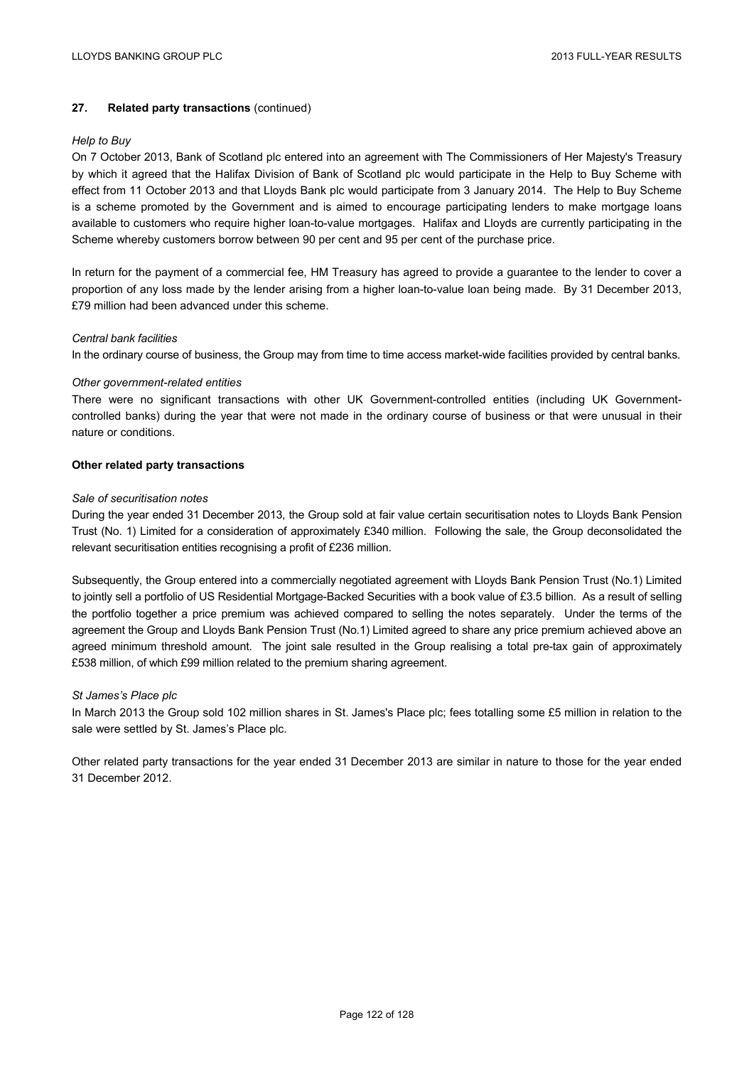**27. Related party transactions** (continued)

*Help to Buy*

On 7 October 2013, Bank of Scotland plc entered into an agreement with The Commissioners of Her Majesty's Treasury by which it agreed that the Halifax Division of Bank of Scotland plc would participate in the Help to Buy Scheme with effect from 11 October 2013 and that Lloyds Bank plc would participate from 3 January 2014. The Help to Buy Scheme is a scheme promoted by the Government and is aimed to encourage participating lenders to make mortgage loans available to customers who require higher loan-to-value mortgages. Halifax and Lloyds are currently participating in the Scheme whereby customers borrow between 90 per cent and 95 per cent of the purchase price.

In return for the payment of a commercial fee, HM Treasury has agreed to provide a guarantee to the lender to cover a proportion of any loss made by the lender arising from a higher loan-to-value loan being made. By 31 December 2013, £79 million had been advanced under this scheme.

*Central bank facilities*

In the ordinary course of business, the Group may from time to time access market-wide facilities provided by central banks.

*Other government-related entities*

There were no significant transactions with other UK Government-controlled entities (including UK Government-controlled banks) during the year that were not made in the ordinary course of business or that were unusual in their nature or conditions.

**Other related party transactions**

*Sale of securitisation notes*

During the year ended 31 December 2013, the Group sold at fair value certain securitisation notes to Lloyds Bank Pension Trust (No. 1) Limited for a consideration of approximately £340 million. Following the sale, the Group deconsolidated the relevant securitisation entities recognising a profit of £236 million.

Subsequently, the Group entered into a commercially negotiated agreement with Lloyds Bank Pension Trust (No.1) Limited to jointly sell a portfolio of US Residential Mortgage-Backed Securities with a book value of £3.5 billion. As a result of selling the portfolio together a price premium was achieved compared to selling the notes separately. Under the terms of the agreement the Group and Lloyds Bank Pension Trust (No.1) Limited agreed to share any price premium achieved above an agreed minimum threshold amount. The joint sale resulted in the Group realising a total pre-tax gain of approximately £538 million, of which £99 million related to the premium sharing agreement.

*St James's Place plc*

In March 2013 the Group sold 102 million shares in St. James's Place plc; fees totalling some £5 million in relation to the sale were settled by St. James's Place plc.

Other related party transactions for the year ended 31 December 2013 are similar in nature to those for the year ended 31 December 2012.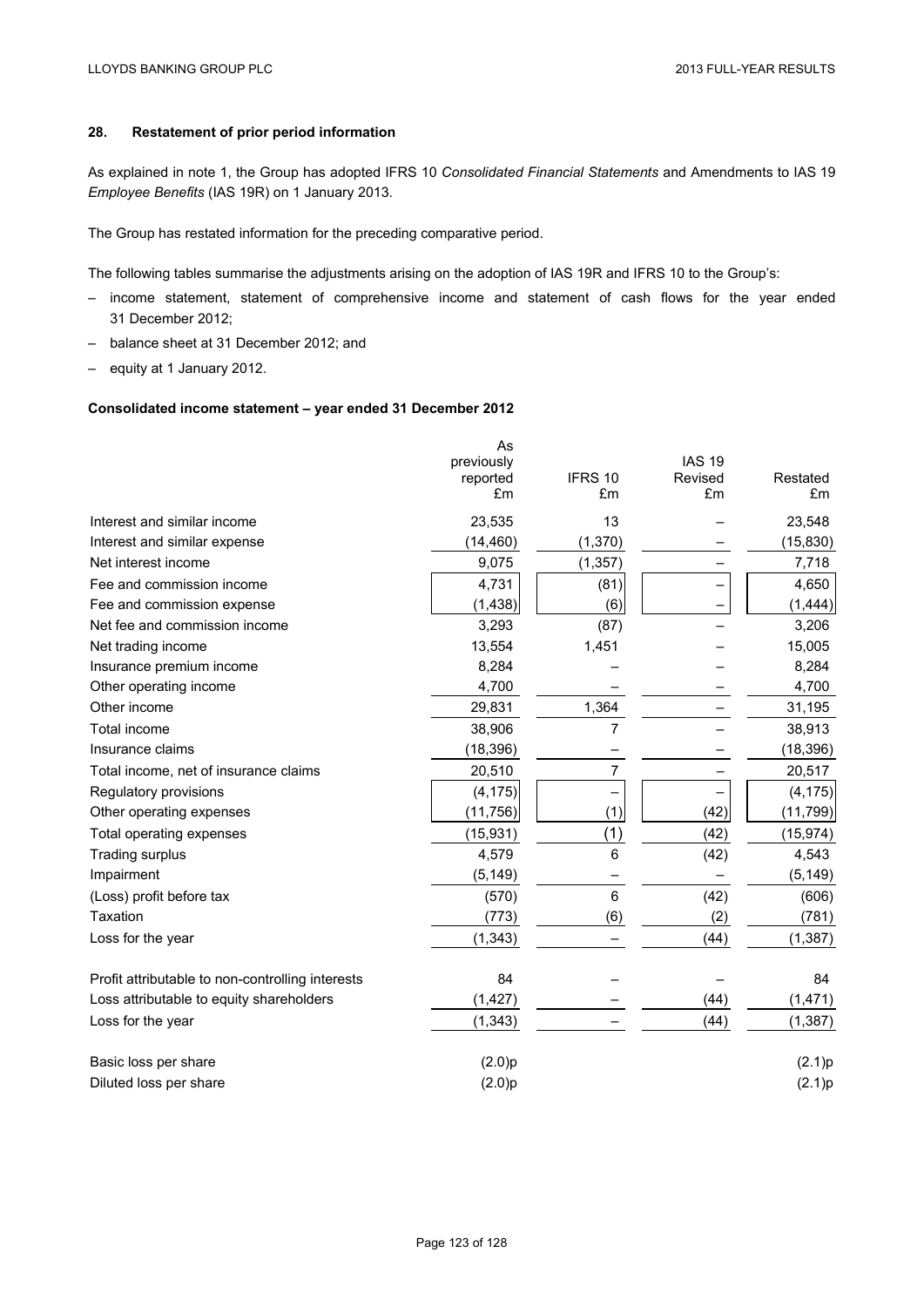## 28. Restatement of prior period information

As explained in note 1, the Group has adopted IFRS 10 *Consolidated Financial Statements* and Amendments to IAS 19 *Employee Benefits* (IAS 19R) on 1 January 2013.

The Group has restated information for the preceding comparative period.

The following tables summarise the adjustments arising on the adoption of IAS 19R and IFRS 10 to the Group's:

- income statement, statement of comprehensive income and statement of cash flows for the year ended 31 December 2012;
- balance sheet at 31 December 2012; and
- equity at 1 January 2012.

### Consolidated income statement – year ended 31 December 2012

| | As previously reported £m | IFRS 10 £m | IAS 19 Revised £m | Restated £m |
|---|---|---|---|---|
| Interest and similar income | 23,535 | 13 | – | 23,548 |
| Interest and similar expense | (14,460) | (1,370) | – | (15,830) |
| Net interest income | 9,075 | (1,357) | – | 7,718 |
| Fee and commission income | 4,731 | (81) | – | 4,650 |
| Fee and commission expense | (1,438) | (6) | – | (1,444) |
| Net fee and commission income | 3,293 | (87) | – | 3,206 |
| Net trading income | 13,554 | 1,451 | – | 15,005 |
| Insurance premium income | 8,284 | – | – | 8,284 |
| Other operating income | 4,700 | – | – | 4,700 |
| Other income | 29,831 | 1,364 | – | 31,195 |
| Total income | 38,906 | 7 | – | 38,913 |
| Insurance claims | (18,396) | – | – | (18,396) |
| Total income, net of insurance claims | 20,510 | 7 | – | 20,517 |
| Regulatory provisions | (4,175) | – | – | (4,175) |
| Other operating expenses | (11,756) | (1) | (42) | (11,799) |
| Total operating expenses | (15,931) | (1) | (42) | (15,974) |
| Trading surplus | 4,579 | 6 | (42) | 4,543 |
| Impairment | (5,149) | – | – | (5,149) |
| (Loss) profit before tax | (570) | 6 | (42) | (606) |
| Taxation | (773) | (6) | (2) | (781) |
| Loss for the year | (1,343) | – | (44) | (1,387) |
| | | | | |
| Profit attributable to non-controlling interests | 84 | – | – | 84 |
| Loss attributable to equity shareholders | (1,427) | – | (44) | (1,471) |
| Loss for the year | (1,343) | – | (44) | (1,387) |
| | | | | |
| Basic loss per share | (2.0)p | | | (2.1)p |
| Diluted loss per share | (2.0)p | | | (2.1)p |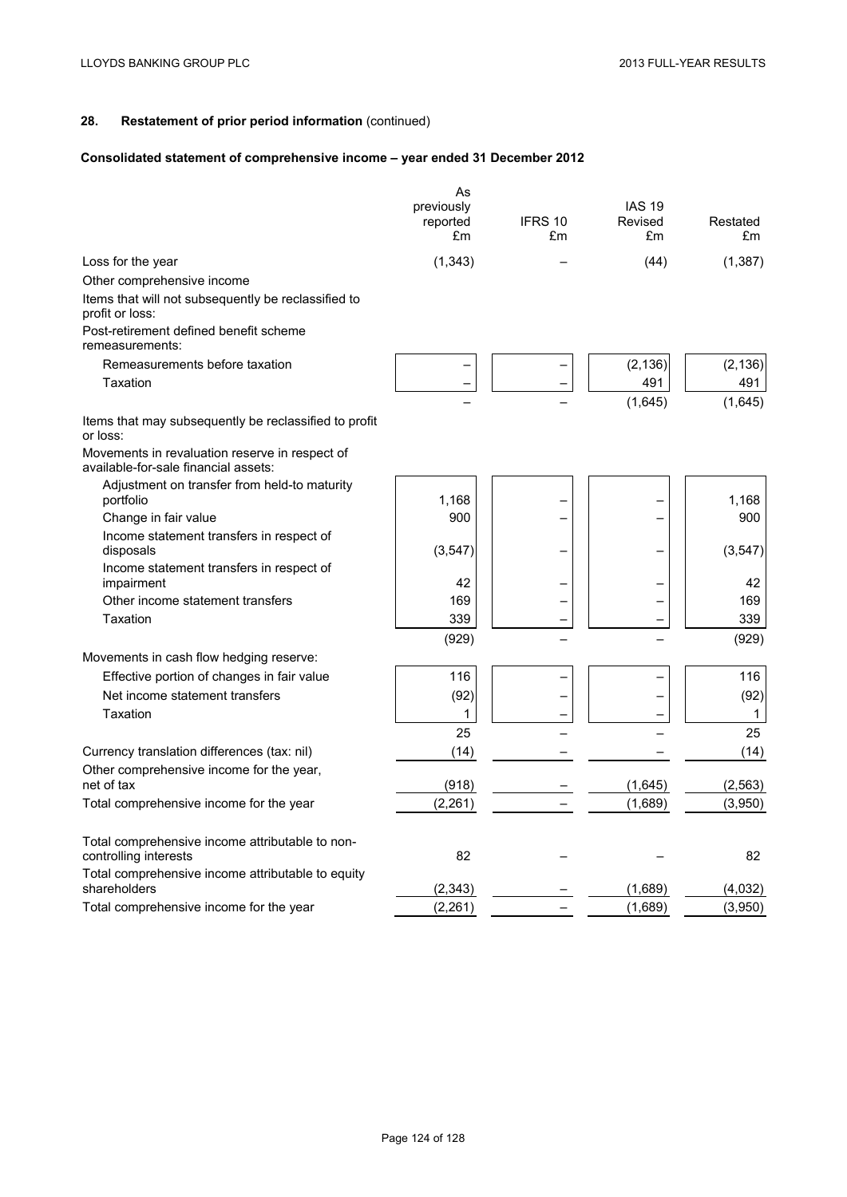## 28. Restatement of prior period information (continued)

### Consolidated statement of comprehensive income – year ended 31 December 2012

| | As previously reported £m | IFRS 10 £m | IAS 19 Revised £m | Restated £m |
|---|---|---|---|---|
| Loss for the year | (1,343) | – | (44) | (1,387) |
| Other comprehensive income | | | | |
| Items that will not subsequently be reclassified to profit or loss: | | | | |
| Post-retirement defined benefit scheme remeasurements: | | | | |
| Remeasurements before taxation | – | – | (2,136) | (2,136) |
| Taxation | – | – | 491 | 491 |
| | – | – | (1,645) | (1,645) |
| Items that may subsequently be reclassified to profit or loss: | | | | |
| Movements in revaluation reserve in respect of available-for-sale financial assets: | | | | |
| Adjustment on transfer from held-to maturity portfolio | 1,168 | – | – | 1,168 |
| Change in fair value | 900 | – | – | 900 |
| Income statement transfers in respect of disposals | (3,547) | – | – | (3,547) |
| Income statement transfers in respect of impairment | 42 | – | – | 42 |
| Other income statement transfers | 169 | – | – | 169 |
| Taxation | 339 | – | – | 339 |
| | (929) | – | – | (929) |
| Movements in cash flow hedging reserve: | | | | |
| Effective portion of changes in fair value | 116 | – | – | 116 |
| Net income statement transfers | (92) | – | – | (92) |
| Taxation | 1 | – | – | 1 |
| | 25 | – | – | 25 |
| Currency translation differences (tax: nil) | (14) | – | – | (14) |
| Other comprehensive income for the year, net of tax | (918) | – | (1,645) | (2,563) |
| Total comprehensive income for the year | (2,261) | – | (1,689) | (3,950) |
| | | | | |
| Total comprehensive income attributable to non-controlling interests | 82 | – | – | 82 |
| Total comprehensive income attributable to equity shareholders | (2,343) | – | (1,689) | (4,032) |
| Total comprehensive income for the year | (2,261) | – | (1,689) | (3,950) |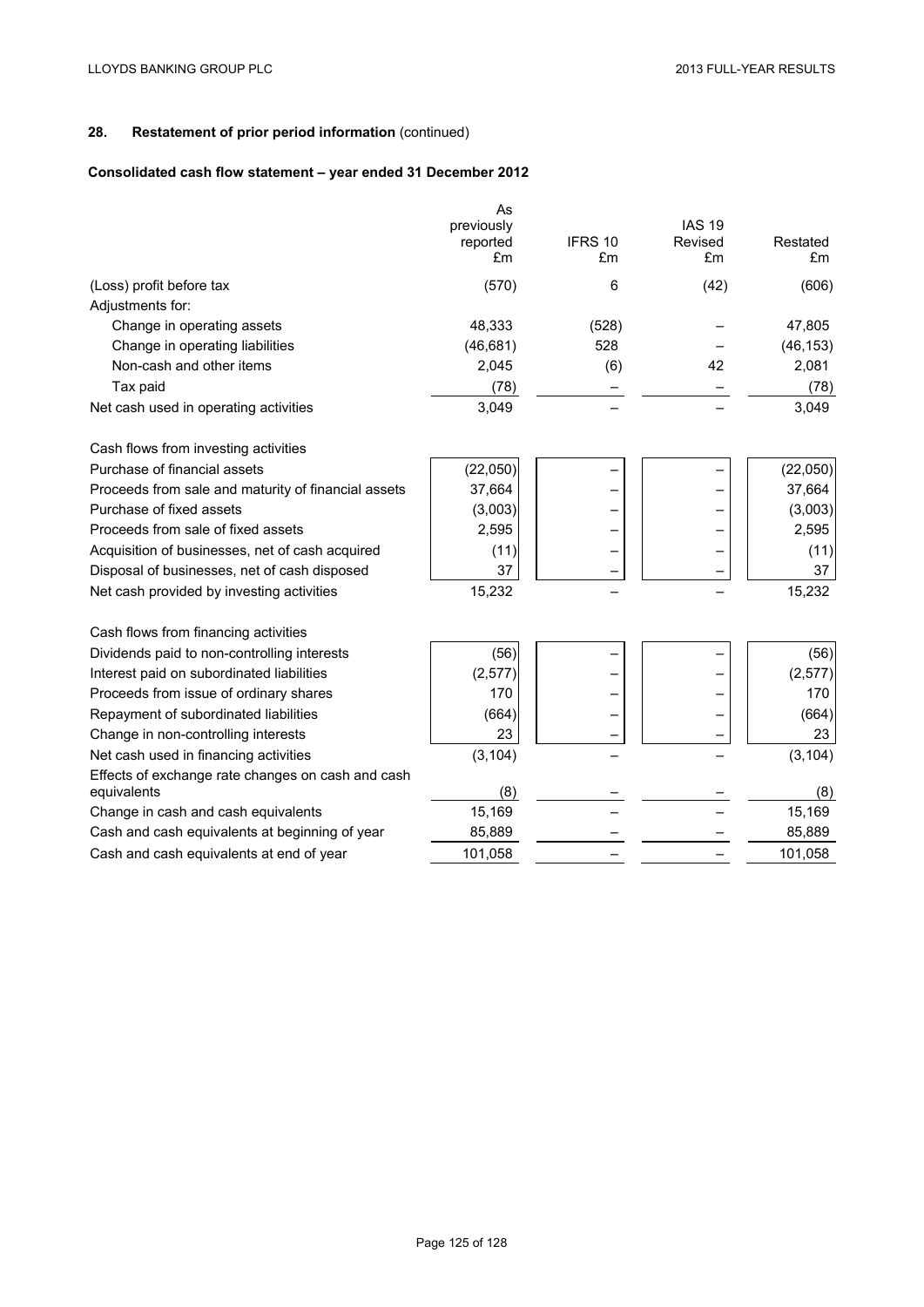## 28. Restatement of prior period information (continued)

### Consolidated cash flow statement – year ended 31 December 2012

| | As previously reported £m | IFRS 10 £m | IAS 19 Revised £m | Restated £m |
|---|---|---|---|---|
| (Loss) profit before tax | (570) | 6 | (42) | (606) |
| Adjustments for: | | | | |
| Change in operating assets | 48,333 | (528) | – | 47,805 |
| Change in operating liabilities | (46,681) | 528 | – | (46,153) |
| Non-cash and other items | 2,045 | (6) | 42 | 2,081 |
| Tax paid | (78) | – | – | (78) |
| Net cash used in operating activities | 3,049 | – | – | 3,049 |
| | | | | |
| Cash flows from investing activities | | | | |
| Purchase of financial assets | (22,050) | – | – | (22,050) |
| Proceeds from sale and maturity of financial assets | 37,664 | – | – | 37,664 |
| Purchase of fixed assets | (3,003) | – | – | (3,003) |
| Proceeds from sale of fixed assets | 2,595 | – | – | 2,595 |
| Acquisition of businesses, net of cash acquired | (11) | – | – | (11) |
| Disposal of businesses, net of cash disposed | 37 | – | – | 37 |
| Net cash provided by investing activities | 15,232 | – | – | 15,232 |
| | | | | |
| Cash flows from financing activities | | | | |
| Dividends paid to non-controlling interests | (56) | – | – | (56) |
| Interest paid on subordinated liabilities | (2,577) | – | – | (2,577) |
| Proceeds from issue of ordinary shares | 170 | – | – | 170 |
| Repayment of subordinated liabilities | (664) | – | – | (664) |
| Change in non-controlling interests | 23 | – | – | 23 |
| Net cash used in financing activities | (3,104) | – | – | (3,104) |
| Effects of exchange rate changes on cash and cash equivalents | (8) | – | – | (8) |
| Change in cash and cash equivalents | 15,169 | – | – | 15,169 |
| Cash and cash equivalents at beginning of year | 85,889 | – | – | 85,889 |
| Cash and cash equivalents at end of year | 101,058 | – | – | 101,058 |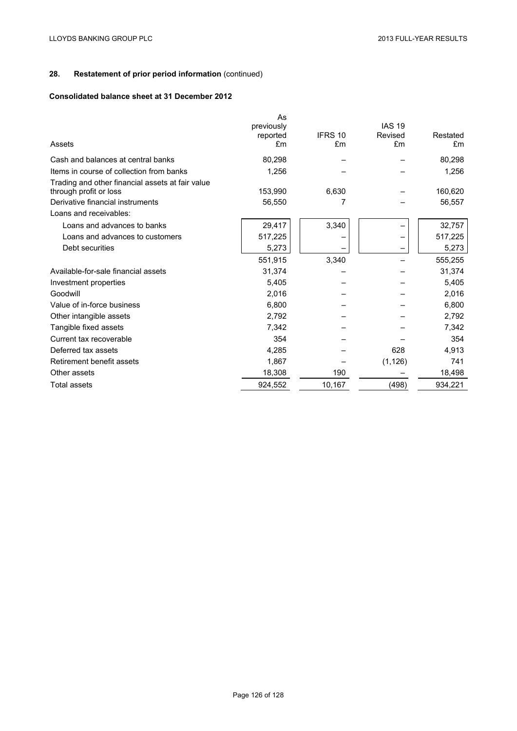## 28. Restatement of prior period information (continued)

### Consolidated balance sheet at 31 December 2012

| Assets | As previously reported £m | IFRS 10 £m | IAS 19 Revised £m | Restated £m |
|---|---|---|---|---|
| Cash and balances at central banks | 80,298 | – | – | 80,298 |
| Items in course of collection from banks | 1,256 | – | – | 1,256 |
| Trading and other financial assets at fair value through profit or loss | 153,990 | 6,630 | – | 160,620 |
| Derivative financial instruments | 56,550 | 7 | – | 56,557 |
| Loans and receivables: | | | | |
| Loans and advances to banks | 29,417 | 3,340 | – | 32,757 |
| Loans and advances to customers | 517,225 | – | – | 517,225 |
| Debt securities | 5,273 | – | – | 5,273 |
| | 551,915 | 3,340 | – | 555,255 |
| Available-for-sale financial assets | 31,374 | – | – | 31,374 |
| Investment properties | 5,405 | – | – | 5,405 |
| Goodwill | 2,016 | – | – | 2,016 |
| Value of in-force business | 6,800 | – | – | 6,800 |
| Other intangible assets | 2,792 | – | – | 2,792 |
| Tangible fixed assets | 7,342 | – | – | 7,342 |
| Current tax recoverable | 354 | – | – | 354 |
| Deferred tax assets | 4,285 | – | 628 | 4,913 |
| Retirement benefit assets | 1,867 | – | (1,126) | 741 |
| Other assets | 18,308 | 190 | – | 18,498 |
| Total assets | 924,552 | 10,167 | (498) | 934,221 |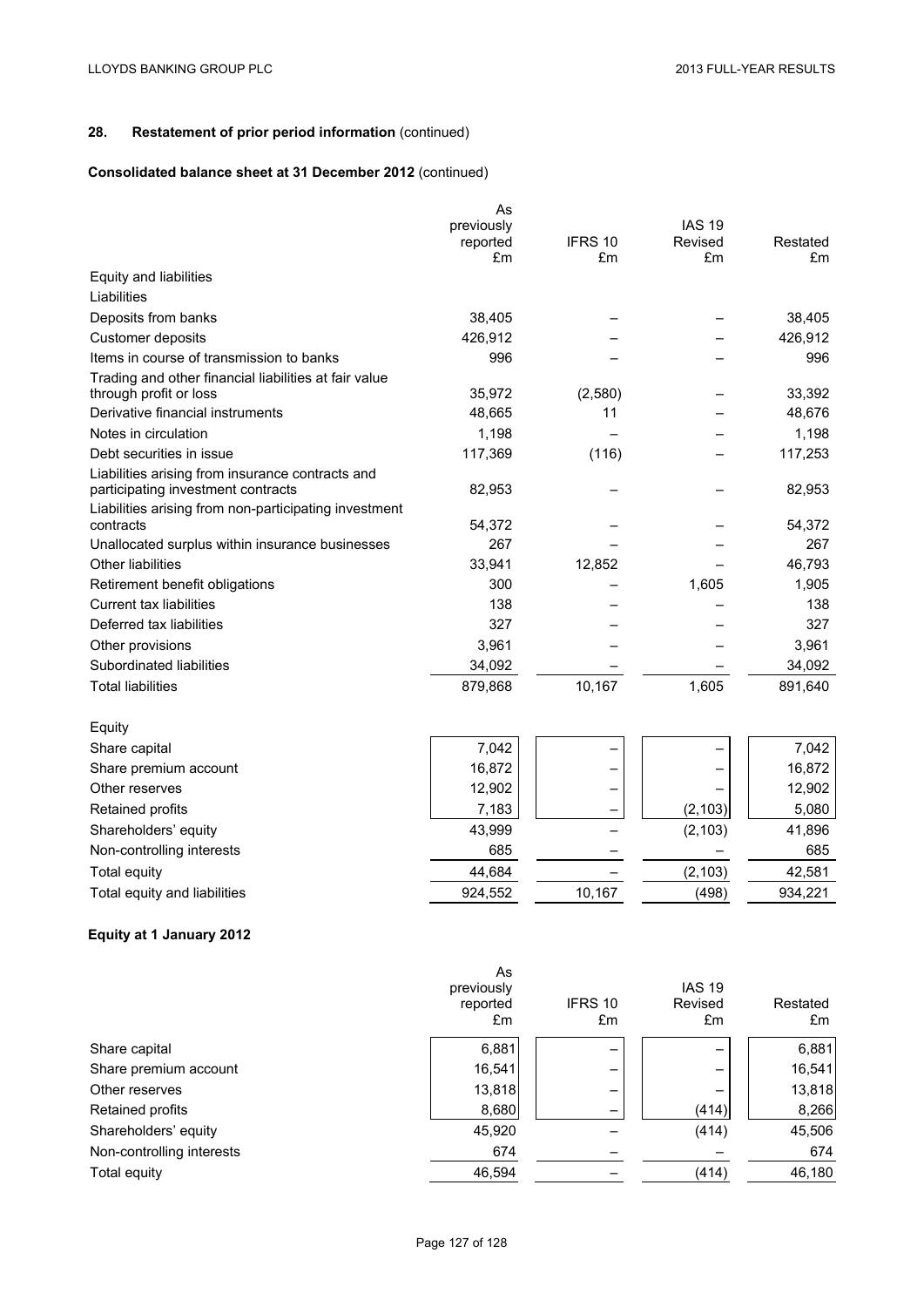## 28. Restatement of prior period information (continued)

### Consolidated balance sheet at 31 December 2012 (continued)

| | As previously reported £m | IFRS 10 £m | IAS 19 Revised £m | Restated £m |
|---|---|---|---|---|
| Equity and liabilities | | | | |
| Liabilities | | | | |
| Deposits from banks | 38,405 | – | – | 38,405 |
| Customer deposits | 426,912 | – | – | 426,912 |
| Items in course of transmission to banks | 996 | – | – | 996 |
| Trading and other financial liabilities at fair value through profit or loss | 35,972 | (2,580) | – | 33,392 |
| Derivative financial instruments | 48,665 | 11 | – | 48,676 |
| Notes in circulation | 1,198 | – | – | 1,198 |
| Debt securities in issue | 117,369 | (116) | – | 117,253 |
| Liabilities arising from insurance contracts and participating investment contracts | 82,953 | – | – | 82,953 |
| Liabilities arising from non-participating investment contracts | 54,372 | – | – | 54,372 |
| Unallocated surplus within insurance businesses | 267 | – | – | 267 |
| Other liabilities | 33,941 | 12,852 | – | 46,793 |
| Retirement benefit obligations | 300 | – | 1,605 | 1,905 |
| Current tax liabilities | 138 | – | – | 138 |
| Deferred tax liabilities | 327 | – | – | 327 |
| Other provisions | 3,961 | – | – | 3,961 |
| Subordinated liabilities | 34,092 | – | – | 34,092 |
| Total liabilities | 879,868 | 10,167 | 1,605 | 891,640 |
| Equity | | | | |
| Share capital | 7,042 | – | – | 7,042 |
| Share premium account | 16,872 | – | – | 16,872 |
| Other reserves | 12,902 | – | – | 12,902 |
| Retained profits | 7,183 | – | (2,103) | 5,080 |
| Shareholders' equity | 43,999 | – | (2,103) | 41,896 |
| Non-controlling interests | 685 | – | – | 685 |
| Total equity | 44,684 | – | (2,103) | 42,581 |
| Total equity and liabilities | 924,552 | 10,167 | (498) | 934,221 |

### Equity at 1 January 2012

| | As previously reported £m | IFRS 10 £m | IAS 19 Revised £m | Restated £m |
|---|---|---|---|---|
| Share capital | 6,881 | – | – | 6,881 |
| Share premium account | 16,541 | – | – | 16,541 |
| Other reserves | 13,818 | – | – | 13,818 |
| Retained profits | 8,680 | – | (414) | 8,266 |
| Shareholders' equity | 45,920 | – | (414) | 45,506 |
| Non-controlling interests | 674 | – | – | 674 |
| Total equity | 46,594 | – | (414) | 46,180 |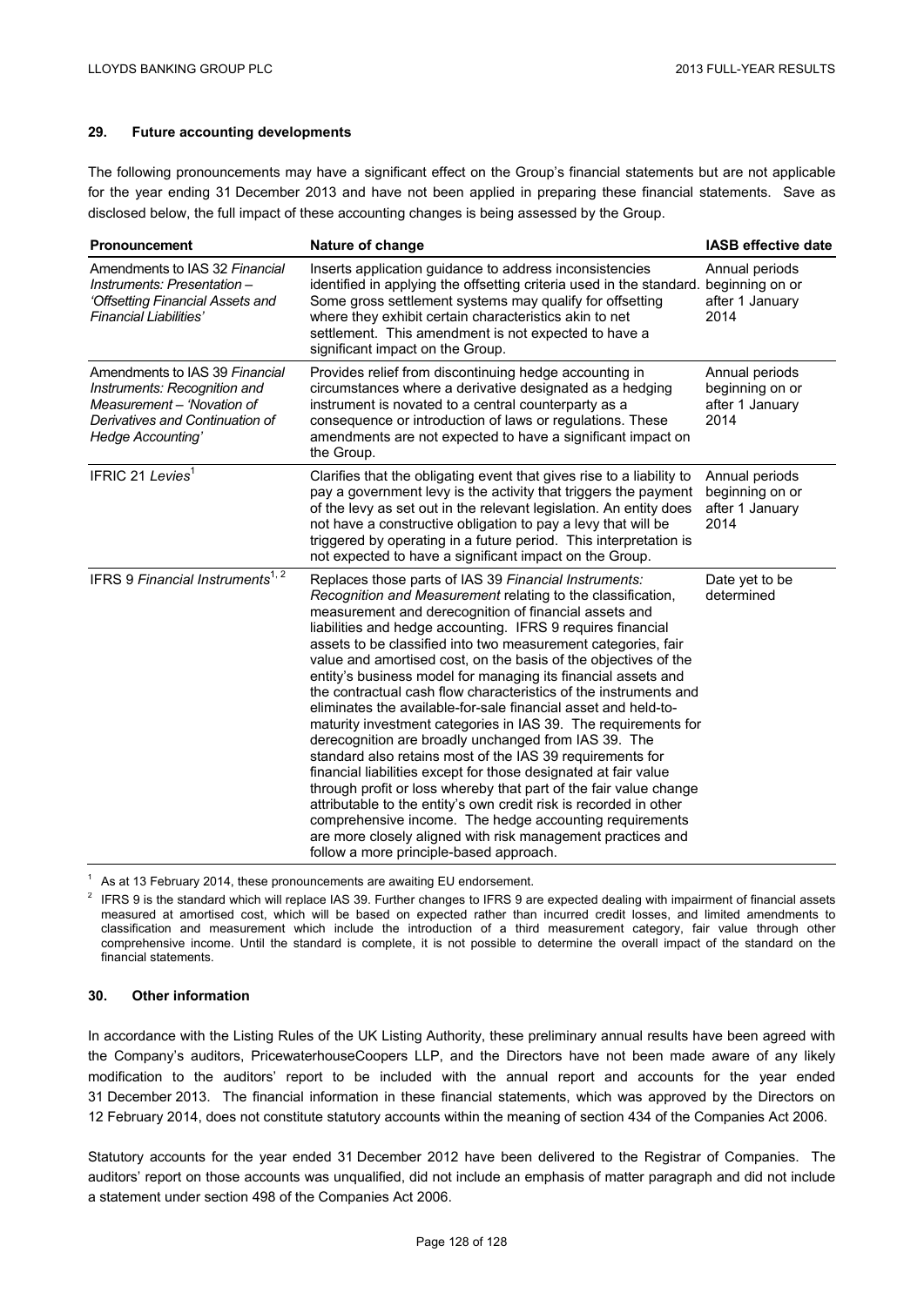## 29. Future accounting developments

The following pronouncements may have a significant effect on the Group's financial statements but are not applicable for the year ending 31 December 2013 and have not been applied in preparing these financial statements. Save as disclosed below, the full impact of these accounting changes is being assessed by the Group.

| Pronouncement | Nature of change | IASB effective date |
|---|---|---|
| Amendments to IAS 32 *Financial Instruments: Presentation – 'Offsetting Financial Assets and Financial Liabilities'* | Inserts application guidance to address inconsistencies identified in applying the offsetting criteria used in the standard. Some gross settlement systems may qualify for offsetting where they exhibit certain characteristics akin to net settlement. This amendment is not expected to have a significant impact on the Group. | Annual periods beginning on or after 1 January 2014 |
| Amendments to IAS 39 *Financial Instruments: Recognition and Measurement – 'Novation of Derivatives and Continuation of Hedge Accounting'* | Provides relief from discontinuing hedge accounting in circumstances where a derivative designated as a hedging instrument is novated to a central counterparty as a consequence or introduction of laws or regulations. These amendments are not expected to have a significant impact on the Group. | Annual periods beginning on or after 1 January 2014 |
| IFRIC 21 *Levies*[1] | Clarifies that the obligating event that gives rise to a liability to pay a government levy is the activity that triggers the payment of the levy as set out in the relevant legislation. An entity does not have a constructive obligation to pay a levy that will be triggered by operating in a future period. This interpretation is not expected to have a significant impact on the Group. | Annual periods beginning on or after 1 January 2014 |
| IFRS 9 *Financial Instruments*[1, 2] | Replaces those parts of IAS 39 *Financial Instruments: Recognition and Measurement* relating to the classification, measurement and derecognition of financial assets and liabilities and hedge accounting. IFRS 9 requires financial assets to be classified into two measurement categories, fair value and amortised cost, on the basis of the objectives of the entity's business model for managing its financial assets and the contractual cash flow characteristics of the instruments and eliminates the available-for-sale financial asset and held-to-maturity investment categories in IAS 39. The requirements for derecognition are broadly unchanged from IAS 39. The standard also retains most of the IAS 39 requirements for financial liabilities except for those designated at fair value through profit or loss whereby that part of the fair value change attributable to the entity's own credit risk is recorded in other comprehensive income. The hedge accounting requirements are more closely aligned with risk management practices and follow a more principle-based approach. | Date yet to be determined |

[1] As at 13 February 2014, these pronouncements are awaiting EU endorsement.

[2] IFRS 9 is the standard which will replace IAS 39. Further changes to IFRS 9 are expected dealing with impairment of financial assets measured at amortised cost, which will be based on expected rather than incurred credit losses, and limited amendments to classification and measurement which include the introduction of a third measurement category, fair value through other comprehensive income. Until the standard is complete, it is not possible to determine the overall impact of the standard on the financial statements.

## 30. Other information

In accordance with the Listing Rules of the UK Listing Authority, these preliminary annual results have been agreed with the Company's auditors, PricewaterhouseCoopers LLP, and the Directors have not been made aware of any likely modification to the auditors' report to be included with the annual report and accounts for the year ended 31 December 2013. The financial information in these financial statements, which was approved by the Directors on 12 February 2014, does not constitute statutory accounts within the meaning of section 434 of the Companies Act 2006.

Statutory accounts for the year ended 31 December 2012 have been delivered to the Registrar of Companies. The auditors' report on those accounts was unqualified, did not include an emphasis of matter paragraph and did not include a statement under section 498 of the Companies Act 2006.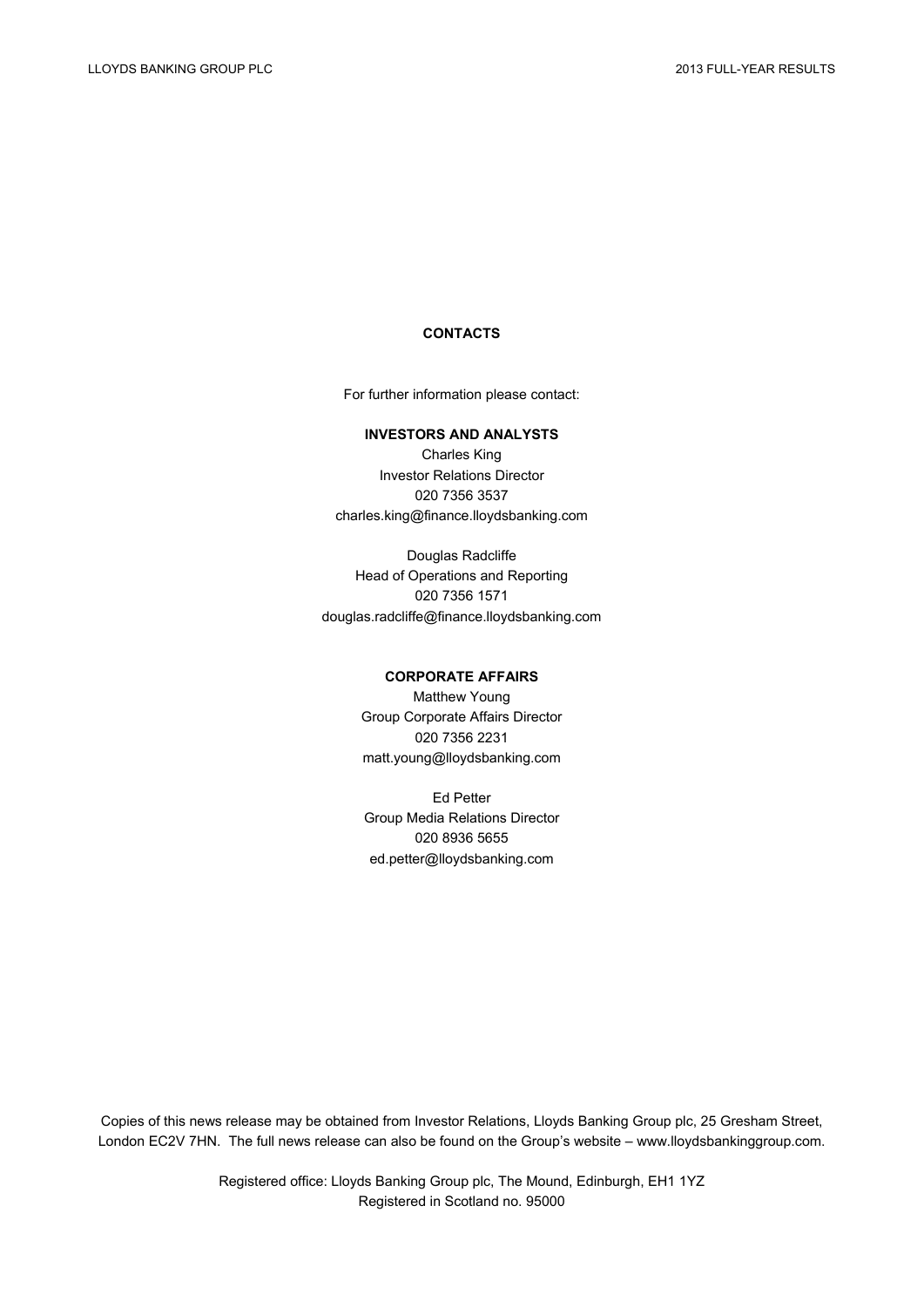## CONTACTS

For further information please contact:

**INVESTORS AND ANALYSTS**

Charles King
Investor Relations Director
020 7356 3537
charles.king@finance.lloydsbanking.com

Douglas Radcliffe
Head of Operations and Reporting
020 7356 1571
douglas.radcliffe@finance.lloydsbanking.com

**CORPORATE AFFAIRS**

Matthew Young
Group Corporate Affairs Director
020 7356 2231
matt.young@lloydsbanking.com

Ed Petter
Group Media Relations Director
020 8936 5655
ed.petter@lloydsbanking.com

Copies of this news release may be obtained from Investor Relations, Lloyds Banking Group plc, 25 Gresham Street, London EC2V 7HN. The full news release can also be found on the Group's website – www.lloydsbankinggroup.com.

Registered office: Lloyds Banking Group plc, The Mound, Edinburgh, EH1 1YZ
Registered in Scotland no. 95000